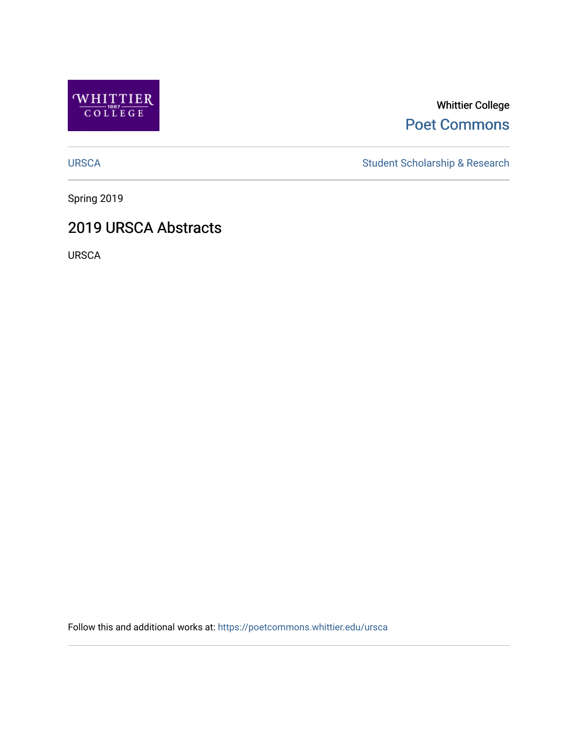WHITTIER 1887 COLLEGE

Whittier College

Poet Commons

URSCA

Student Scholarship & Research

Spring 2019

# 2019 URSCA Abstracts

URSCA

Follow this and additional works at: https://poetcommons.whittier.edu/ursca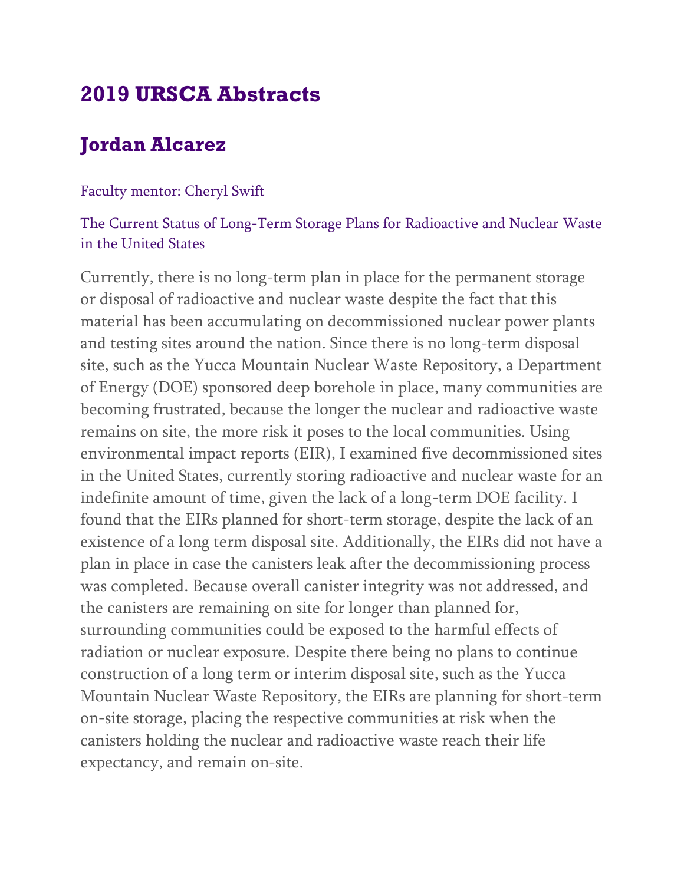# 2019 URSCA Abstracts

## Jordan Alcarez

Faculty mentor: Cheryl Swift

The Current Status of Long-Term Storage Plans for Radioactive and Nuclear Waste in the United States

Currently, there is no long-term plan in place for the permanent storage or disposal of radioactive and nuclear waste despite the fact that this material has been accumulating on decommissioned nuclear power plants and testing sites around the nation. Since there is no long-term disposal site, such as the Yucca Mountain Nuclear Waste Repository, a Department of Energy (DOE) sponsored deep borehole in place, many communities are becoming frustrated, because the longer the nuclear and radioactive waste remains on site, the more risk it poses to the local communities. Using environmental impact reports (EIR), I examined five decommissioned sites in the United States, currently storing radioactive and nuclear waste for an indefinite amount of time, given the lack of a long-term DOE facility. I found that the EIRs planned for short-term storage, despite the lack of an existence of a long term disposal site. Additionally, the EIRs did not have a plan in place in case the canisters leak after the decommissioning process was completed. Because overall canister integrity was not addressed, and the canisters are remaining on site for longer than planned for, surrounding communities could be exposed to the harmful effects of radiation or nuclear exposure. Despite there being no plans to continue construction of a long term or interim disposal site, such as the Yucca Mountain Nuclear Waste Repository, the EIRs are planning for short-term on-site storage, placing the respective communities at risk when the canisters holding the nuclear and radioactive waste reach their life expectancy, and remain on-site.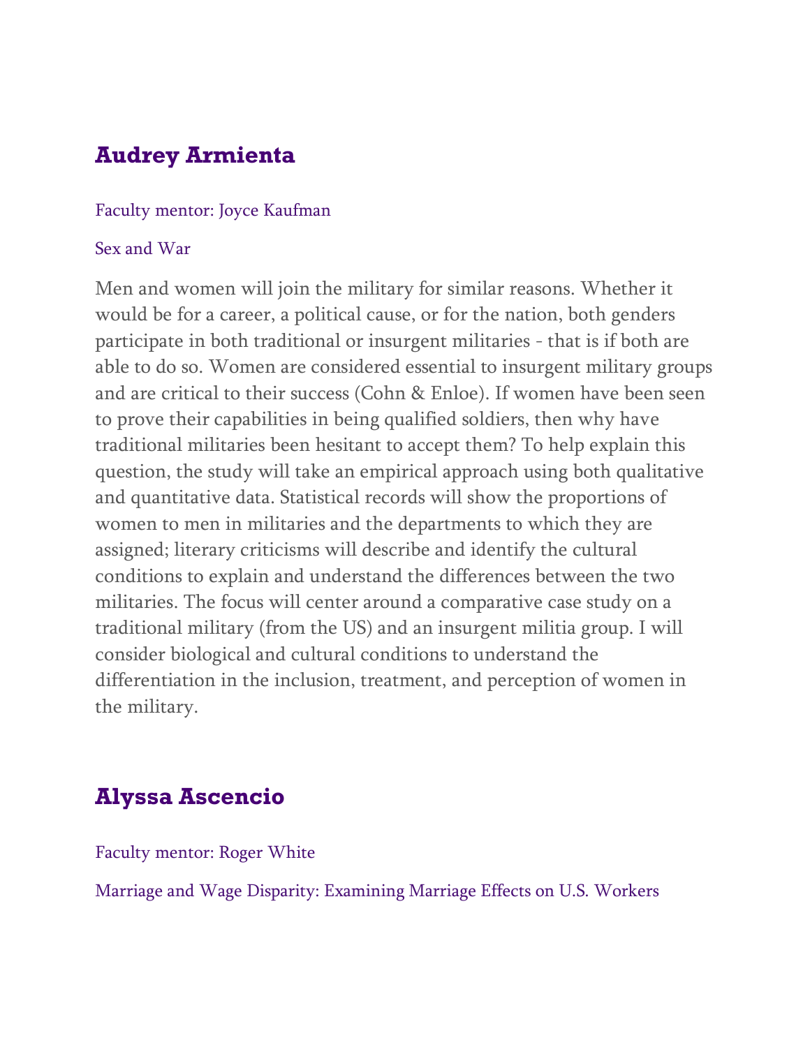## Audrey Armienta

Faculty mentor: Joyce Kaufman

Sex and War

Men and women will join the military for similar reasons. Whether it would be for a career, a political cause, or for the nation, both genders participate in both traditional or insurgent militaries - that is if both are able to do so. Women are considered essential to insurgent military groups and are critical to their success (Cohn & Enloe). If women have been seen to prove their capabilities in being qualified soldiers, then why have traditional militaries been hesitant to accept them? To help explain this question, the study will take an empirical approach using both qualitative and quantitative data. Statistical records will show the proportions of women to men in militaries and the departments to which they are assigned; literary criticisms will describe and identify the cultural conditions to explain and understand the differences between the two militaries. The focus will center around a comparative case study on a traditional military (from the US) and an insurgent militia group. I will consider biological and cultural conditions to understand the differentiation in the inclusion, treatment, and perception of women in the military.

## Alyssa Ascencio

Faculty mentor: Roger White

Marriage and Wage Disparity: Examining Marriage Effects on U.S. Workers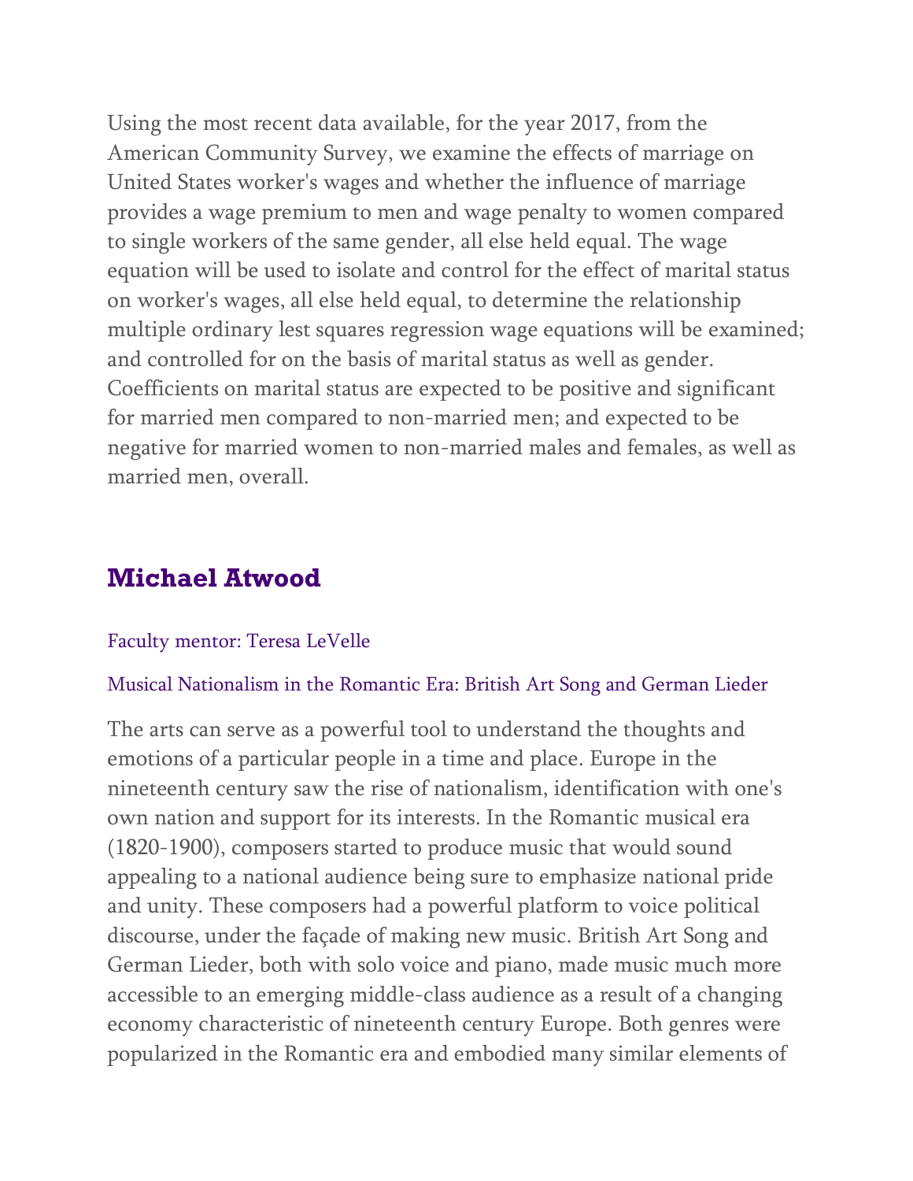Using the most recent data available, for the year 2017, from the American Community Survey, we examine the effects of marriage on United States worker's wages and whether the influence of marriage provides a wage premium to men and wage penalty to women compared to single workers of the same gender, all else held equal. The wage equation will be used to isolate and control for the effect of marital status on worker's wages, all else held equal, to determine the relationship multiple ordinary lest squares regression wage equations will be examined; and controlled for on the basis of marital status as well as gender. Coefficients on marital status are expected to be positive and significant for married men compared to non-married men; and expected to be negative for married women to non-married males and females, as well as married men, overall.

## Michael Atwood

Faculty mentor: Teresa LeVelle

Musical Nationalism in the Romantic Era: British Art Song and German Lieder

The arts can serve as a powerful tool to understand the thoughts and emotions of a particular people in a time and place. Europe in the nineteenth century saw the rise of nationalism, identification with one's own nation and support for its interests. In the Romantic musical era (1820-1900), composers started to produce music that would sound appealing to a national audience being sure to emphasize national pride and unity. These composers had a powerful platform to voice political discourse, under the façade of making new music. British Art Song and German Lieder, both with solo voice and piano, made music much more accessible to an emerging middle-class audience as a result of a changing economy characteristic of nineteenth century Europe. Both genres were popularized in the Romantic era and embodied many similar elements of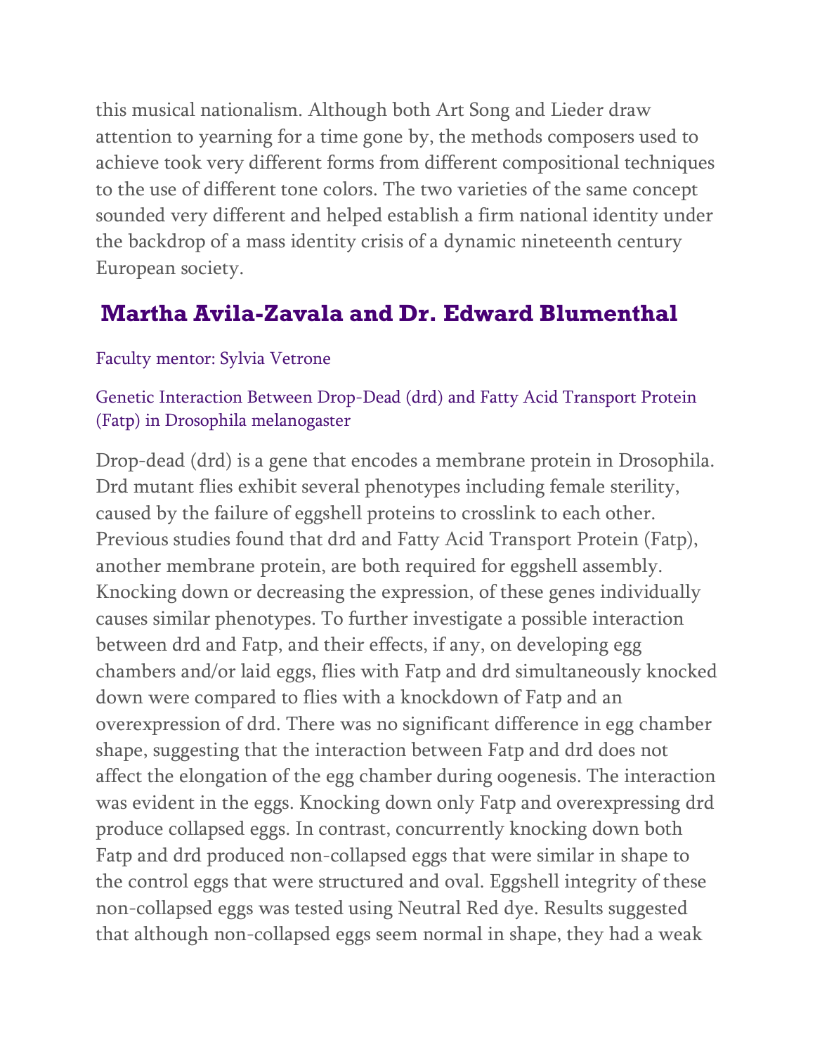this musical nationalism. Although both Art Song and Lieder draw attention to yearning for a time gone by, the methods composers used to achieve took very different forms from different compositional techniques to the use of different tone colors. The two varieties of the same concept sounded very different and helped establish a firm national identity under the backdrop of a mass identity crisis of a dynamic nineteenth century European society.

## Martha Avila-Zavala and Dr. Edward Blumenthal

Faculty mentor: Sylvia Vetrone

Genetic Interaction Between Drop-Dead (drd) and Fatty Acid Transport Protein (Fatp) in Drosophila melanogaster

Drop-dead (drd) is a gene that encodes a membrane protein in Drosophila. Drd mutant flies exhibit several phenotypes including female sterility, caused by the failure of eggshell proteins to crosslink to each other. Previous studies found that drd and Fatty Acid Transport Protein (Fatp), another membrane protein, are both required for eggshell assembly. Knocking down or decreasing the expression, of these genes individually causes similar phenotypes. To further investigate a possible interaction between drd and Fatp, and their effects, if any, on developing egg chambers and/or laid eggs, flies with Fatp and drd simultaneously knocked down were compared to flies with a knockdown of Fatp and an overexpression of drd. There was no significant difference in egg chamber shape, suggesting that the interaction between Fatp and drd does not affect the elongation of the egg chamber during oogenesis. The interaction was evident in the eggs. Knocking down only Fatp and overexpressing drd produce collapsed eggs. In contrast, concurrently knocking down both Fatp and drd produced non-collapsed eggs that were similar in shape to the control eggs that were structured and oval. Eggshell integrity of these non-collapsed eggs was tested using Neutral Red dye. Results suggested that although non-collapsed eggs seem normal in shape, they had a weak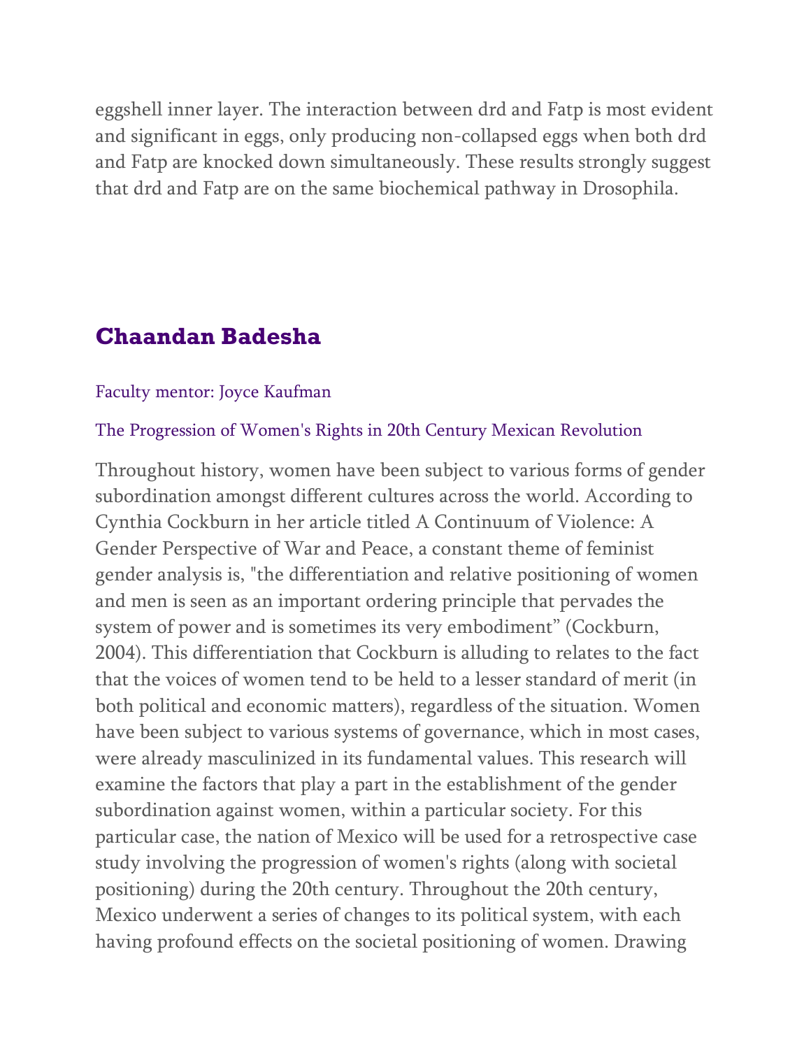eggshell inner layer. The interaction between drd and Fatp is most evident and significant in eggs, only producing non-collapsed eggs when both drd and Fatp are knocked down simultaneously. These results strongly suggest that drd and Fatp are on the same biochemical pathway in Drosophila.

## Chaandan Badesha

Faculty mentor: Joyce Kaufman

The Progression of Women's Rights in 20th Century Mexican Revolution

Throughout history, women have been subject to various forms of gender subordination amongst different cultures across the world. According to Cynthia Cockburn in her article titled A Continuum of Violence: A Gender Perspective of War and Peace, a constant theme of feminist gender analysis is, "the differentiation and relative positioning of women and men is seen as an important ordering principle that pervades the system of power and is sometimes its very embodiment" (Cockburn, 2004). This differentiation that Cockburn is alluding to relates to the fact that the voices of women tend to be held to a lesser standard of merit (in both political and economic matters), regardless of the situation. Women have been subject to various systems of governance, which in most cases, were already masculinized in its fundamental values. This research will examine the factors that play a part in the establishment of the gender subordination against women, within a particular society. For this particular case, the nation of Mexico will be used for a retrospective case study involving the progression of women's rights (along with societal positioning) during the 20th century. Throughout the 20th century, Mexico underwent a series of changes to its political system, with each having profound effects on the societal positioning of women. Drawing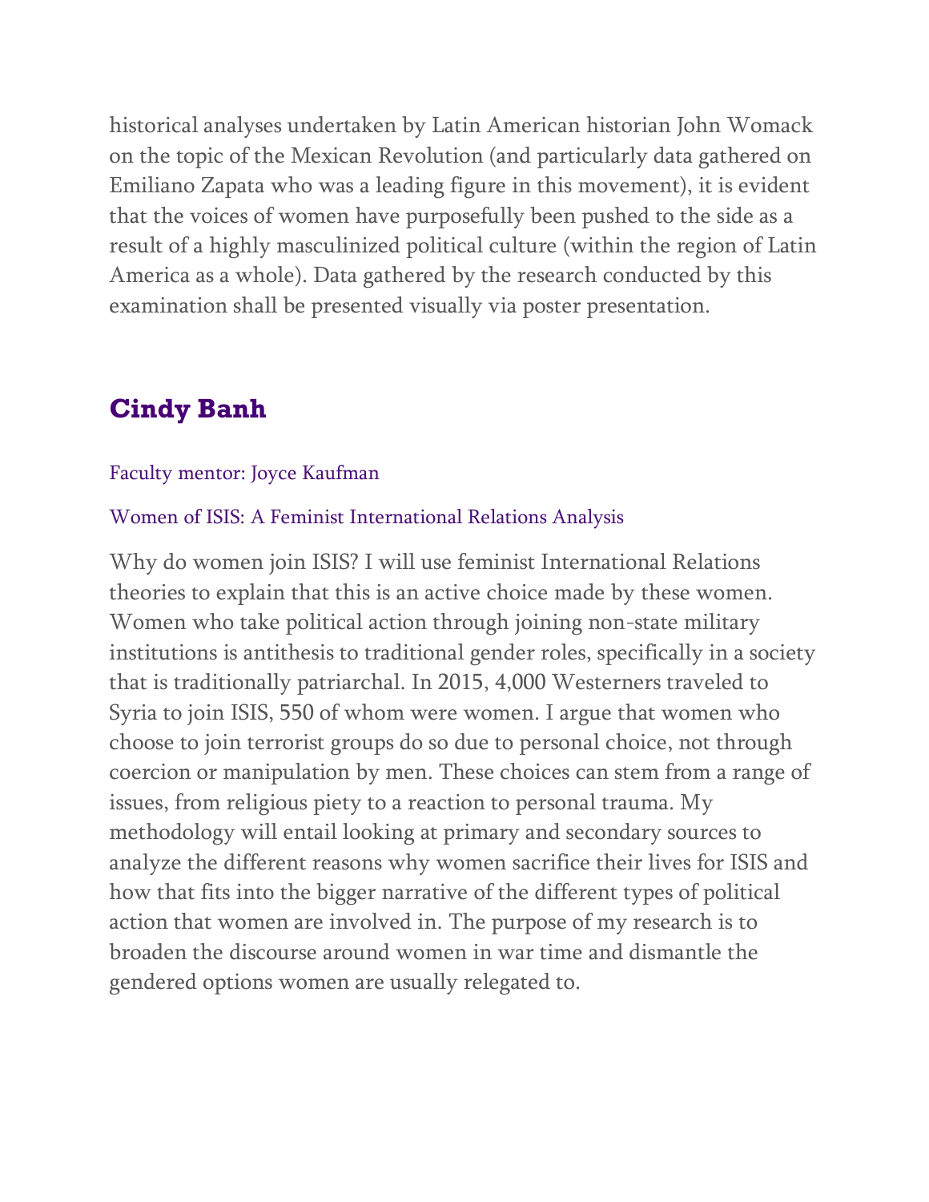historical analyses undertaken by Latin American historian John Womack on the topic of the Mexican Revolution (and particularly data gathered on Emiliano Zapata who was a leading figure in this movement), it is evident that the voices of women have purposefully been pushed to the side as a result of a highly masculinized political culture (within the region of Latin America as a whole). Data gathered by the research conducted by this examination shall be presented visually via poster presentation.

## Cindy Banh

Faculty mentor: Joyce Kaufman

Women of ISIS: A Feminist International Relations Analysis

Why do women join ISIS? I will use feminist International Relations theories to explain that this is an active choice made by these women. Women who take political action through joining non-state military institutions is antithesis to traditional gender roles, specifically in a society that is traditionally patriarchal. In 2015, 4,000 Westerners traveled to Syria to join ISIS, 550 of whom were women. I argue that women who choose to join terrorist groups do so due to personal choice, not through coercion or manipulation by men. These choices can stem from a range of issues, from religious piety to a reaction to personal trauma. My methodology will entail looking at primary and secondary sources to analyze the different reasons why women sacrifice their lives for ISIS and how that fits into the bigger narrative of the different types of political action that women are involved in. The purpose of my research is to broaden the discourse around women in war time and dismantle the gendered options women are usually relegated to.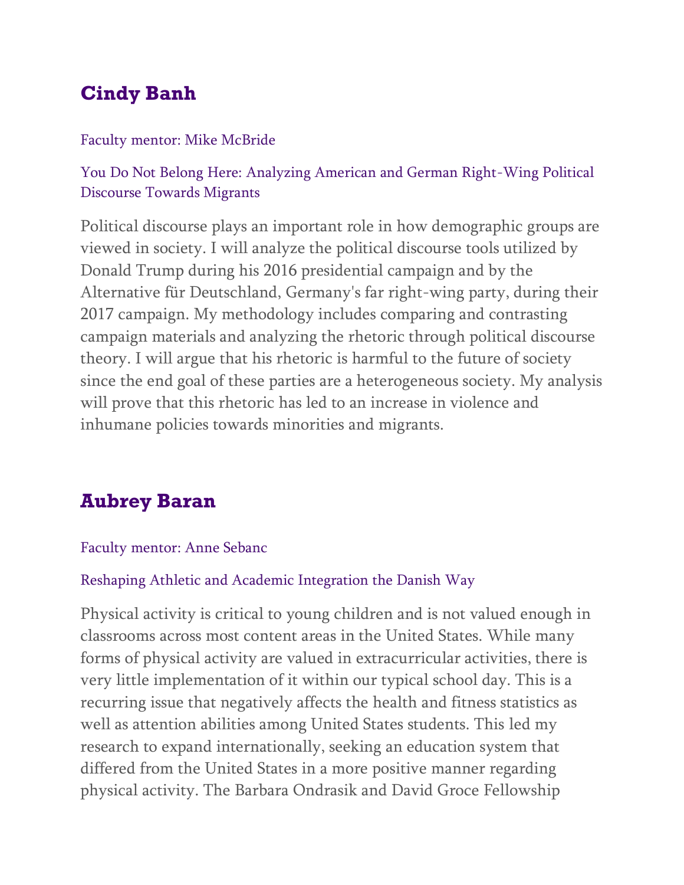## Cindy Banh

Faculty mentor: Mike McBride

You Do Not Belong Here: Analyzing American and German Right-Wing Political Discourse Towards Migrants

Political discourse plays an important role in how demographic groups are viewed in society. I will analyze the political discourse tools utilized by Donald Trump during his 2016 presidential campaign and by the Alternative für Deutschland, Germany's far right-wing party, during their 2017 campaign. My methodology includes comparing and contrasting campaign materials and analyzing the rhetoric through political discourse theory. I will argue that his rhetoric is harmful to the future of society since the end goal of these parties are a heterogeneous society. My analysis will prove that this rhetoric has led to an increase in violence and inhumane policies towards minorities and migrants.

## Aubrey Baran

Faculty mentor: Anne Sebanc

Reshaping Athletic and Academic Integration the Danish Way

Physical activity is critical to young children and is not valued enough in classrooms across most content areas in the United States. While many forms of physical activity are valued in extracurricular activities, there is very little implementation of it within our typical school day. This is a recurring issue that negatively affects the health and fitness statistics as well as attention abilities among United States students. This led my research to expand internationally, seeking an education system that differed from the United States in a more positive manner regarding physical activity. The Barbara Ondrasik and David Groce Fellowship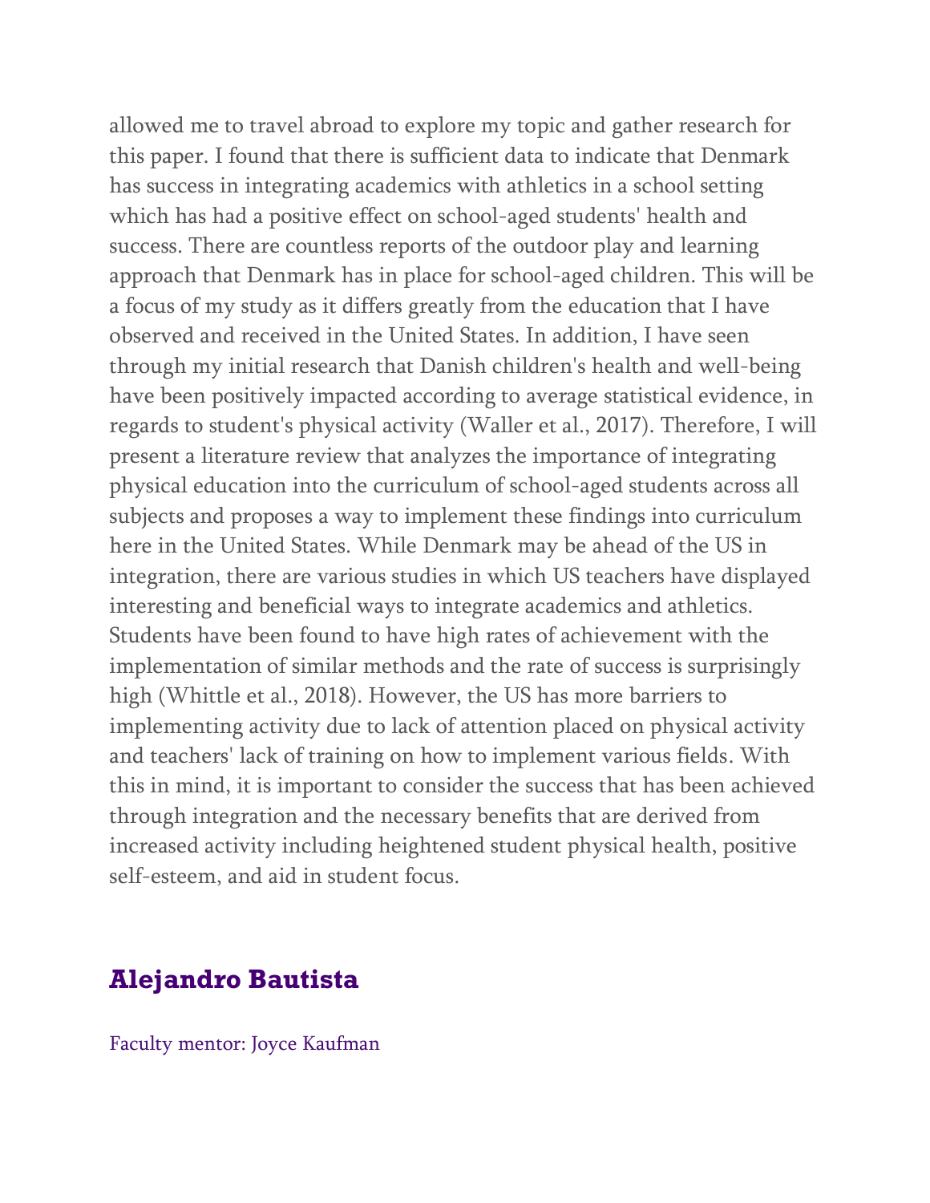allowed me to travel abroad to explore my topic and gather research for this paper. I found that there is sufficient data to indicate that Denmark has success in integrating academics with athletics in a school setting which has had a positive effect on school-aged students' health and success. There are countless reports of the outdoor play and learning approach that Denmark has in place for school-aged children. This will be a focus of my study as it differs greatly from the education that I have observed and received in the United States. In addition, I have seen through my initial research that Danish children's health and well-being have been positively impacted according to average statistical evidence, in regards to student's physical activity (Waller et al., 2017). Therefore, I will present a literature review that analyzes the importance of integrating physical education into the curriculum of school-aged students across all subjects and proposes a way to implement these findings into curriculum here in the United States. While Denmark may be ahead of the US in integration, there are various studies in which US teachers have displayed interesting and beneficial ways to integrate academics and athletics. Students have been found to have high rates of achievement with the implementation of similar methods and the rate of success is surprisingly high (Whittle et al., 2018). However, the US has more barriers to implementing activity due to lack of attention placed on physical activity and teachers' lack of training on how to implement various fields. With this in mind, it is important to consider the success that has been achieved through integration and the necessary benefits that are derived from increased activity including heightened student physical health, positive self-esteem, and aid in student focus.

## Alejandro Bautista

Faculty mentor: Joyce Kaufman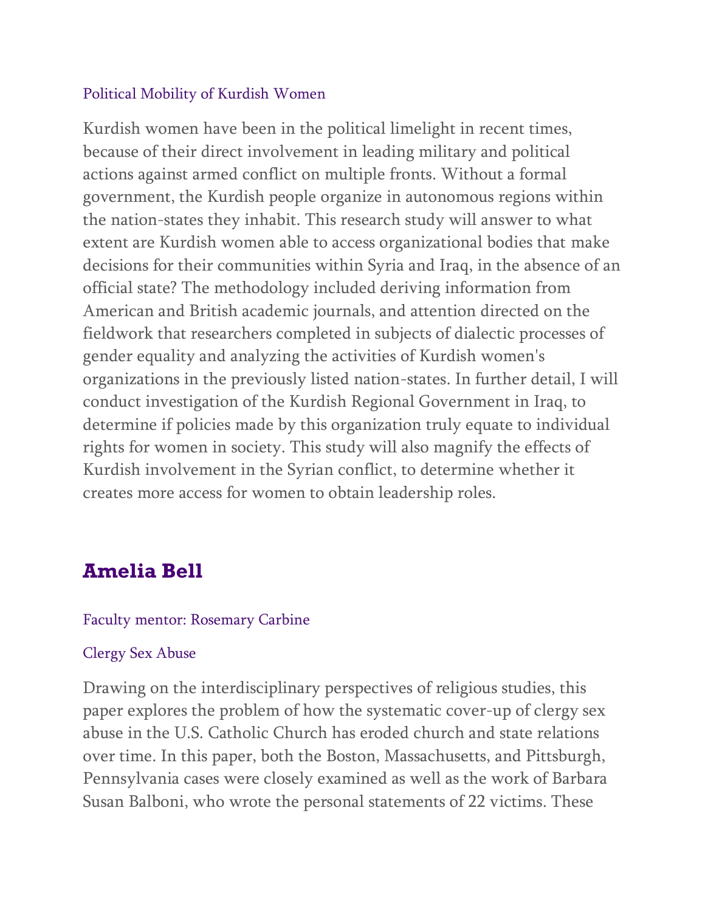Political Mobility of Kurdish Women

Kurdish women have been in the political limelight in recent times, because of their direct involvement in leading military and political actions against armed conflict on multiple fronts. Without a formal government, the Kurdish people organize in autonomous regions within the nation-states they inhabit. This research study will answer to what extent are Kurdish women able to access organizational bodies that make decisions for their communities within Syria and Iraq, in the absence of an official state? The methodology included deriving information from American and British academic journals, and attention directed on the fieldwork that researchers completed in subjects of dialectic processes of gender equality and analyzing the activities of Kurdish women's organizations in the previously listed nation-states. In further detail, I will conduct investigation of the Kurdish Regional Government in Iraq, to determine if policies made by this organization truly equate to individual rights for women in society. This study will also magnify the effects of Kurdish involvement in the Syrian conflict, to determine whether it creates more access for women to obtain leadership roles.

## Amelia Bell

Faculty mentor: Rosemary Carbine

Clergy Sex Abuse

Drawing on the interdisciplinary perspectives of religious studies, this paper explores the problem of how the systematic cover-up of clergy sex abuse in the U.S. Catholic Church has eroded church and state relations over time. In this paper, both the Boston, Massachusetts, and Pittsburgh, Pennsylvania cases were closely examined as well as the work of Barbara Susan Balboni, who wrote the personal statements of 22 victims. These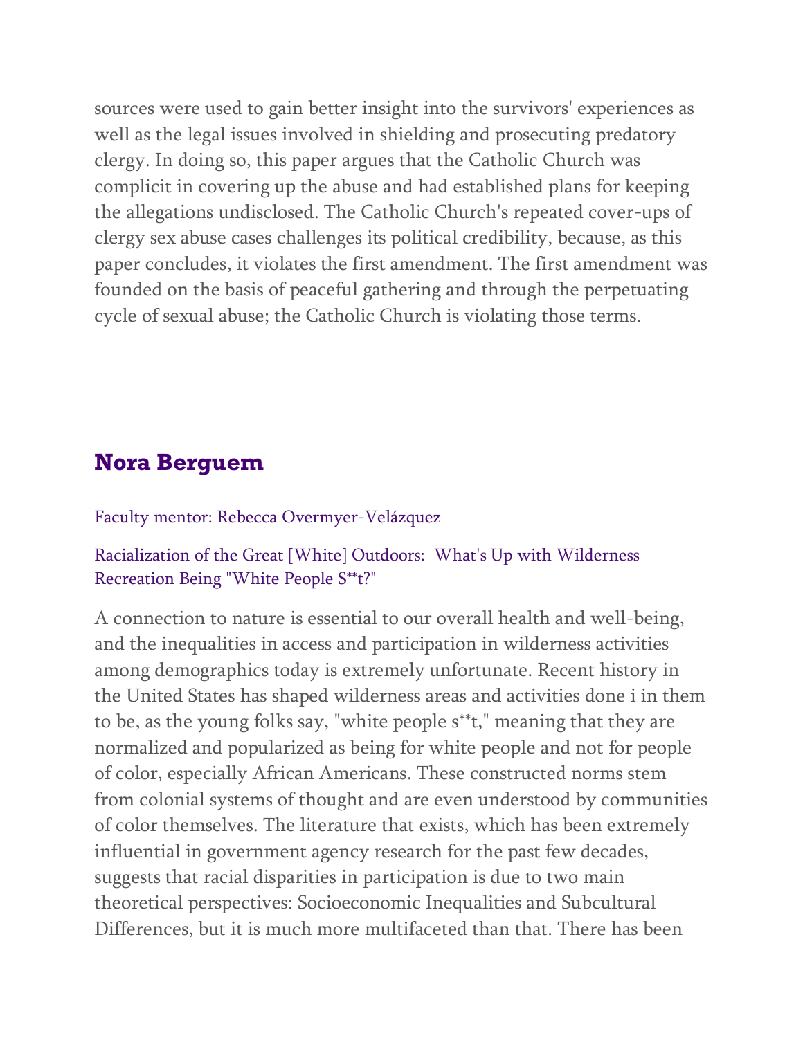sources were used to gain better insight into the survivors' experiences as well as the legal issues involved in shielding and prosecuting predatory clergy. In doing so, this paper argues that the Catholic Church was complicit in covering up the abuse and had established plans for keeping the allegations undisclosed. The Catholic Church's repeated cover-ups of clergy sex abuse cases challenges its political credibility, because, as this paper concludes, it violates the first amendment. The first amendment was founded on the basis of peaceful gathering and through the perpetuating cycle of sexual abuse; the Catholic Church is violating those terms.

## Nora Berguem

Faculty mentor: Rebecca Overmyer-Velázquez

Racialization of the Great [White] Outdoors: What's Up with Wilderness Recreation Being "White People S**t?"

A connection to nature is essential to our overall health and well-being, and the inequalities in access and participation in wilderness activities among demographics today is extremely unfortunate. Recent history in the United States has shaped wilderness areas and activities done i in them to be, as the young folks say, "white people s**t," meaning that they are normalized and popularized as being for white people and not for people of color, especially African Americans. These constructed norms stem from colonial systems of thought and are even understood by communities of color themselves. The literature that exists, which has been extremely influential in government agency research for the past few decades, suggests that racial disparities in participation is due to two main theoretical perspectives: Socioeconomic Inequalities and Subcultural Differences, but it is much more multifaceted than that. There has been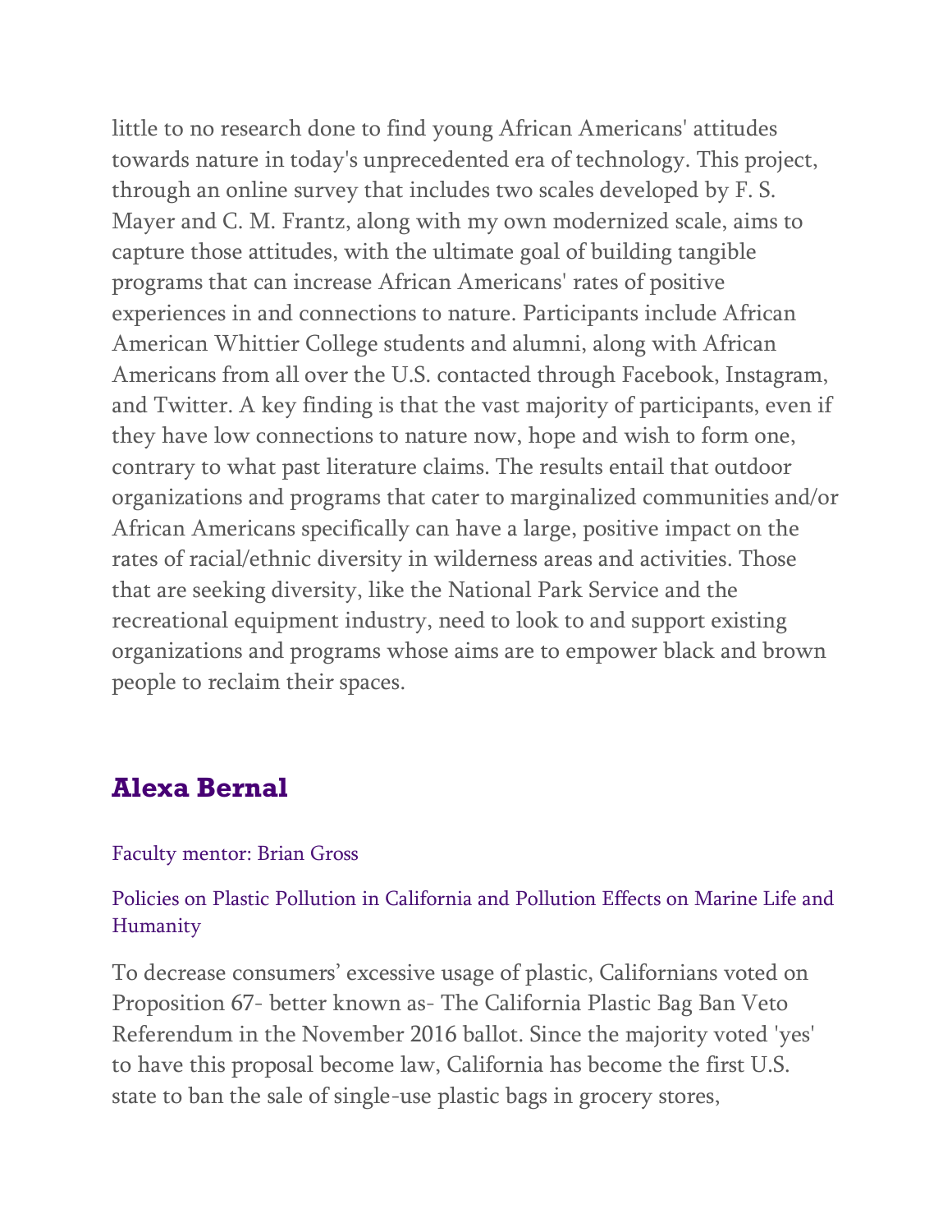little to no research done to find young African Americans' attitudes towards nature in today's unprecedented era of technology. This project, through an online survey that includes two scales developed by F. S. Mayer and C. M. Frantz, along with my own modernized scale, aims to capture those attitudes, with the ultimate goal of building tangible programs that can increase African Americans' rates of positive experiences in and connections to nature. Participants include African American Whittier College students and alumni, along with African Americans from all over the U.S. contacted through Facebook, Instagram, and Twitter. A key finding is that the vast majority of participants, even if they have low connections to nature now, hope and wish to form one, contrary to what past literature claims. The results entail that outdoor organizations and programs that cater to marginalized communities and/or African Americans specifically can have a large, positive impact on the rates of racial/ethnic diversity in wilderness areas and activities. Those that are seeking diversity, like the National Park Service and the recreational equipment industry, need to look to and support existing organizations and programs whose aims are to empower black and brown people to reclaim their spaces.

## Alexa Bernal

Faculty mentor: Brian Gross

Policies on Plastic Pollution in California and Pollution Effects on Marine Life and Humanity

To decrease consumers' excessive usage of plastic, Californians voted on Proposition 67- better known as- The California Plastic Bag Ban Veto Referendum in the November 2016 ballot. Since the majority voted 'yes' to have this proposal become law, California has become the first U.S. state to ban the sale of single-use plastic bags in grocery stores,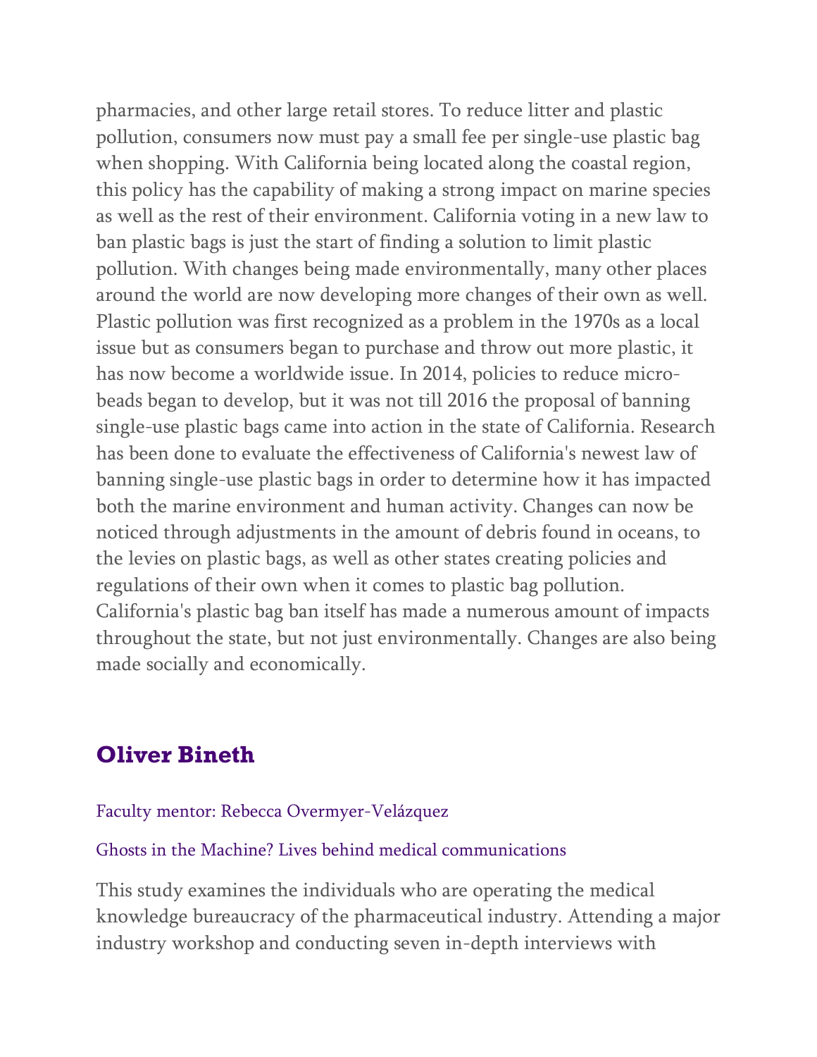pharmacies, and other large retail stores. To reduce litter and plastic pollution, consumers now must pay a small fee per single-use plastic bag when shopping. With California being located along the coastal region, this policy has the capability of making a strong impact on marine species as well as the rest of their environment. California voting in a new law to ban plastic bags is just the start of finding a solution to limit plastic pollution. With changes being made environmentally, many other places around the world are now developing more changes of their own as well. Plastic pollution was first recognized as a problem in the 1970s as a local issue but as consumers began to purchase and throw out more plastic, it has now become a worldwide issue. In 2014, policies to reduce micro-beads began to develop, but it was not till 2016 the proposal of banning single-use plastic bags came into action in the state of California. Research has been done to evaluate the effectiveness of California's newest law of banning single-use plastic bags in order to determine how it has impacted both the marine environment and human activity. Changes can now be noticed through adjustments in the amount of debris found in oceans, to the levies on plastic bags, as well as other states creating policies and regulations of their own when it comes to plastic bag pollution. California's plastic bag ban itself has made a numerous amount of impacts throughout the state, but not just environmentally. Changes are also being made socially and economically.

## Oliver Bineth

Faculty mentor: Rebecca Overmyer-Velázquez

Ghosts in the Machine? Lives behind medical communications

This study examines the individuals who are operating the medical knowledge bureaucracy of the pharmaceutical industry. Attending a major industry workshop and conducting seven in-depth interviews with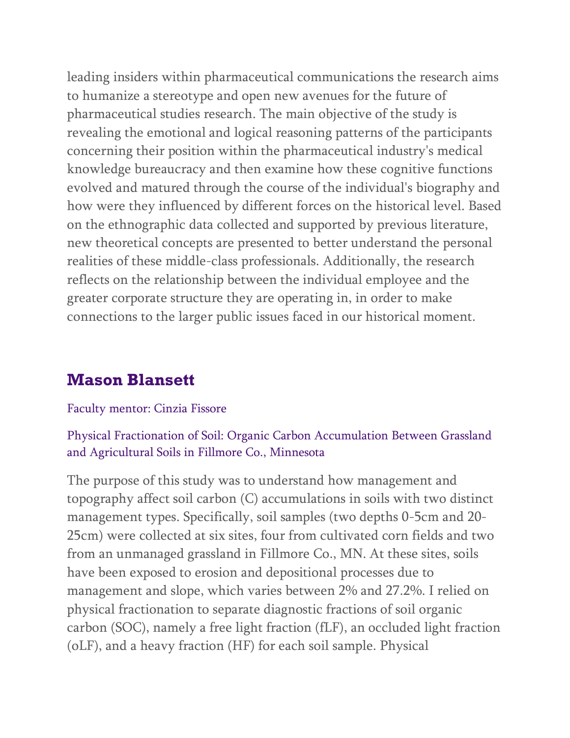leading insiders within pharmaceutical communications the research aims to humanize a stereotype and open new avenues for the future of pharmaceutical studies research. The main objective of the study is revealing the emotional and logical reasoning patterns of the participants concerning their position within the pharmaceutical industry's medical knowledge bureaucracy and then examine how these cognitive functions evolved and matured through the course of the individual's biography and how were they influenced by different forces on the historical level. Based on the ethnographic data collected and supported by previous literature, new theoretical concepts are presented to better understand the personal realities of these middle-class professionals. Additionally, the research reflects on the relationship between the individual employee and the greater corporate structure they are operating in, in order to make connections to the larger public issues faced in our historical moment.

## Mason Blansett

Faculty mentor: Cinzia Fissore

Physical Fractionation of Soil: Organic Carbon Accumulation Between Grassland and Agricultural Soils in Fillmore Co., Minnesota

The purpose of this study was to understand how management and topography affect soil carbon (C) accumulations in soils with two distinct management types. Specifically, soil samples (two depths 0-5cm and 20-25cm) were collected at six sites, four from cultivated corn fields and two from an unmanaged grassland in Fillmore Co., MN. At these sites, soils have been exposed to erosion and depositional processes due to management and slope, which varies between 2% and 27.2%. I relied on physical fractionation to separate diagnostic fractions of soil organic carbon (SOC), namely a free light fraction (fLF), an occluded light fraction (oLF), and a heavy fraction (HF) for each soil sample. Physical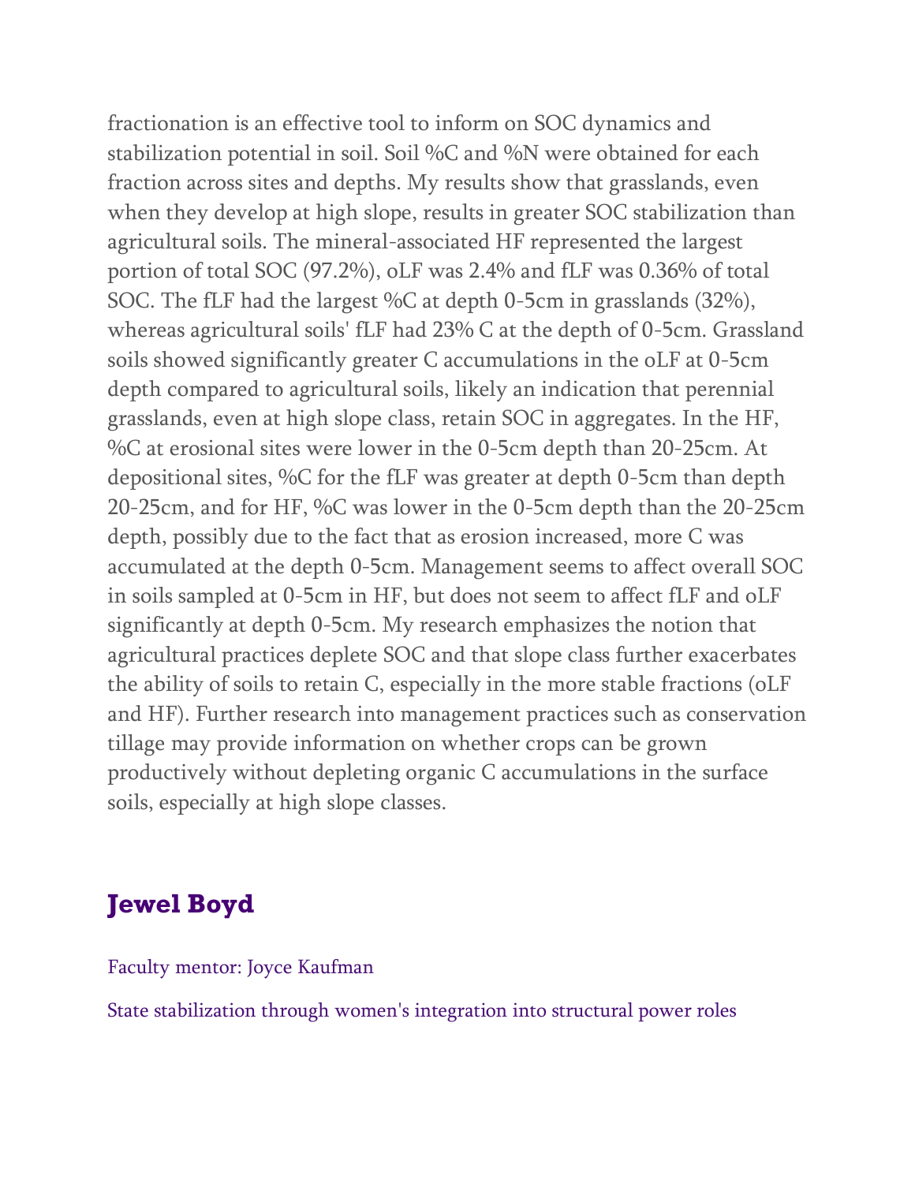fractionation is an effective tool to inform on SOC dynamics and stabilization potential in soil. Soil %C and %N were obtained for each fraction across sites and depths. My results show that grasslands, even when they develop at high slope, results in greater SOC stabilization than agricultural soils. The mineral-associated HF represented the largest portion of total SOC (97.2%), oLF was 2.4% and fLF was 0.36% of total SOC. The fLF had the largest %C at depth 0-5cm in grasslands (32%), whereas agricultural soils' fLF had 23% C at the depth of 0-5cm. Grassland soils showed significantly greater C accumulations in the oLF at 0-5cm depth compared to agricultural soils, likely an indication that perennial grasslands, even at high slope class, retain SOC in aggregates. In the HF, %C at erosional sites were lower in the 0-5cm depth than 20-25cm. At depositional sites, %C for the fLF was greater at depth 0-5cm than depth 20-25cm, and for HF, %C was lower in the 0-5cm depth than the 20-25cm depth, possibly due to the fact that as erosion increased, more C was accumulated at the depth 0-5cm. Management seems to affect overall SOC in soils sampled at 0-5cm in HF, but does not seem to affect fLF and oLF significantly at depth 0-5cm. My research emphasizes the notion that agricultural practices deplete SOC and that slope class further exacerbates the ability of soils to retain C, especially in the more stable fractions (oLF and HF). Further research into management practices such as conservation tillage may provide information on whether crops can be grown productively without depleting organic C accumulations in the surface soils, especially at high slope classes.

## Jewel Boyd

Faculty mentor: Joyce Kaufman

State stabilization through women's integration into structural power roles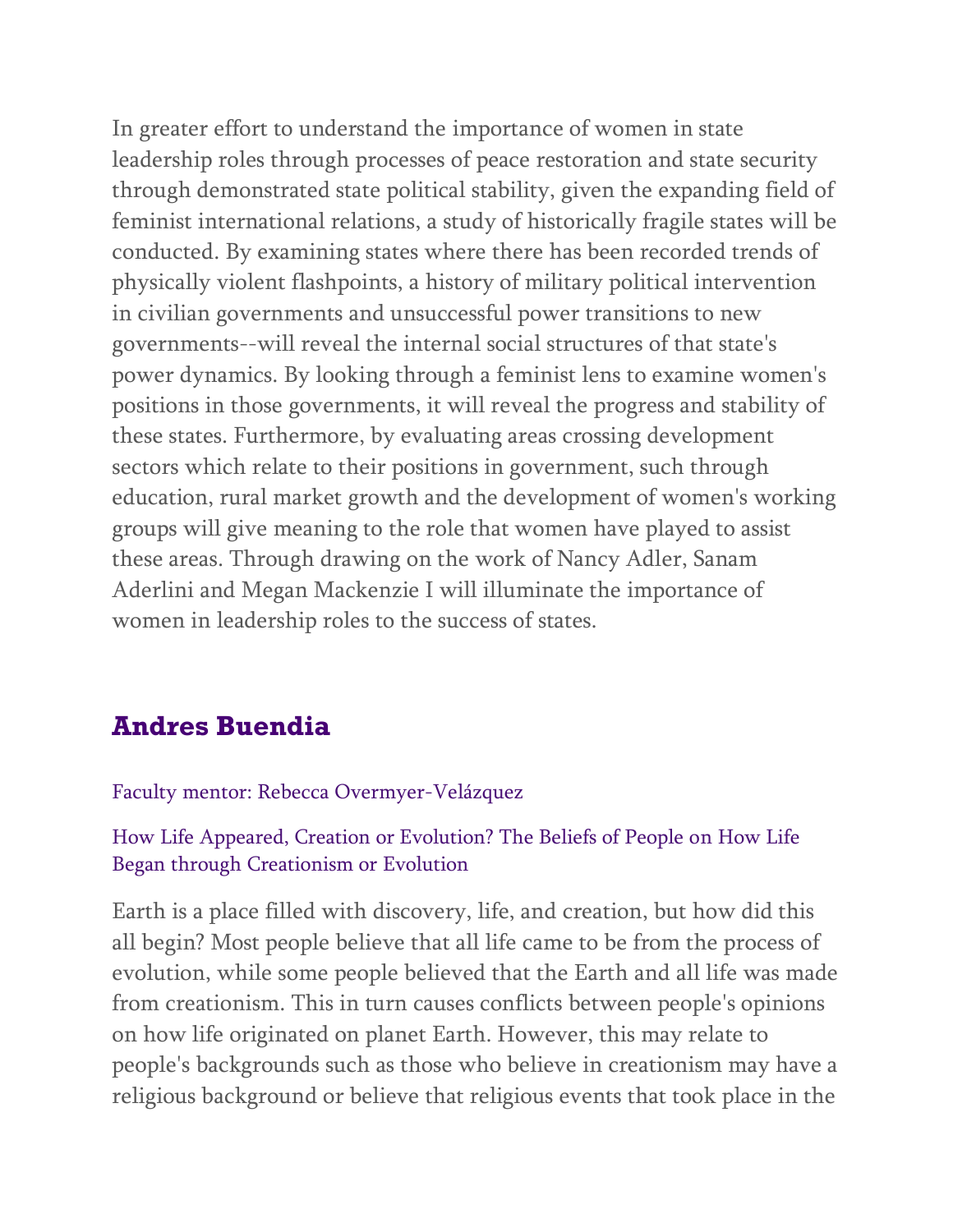In greater effort to understand the importance of women in state leadership roles through processes of peace restoration and state security through demonstrated state political stability, given the expanding field of feminist international relations, a study of historically fragile states will be conducted. By examining states where there has been recorded trends of physically violent flashpoints, a history of military political intervention in civilian governments and unsuccessful power transitions to new governments--will reveal the internal social structures of that state's power dynamics. By looking through a feminist lens to examine women's positions in those governments, it will reveal the progress and stability of these states. Furthermore, by evaluating areas crossing development sectors which relate to their positions in government, such through education, rural market growth and the development of women's working groups will give meaning to the role that women have played to assist these areas. Through drawing on the work of Nancy Adler, Sanam Aderlini and Megan Mackenzie I will illuminate the importance of women in leadership roles to the success of states.

## Andres Buendia

Faculty mentor: Rebecca Overmyer-Velázquez

How Life Appeared, Creation or Evolution? The Beliefs of People on How Life Began through Creationism or Evolution

Earth is a place filled with discovery, life, and creation, but how did this all begin? Most people believe that all life came to be from the process of evolution, while some people believed that the Earth and all life was made from creationism. This in turn causes conflicts between people's opinions on how life originated on planet Earth. However, this may relate to people's backgrounds such as those who believe in creationism may have a religious background or believe that religious events that took place in the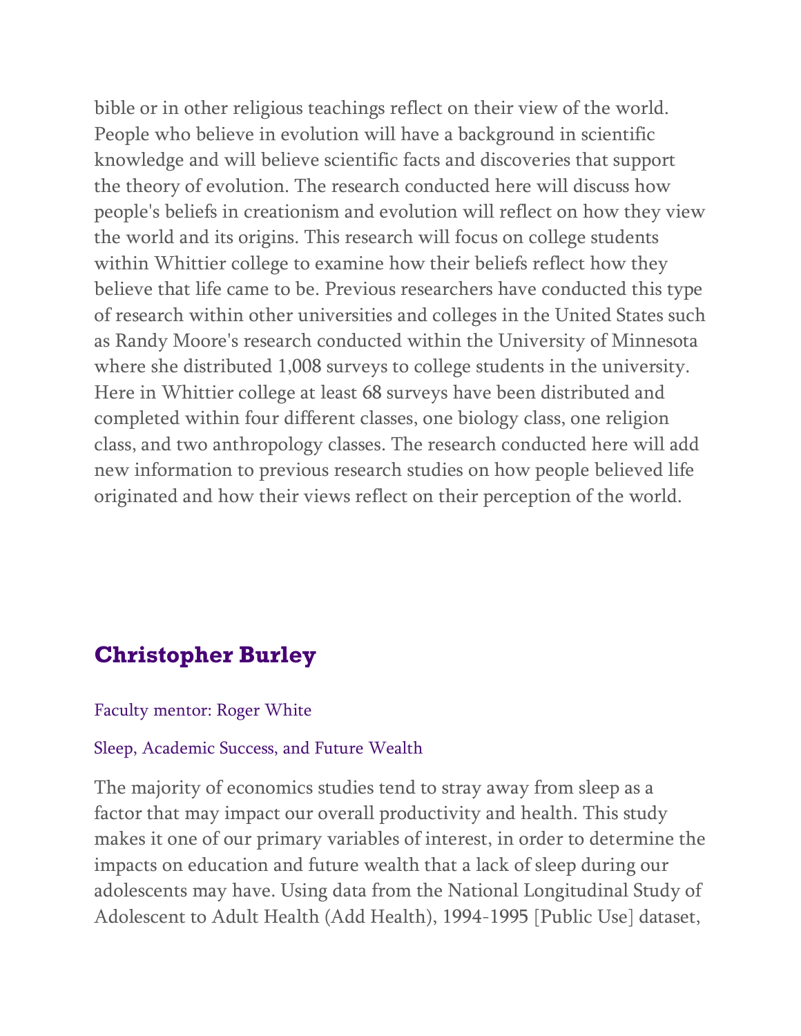bible or in other religious teachings reflect on their view of the world. People who believe in evolution will have a background in scientific knowledge and will believe scientific facts and discoveries that support the theory of evolution. The research conducted here will discuss how people's beliefs in creationism and evolution will reflect on how they view the world and its origins. This research will focus on college students within Whittier college to examine how their beliefs reflect how they believe that life came to be. Previous researchers have conducted this type of research within other universities and colleges in the United States such as Randy Moore's research conducted within the University of Minnesota where she distributed 1,008 surveys to college students in the university. Here in Whittier college at least 68 surveys have been distributed and completed within four different classes, one biology class, one religion class, and two anthropology classes. The research conducted here will add new information to previous research studies on how people believed life originated and how their views reflect on their perception of the world.

## Christopher Burley

Faculty mentor: Roger White

Sleep, Academic Success, and Future Wealth

The majority of economics studies tend to stray away from sleep as a factor that may impact our overall productivity and health. This study makes it one of our primary variables of interest, in order to determine the impacts on education and future wealth that a lack of sleep during our adolescents may have. Using data from the National Longitudinal Study of Adolescent to Adult Health (Add Health), 1994-1995 [Public Use] dataset,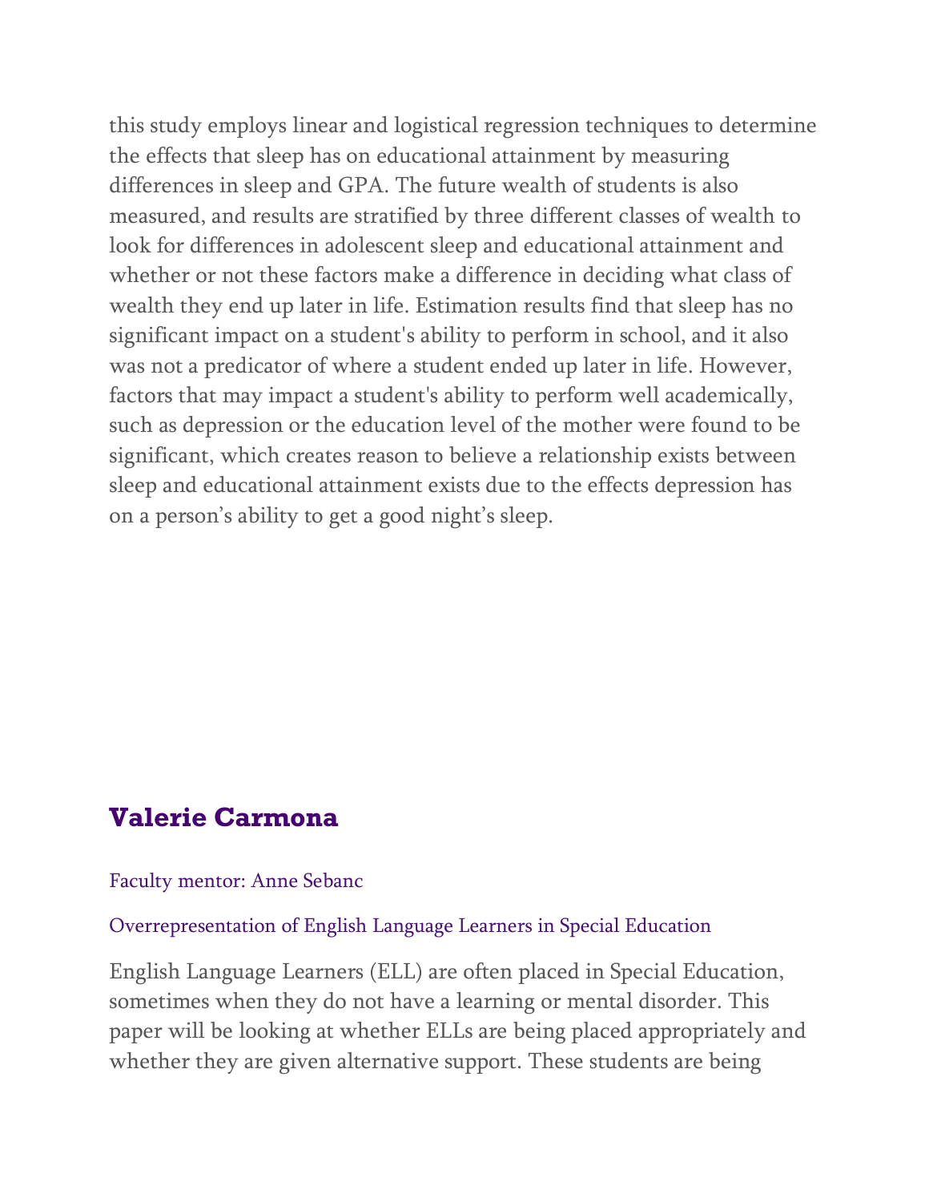this study employs linear and logistical regression techniques to determine the effects that sleep has on educational attainment by measuring differences in sleep and GPA. The future wealth of students is also measured, and results are stratified by three different classes of wealth to look for differences in adolescent sleep and educational attainment and whether or not these factors make a difference in deciding what class of wealth they end up later in life. Estimation results find that sleep has no significant impact on a student's ability to perform in school, and it also was not a predicator of where a student ended up later in life. However, factors that may impact a student's ability to perform well academically, such as depression or the education level of the mother were found to be significant, which creates reason to believe a relationship exists between sleep and educational attainment exists due to the effects depression has on a person's ability to get a good night's sleep.

## Valerie Carmona

Faculty mentor: Anne Sebanc

Overrepresentation of English Language Learners in Special Education

English Language Learners (ELL) are often placed in Special Education, sometimes when they do not have a learning or mental disorder. This paper will be looking at whether ELLs are being placed appropriately and whether they are given alternative support. These students are being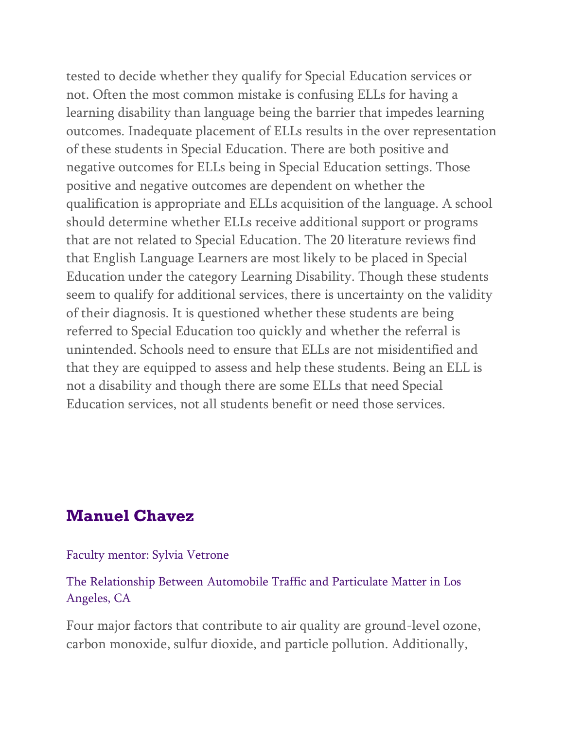tested to decide whether they qualify for Special Education services or not. Often the most common mistake is confusing ELLs for having a learning disability than language being the barrier that impedes learning outcomes. Inadequate placement of ELLs results in the over representation of these students in Special Education. There are both positive and negative outcomes for ELLs being in Special Education settings. Those positive and negative outcomes are dependent on whether the qualification is appropriate and ELLs acquisition of the language. A school should determine whether ELLs receive additional support or programs that are not related to Special Education. The 20 literature reviews find that English Language Learners are most likely to be placed in Special Education under the category Learning Disability. Though these students seem to qualify for additional services, there is uncertainty on the validity of their diagnosis. It is questioned whether these students are being referred to Special Education too quickly and whether the referral is unintended. Schools need to ensure that ELLs are not misidentified and that they are equipped to assess and help these students. Being an ELL is not a disability and though there are some ELLs that need Special Education services, not all students benefit or need those services.

## Manuel Chavez

Faculty mentor: Sylvia Vetrone

The Relationship Between Automobile Traffic and Particulate Matter in Los Angeles, CA

Four major factors that contribute to air quality are ground-level ozone, carbon monoxide, sulfur dioxide, and particle pollution. Additionally,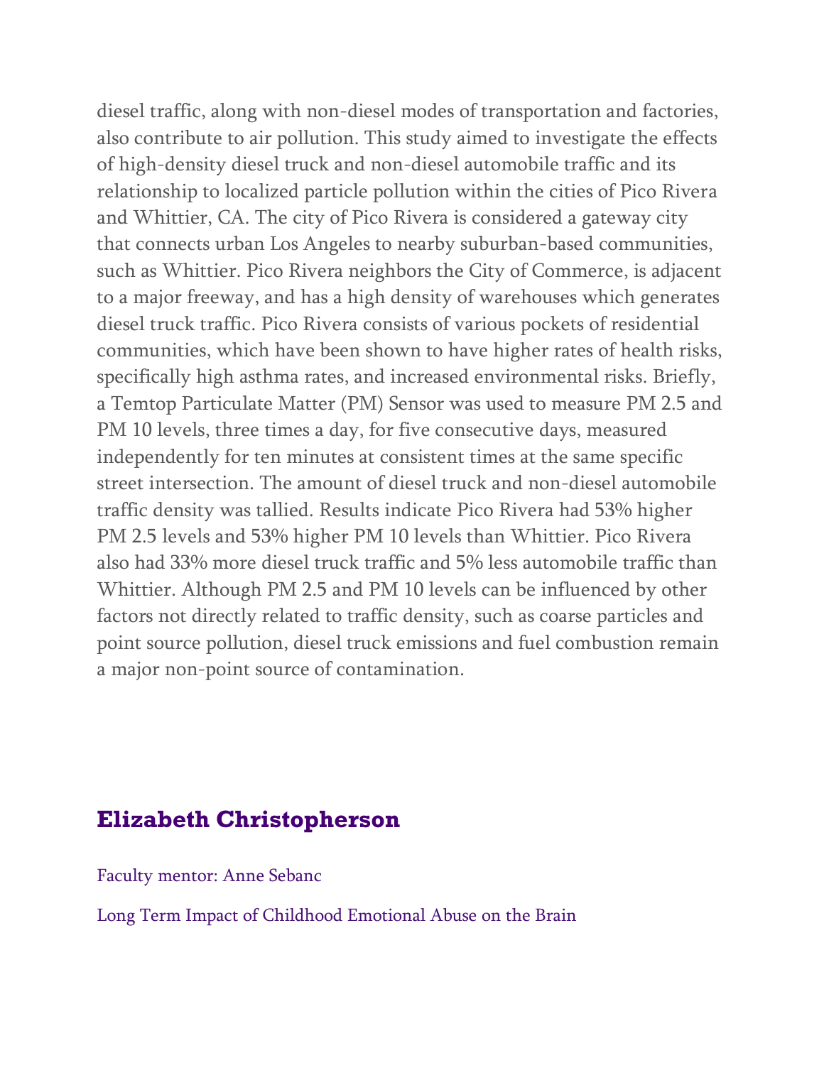diesel traffic, along with non-diesel modes of transportation and factories, also contribute to air pollution. This study aimed to investigate the effects of high-density diesel truck and non-diesel automobile traffic and its relationship to localized particle pollution within the cities of Pico Rivera and Whittier, CA. The city of Pico Rivera is considered a gateway city that connects urban Los Angeles to nearby suburban-based communities, such as Whittier. Pico Rivera neighbors the City of Commerce, is adjacent to a major freeway, and has a high density of warehouses which generates diesel truck traffic. Pico Rivera consists of various pockets of residential communities, which have been shown to have higher rates of health risks, specifically high asthma rates, and increased environmental risks. Briefly, a Temtop Particulate Matter (PM) Sensor was used to measure PM 2.5 and PM 10 levels, three times a day, for five consecutive days, measured independently for ten minutes at consistent times at the same specific street intersection. The amount of diesel truck and non-diesel automobile traffic density was tallied. Results indicate Pico Rivera had 53% higher PM 2.5 levels and 53% higher PM 10 levels than Whittier. Pico Rivera also had 33% more diesel truck traffic and 5% less automobile traffic than Whittier. Although PM 2.5 and PM 10 levels can be influenced by other factors not directly related to traffic density, such as coarse particles and point source pollution, diesel truck emissions and fuel combustion remain a major non-point source of contamination.

## Elizabeth Christopherson

Faculty mentor: Anne Sebanc

Long Term Impact of Childhood Emotional Abuse on the Brain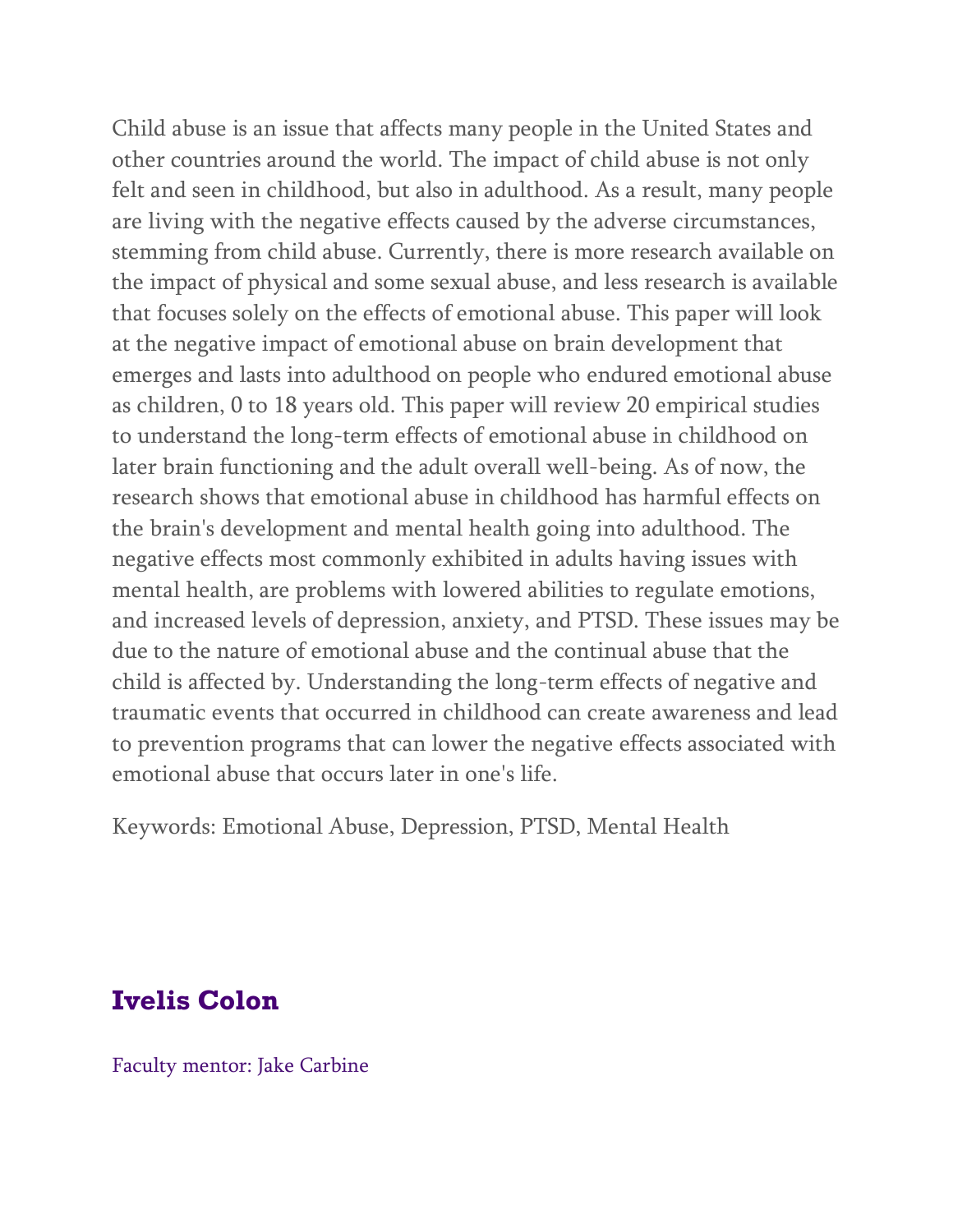Child abuse is an issue that affects many people in the United States and other countries around the world. The impact of child abuse is not only felt and seen in childhood, but also in adulthood. As a result, many people are living with the negative effects caused by the adverse circumstances, stemming from child abuse. Currently, there is more research available on the impact of physical and some sexual abuse, and less research is available that focuses solely on the effects of emotional abuse. This paper will look at the negative impact of emotional abuse on brain development that emerges and lasts into adulthood on people who endured emotional abuse as children, 0 to 18 years old. This paper will review 20 empirical studies to understand the long-term effects of emotional abuse in childhood on later brain functioning and the adult overall well-being. As of now, the research shows that emotional abuse in childhood has harmful effects on the brain's development and mental health going into adulthood. The negative effects most commonly exhibited in adults having issues with mental health, are problems with lowered abilities to regulate emotions, and increased levels of depression, anxiety, and PTSD. These issues may be due to the nature of emotional abuse and the continual abuse that the child is affected by. Understanding the long-term effects of negative and traumatic events that occurred in childhood can create awareness and lead to prevention programs that can lower the negative effects associated with emotional abuse that occurs later in one's life.

Keywords: Emotional Abuse, Depression, PTSD, Mental Health

## Ivelis Colon

Faculty mentor: Jake Carbine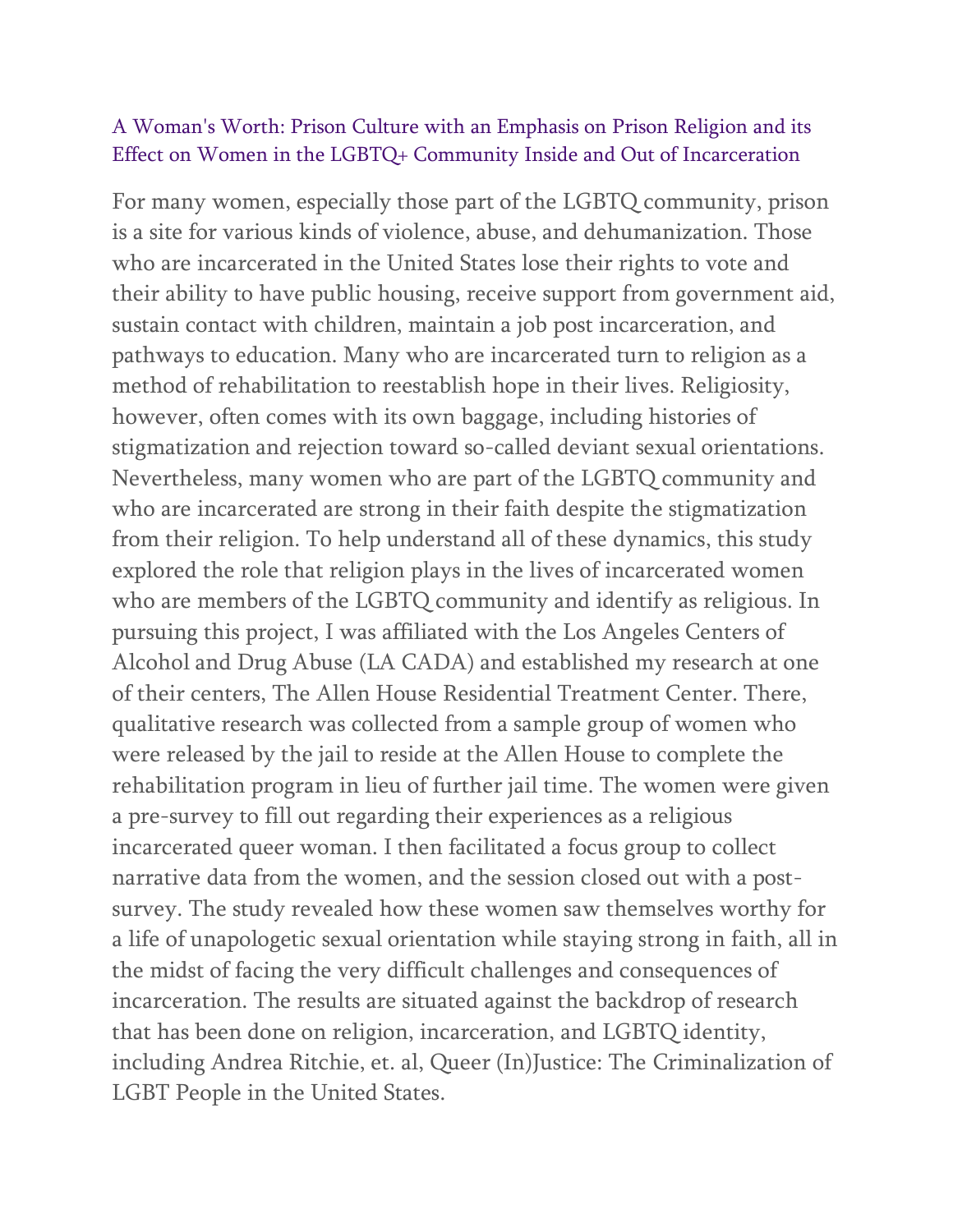## A Woman's Worth: Prison Culture with an Emphasis on Prison Religion and its Effect on Women in the LGBTQ+ Community Inside and Out of Incarceration

For many women, especially those part of the LGBTQ community, prison is a site for various kinds of violence, abuse, and dehumanization. Those who are incarcerated in the United States lose their rights to vote and their ability to have public housing, receive support from government aid, sustain contact with children, maintain a job post incarceration, and pathways to education. Many who are incarcerated turn to religion as a method of rehabilitation to reestablish hope in their lives. Religiosity, however, often comes with its own baggage, including histories of stigmatization and rejection toward so-called deviant sexual orientations. Nevertheless, many women who are part of the LGBTQ community and who are incarcerated are strong in their faith despite the stigmatization from their religion. To help understand all of these dynamics, this study explored the role that religion plays in the lives of incarcerated women who are members of the LGBTQ community and identify as religious. In pursuing this project, I was affiliated with the Los Angeles Centers of Alcohol and Drug Abuse (LA CADA) and established my research at one of their centers, The Allen House Residential Treatment Center. There, qualitative research was collected from a sample group of women who were released by the jail to reside at the Allen House to complete the rehabilitation program in lieu of further jail time. The women were given a pre-survey to fill out regarding their experiences as a religious incarcerated queer woman. I then facilitated a focus group to collect narrative data from the women, and the session closed out with a post-survey. The study revealed how these women saw themselves worthy for a life of unapologetic sexual orientation while staying strong in faith, all in the midst of facing the very difficult challenges and consequences of incarceration. The results are situated against the backdrop of research that has been done on religion, incarceration, and LGBTQ identity, including Andrea Ritchie, et. al, Queer (In)Justice: The Criminalization of LGBT People in the United States.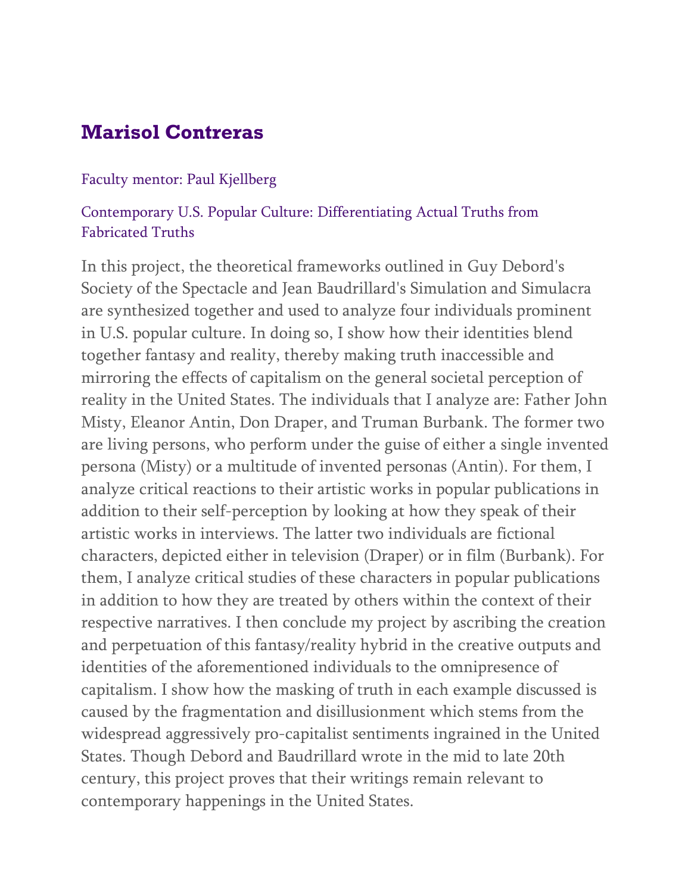## Marisol Contreras

Faculty mentor: Paul Kjellberg

Contemporary U.S. Popular Culture: Differentiating Actual Truths from Fabricated Truths

In this project, the theoretical frameworks outlined in Guy Debord's Society of the Spectacle and Jean Baudrillard's Simulation and Simulacra are synthesized together and used to analyze four individuals prominent in U.S. popular culture. In doing so, I show how their identities blend together fantasy and reality, thereby making truth inaccessible and mirroring the effects of capitalism on the general societal perception of reality in the United States. The individuals that I analyze are: Father John Misty, Eleanor Antin, Don Draper, and Truman Burbank. The former two are living persons, who perform under the guise of either a single invented persona (Misty) or a multitude of invented personas (Antin). For them, I analyze critical reactions to their artistic works in popular publications in addition to their self-perception by looking at how they speak of their artistic works in interviews. The latter two individuals are fictional characters, depicted either in television (Draper) or in film (Burbank). For them, I analyze critical studies of these characters in popular publications in addition to how they are treated by others within the context of their respective narratives. I then conclude my project by ascribing the creation and perpetuation of this fantasy/reality hybrid in the creative outputs and identities of the aforementioned individuals to the omnipresence of capitalism. I show how the masking of truth in each example discussed is caused by the fragmentation and disillusionment which stems from the widespread aggressively pro-capitalist sentiments ingrained in the United States. Though Debord and Baudrillard wrote in the mid to late 20th century, this project proves that their writings remain relevant to contemporary happenings in the United States.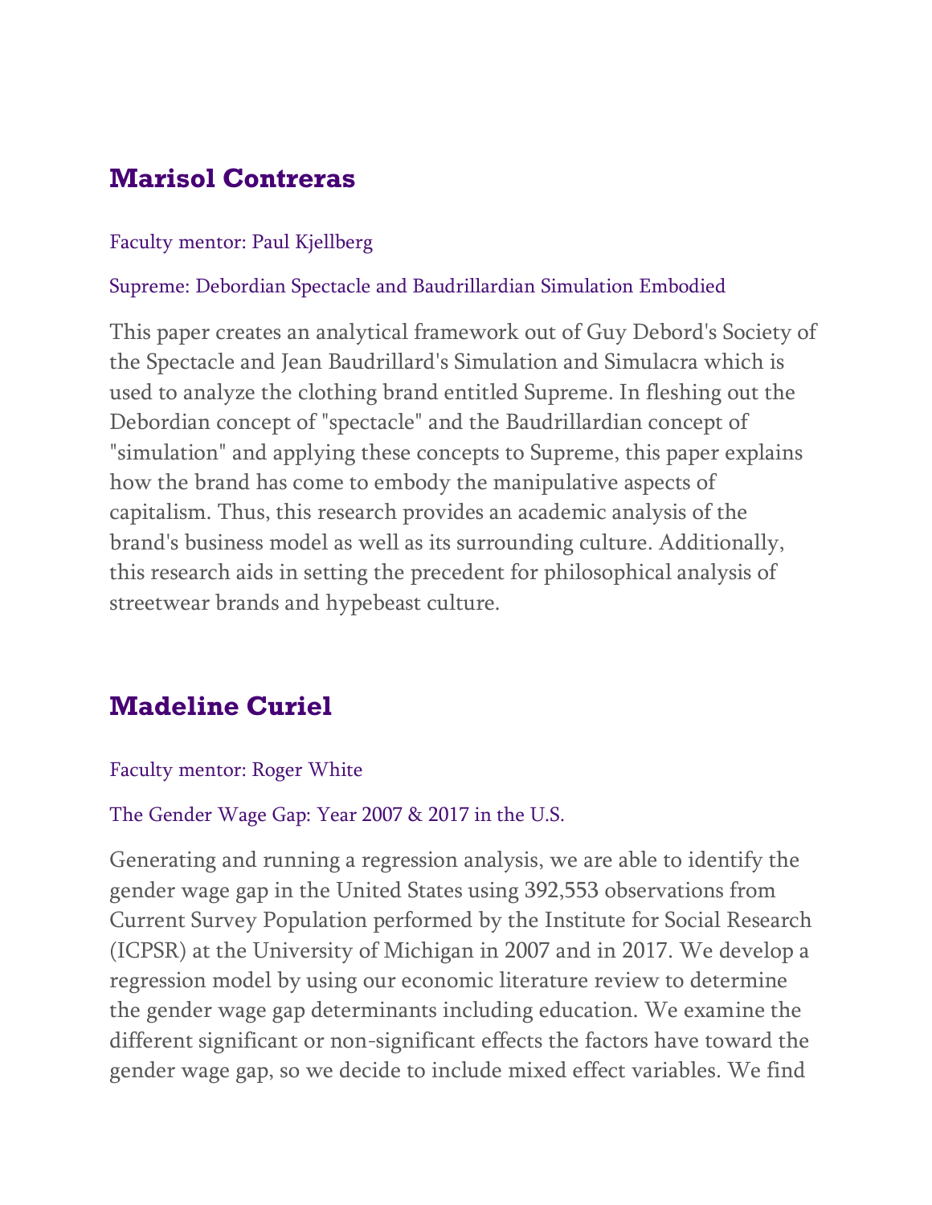## Marisol Contreras

Faculty mentor: Paul Kjellberg

Supreme: Debordian Spectacle and Baudrillardian Simulation Embodied

This paper creates an analytical framework out of Guy Debord's Society of the Spectacle and Jean Baudrillard's Simulation and Simulacra which is used to analyze the clothing brand entitled Supreme. In fleshing out the Debordian concept of "spectacle" and the Baudrillardian concept of "simulation" and applying these concepts to Supreme, this paper explains how the brand has come to embody the manipulative aspects of capitalism. Thus, this research provides an academic analysis of the brand's business model as well as its surrounding culture. Additionally, this research aids in setting the precedent for philosophical analysis of streetwear brands and hypebeast culture.

## Madeline Curiel

Faculty mentor: Roger White

The Gender Wage Gap: Year 2007 & 2017 in the U.S.

Generating and running a regression analysis, we are able to identify the gender wage gap in the United States using 392,553 observations from Current Survey Population performed by the Institute for Social Research (ICPSR) at the University of Michigan in 2007 and in 2017. We develop a regression model by using our economic literature review to determine the gender wage gap determinants including education. We examine the different significant or non-significant effects the factors have toward the gender wage gap, so we decide to include mixed effect variables. We find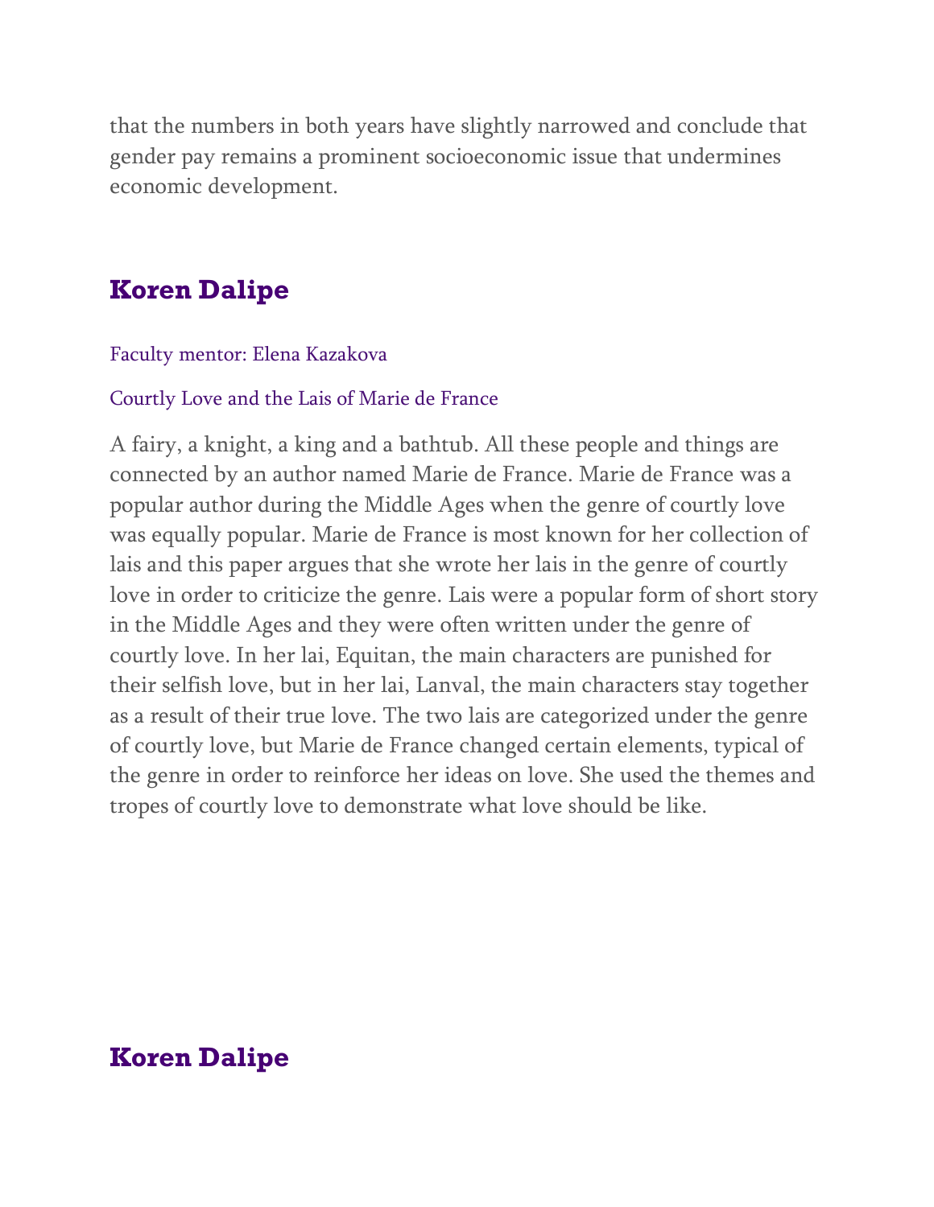that the numbers in both years have slightly narrowed and conclude that gender pay remains a prominent socioeconomic issue that undermines economic development.

## Koren Dalipe

Faculty mentor: Elena Kazakova

Courtly Love and the Lais of Marie de France

A fairy, a knight, a king and a bathtub. All these people and things are connected by an author named Marie de France. Marie de France was a popular author during the Middle Ages when the genre of courtly love was equally popular. Marie de France is most known for her collection of lais and this paper argues that she wrote her lais in the genre of courtly love in order to criticize the genre. Lais were a popular form of short story in the Middle Ages and they were often written under the genre of courtly love. In her lai, Equitan, the main characters are punished for their selfish love, but in her lai, Lanval, the main characters stay together as a result of their true love. The two lais are categorized under the genre of courtly love, but Marie de France changed certain elements, typical of the genre in order to reinforce her ideas on love. She used the themes and tropes of courtly love to demonstrate what love should be like.

## Koren Dalipe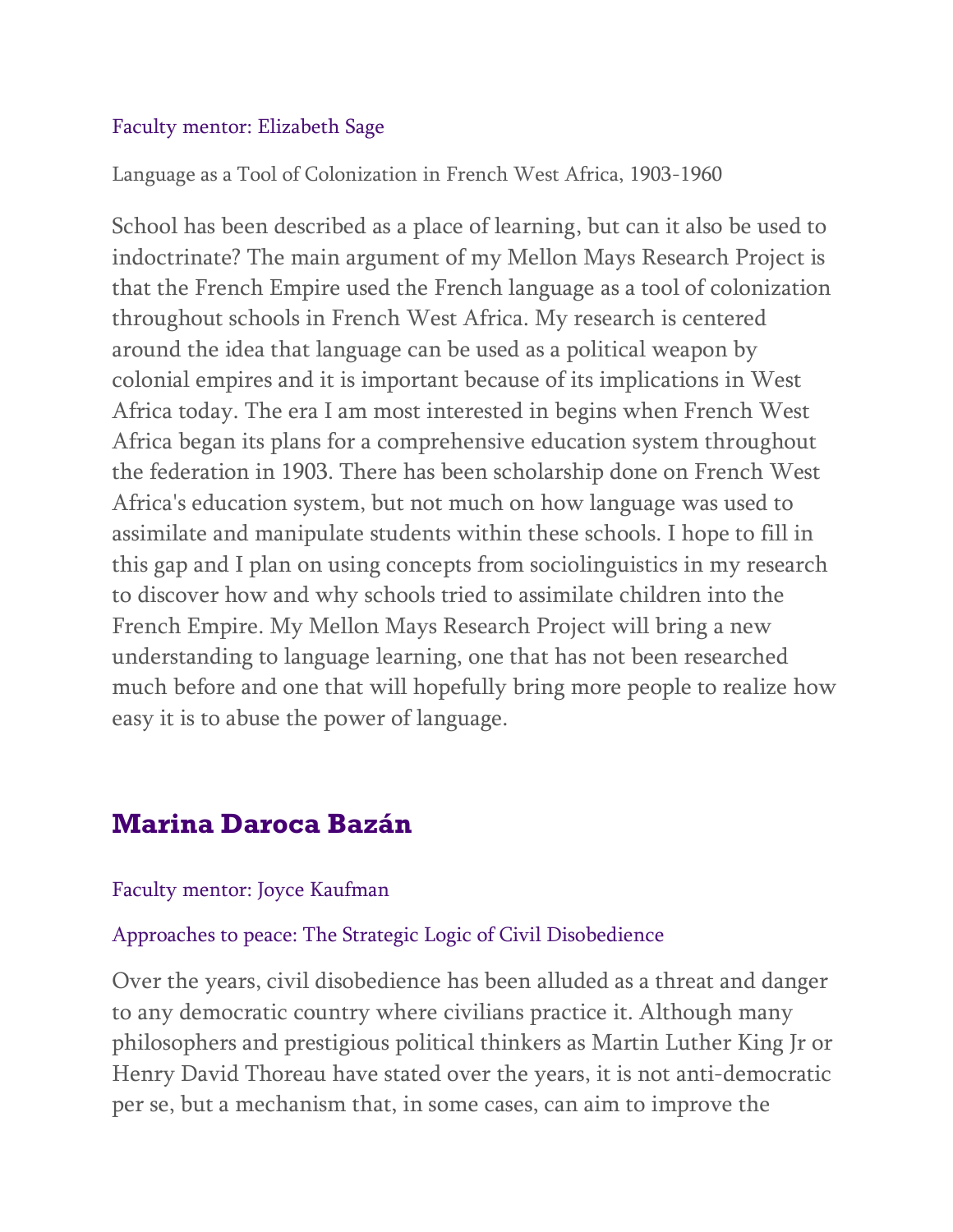Faculty mentor: Elizabeth Sage

Language as a Tool of Colonization in French West Africa, 1903-1960

School has been described as a place of learning, but can it also be used to indoctrinate? The main argument of my Mellon Mays Research Project is that the French Empire used the French language as a tool of colonization throughout schools in French West Africa. My research is centered around the idea that language can be used as a political weapon by colonial empires and it is important because of its implications in West Africa today. The era I am most interested in begins when French West Africa began its plans for a comprehensive education system throughout the federation in 1903. There has been scholarship done on French West Africa's education system, but not much on how language was used to assimilate and manipulate students within these schools. I hope to fill in this gap and I plan on using concepts from sociolinguistics in my research to discover how and why schools tried to assimilate children into the French Empire. My Mellon Mays Research Project will bring a new understanding to language learning, one that has not been researched much before and one that will hopefully bring more people to realize how easy it is to abuse the power of language.

## Marina Daroca Bazán

Faculty mentor: Joyce Kaufman

Approaches to peace: The Strategic Logic of Civil Disobedience

Over the years, civil disobedience has been alluded as a threat and danger to any democratic country where civilians practice it. Although many philosophers and prestigious political thinkers as Martin Luther King Jr or Henry David Thoreau have stated over the years, it is not anti-democratic per se, but a mechanism that, in some cases, can aim to improve the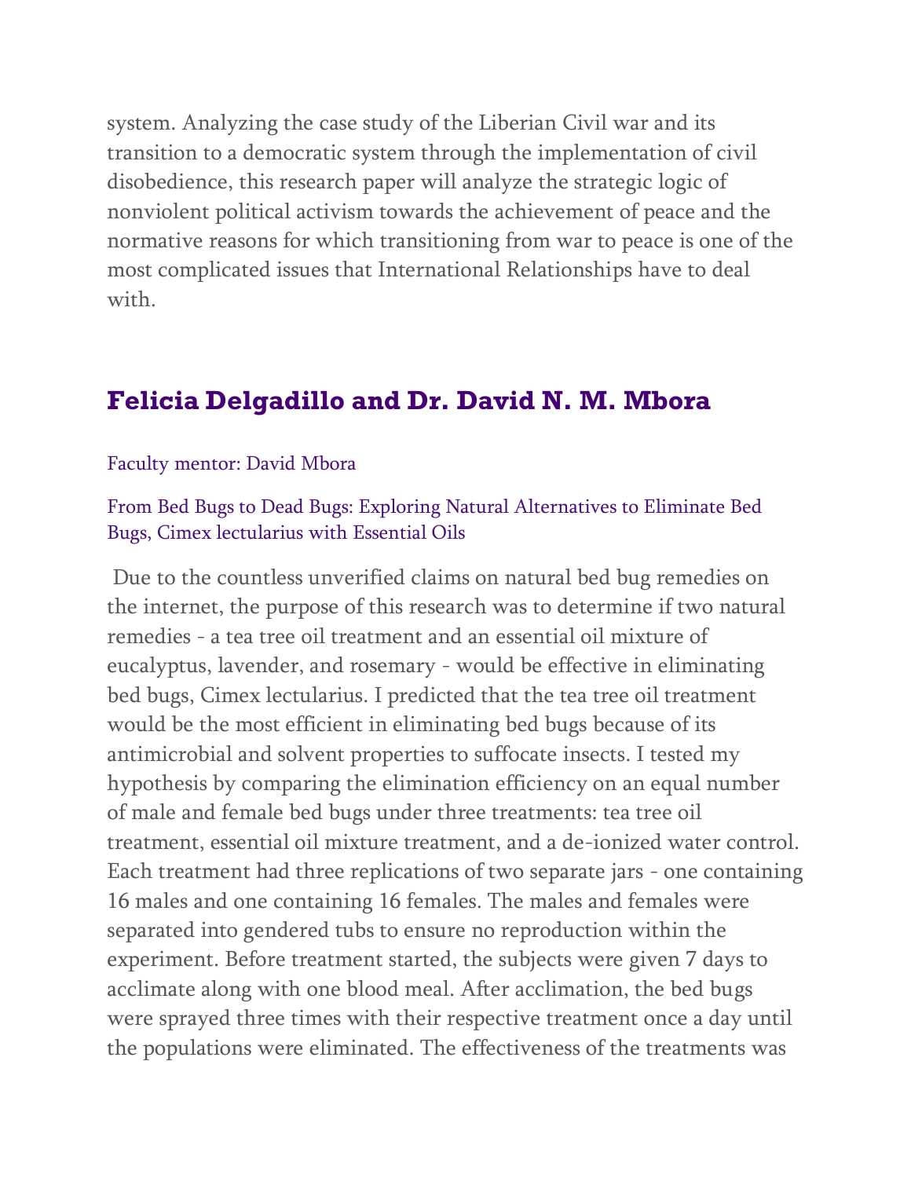system. Analyzing the case study of the Liberian Civil war and its transition to a democratic system through the implementation of civil disobedience, this research paper will analyze the strategic logic of nonviolent political activism towards the achievement of peace and the normative reasons for which transitioning from war to peace is one of the most complicated issues that International Relationships have to deal with.

## Felicia Delgadillo and Dr. David N. M. Mbora

Faculty mentor: David Mbora

From Bed Bugs to Dead Bugs: Exploring Natural Alternatives to Eliminate Bed Bugs, Cimex lectularius with Essential Oils

Due to the countless unverified claims on natural bed bug remedies on the internet, the purpose of this research was to determine if two natural remedies - a tea tree oil treatment and an essential oil mixture of eucalyptus, lavender, and rosemary - would be effective in eliminating bed bugs, Cimex lectularius. I predicted that the tea tree oil treatment would be the most efficient in eliminating bed bugs because of its antimicrobial and solvent properties to suffocate insects. I tested my hypothesis by comparing the elimination efficiency on an equal number of male and female bed bugs under three treatments: tea tree oil treatment, essential oil mixture treatment, and a de-ionized water control. Each treatment had three replications of two separate jars - one containing 16 males and one containing 16 females. The males and females were separated into gendered tubs to ensure no reproduction within the experiment. Before treatment started, the subjects were given 7 days to acclimate along with one blood meal. After acclimation, the bed bugs were sprayed three times with their respective treatment once a day until the populations were eliminated. The effectiveness of the treatments was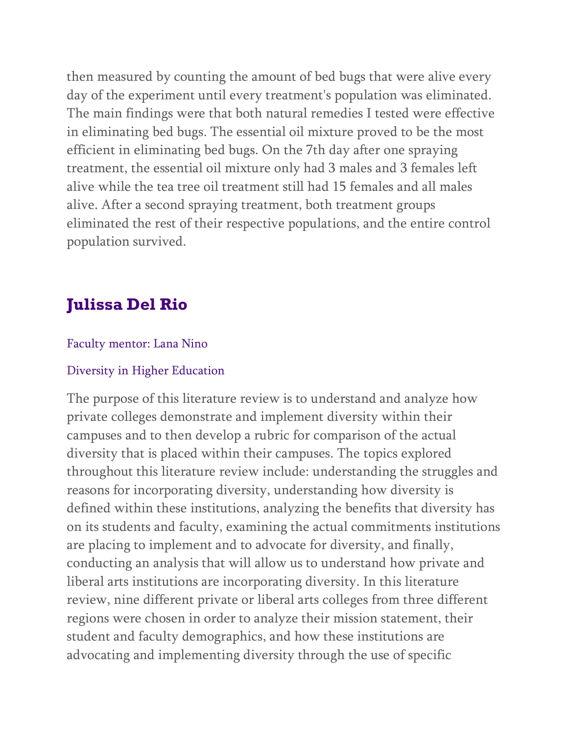then measured by counting the amount of bed bugs that were alive every day of the experiment until every treatment's population was eliminated. The main findings were that both natural remedies I tested were effective in eliminating bed bugs. The essential oil mixture proved to be the most efficient in eliminating bed bugs. On the 7th day after one spraying treatment, the essential oil mixture only had 3 males and 3 females left alive while the tea tree oil treatment still had 15 females and all males alive. After a second spraying treatment, both treatment groups eliminated the rest of their respective populations, and the entire control population survived.

## Julissa Del Rio

Faculty mentor: Lana Nino

Diversity in Higher Education

The purpose of this literature review is to understand and analyze how private colleges demonstrate and implement diversity within their campuses and to then develop a rubric for comparison of the actual diversity that is placed within their campuses. The topics explored throughout this literature review include: understanding the struggles and reasons for incorporating diversity, understanding how diversity is defined within these institutions, analyzing the benefits that diversity has on its students and faculty, examining the actual commitments institutions are placing to implement and to advocate for diversity, and finally, conducting an analysis that will allow us to understand how private and liberal arts institutions are incorporating diversity. In this literature review, nine different private or liberal arts colleges from three different regions were chosen in order to analyze their mission statement, their student and faculty demographics, and how these institutions are advocating and implementing diversity through the use of specific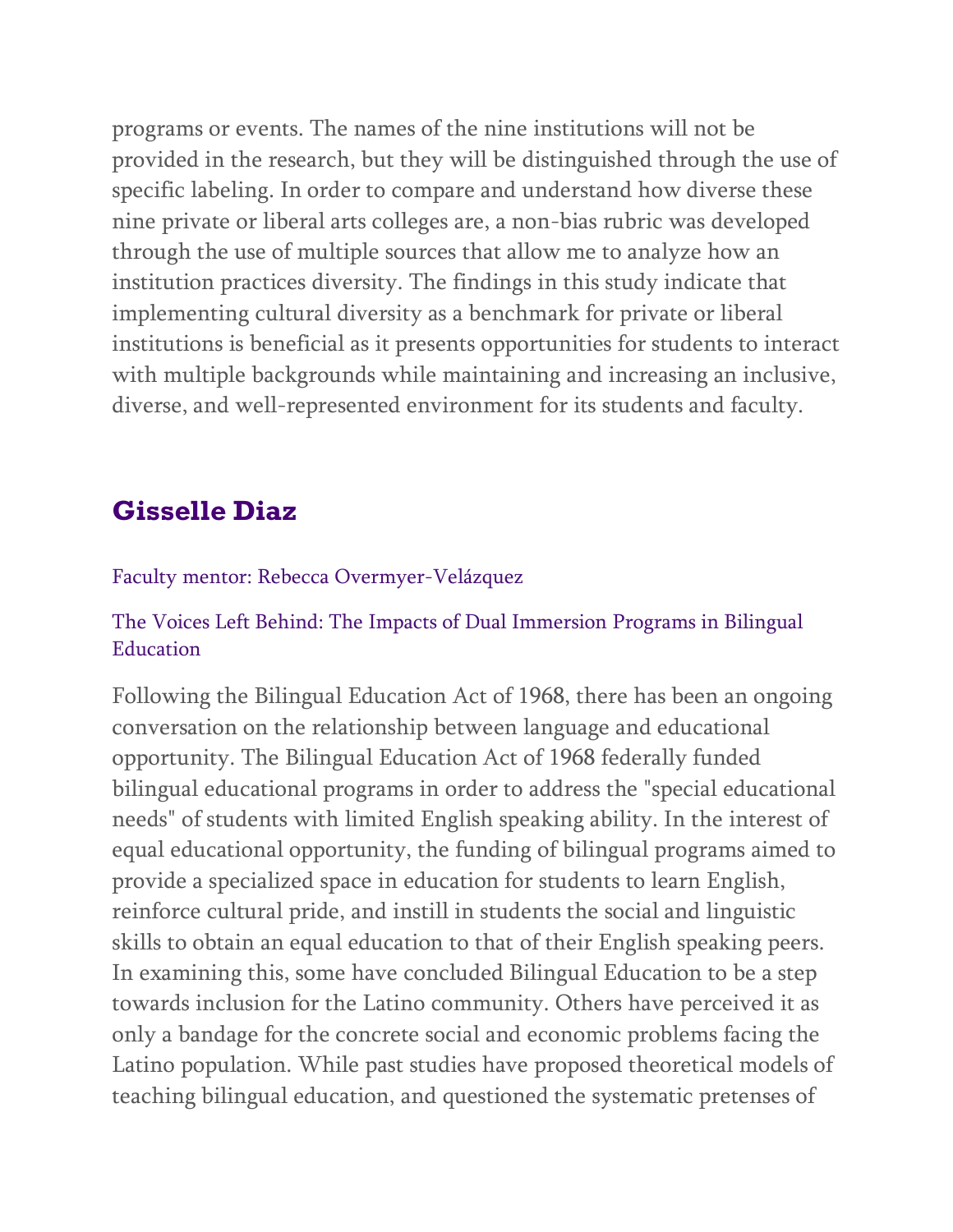programs or events. The names of the nine institutions will not be provided in the research, but they will be distinguished through the use of specific labeling. In order to compare and understand how diverse these nine private or liberal arts colleges are, a non-bias rubric was developed through the use of multiple sources that allow me to analyze how an institution practices diversity. The findings in this study indicate that implementing cultural diversity as a benchmark for private or liberal institutions is beneficial as it presents opportunities for students to interact with multiple backgrounds while maintaining and increasing an inclusive, diverse, and well-represented environment for its students and faculty.

## Gisselle Diaz

Faculty mentor: Rebecca Overmyer-Velázquez

The Voices Left Behind: The Impacts of Dual Immersion Programs in Bilingual Education

Following the Bilingual Education Act of 1968, there has been an ongoing conversation on the relationship between language and educational opportunity. The Bilingual Education Act of 1968 federally funded bilingual educational programs in order to address the "special educational needs" of students with limited English speaking ability. In the interest of equal educational opportunity, the funding of bilingual programs aimed to provide a specialized space in education for students to learn English, reinforce cultural pride, and instill in students the social and linguistic skills to obtain an equal education to that of their English speaking peers. In examining this, some have concluded Bilingual Education to be a step towards inclusion for the Latino community. Others have perceived it as only a bandage for the concrete social and economic problems facing the Latino population. While past studies have proposed theoretical models of teaching bilingual education, and questioned the systematic pretenses of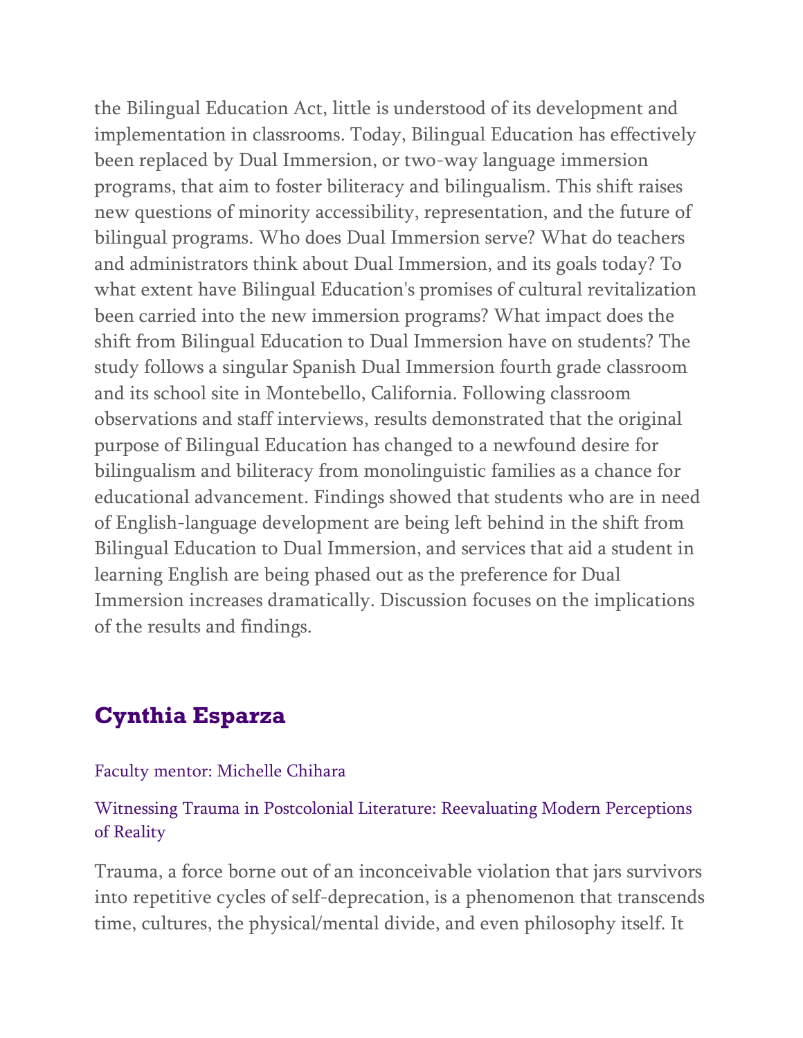the Bilingual Education Act, little is understood of its development and implementation in classrooms. Today, Bilingual Education has effectively been replaced by Dual Immersion, or two-way language immersion programs, that aim to foster biliteracy and bilingualism. This shift raises new questions of minority accessibility, representation, and the future of bilingual programs. Who does Dual Immersion serve? What do teachers and administrators think about Dual Immersion, and its goals today? To what extent have Bilingual Education's promises of cultural revitalization been carried into the new immersion programs? What impact does the shift from Bilingual Education to Dual Immersion have on students? The study follows a singular Spanish Dual Immersion fourth grade classroom and its school site in Montebello, California. Following classroom observations and staff interviews, results demonstrated that the original purpose of Bilingual Education has changed to a newfound desire for bilingualism and biliteracy from monolinguistic families as a chance for educational advancement. Findings showed that students who are in need of English-language development are being left behind in the shift from Bilingual Education to Dual Immersion, and services that aid a student in learning English are being phased out as the preference for Dual Immersion increases dramatically. Discussion focuses on the implications of the results and findings.

## Cynthia Esparza

Faculty mentor: Michelle Chihara

Witnessing Trauma in Postcolonial Literature: Reevaluating Modern Perceptions of Reality

Trauma, a force borne out of an inconceivable violation that jars survivors into repetitive cycles of self-deprecation, is a phenomenon that transcends time, cultures, the physical/mental divide, and even philosophy itself. It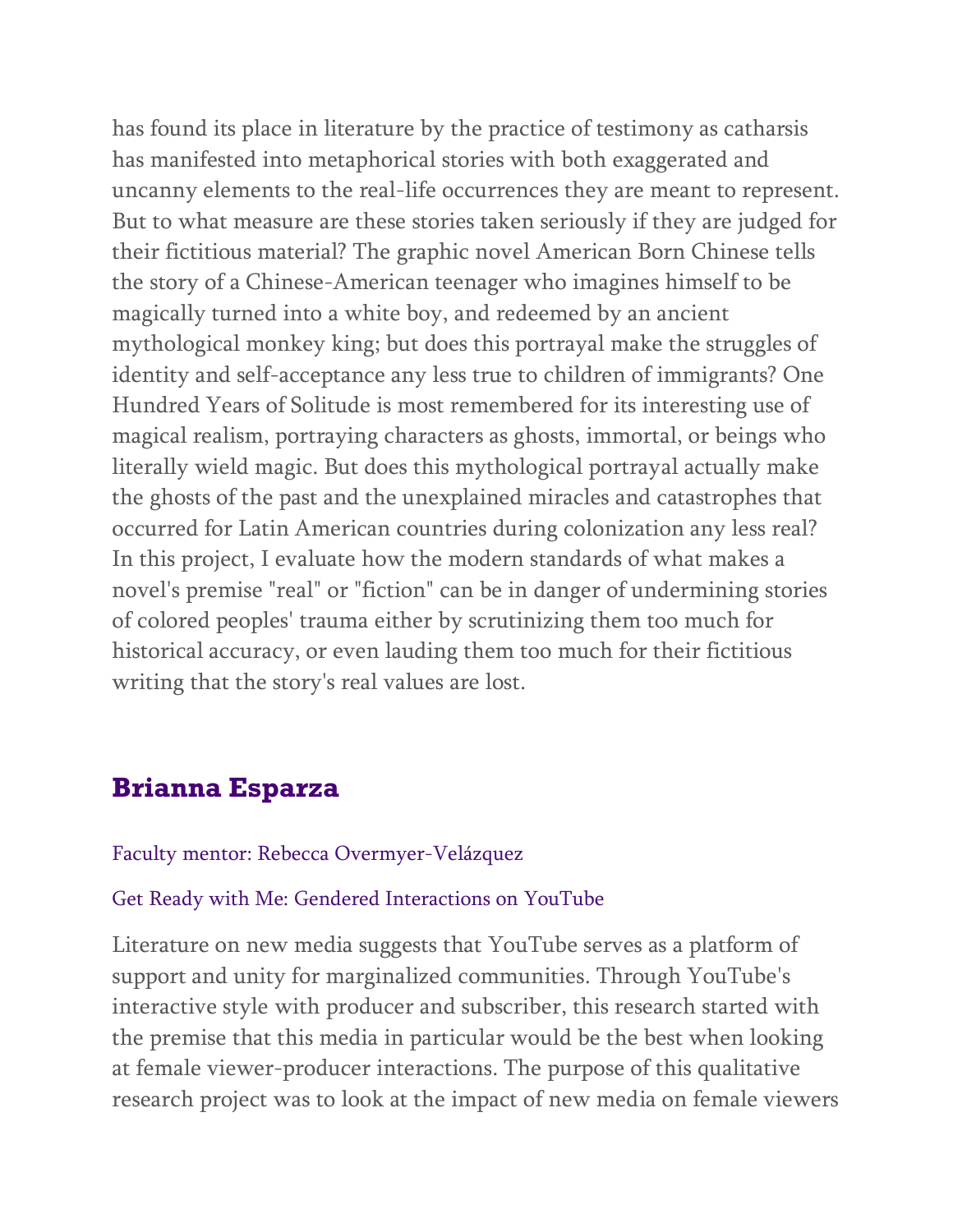has found its place in literature by the practice of testimony as catharsis has manifested into metaphorical stories with both exaggerated and uncanny elements to the real-life occurrences they are meant to represent. But to what measure are these stories taken seriously if they are judged for their fictitious material? The graphic novel American Born Chinese tells the story of a Chinese-American teenager who imagines himself to be magically turned into a white boy, and redeemed by an ancient mythological monkey king; but does this portrayal make the struggles of identity and self-acceptance any less true to children of immigrants? One Hundred Years of Solitude is most remembered for its interesting use of magical realism, portraying characters as ghosts, immortal, or beings who literally wield magic. But does this mythological portrayal actually make the ghosts of the past and the unexplained miracles and catastrophes that occurred for Latin American countries during colonization any less real? In this project, I evaluate how the modern standards of what makes a novel's premise "real" or "fiction" can be in danger of undermining stories of colored peoples' trauma either by scrutinizing them too much for historical accuracy, or even lauding them too much for their fictitious writing that the story's real values are lost.

## Brianna Esparza

Faculty mentor: Rebecca Overmyer-Velázquez

Get Ready with Me: Gendered Interactions on YouTube

Literature on new media suggests that YouTube serves as a platform of support and unity for marginalized communities. Through YouTube's interactive style with producer and subscriber, this research started with the premise that this media in particular would be the best when looking at female viewer-producer interactions. The purpose of this qualitative research project was to look at the impact of new media on female viewers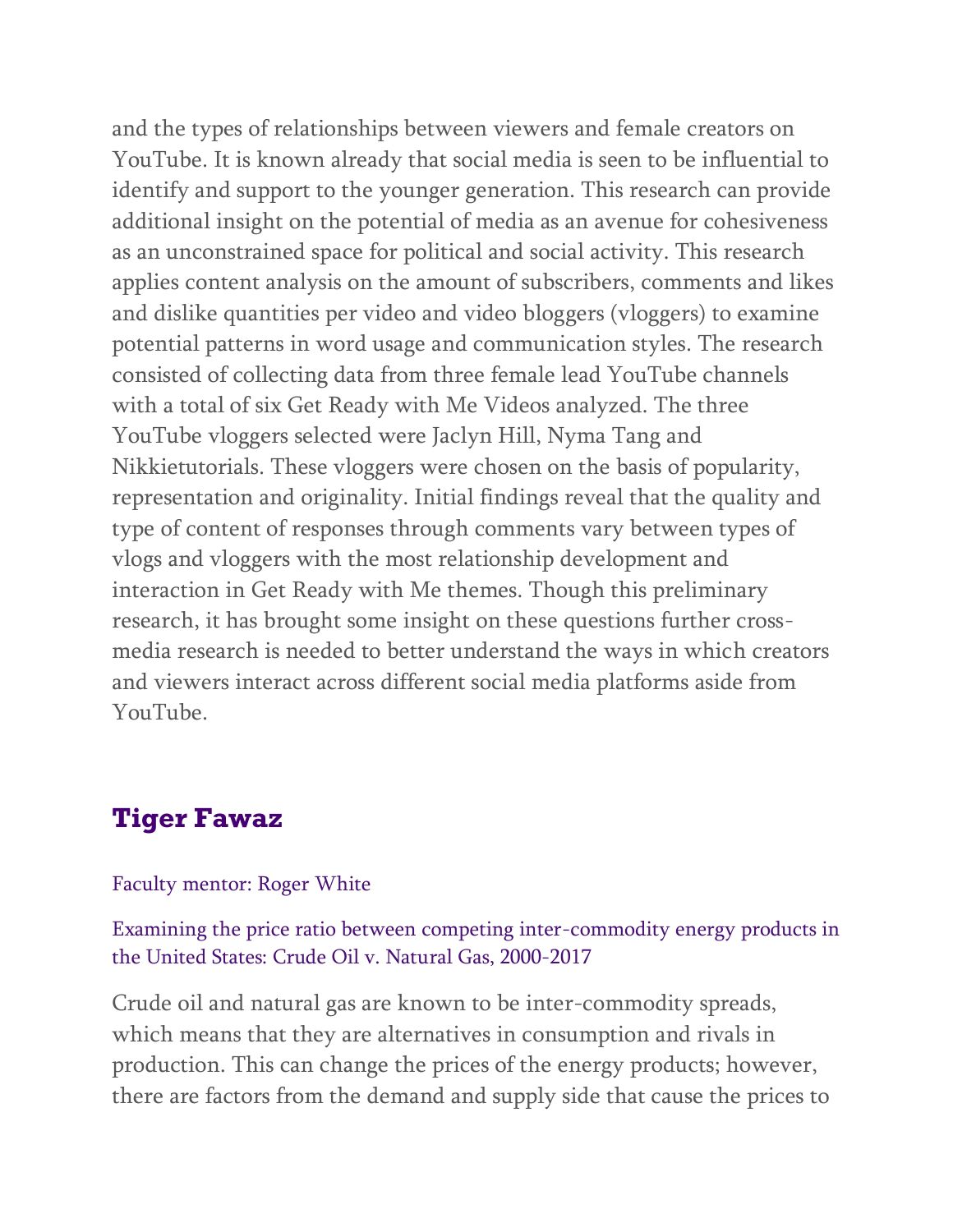and the types of relationships between viewers and female creators on YouTube. It is known already that social media is seen to be influential to identify and support to the younger generation. This research can provide additional insight on the potential of media as an avenue for cohesiveness as an unconstrained space for political and social activity. This research applies content analysis on the amount of subscribers, comments and likes and dislike quantities per video and video bloggers (vloggers) to examine potential patterns in word usage and communication styles. The research consisted of collecting data from three female lead YouTube channels with a total of six Get Ready with Me Videos analyzed. The three YouTube vloggers selected were Jaclyn Hill, Nyma Tang and Nikkietutorials. These vloggers were chosen on the basis of popularity, representation and originality. Initial findings reveal that the quality and type of content of responses through comments vary between types of vlogs and vloggers with the most relationship development and interaction in Get Ready with Me themes. Though this preliminary research, it has brought some insight on these questions further cross-media research is needed to better understand the ways in which creators and viewers interact across different social media platforms aside from YouTube.

## Tiger Fawaz

Faculty mentor: Roger White

Examining the price ratio between competing inter-commodity energy products in the United States: Crude Oil v. Natural Gas, 2000-2017

Crude oil and natural gas are known to be inter-commodity spreads, which means that they are alternatives in consumption and rivals in production. This can change the prices of the energy products; however, there are factors from the demand and supply side that cause the prices to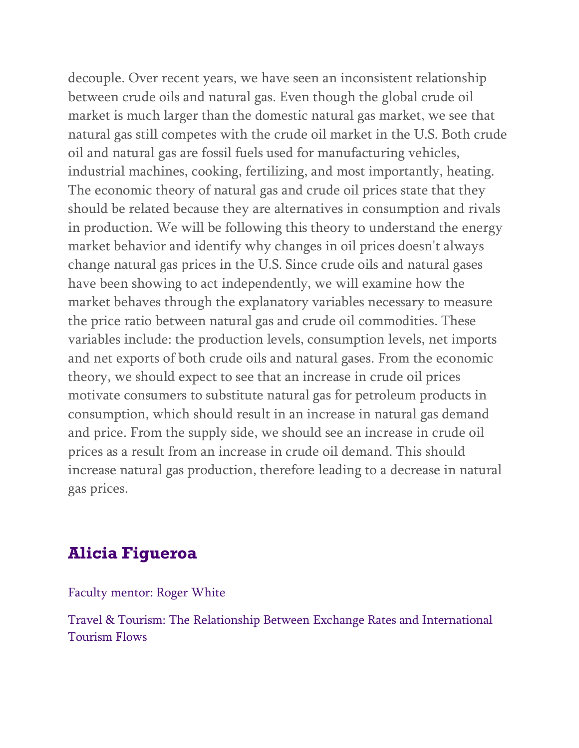decouple. Over recent years, we have seen an inconsistent relationship between crude oils and natural gas. Even though the global crude oil market is much larger than the domestic natural gas market, we see that natural gas still competes with the crude oil market in the U.S. Both crude oil and natural gas are fossil fuels used for manufacturing vehicles, industrial machines, cooking, fertilizing, and most importantly, heating. The economic theory of natural gas and crude oil prices state that they should be related because they are alternatives in consumption and rivals in production. We will be following this theory to understand the energy market behavior and identify why changes in oil prices doesn't always change natural gas prices in the U.S. Since crude oils and natural gases have been showing to act independently, we will examine how the market behaves through the explanatory variables necessary to measure the price ratio between natural gas and crude oil commodities. These variables include: the production levels, consumption levels, net imports and net exports of both crude oils and natural gases. From the economic theory, we should expect to see that an increase in crude oil prices motivate consumers to substitute natural gas for petroleum products in consumption, which should result in an increase in natural gas demand and price. From the supply side, we should see an increase in crude oil prices as a result from an increase in crude oil demand. This should increase natural gas production, therefore leading to a decrease in natural gas prices.

## Alicia Figueroa

Faculty mentor: Roger White

Travel & Tourism: The Relationship Between Exchange Rates and International Tourism Flows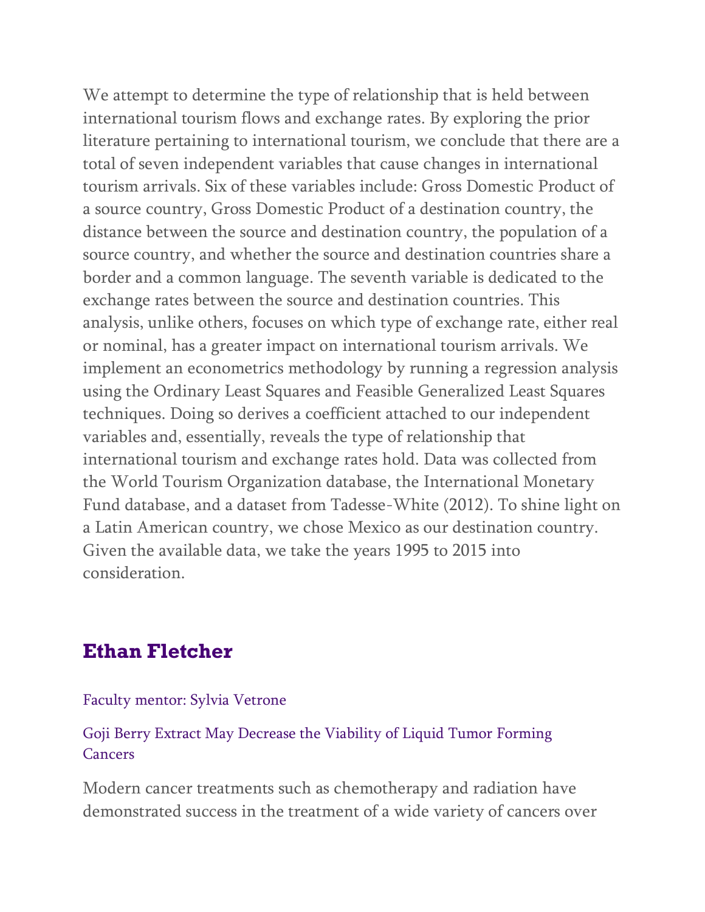We attempt to determine the type of relationship that is held between international tourism flows and exchange rates. By exploring the prior literature pertaining to international tourism, we conclude that there are a total of seven independent variables that cause changes in international tourism arrivals. Six of these variables include: Gross Domestic Product of a source country, Gross Domestic Product of a destination country, the distance between the source and destination country, the population of a source country, and whether the source and destination countries share a border and a common language. The seventh variable is dedicated to the exchange rates between the source and destination countries. This analysis, unlike others, focuses on which type of exchange rate, either real or nominal, has a greater impact on international tourism arrivals. We implement an econometrics methodology by running a regression analysis using the Ordinary Least Squares and Feasible Generalized Least Squares techniques. Doing so derives a coefficient attached to our independent variables and, essentially, reveals the type of relationship that international tourism and exchange rates hold. Data was collected from the World Tourism Organization database, the International Monetary Fund database, and a dataset from Tadesse-White (2012). To shine light on a Latin American country, we chose Mexico as our destination country. Given the available data, we take the years 1995 to 2015 into consideration.

## Ethan Fletcher

Faculty mentor: Sylvia Vetrone

Goji Berry Extract May Decrease the Viability of Liquid Tumor Forming Cancers

Modern cancer treatments such as chemotherapy and radiation have demonstrated success in the treatment of a wide variety of cancers over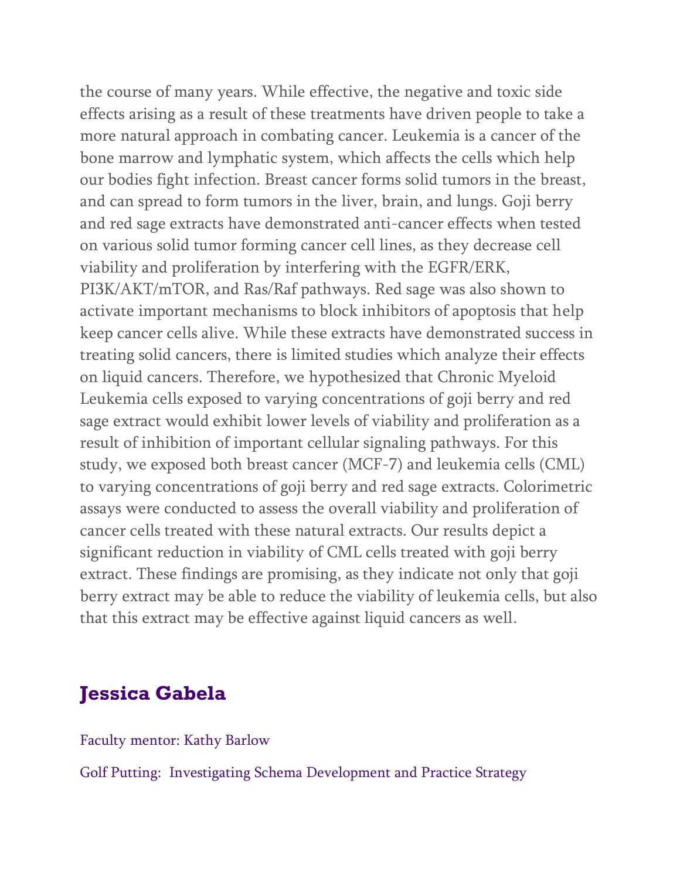the course of many years. While effective, the negative and toxic side effects arising as a result of these treatments have driven people to take a more natural approach in combating cancer. Leukemia is a cancer of the bone marrow and lymphatic system, which affects the cells which help our bodies fight infection. Breast cancer forms solid tumors in the breast, and can spread to form tumors in the liver, brain, and lungs. Goji berry and red sage extracts have demonstrated anti-cancer effects when tested on various solid tumor forming cancer cell lines, as they decrease cell viability and proliferation by interfering with the EGFR/ERK, PI3K/AKT/mTOR, and Ras/Raf pathways. Red sage was also shown to activate important mechanisms to block inhibitors of apoptosis that help keep cancer cells alive. While these extracts have demonstrated success in treating solid cancers, there is limited studies which analyze their effects on liquid cancers. Therefore, we hypothesized that Chronic Myeloid Leukemia cells exposed to varying concentrations of goji berry and red sage extract would exhibit lower levels of viability and proliferation as a result of inhibition of important cellular signaling pathways. For this study, we exposed both breast cancer (MCF-7) and leukemia cells (CML) to varying concentrations of goji berry and red sage extracts. Colorimetric assays were conducted to assess the overall viability and proliferation of cancer cells treated with these natural extracts. Our results depict a significant reduction in viability of CML cells treated with goji berry extract. These findings are promising, as they indicate not only that goji berry extract may be able to reduce the viability of leukemia cells, but also that this extract may be effective against liquid cancers as well.

## Jessica Gabela

Faculty mentor: Kathy Barlow

Golf Putting: Investigating Schema Development and Practice Strategy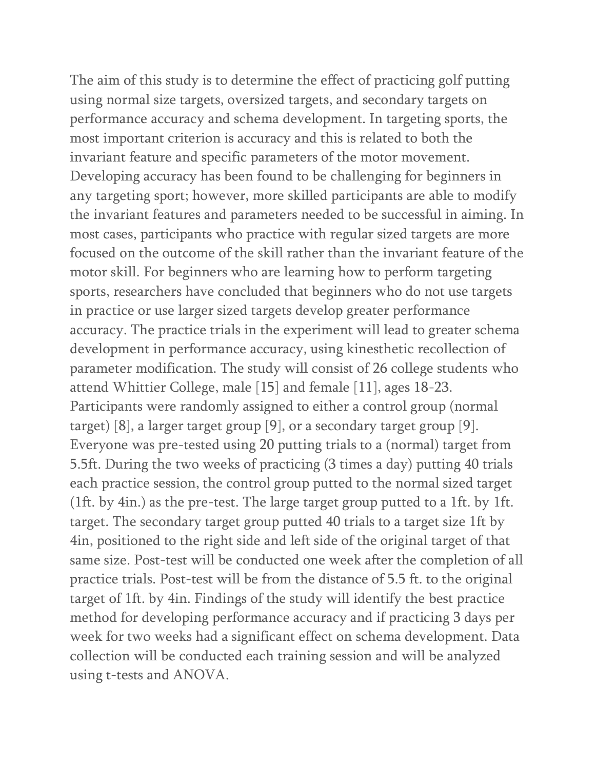The aim of this study is to determine the effect of practicing golf putting using normal size targets, oversized targets, and secondary targets on performance accuracy and schema development. In targeting sports, the most important criterion is accuracy and this is related to both the invariant feature and specific parameters of the motor movement. Developing accuracy has been found to be challenging for beginners in any targeting sport; however, more skilled participants are able to modify the invariant features and parameters needed to be successful in aiming. In most cases, participants who practice with regular sized targets are more focused on the outcome of the skill rather than the invariant feature of the motor skill. For beginners who are learning how to perform targeting sports, researchers have concluded that beginners who do not use targets in practice or use larger sized targets develop greater performance accuracy. The practice trials in the experiment will lead to greater schema development in performance accuracy, using kinesthetic recollection of parameter modification. The study will consist of 26 college students who attend Whittier College, male [15] and female [11], ages 18-23. Participants were randomly assigned to either a control group (normal target) [8], a larger target group [9], or a secondary target group [9]. Everyone was pre-tested using 20 putting trials to a (normal) target from 5.5ft. During the two weeks of practicing (3 times a day) putting 40 trials each practice session, the control group putted to the normal sized target (1ft. by 4in.) as the pre-test. The large target group putted to a 1ft. by 1ft. target. The secondary target group putted 40 trials to a target size 1ft by 4in, positioned to the right side and left side of the original target of that same size. Post-test will be conducted one week after the completion of all practice trials. Post-test will be from the distance of 5.5 ft. to the original target of 1ft. by 4in. Findings of the study will identify the best practice method for developing performance accuracy and if practicing 3 days per week for two weeks had a significant effect on schema development. Data collection will be conducted each training session and will be analyzed using t-tests and ANOVA.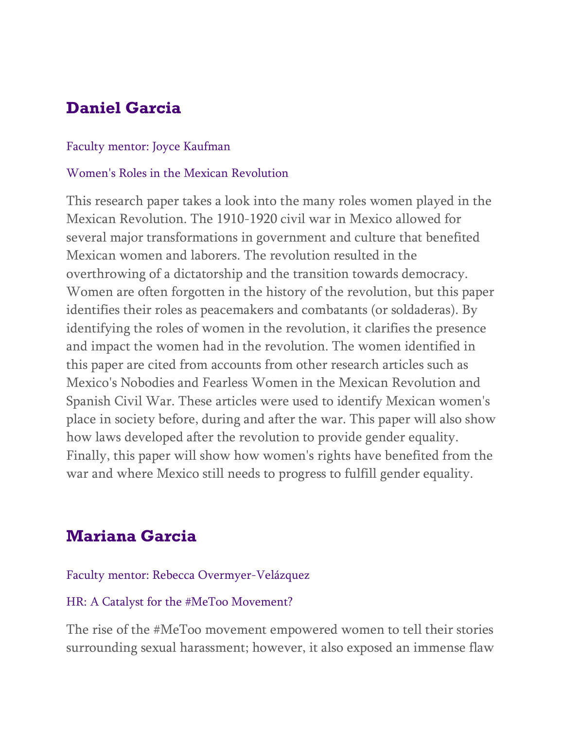## Daniel Garcia

Faculty mentor: Joyce Kaufman

Women's Roles in the Mexican Revolution

This research paper takes a look into the many roles women played in the Mexican Revolution. The 1910-1920 civil war in Mexico allowed for several major transformations in government and culture that benefited Mexican women and laborers. The revolution resulted in the overthrowing of a dictatorship and the transition towards democracy. Women are often forgotten in the history of the revolution, but this paper identifies their roles as peacemakers and combatants (or soldaderas). By identifying the roles of women in the revolution, it clarifies the presence and impact the women had in the revolution. The women identified in this paper are cited from accounts from other research articles such as Mexico's Nobodies and Fearless Women in the Mexican Revolution and Spanish Civil War. These articles were used to identify Mexican women's place in society before, during and after the war. This paper will also show how laws developed after the revolution to provide gender equality. Finally, this paper will show how women's rights have benefited from the war and where Mexico still needs to progress to fulfill gender equality.

## Mariana Garcia

Faculty mentor: Rebecca Overmyer-Velázquez

HR: A Catalyst for the #MeToo Movement?

The rise of the #MeToo movement empowered women to tell their stories surrounding sexual harassment; however, it also exposed an immense flaw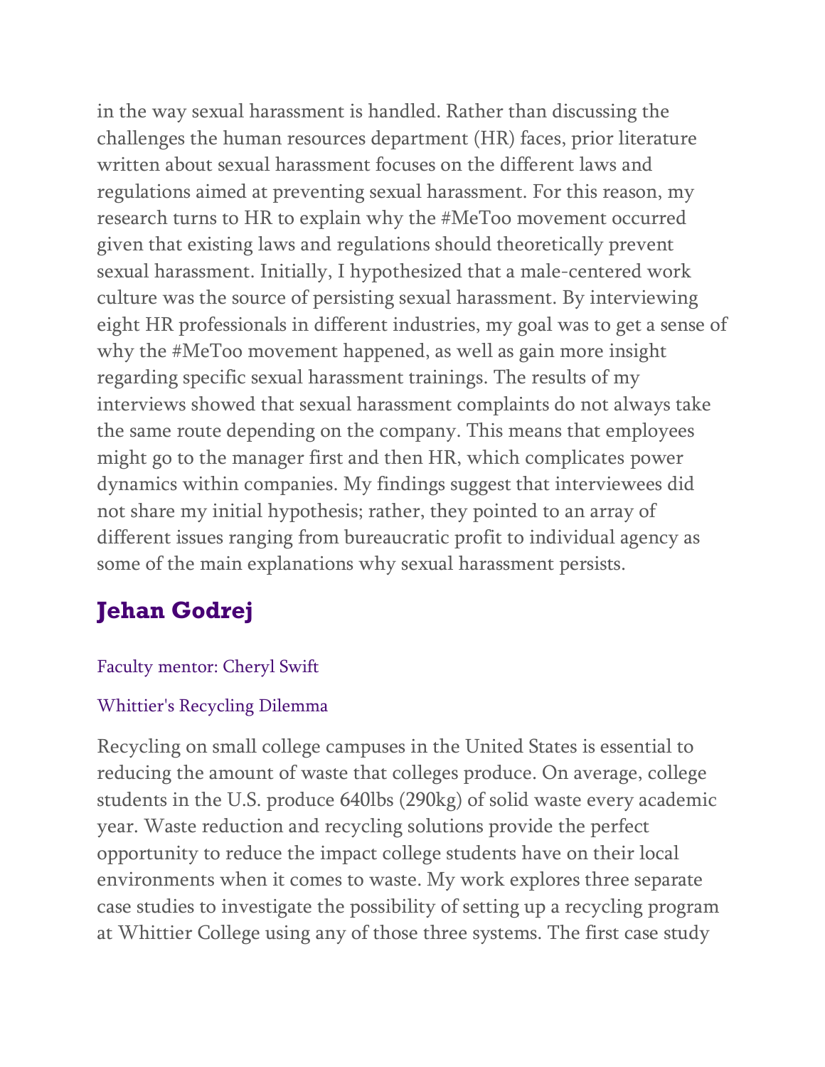in the way sexual harassment is handled. Rather than discussing the challenges the human resources department (HR) faces, prior literature written about sexual harassment focuses on the different laws and regulations aimed at preventing sexual harassment. For this reason, my research turns to HR to explain why the #MeToo movement occurred given that existing laws and regulations should theoretically prevent sexual harassment. Initially, I hypothesized that a male-centered work culture was the source of persisting sexual harassment. By interviewing eight HR professionals in different industries, my goal was to get a sense of why the #MeToo movement happened, as well as gain more insight regarding specific sexual harassment trainings. The results of my interviews showed that sexual harassment complaints do not always take the same route depending on the company. This means that employees might go to the manager first and then HR, which complicates power dynamics within companies. My findings suggest that interviewees did not share my initial hypothesis; rather, they pointed to an array of different issues ranging from bureaucratic profit to individual agency as some of the main explanations why sexual harassment persists.

## Jehan Godrej

Faculty mentor: Cheryl Swift

Whittier's Recycling Dilemma

Recycling on small college campuses in the United States is essential to reducing the amount of waste that colleges produce. On average, college students in the U.S. produce 640lbs (290kg) of solid waste every academic year. Waste reduction and recycling solutions provide the perfect opportunity to reduce the impact college students have on their local environments when it comes to waste. My work explores three separate case studies to investigate the possibility of setting up a recycling program at Whittier College using any of those three systems. The first case study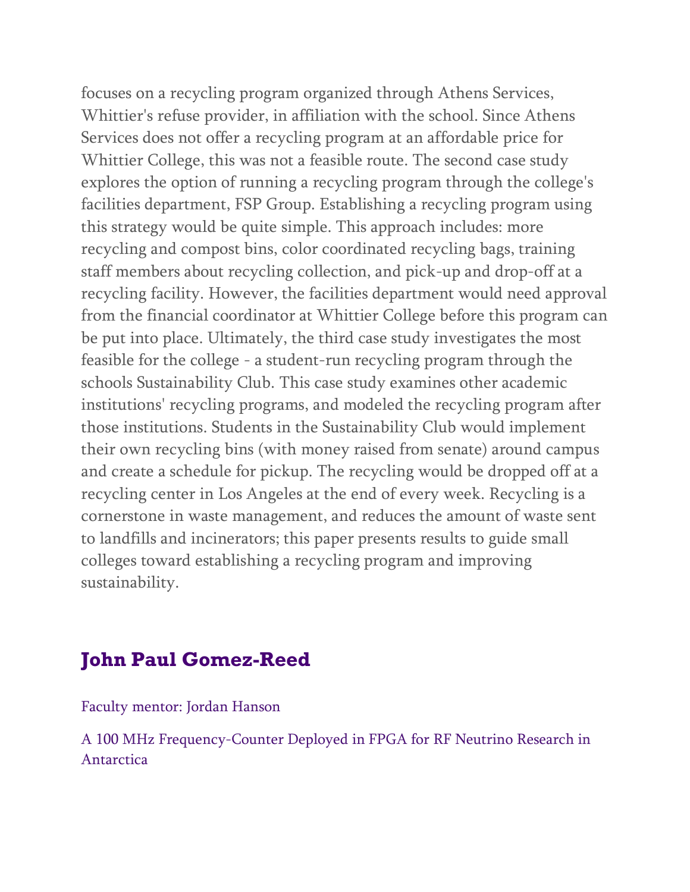focuses on a recycling program organized through Athens Services, Whittier's refuse provider, in affiliation with the school. Since Athens Services does not offer a recycling program at an affordable price for Whittier College, this was not a feasible route. The second case study explores the option of running a recycling program through the college's facilities department, FSP Group. Establishing a recycling program using this strategy would be quite simple. This approach includes: more recycling and compost bins, color coordinated recycling bags, training staff members about recycling collection, and pick-up and drop-off at a recycling facility. However, the facilities department would need approval from the financial coordinator at Whittier College before this program can be put into place. Ultimately, the third case study investigates the most feasible for the college - a student-run recycling program through the schools Sustainability Club. This case study examines other academic institutions' recycling programs, and modeled the recycling program after those institutions. Students in the Sustainability Club would implement their own recycling bins (with money raised from senate) around campus and create a schedule for pickup. The recycling would be dropped off at a recycling center in Los Angeles at the end of every week. Recycling is a cornerstone in waste management, and reduces the amount of waste sent to landfills and incinerators; this paper presents results to guide small colleges toward establishing a recycling program and improving sustainability.

## John Paul Gomez-Reed

Faculty mentor: Jordan Hanson

A 100 MHz Frequency-Counter Deployed in FPGA for RF Neutrino Research in Antarctica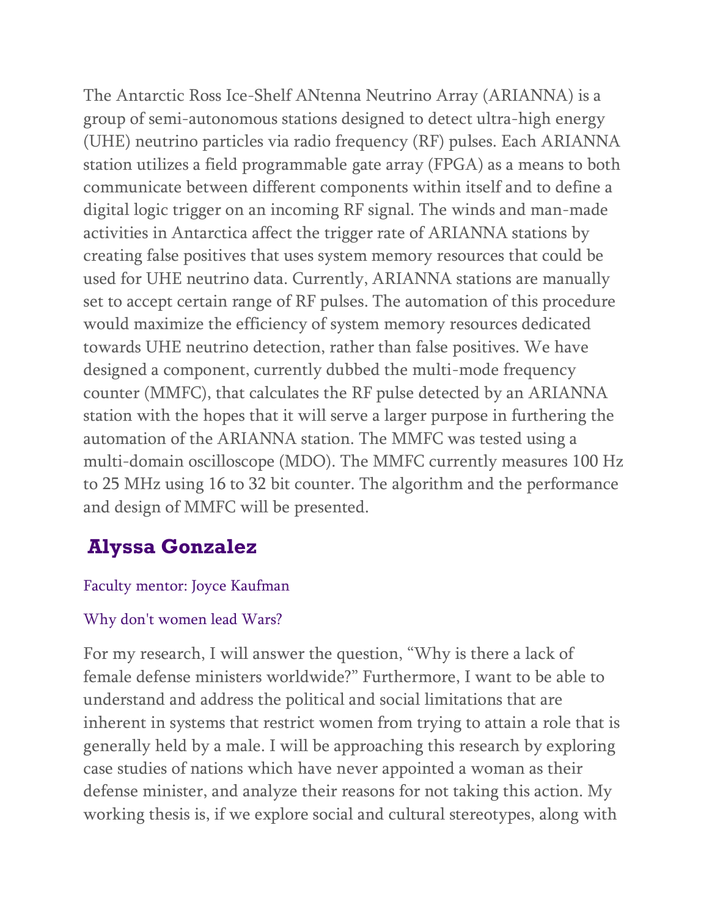The Antarctic Ross Ice-Shelf ANtenna Neutrino Array (ARIANNA) is a group of semi-autonomous stations designed to detect ultra-high energy (UHE) neutrino particles via radio frequency (RF) pulses. Each ARIANNA station utilizes a field programmable gate array (FPGA) as a means to both communicate between different components within itself and to define a digital logic trigger on an incoming RF signal. The winds and man-made activities in Antarctica affect the trigger rate of ARIANNA stations by creating false positives that uses system memory resources that could be used for UHE neutrino data. Currently, ARIANNA stations are manually set to accept certain range of RF pulses. The automation of this procedure would maximize the efficiency of system memory resources dedicated towards UHE neutrino detection, rather than false positives. We have designed a component, currently dubbed the multi-mode frequency counter (MMFC), that calculates the RF pulse detected by an ARIANNA station with the hopes that it will serve a larger purpose in furthering the automation of the ARIANNA station. The MMFC was tested using a multi-domain oscilloscope (MDO). The MMFC currently measures 100 Hz to 25 MHz using 16 to 32 bit counter. The algorithm and the performance and design of MMFC will be presented.

## Alyssa Gonzalez

Faculty mentor: Joyce Kaufman

Why don't women lead Wars?

For my research, I will answer the question, "Why is there a lack of female defense ministers worldwide?" Furthermore, I want to be able to understand and address the political and social limitations that are inherent in systems that restrict women from trying to attain a role that is generally held by a male. I will be approaching this research by exploring case studies of nations which have never appointed a woman as their defense minister, and analyze their reasons for not taking this action. My working thesis is, if we explore social and cultural stereotypes, along with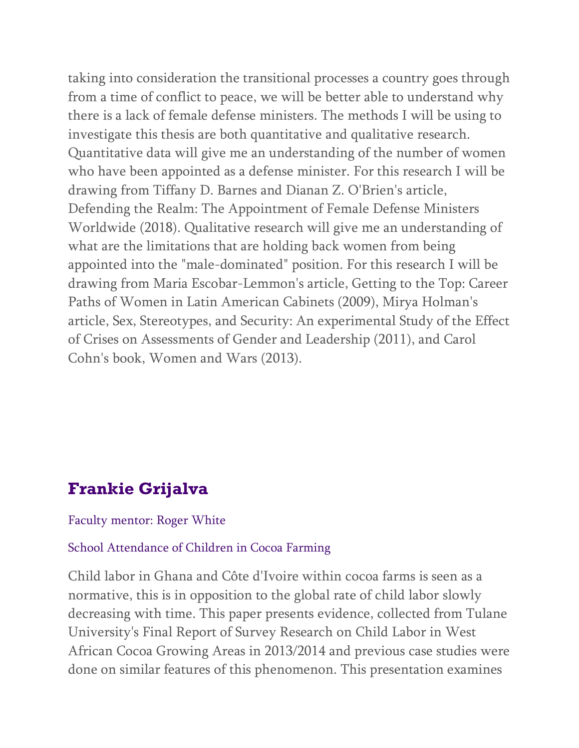taking into consideration the transitional processes a country goes through from a time of conflict to peace, we will be better able to understand why there is a lack of female defense ministers. The methods I will be using to investigate this thesis are both quantitative and qualitative research. Quantitative data will give me an understanding of the number of women who have been appointed as a defense minister. For this research I will be drawing from Tiffany D. Barnes and Dianan Z. O'Brien's article, Defending the Realm: The Appointment of Female Defense Ministers Worldwide (2018). Qualitative research will give me an understanding of what are the limitations that are holding back women from being appointed into the "male-dominated" position. For this research I will be drawing from Maria Escobar-Lemmon's article, Getting to the Top: Career Paths of Women in Latin American Cabinets (2009), Mirya Holman's article, Sex, Stereotypes, and Security: An experimental Study of the Effect of Crises on Assessments of Gender and Leadership (2011), and Carol Cohn's book, Women and Wars (2013).

## Frankie Grijalva

Faculty mentor: Roger White

School Attendance of Children in Cocoa Farming

Child labor in Ghana and Côte d'Ivoire within cocoa farms is seen as a normative, this is in opposition to the global rate of child labor slowly decreasing with time. This paper presents evidence, collected from Tulane University's Final Report of Survey Research on Child Labor in West African Cocoa Growing Areas in 2013/2014 and previous case studies were done on similar features of this phenomenon. This presentation examines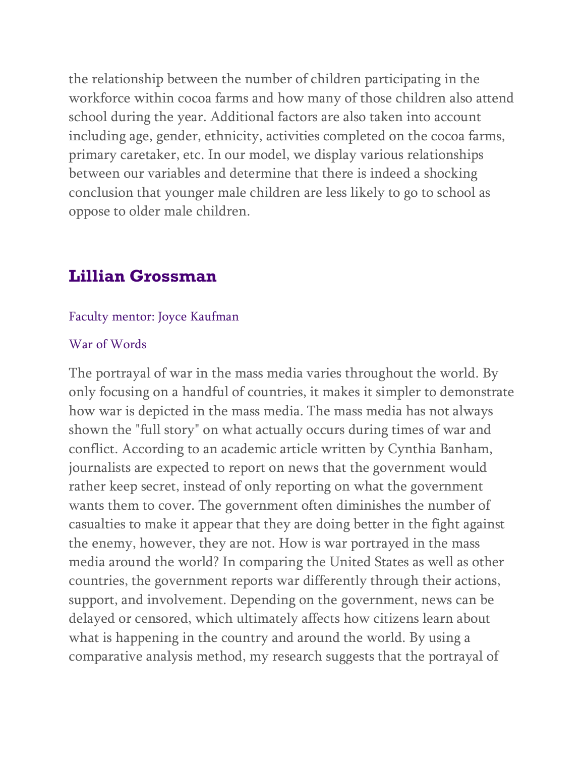the relationship between the number of children participating in the workforce within cocoa farms and how many of those children also attend school during the year. Additional factors are also taken into account including age, gender, ethnicity, activities completed on the cocoa farms, primary caretaker, etc. In our model, we display various relationships between our variables and determine that there is indeed a shocking conclusion that younger male children are less likely to go to school as oppose to older male children.

## Lillian Grossman

Faculty mentor: Joyce Kaufman

War of Words

The portrayal of war in the mass media varies throughout the world. By only focusing on a handful of countries, it makes it simpler to demonstrate how war is depicted in the mass media. The mass media has not always shown the "full story" on what actually occurs during times of war and conflict. According to an academic article written by Cynthia Banham, journalists are expected to report on news that the government would rather keep secret, instead of only reporting on what the government wants them to cover. The government often diminishes the number of casualties to make it appear that they are doing better in the fight against the enemy, however, they are not. How is war portrayed in the mass media around the world? In comparing the United States as well as other countries, the government reports war differently through their actions, support, and involvement. Depending on the government, news can be delayed or censored, which ultimately affects how citizens learn about what is happening in the country and around the world. By using a comparative analysis method, my research suggests that the portrayal of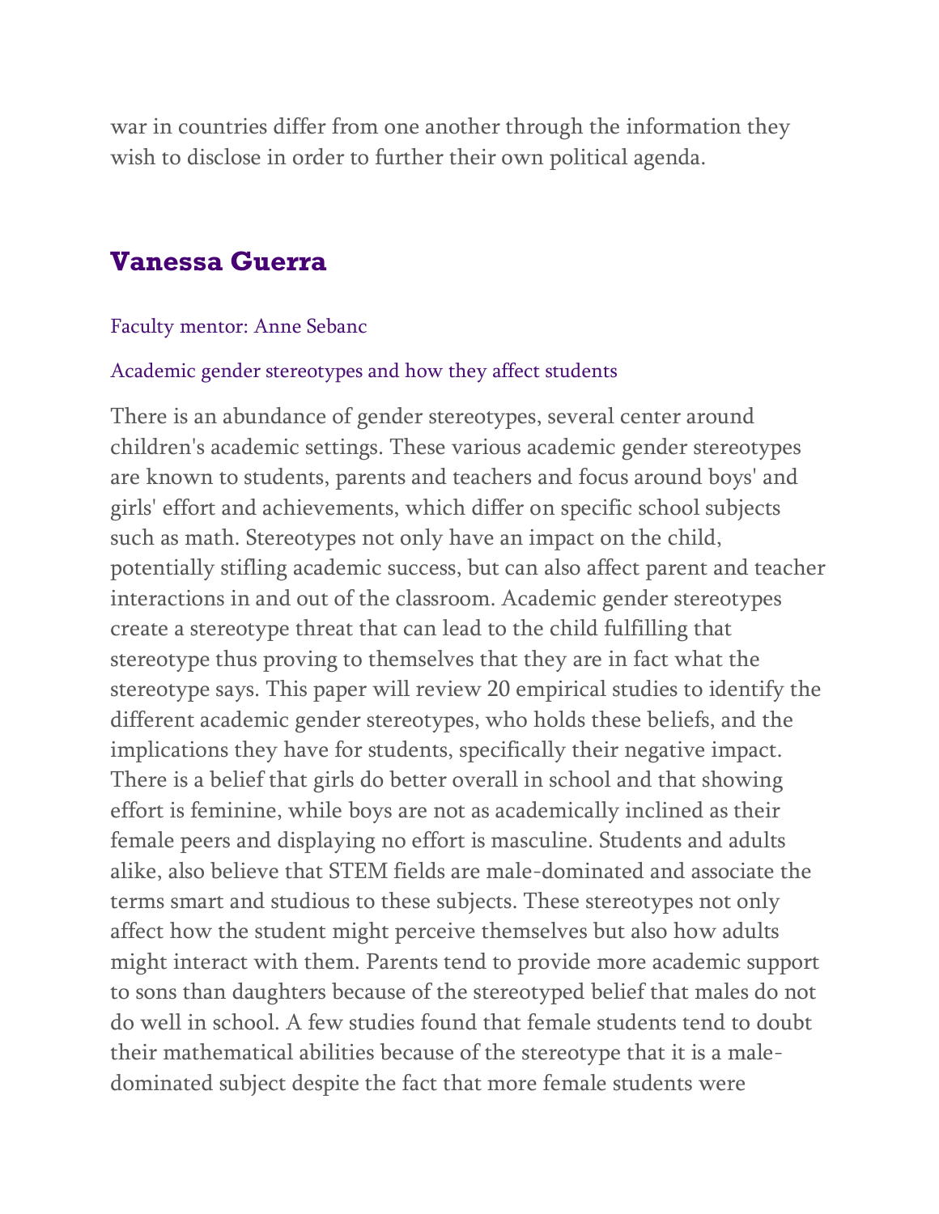war in countries differ from one another through the information they wish to disclose in order to further their own political agenda.

## Vanessa Guerra

Faculty mentor: Anne Sebanc

Academic gender stereotypes and how they affect students

There is an abundance of gender stereotypes, several center around children's academic settings. These various academic gender stereotypes are known to students, parents and teachers and focus around boys' and girls' effort and achievements, which differ on specific school subjects such as math. Stereotypes not only have an impact on the child, potentially stifling academic success, but can also affect parent and teacher interactions in and out of the classroom. Academic gender stereotypes create a stereotype threat that can lead to the child fulfilling that stereotype thus proving to themselves that they are in fact what the stereotype says. This paper will review 20 empirical studies to identify the different academic gender stereotypes, who holds these beliefs, and the implications they have for students, specifically their negative impact. There is a belief that girls do better overall in school and that showing effort is feminine, while boys are not as academically inclined as their female peers and displaying no effort is masculine. Students and adults alike, also believe that STEM fields are male-dominated and associate the terms smart and studious to these subjects. These stereotypes not only affect how the student might perceive themselves but also how adults might interact with them. Parents tend to provide more academic support to sons than daughters because of the stereotyped belief that males do not do well in school. A few studies found that female students tend to doubt their mathematical abilities because of the stereotype that it is a male-dominated subject despite the fact that more female students were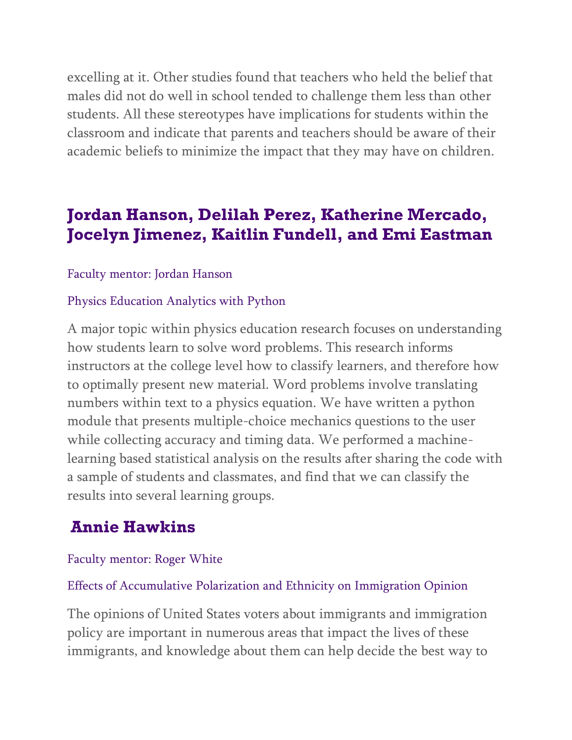excelling at it. Other studies found that teachers who held the belief that males did not do well in school tended to challenge them less than other students. All these stereotypes have implications for students within the classroom and indicate that parents and teachers should be aware of their academic beliefs to minimize the impact that they may have on children.

## Jordan Hanson, Delilah Perez, Katherine Mercado, Jocelyn Jimenez, Kaitlin Fundell, and Emi Eastman

Faculty mentor: Jordan Hanson

Physics Education Analytics with Python

A major topic within physics education research focuses on understanding how students learn to solve word problems. This research informs instructors at the college level how to classify learners, and therefore how to optimally present new material. Word problems involve translating numbers within text to a physics equation. We have written a python module that presents multiple-choice mechanics questions to the user while collecting accuracy and timing data. We performed a machine-learning based statistical analysis on the results after sharing the code with a sample of students and classmates, and find that we can classify the results into several learning groups.

## Annie Hawkins

Faculty mentor: Roger White

Effects of Accumulative Polarization and Ethnicity on Immigration Opinion

The opinions of United States voters about immigrants and immigration policy are important in numerous areas that impact the lives of these immigrants, and knowledge about them can help decide the best way to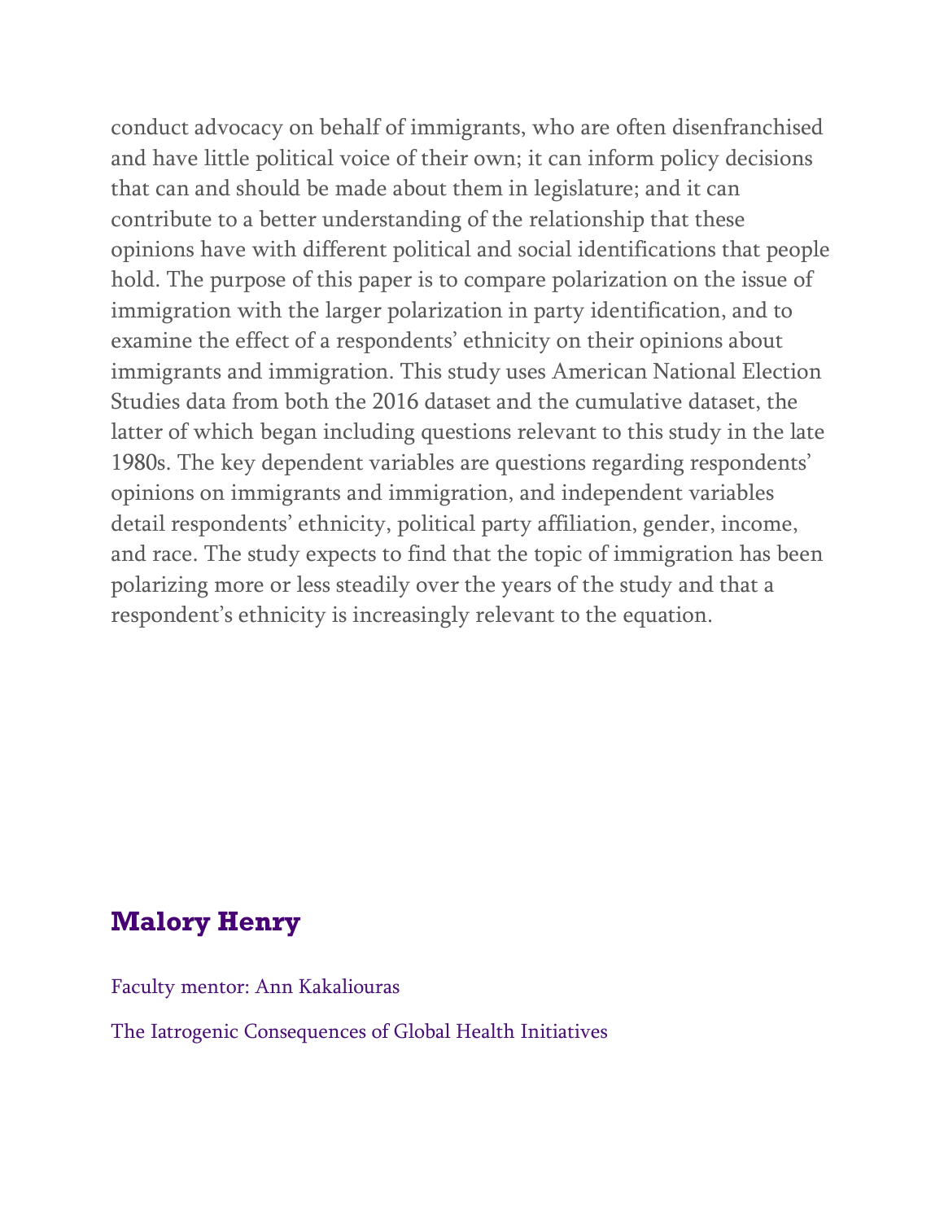conduct advocacy on behalf of immigrants, who are often disenfranchised and have little political voice of their own; it can inform policy decisions that can and should be made about them in legislature; and it can contribute to a better understanding of the relationship that these opinions have with different political and social identifications that people hold. The purpose of this paper is to compare polarization on the issue of immigration with the larger polarization in party identification, and to examine the effect of a respondents' ethnicity on their opinions about immigrants and immigration. This study uses American National Election Studies data from both the 2016 dataset and the cumulative dataset, the latter of which began including questions relevant to this study in the late 1980s. The key dependent variables are questions regarding respondents' opinions on immigrants and immigration, and independent variables detail respondents' ethnicity, political party affiliation, gender, income, and race. The study expects to find that the topic of immigration has been polarizing more or less steadily over the years of the study and that a respondent's ethnicity is increasingly relevant to the equation.

## Malory Henry

Faculty mentor: Ann Kakaliouras

The Iatrogenic Consequences of Global Health Initiatives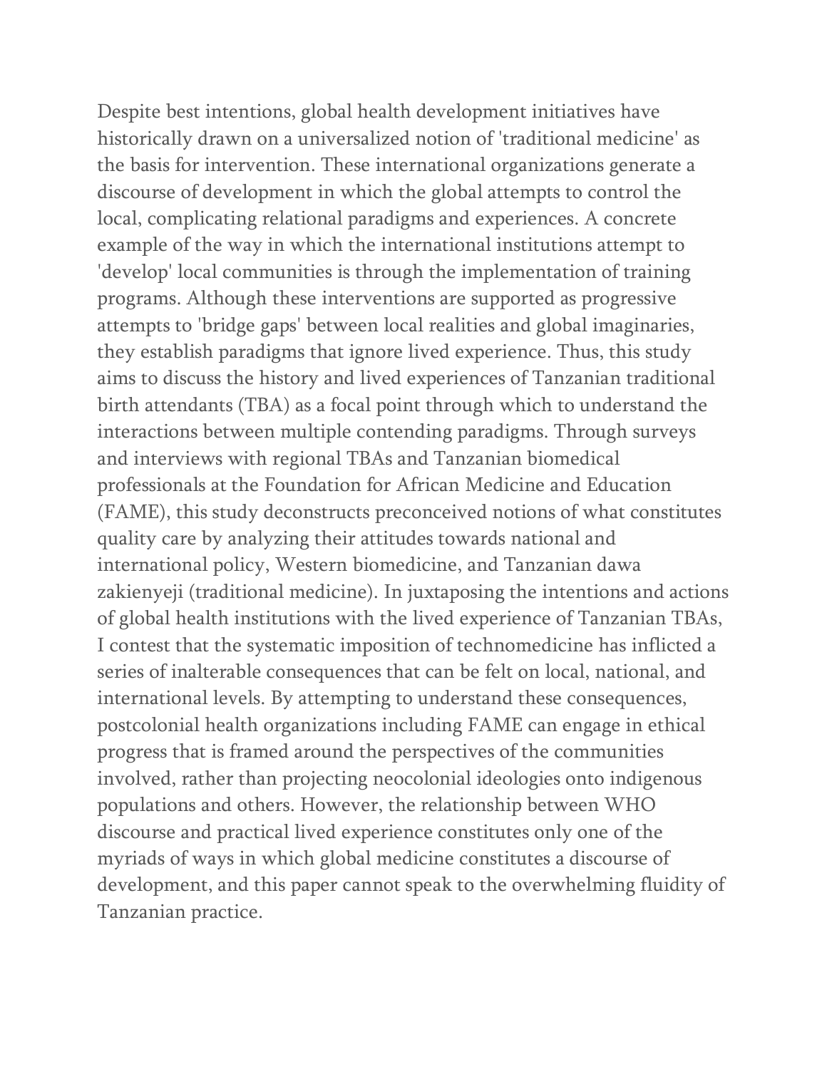Despite best intentions, global health development initiatives have historically drawn on a universalized notion of 'traditional medicine' as the basis for intervention. These international organizations generate a discourse of development in which the global attempts to control the local, complicating relational paradigms and experiences. A concrete example of the way in which the international institutions attempt to 'develop' local communities is through the implementation of training programs. Although these interventions are supported as progressive attempts to 'bridge gaps' between local realities and global imaginaries, they establish paradigms that ignore lived experience. Thus, this study aims to discuss the history and lived experiences of Tanzanian traditional birth attendants (TBA) as a focal point through which to understand the interactions between multiple contending paradigms. Through surveys and interviews with regional TBAs and Tanzanian biomedical professionals at the Foundation for African Medicine and Education (FAME), this study deconstructs preconceived notions of what constitutes quality care by analyzing their attitudes towards national and international policy, Western biomedicine, and Tanzanian dawa zakienyeji (traditional medicine). In juxtaposing the intentions and actions of global health institutions with the lived experience of Tanzanian TBAs, I contest that the systematic imposition of technomedicine has inflicted a series of inalterable consequences that can be felt on local, national, and international levels. By attempting to understand these consequences, postcolonial health organizations including FAME can engage in ethical progress that is framed around the perspectives of the communities involved, rather than projecting neocolonial ideologies onto indigenous populations and others. However, the relationship between WHO discourse and practical lived experience constitutes only one of the myriads of ways in which global medicine constitutes a discourse of development, and this paper cannot speak to the overwhelming fluidity of Tanzanian practice.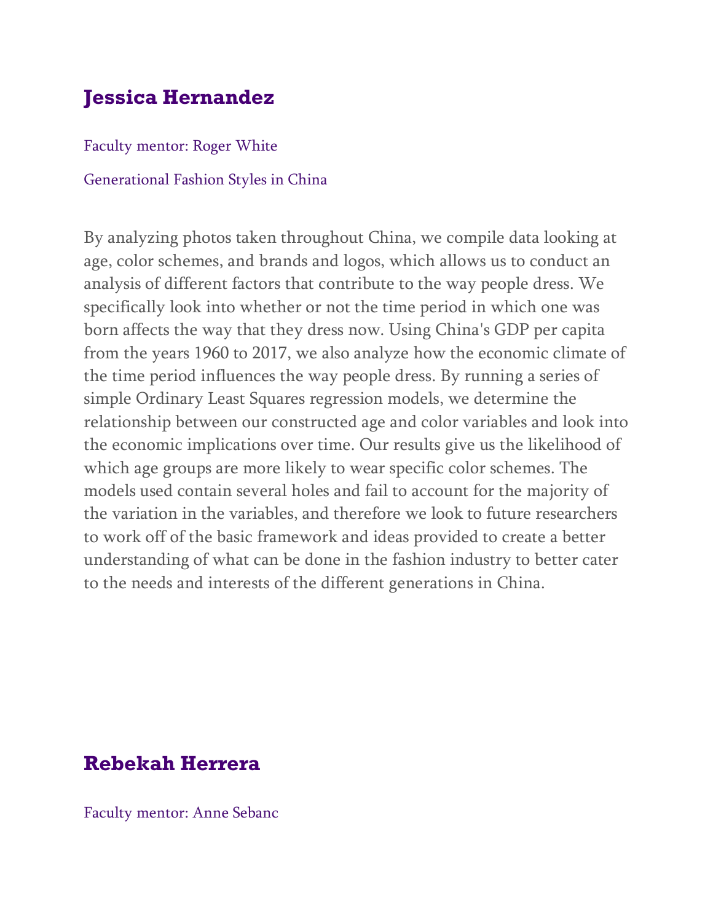## Jessica Hernandez

Faculty mentor: Roger White

Generational Fashion Styles in China

By analyzing photos taken throughout China, we compile data looking at age, color schemes, and brands and logos, which allows us to conduct an analysis of different factors that contribute to the way people dress. We specifically look into whether or not the time period in which one was born affects the way that they dress now. Using China's GDP per capita from the years 1960 to 2017, we also analyze how the economic climate of the time period influences the way people dress. By running a series of simple Ordinary Least Squares regression models, we determine the relationship between our constructed age and color variables and look into the economic implications over time. Our results give us the likelihood of which age groups are more likely to wear specific color schemes. The models used contain several holes and fail to account for the majority of the variation in the variables, and therefore we look to future researchers to work off of the basic framework and ideas provided to create a better understanding of what can be done in the fashion industry to better cater to the needs and interests of the different generations in China.

## Rebekah Herrera

Faculty mentor: Anne Sebanc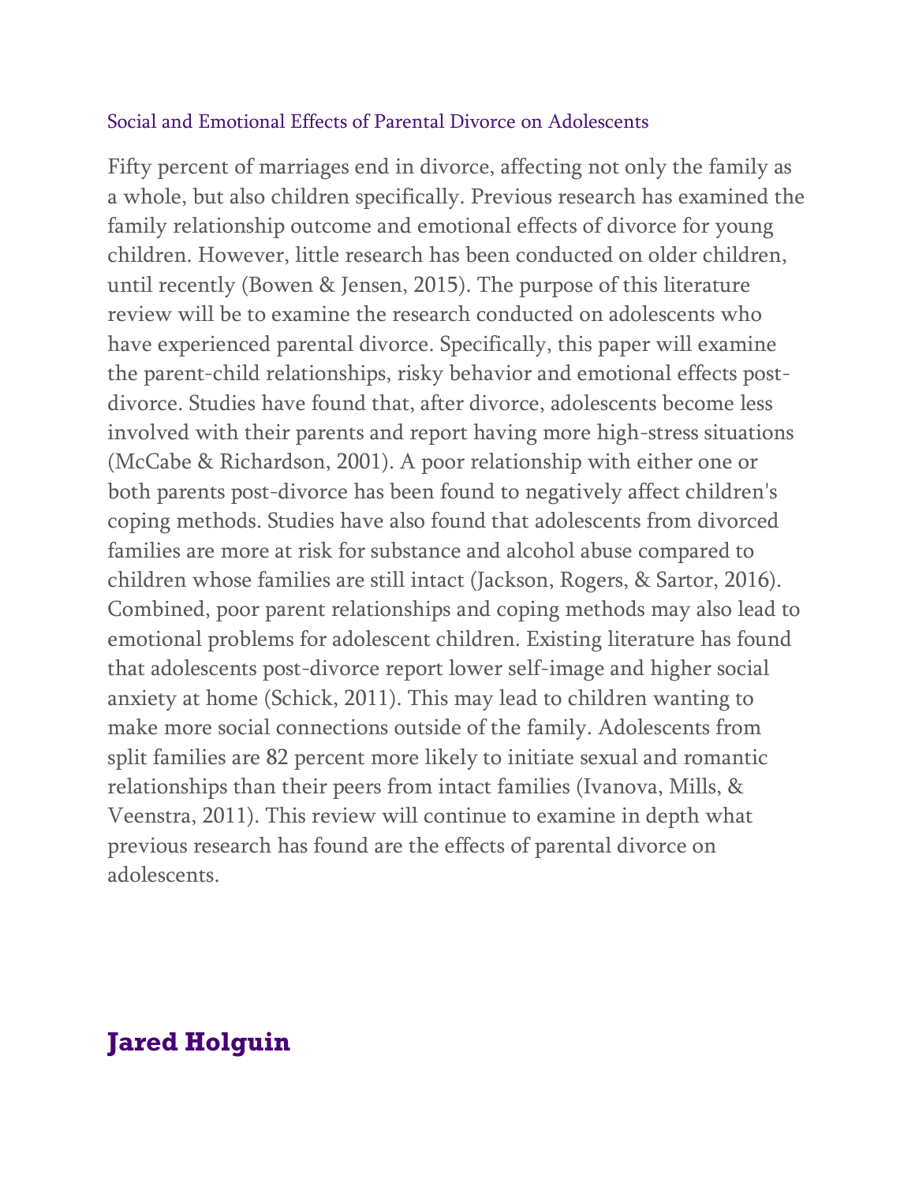## Social and Emotional Effects of Parental Divorce on Adolescents

Fifty percent of marriages end in divorce, affecting not only the family as a whole, but also children specifically. Previous research has examined the family relationship outcome and emotional effects of divorce for young children. However, little research has been conducted on older children, until recently (Bowen & Jensen, 2015). The purpose of this literature review will be to examine the research conducted on adolescents who have experienced parental divorce. Specifically, this paper will examine the parent-child relationships, risky behavior and emotional effects post-divorce. Studies have found that, after divorce, adolescents become less involved with their parents and report having more high-stress situations (McCabe & Richardson, 2001). A poor relationship with either one or both parents post-divorce has been found to negatively affect children's coping methods. Studies have also found that adolescents from divorced families are more at risk for substance and alcohol abuse compared to children whose families are still intact (Jackson, Rogers, & Sartor, 2016). Combined, poor parent relationships and coping methods may also lead to emotional problems for adolescent children. Existing literature has found that adolescents post-divorce report lower self-image and higher social anxiety at home (Schick, 2011). This may lead to children wanting to make more social connections outside of the family. Adolescents from split families are 82 percent more likely to initiate sexual and romantic relationships than their peers from intact families (Ivanova, Mills, & Veenstra, 2011). This review will continue to examine in depth what previous research has found are the effects of parental divorce on adolescents.

## Jared Holguin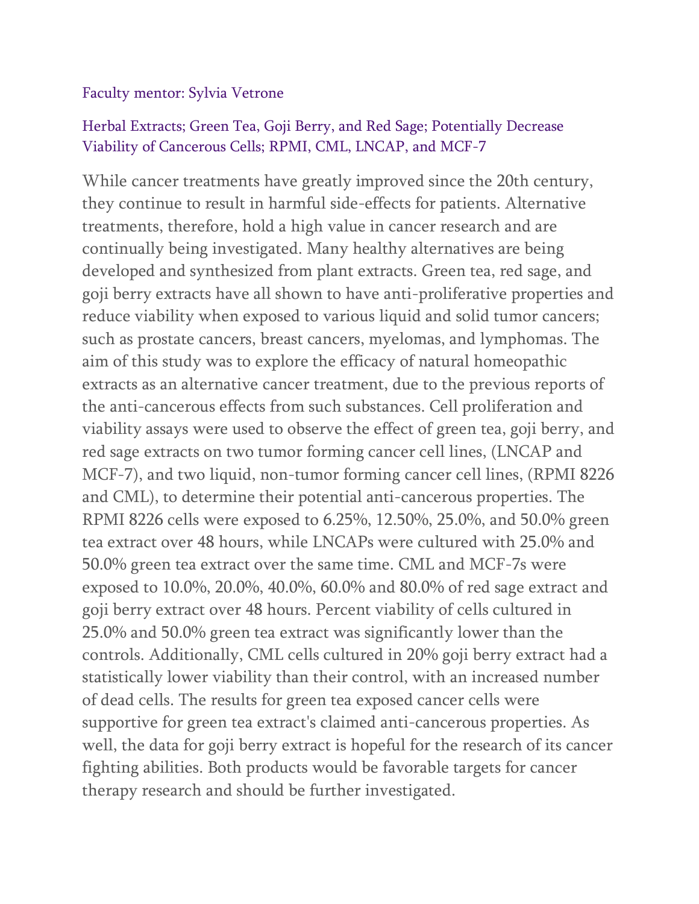Faculty mentor: Sylvia Vetrone

### Herbal Extracts; Green Tea, Goji Berry, and Red Sage; Potentially Decrease Viability of Cancerous Cells; RPMI, CML, LNCAP, and MCF-7

While cancer treatments have greatly improved since the 20th century, they continue to result in harmful side-effects for patients. Alternative treatments, therefore, hold a high value in cancer research and are continually being investigated. Many healthy alternatives are being developed and synthesized from plant extracts. Green tea, red sage, and goji berry extracts have all shown to have anti-proliferative properties and reduce viability when exposed to various liquid and solid tumor cancers; such as prostate cancers, breast cancers, myelomas, and lymphomas. The aim of this study was to explore the efficacy of natural homeopathic extracts as an alternative cancer treatment, due to the previous reports of the anti-cancerous effects from such substances. Cell proliferation and viability assays were used to observe the effect of green tea, goji berry, and red sage extracts on two tumor forming cancer cell lines, (LNCAP and MCF-7), and two liquid, non-tumor forming cancer cell lines, (RPMI 8226 and CML), to determine their potential anti-cancerous properties. The RPMI 8226 cells were exposed to 6.25%, 12.50%, 25.0%, and 50.0% green tea extract over 48 hours, while LNCAPs were cultured with 25.0% and 50.0% green tea extract over the same time. CML and MCF-7s were exposed to 10.0%, 20.0%, 40.0%, 60.0% and 80.0% of red sage extract and goji berry extract over 48 hours. Percent viability of cells cultured in 25.0% and 50.0% green tea extract was significantly lower than the controls. Additionally, CML cells cultured in 20% goji berry extract had a statistically lower viability than their control, with an increased number of dead cells. The results for green tea exposed cancer cells were supportive for green tea extract's claimed anti-cancerous properties. As well, the data for goji berry extract is hopeful for the research of its cancer fighting abilities. Both products would be favorable targets for cancer therapy research and should be further investigated.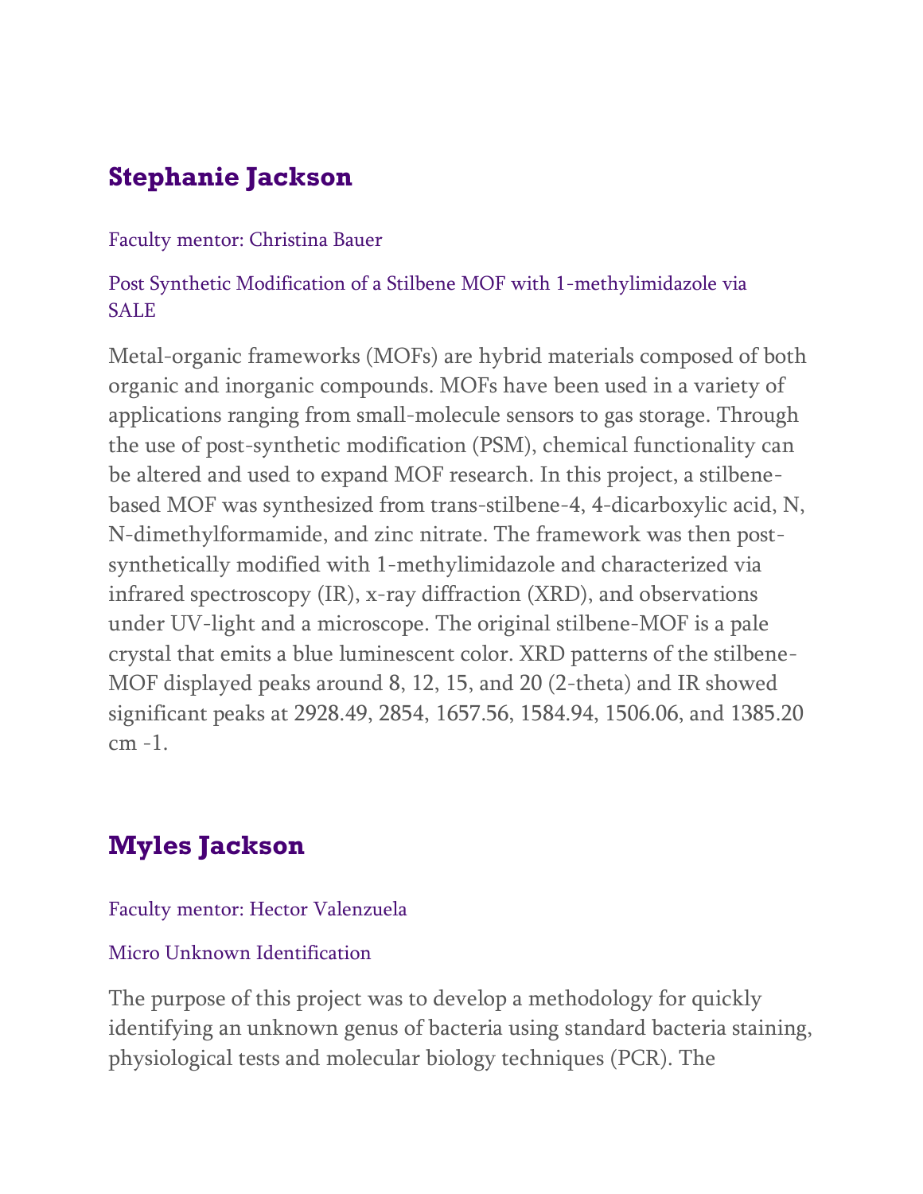## Stephanie Jackson

Faculty mentor: Christina Bauer

Post Synthetic Modification of a Stilbene MOF with 1-methylimidazole via SALE

Metal-organic frameworks (MOFs) are hybrid materials composed of both organic and inorganic compounds. MOFs have been used in a variety of applications ranging from small-molecule sensors to gas storage. Through the use of post-synthetic modification (PSM), chemical functionality can be altered and used to expand MOF research. In this project, a stilbene-based MOF was synthesized from trans-stilbene-4, 4-dicarboxylic acid, N, N-dimethylformamide, and zinc nitrate. The framework was then post-synthetically modified with 1-methylimidazole and characterized via infrared spectroscopy (IR), x-ray diffraction (XRD), and observations under UV-light and a microscope. The original stilbene-MOF is a pale crystal that emits a blue luminescent color. XRD patterns of the stilbene-MOF displayed peaks around 8, 12, 15, and 20 (2-theta) and IR showed significant peaks at 2928.49, 2854, 1657.56, 1584.94, 1506.06, and 1385.20 cm -1.

## Myles Jackson

Faculty mentor: Hector Valenzuela

Micro Unknown Identification

The purpose of this project was to develop a methodology for quickly identifying an unknown genus of bacteria using standard bacteria staining, physiological tests and molecular biology techniques (PCR). The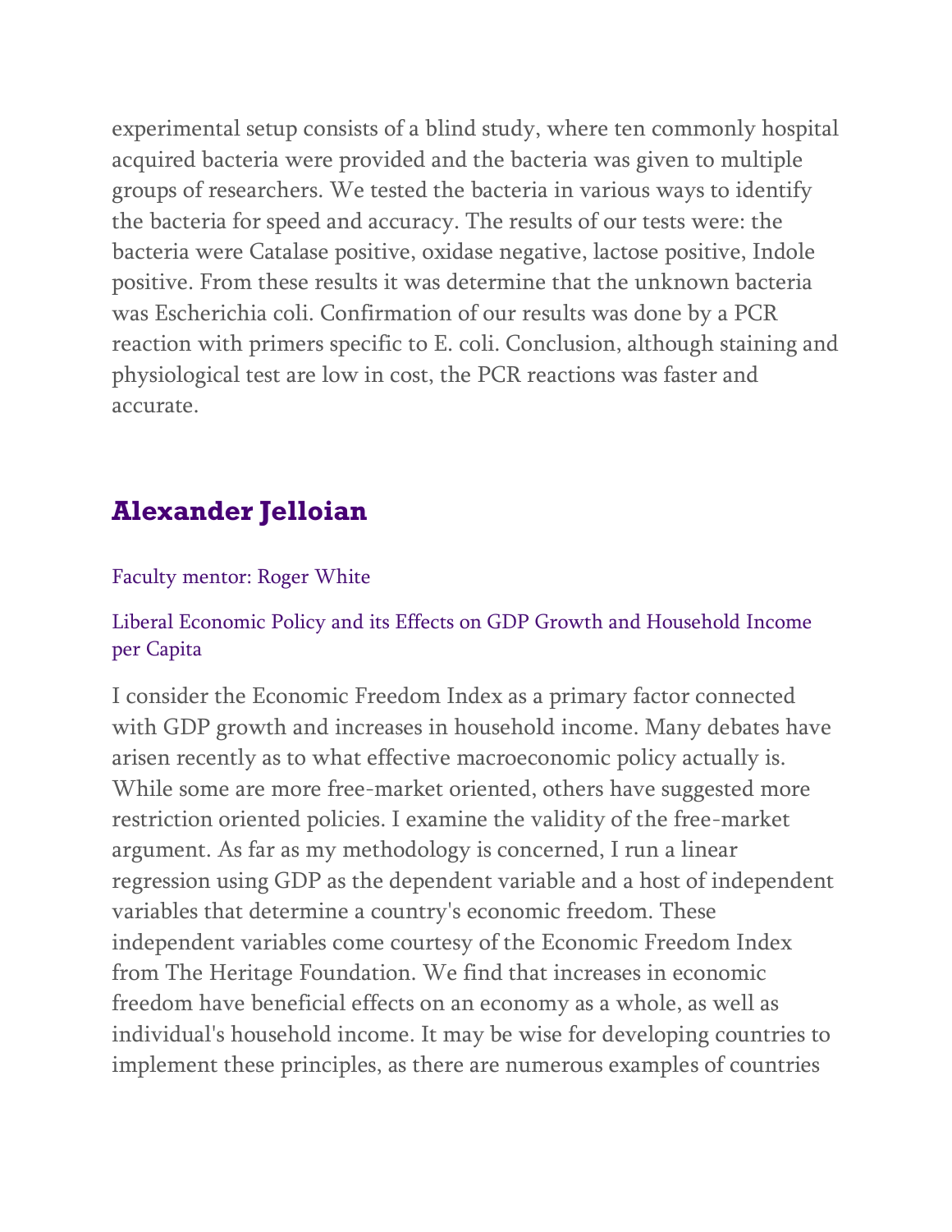experimental setup consists of a blind study, where ten commonly hospital acquired bacteria were provided and the bacteria was given to multiple groups of researchers. We tested the bacteria in various ways to identify the bacteria for speed and accuracy. The results of our tests were: the bacteria were Catalase positive, oxidase negative, lactose positive, Indole positive. From these results it was determine that the unknown bacteria was Escherichia coli. Confirmation of our results was done by a PCR reaction with primers specific to E. coli. Conclusion, although staining and physiological test are low in cost, the PCR reactions was faster and accurate.

## Alexander Jelloian

Faculty mentor: Roger White

Liberal Economic Policy and its Effects on GDP Growth and Household Income per Capita

I consider the Economic Freedom Index as a primary factor connected with GDP growth and increases in household income. Many debates have arisen recently as to what effective macroeconomic policy actually is. While some are more free-market oriented, others have suggested more restriction oriented policies. I examine the validity of the free-market argument. As far as my methodology is concerned, I run a linear regression using GDP as the dependent variable and a host of independent variables that determine a country's economic freedom. These independent variables come courtesy of the Economic Freedom Index from The Heritage Foundation. We find that increases in economic freedom have beneficial effects on an economy as a whole, as well as individual's household income. It may be wise for developing countries to implement these principles, as there are numerous examples of countries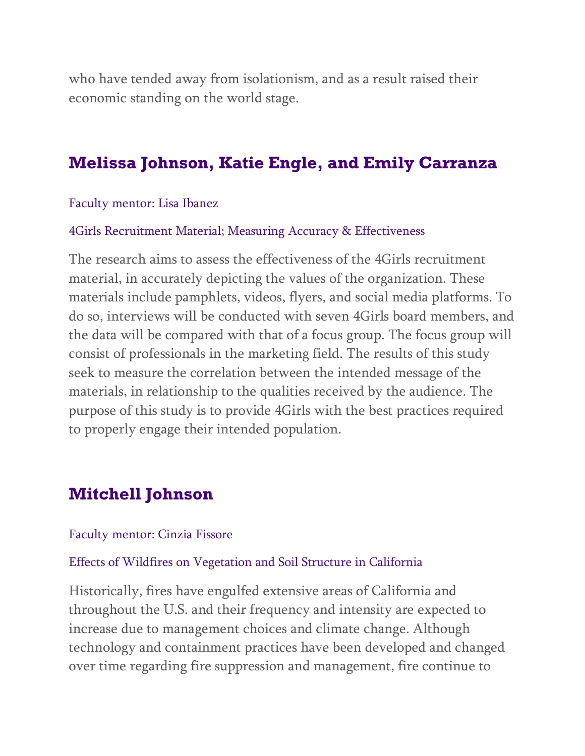who have tended away from isolationism, and as a result raised their economic standing on the world stage.

## Melissa Johnson, Katie Engle, and Emily Carranza

Faculty mentor: Lisa Ibanez

4Girls Recruitment Material; Measuring Accuracy & Effectiveness

The research aims to assess the effectiveness of the 4Girls recruitment material, in accurately depicting the values of the organization. These materials include pamphlets, videos, flyers, and social media platforms. To do so, interviews will be conducted with seven 4Girls board members, and the data will be compared with that of a focus group. The focus group will consist of professionals in the marketing field. The results of this study seek to measure the correlation between the intended message of the materials, in relationship to the qualities received by the audience. The purpose of this study is to provide 4Girls with the best practices required to properly engage their intended population.

## Mitchell Johnson

Faculty mentor: Cinzia Fissore

Effects of Wildfires on Vegetation and Soil Structure in California

Historically, fires have engulfed extensive areas of California and throughout the U.S. and their frequency and intensity are expected to increase due to management choices and climate change. Although technology and containment practices have been developed and changed over time regarding fire suppression and management, fire continue to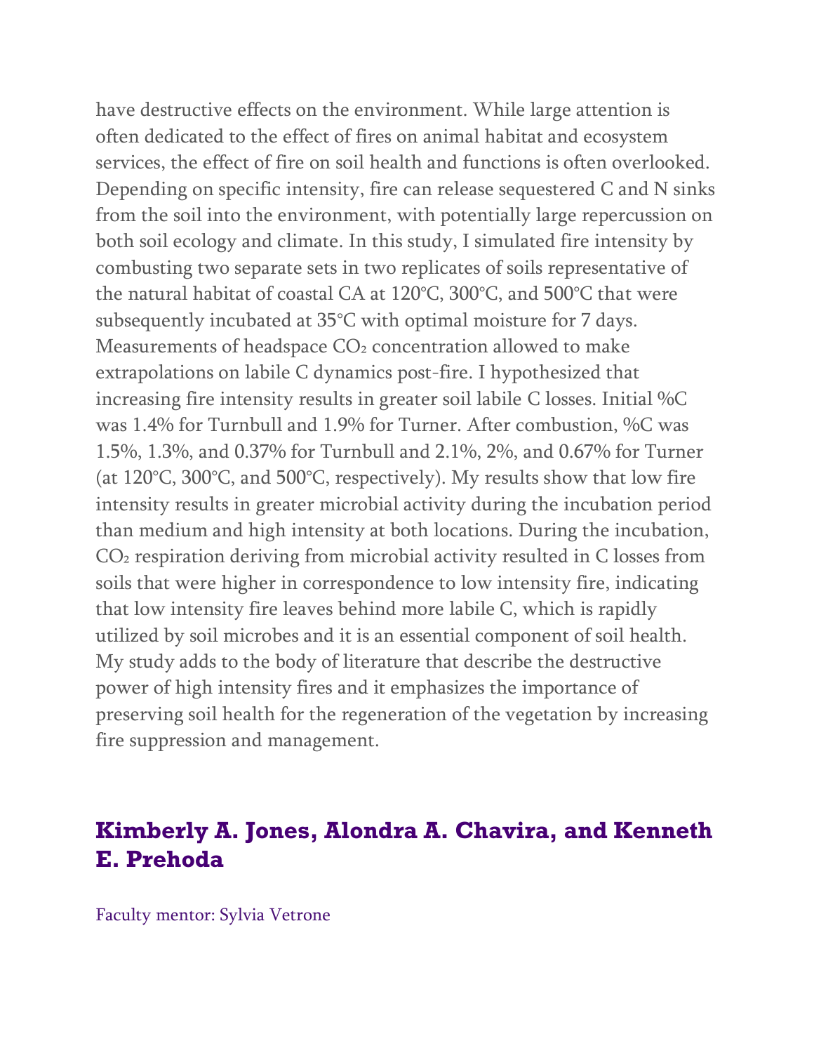have destructive effects on the environment. While large attention is often dedicated to the effect of fires on animal habitat and ecosystem services, the effect of fire on soil health and functions is often overlooked. Depending on specific intensity, fire can release sequestered C and N sinks from the soil into the environment, with potentially large repercussion on both soil ecology and climate. In this study, I simulated fire intensity by combusting two separate sets in two replicates of soils representative of the natural habitat of coastal CA at 120°C, 300°C, and 500°C that were subsequently incubated at 35°C with optimal moisture for 7 days. Measurements of headspace $CO_2$ concentration allowed to make extrapolations on labile C dynamics post-fire. I hypothesized that increasing fire intensity results in greater soil labile C losses. Initial %C was 1.4% for Turnbull and 1.9% for Turner. After combustion, %C was 1.5%, 1.3%, and 0.37% for Turnbull and 2.1%, 2%, and 0.67% for Turner (at 120°C, 300°C, and 500°C, respectively). My results show that low fire intensity results in greater microbial activity during the incubation period than medium and high intensity at both locations. During the incubation, $CO_2$ respiration deriving from microbial activity resulted in C losses from soils that were higher in correspondence to low intensity fire, indicating that low intensity fire leaves behind more labile C, which is rapidly utilized by soil microbes and it is an essential component of soil health. My study adds to the body of literature that describe the destructive power of high intensity fires and it emphasizes the importance of preserving soil health for the regeneration of the vegetation by increasing fire suppression and management.

## Kimberly A. Jones, Alondra A. Chavira, and Kenneth E. Prehoda

Faculty mentor: Sylvia Vetrone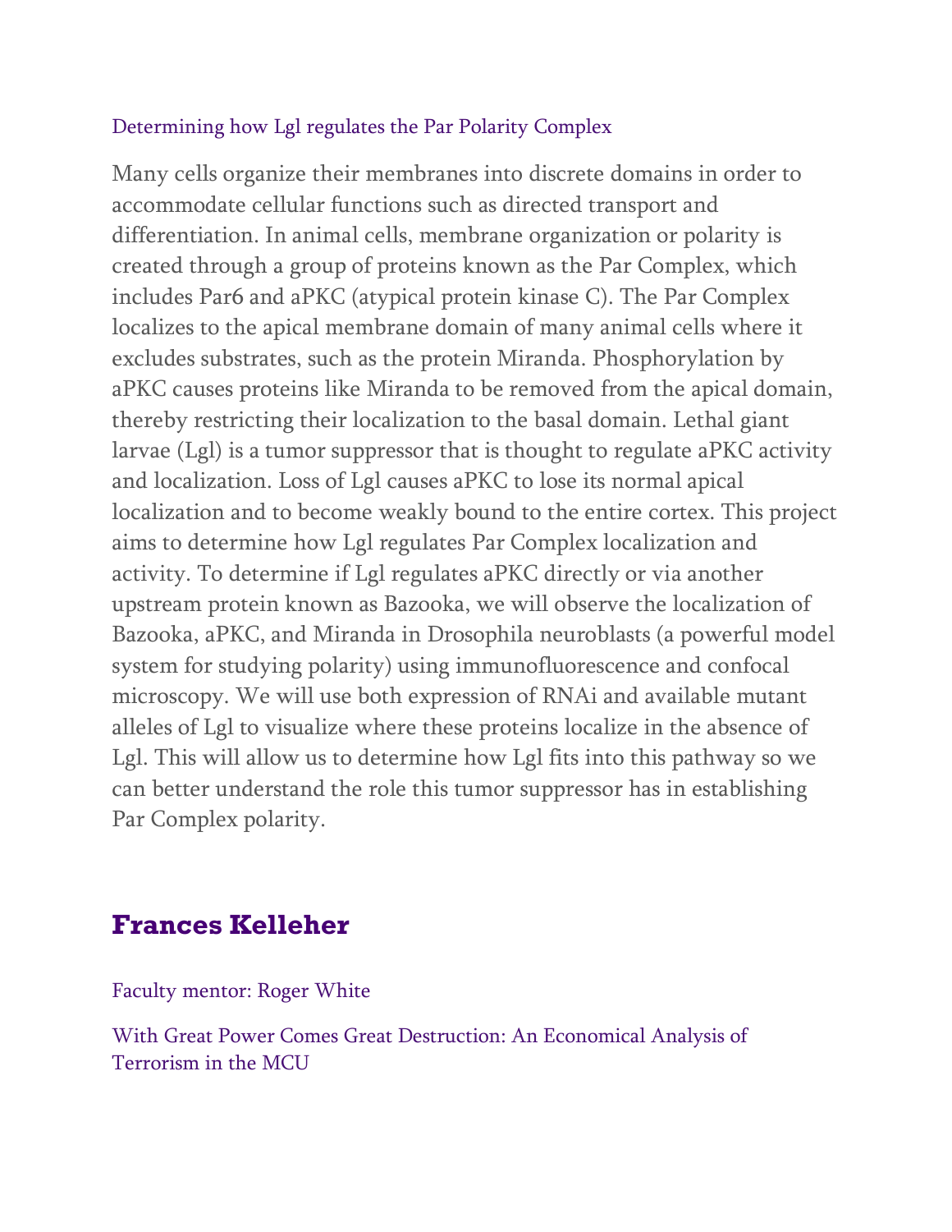Determining how Lgl regulates the Par Polarity Complex

Many cells organize their membranes into discrete domains in order to accommodate cellular functions such as directed transport and differentiation. In animal cells, membrane organization or polarity is created through a group of proteins known as the Par Complex, which includes Par6 and aPKC (atypical protein kinase C). The Par Complex localizes to the apical membrane domain of many animal cells where it excludes substrates, such as the protein Miranda. Phosphorylation by aPKC causes proteins like Miranda to be removed from the apical domain, thereby restricting their localization to the basal domain. Lethal giant larvae (Lgl) is a tumor suppressor that is thought to regulate aPKC activity and localization. Loss of Lgl causes aPKC to lose its normal apical localization and to become weakly bound to the entire cortex. This project aims to determine how Lgl regulates Par Complex localization and activity. To determine if Lgl regulates aPKC directly or via another upstream protein known as Bazooka, we will observe the localization of Bazooka, aPKC, and Miranda in Drosophila neuroblasts (a powerful model system for studying polarity) using immunofluorescence and confocal microscopy. We will use both expression of RNAi and available mutant alleles of Lgl to visualize where these proteins localize in the absence of Lgl. This will allow us to determine how Lgl fits into this pathway so we can better understand the role this tumor suppressor has in establishing Par Complex polarity.

## Frances Kelleher

Faculty mentor: Roger White

With Great Power Comes Great Destruction: An Economical Analysis of Terrorism in the MCU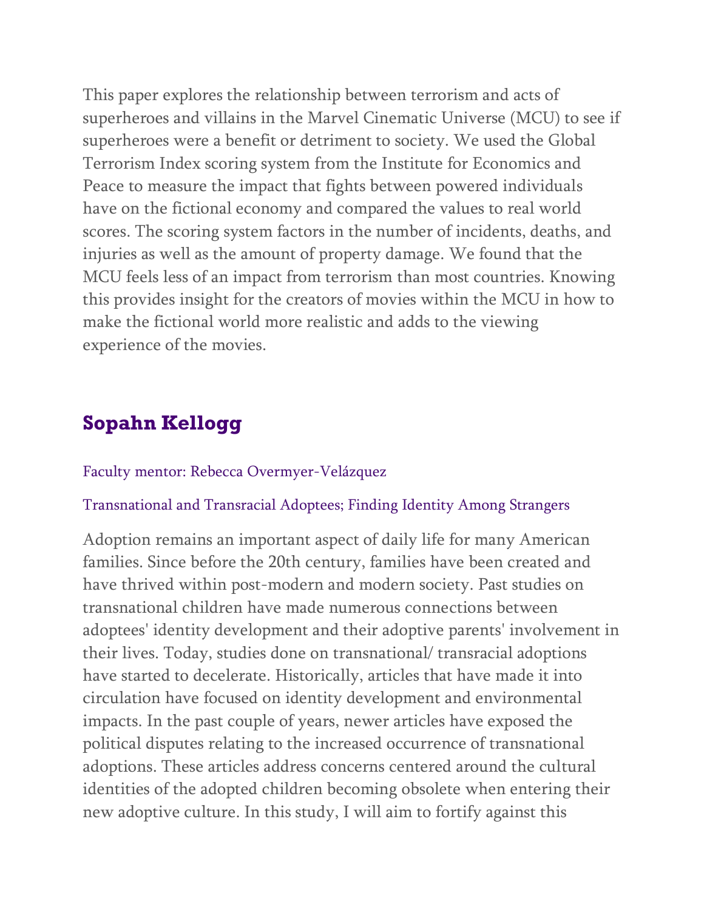This paper explores the relationship between terrorism and acts of superheroes and villains in the Marvel Cinematic Universe (MCU) to see if superheroes were a benefit or detriment to society. We used the Global Terrorism Index scoring system from the Institute for Economics and Peace to measure the impact that fights between powered individuals have on the fictional economy and compared the values to real world scores. The scoring system factors in the number of incidents, deaths, and injuries as well as the amount of property damage. We found that the MCU feels less of an impact from terrorism than most countries. Knowing this provides insight for the creators of movies within the MCU in how to make the fictional world more realistic and adds to the viewing experience of the movies.

## Sopahn Kellogg

Faculty mentor: Rebecca Overmyer-Velázquez

Transnational and Transracial Adoptees; Finding Identity Among Strangers

Adoption remains an important aspect of daily life for many American families. Since before the 20th century, families have been created and have thrived within post-modern and modern society. Past studies on transnational children have made numerous connections between adoptees' identity development and their adoptive parents' involvement in their lives. Today, studies done on transnational/ transracial adoptions have started to decelerate. Historically, articles that have made it into circulation have focused on identity development and environmental impacts. In the past couple of years, newer articles have exposed the political disputes relating to the increased occurrence of transnational adoptions. These articles address concerns centered around the cultural identities of the adopted children becoming obsolete when entering their new adoptive culture. In this study, I will aim to fortify against this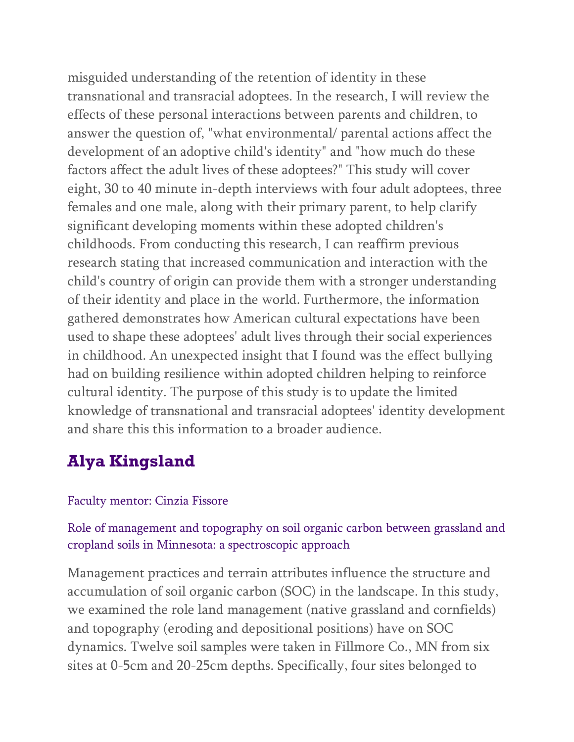misguided understanding of the retention of identity in these transnational and transracial adoptees. In the research, I will review the effects of these personal interactions between parents and children, to answer the question of, "what environmental/ parental actions affect the development of an adoptive child's identity" and "how much do these factors affect the adult lives of these adoptees?" This study will cover eight, 30 to 40 minute in-depth interviews with four adult adoptees, three females and one male, along with their primary parent, to help clarify significant developing moments within these adopted children's childhoods. From conducting this research, I can reaffirm previous research stating that increased communication and interaction with the child's country of origin can provide them with a stronger understanding of their identity and place in the world. Furthermore, the information gathered demonstrates how American cultural expectations have been used to shape these adoptees' adult lives through their social experiences in childhood. An unexpected insight that I found was the effect bullying had on building resilience within adopted children helping to reinforce cultural identity. The purpose of this study is to update the limited knowledge of transnational and transracial adoptees' identity development and share this this information to a broader audience.

## Alya Kingsland

Faculty mentor: Cinzia Fissore

Role of management and topography on soil organic carbon between grassland and cropland soils in Minnesota: a spectroscopic approach

Management practices and terrain attributes influence the structure and accumulation of soil organic carbon (SOC) in the landscape. In this study, we examined the role land management (native grassland and cornfields) and topography (eroding and depositional positions) have on SOC dynamics. Twelve soil samples were taken in Fillmore Co., MN from six sites at 0-5cm and 20-25cm depths. Specifically, four sites belonged to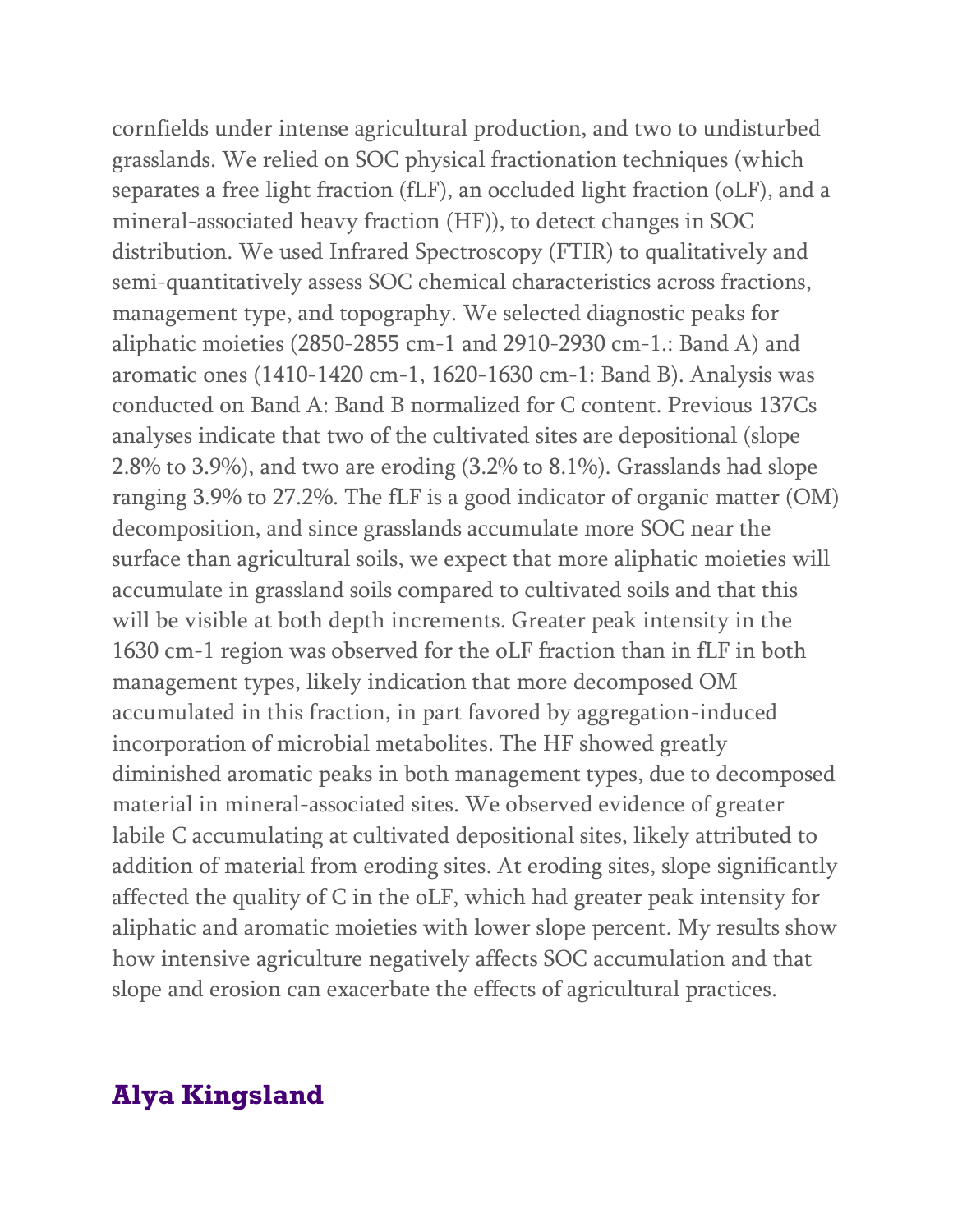cornfields under intense agricultural production, and two to undisturbed grasslands. We relied on SOC physical fractionation techniques (which separates a free light fraction (fLF), an occluded light fraction (oLF), and a mineral-associated heavy fraction (HF)), to detect changes in SOC distribution. We used Infrared Spectroscopy (FTIR) to qualitatively and semi-quantitatively assess SOC chemical characteristics across fractions, management type, and topography. We selected diagnostic peaks for aliphatic moieties (2850-2855 cm-1 and 2910-2930 cm-1.: Band A) and aromatic ones (1410-1420 cm-1, 1620-1630 cm-1: Band B). Analysis was conducted on Band A: Band B normalized for C content. Previous 137Cs analyses indicate that two of the cultivated sites are depositional (slope 2.8% to 3.9%), and two are eroding (3.2% to 8.1%). Grasslands had slope ranging 3.9% to 27.2%. The fLF is a good indicator of organic matter (OM) decomposition, and since grasslands accumulate more SOC near the surface than agricultural soils, we expect that more aliphatic moieties will accumulate in grassland soils compared to cultivated soils and that this will be visible at both depth increments. Greater peak intensity in the 1630 cm-1 region was observed for the oLF fraction than in fLF in both management types, likely indication that more decomposed OM accumulated in this fraction, in part favored by aggregation-induced incorporation of microbial metabolites. The HF showed greatly diminished aromatic peaks in both management types, due to decomposed material in mineral-associated sites. We observed evidence of greater labile C accumulating at cultivated depositional sites, likely attributed to addition of material from eroding sites. At eroding sites, slope significantly affected the quality of C in the oLF, which had greater peak intensity for aliphatic and aromatic moieties with lower slope percent. My results show how intensive agriculture negatively affects SOC accumulation and that slope and erosion can exacerbate the effects of agricultural practices.

## Alya Kingsland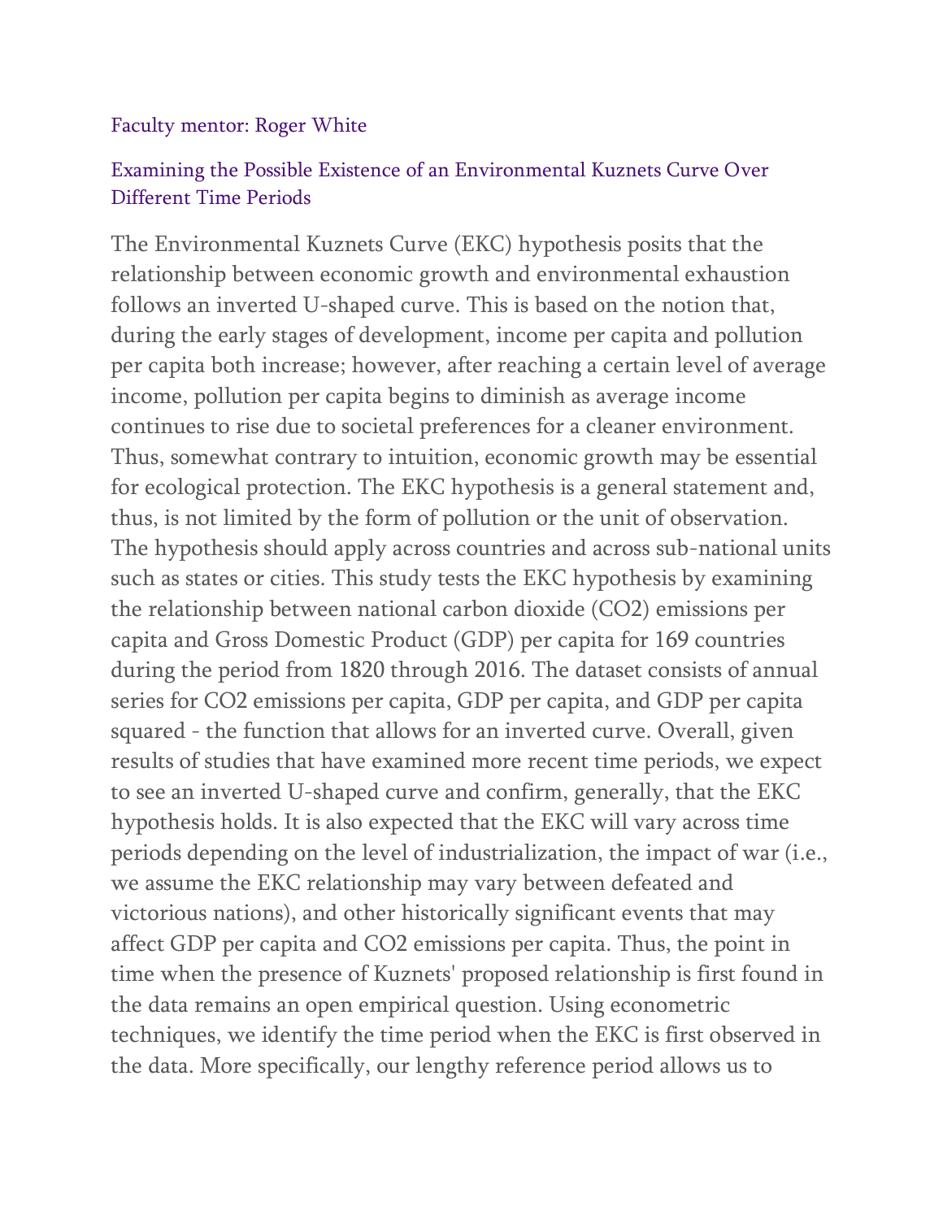Faculty mentor: Roger White

## Examining the Possible Existence of an Environmental Kuznets Curve Over Different Time Periods

The Environmental Kuznets Curve (EKC) hypothesis posits that the relationship between economic growth and environmental exhaustion follows an inverted U-shaped curve. This is based on the notion that, during the early stages of development, income per capita and pollution per capita both increase; however, after reaching a certain level of average income, pollution per capita begins to diminish as average income continues to rise due to societal preferences for a cleaner environment. Thus, somewhat contrary to intuition, economic growth may be essential for ecological protection. The EKC hypothesis is a general statement and, thus, is not limited by the form of pollution or the unit of observation. The hypothesis should apply across countries and across sub-national units such as states or cities. This study tests the EKC hypothesis by examining the relationship between national carbon dioxide ($CO_2$) emissions per capita and Gross Domestic Product (GDP) per capita for 169 countries during the period from 1820 through 2016. The dataset consists of annual series for $CO_2$ emissions per capita, GDP per capita, and GDP per capita squared - the function that allows for an inverted curve. Overall, given results of studies that have examined more recent time periods, we expect to see an inverted U-shaped curve and confirm, generally, that the EKC hypothesis holds. It is also expected that the EKC will vary across time periods depending on the level of industrialization, the impact of war (i.e., we assume the EKC relationship may vary between defeated and victorious nations), and other historically significant events that may affect GDP per capita and $CO_2$ emissions per capita. Thus, the point in time when the presence of Kuznets' proposed relationship is first found in the data remains an open empirical question. Using econometric techniques, we identify the time period when the EKC is first observed in the data. More specifically, our lengthy reference period allows us to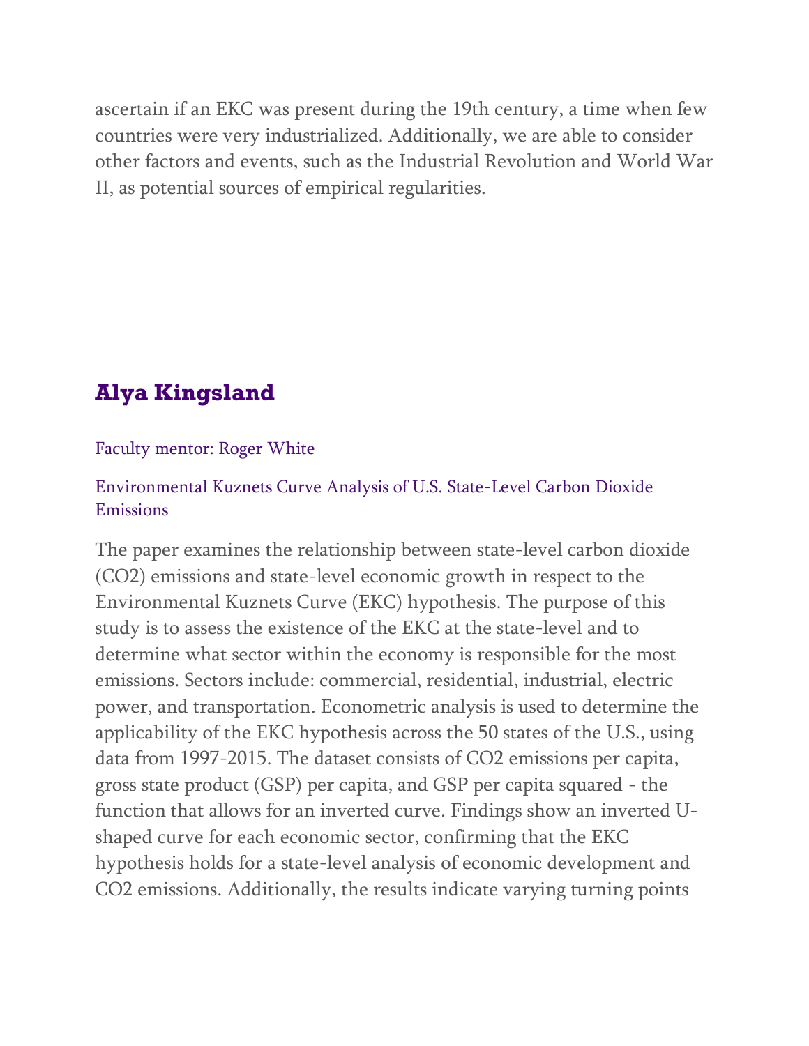ascertain if an EKC was present during the 19th century, a time when few countries were very industrialized. Additionally, we are able to consider other factors and events, such as the Industrial Revolution and World War II, as potential sources of empirical regularities.

## Alya Kingsland

Faculty mentor: Roger White

Environmental Kuznets Curve Analysis of U.S. State-Level Carbon Dioxide Emissions

The paper examines the relationship between state-level carbon dioxide ($CO_2$) emissions and state-level economic growth in respect to the Environmental Kuznets Curve (EKC) hypothesis. The purpose of this study is to assess the existence of the EKC at the state-level and to determine what sector within the economy is responsible for the most emissions. Sectors include: commercial, residential, industrial, electric power, and transportation. Econometric analysis is used to determine the applicability of the EKC hypothesis across the 50 states of the U.S., using data from 1997-2015. The dataset consists of $CO_2$ emissions per capita, gross state product (GSP) per capita, and GSP per capita squared - the function that allows for an inverted curve. Findings show an inverted U-shaped curve for each economic sector, confirming that the EKC hypothesis holds for a state-level analysis of economic development and $CO_2$ emissions. Additionally, the results indicate varying turning points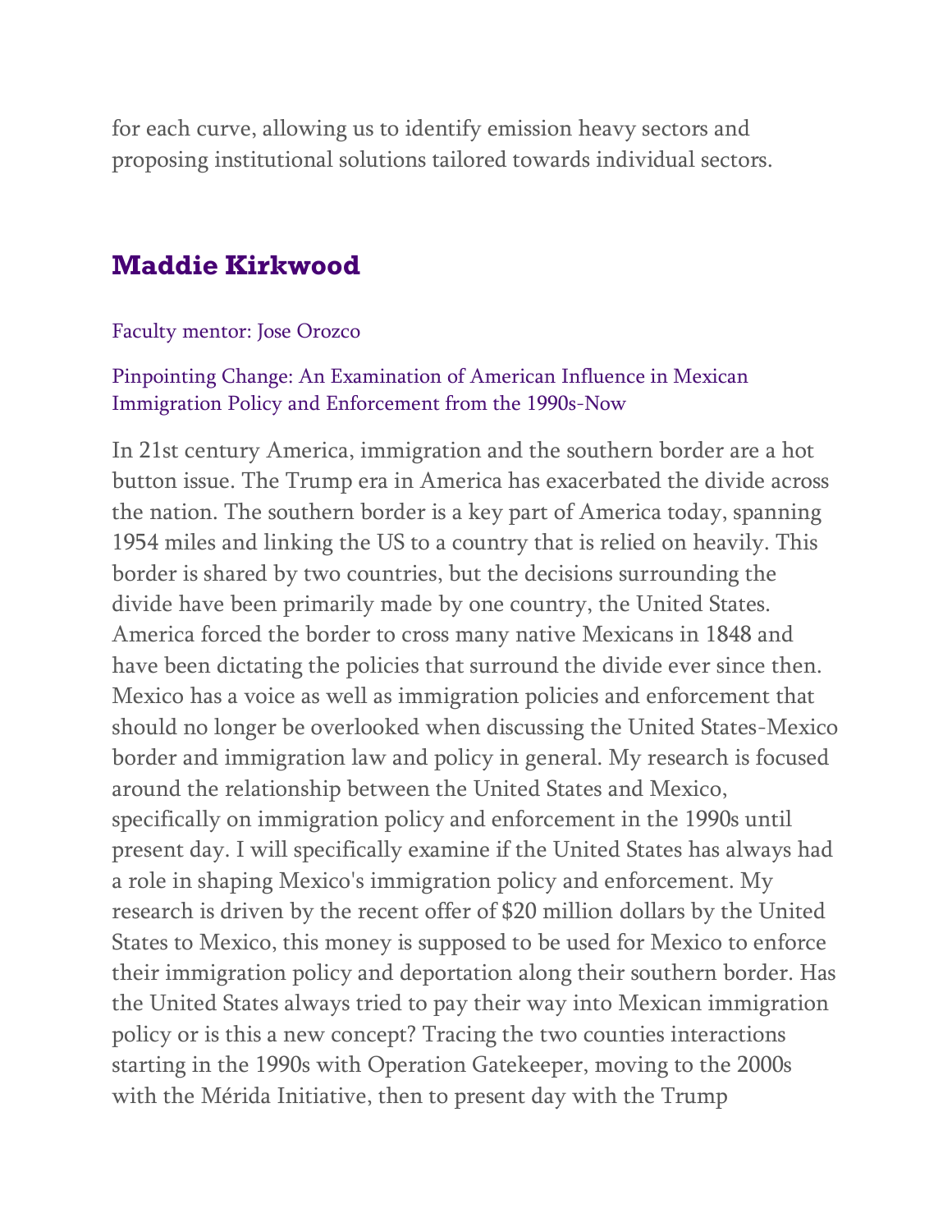for each curve, allowing us to identify emission heavy sectors and proposing institutional solutions tailored towards individual sectors.

## Maddie Kirkwood

Faculty mentor: Jose Orozco

Pinpointing Change: An Examination of American Influence in Mexican Immigration Policy and Enforcement from the 1990s-Now

In 21st century America, immigration and the southern border are a hot button issue. The Trump era in America has exacerbated the divide across the nation. The southern border is a key part of America today, spanning 1954 miles and linking the US to a country that is relied on heavily. This border is shared by two countries, but the decisions surrounding the divide have been primarily made by one country, the United States. America forced the border to cross many native Mexicans in 1848 and have been dictating the policies that surround the divide ever since then. Mexico has a voice as well as immigration policies and enforcement that should no longer be overlooked when discussing the United States-Mexico border and immigration law and policy in general. My research is focused around the relationship between the United States and Mexico, specifically on immigration policy and enforcement in the 1990s until present day. I will specifically examine if the United States has always had a role in shaping Mexico's immigration policy and enforcement. My research is driven by the recent offer of $20 million dollars by the United States to Mexico, this money is supposed to be used for Mexico to enforce their immigration policy and deportation along their southern border. Has the United States always tried to pay their way into Mexican immigration policy or is this a new concept? Tracing the two counties interactions starting in the 1990s with Operation Gatekeeper, moving to the 2000s with the Mérida Initiative, then to present day with the Trump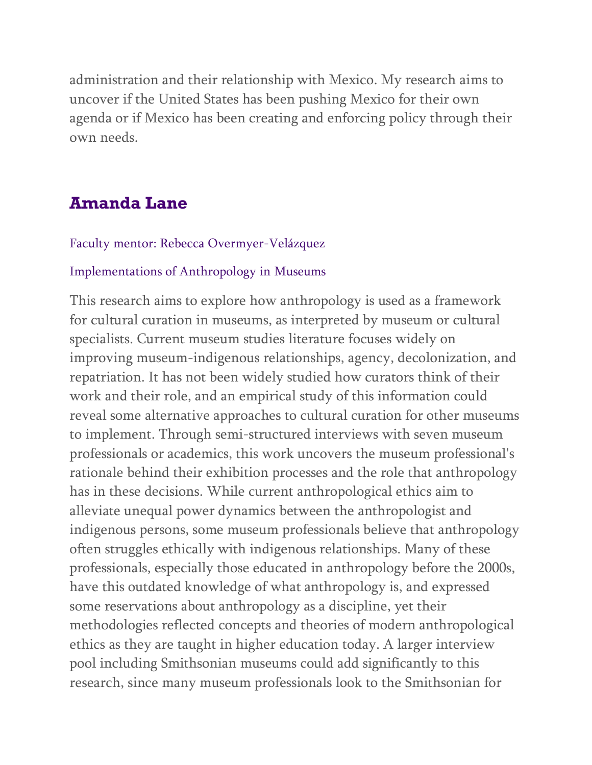administration and their relationship with Mexico. My research aims to uncover if the United States has been pushing Mexico for their own agenda or if Mexico has been creating and enforcing policy through their own needs.

## Amanda Lane

Faculty mentor: Rebecca Overmyer-Velázquez

Implementations of Anthropology in Museums

This research aims to explore how anthropology is used as a framework for cultural curation in museums, as interpreted by museum or cultural specialists. Current museum studies literature focuses widely on improving museum-indigenous relationships, agency, decolonization, and repatriation. It has not been widely studied how curators think of their work and their role, and an empirical study of this information could reveal some alternative approaches to cultural curation for other museums to implement. Through semi-structured interviews with seven museum professionals or academics, this work uncovers the museum professional's rationale behind their exhibition processes and the role that anthropology has in these decisions. While current anthropological ethics aim to alleviate unequal power dynamics between the anthropologist and indigenous persons, some museum professionals believe that anthropology often struggles ethically with indigenous relationships. Many of these professionals, especially those educated in anthropology before the 2000s, have this outdated knowledge of what anthropology is, and expressed some reservations about anthropology as a discipline, yet their methodologies reflected concepts and theories of modern anthropological ethics as they are taught in higher education today. A larger interview pool including Smithsonian museums could add significantly to this research, since many museum professionals look to the Smithsonian for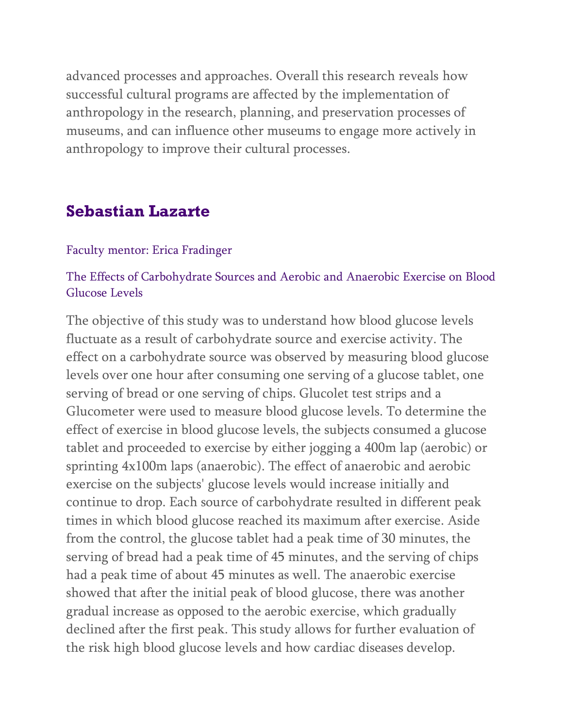advanced processes and approaches. Overall this research reveals how successful cultural programs are affected by the implementation of anthropology in the research, planning, and preservation processes of museums, and can influence other museums to engage more actively in anthropology to improve their cultural processes.

## Sebastian Lazarte

Faculty mentor: Erica Fradinger

The Effects of Carbohydrate Sources and Aerobic and Anaerobic Exercise on Blood Glucose Levels

The objective of this study was to understand how blood glucose levels fluctuate as a result of carbohydrate source and exercise activity. The effect on a carbohydrate source was observed by measuring blood glucose levels over one hour after consuming one serving of a glucose tablet, one serving of bread or one serving of chips. Glucolet test strips and a Glucometer were used to measure blood glucose levels. To determine the effect of exercise in blood glucose levels, the subjects consumed a glucose tablet and proceeded to exercise by either jogging a 400m lap (aerobic) or sprinting 4x100m laps (anaerobic). The effect of anaerobic and aerobic exercise on the subjects' glucose levels would increase initially and continue to drop. Each source of carbohydrate resulted in different peak times in which blood glucose reached its maximum after exercise. Aside from the control, the glucose tablet had a peak time of 30 minutes, the serving of bread had a peak time of 45 minutes, and the serving of chips had a peak time of about 45 minutes as well. The anaerobic exercise showed that after the initial peak of blood glucose, there was another gradual increase as opposed to the aerobic exercise, which gradually declined after the first peak. This study allows for further evaluation of the risk high blood glucose levels and how cardiac diseases develop.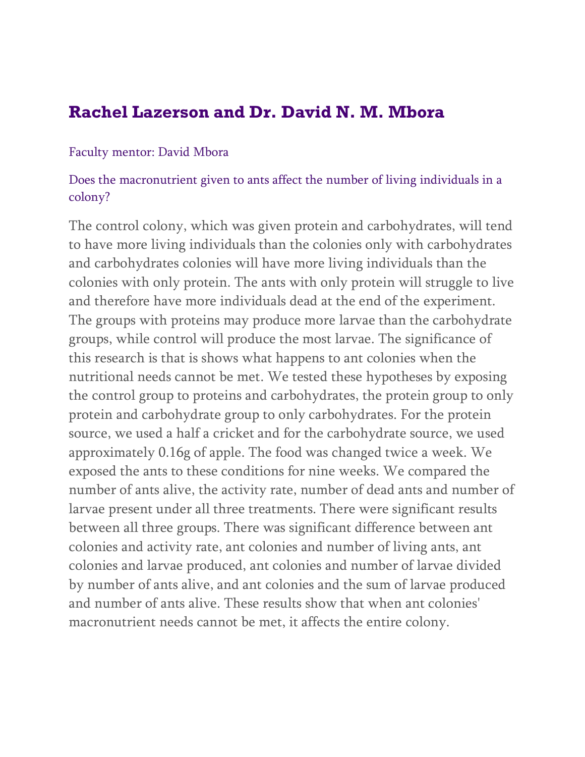## Rachel Lazerson and Dr. David N. M. Mbora

Faculty mentor: David Mbora

Does the macronutrient given to ants affect the number of living individuals in a colony?

The control colony, which was given protein and carbohydrates, will tend to have more living individuals than the colonies only with carbohydrates and carbohydrates colonies will have more living individuals than the colonies with only protein. The ants with only protein will struggle to live and therefore have more individuals dead at the end of the experiment. The groups with proteins may produce more larvae than the carbohydrate groups, while control will produce the most larvae. The significance of this research is that is shows what happens to ant colonies when the nutritional needs cannot be met. We tested these hypotheses by exposing the control group to proteins and carbohydrates, the protein group to only protein and carbohydrate group to only carbohydrates. For the protein source, we used a half a cricket and for the carbohydrate source, we used approximately 0.16g of apple. The food was changed twice a week. We exposed the ants to these conditions for nine weeks. We compared the number of ants alive, the activity rate, number of dead ants and number of larvae present under all three treatments. There were significant results between all three groups. There was significant difference between ant colonies and activity rate, ant colonies and number of living ants, ant colonies and larvae produced, ant colonies and number of larvae divided by number of ants alive, and ant colonies and the sum of larvae produced and number of ants alive. These results show that when ant colonies' macronutrient needs cannot be met, it affects the entire colony.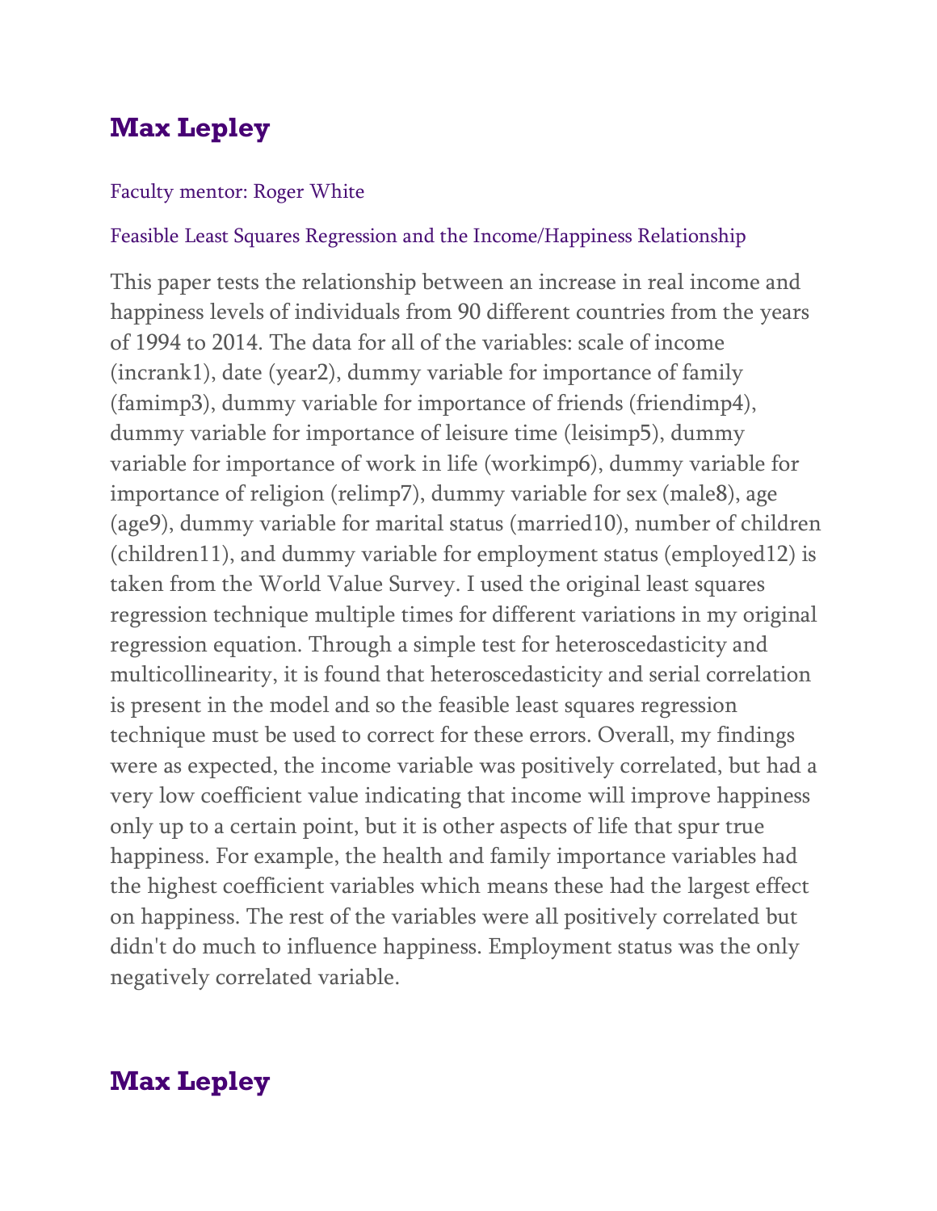## Max Lepley

Faculty mentor: Roger White

Feasible Least Squares Regression and the Income/Happiness Relationship

This paper tests the relationship between an increase in real income and happiness levels of individuals from 90 different countries from the years of 1994 to 2014. The data for all of the variables: scale of income (incrank1), date (year2), dummy variable for importance of family (famimp3), dummy variable for importance of friends (friendimp4), dummy variable for importance of leisure time (leisimp5), dummy variable for importance of work in life (workimp6), dummy variable for importance of religion (relimp7), dummy variable for sex (male8), age (age9), dummy variable for marital status (married10), number of children (children11), and dummy variable for employment status (employed12) is taken from the World Value Survey. I used the original least squares regression technique multiple times for different variations in my original regression equation. Through a simple test for heteroscedasticity and multicollinearity, it is found that heteroscedasticity and serial correlation is present in the model and so the feasible least squares regression technique must be used to correct for these errors. Overall, my findings were as expected, the income variable was positively correlated, but had a very low coefficient value indicating that income will improve happiness only up to a certain point, but it is other aspects of life that spur true happiness. For example, the health and family importance variables had the highest coefficient variables which means these had the largest effect on happiness. The rest of the variables were all positively correlated but didn't do much to influence happiness. Employment status was the only negatively correlated variable.

## Max Lepley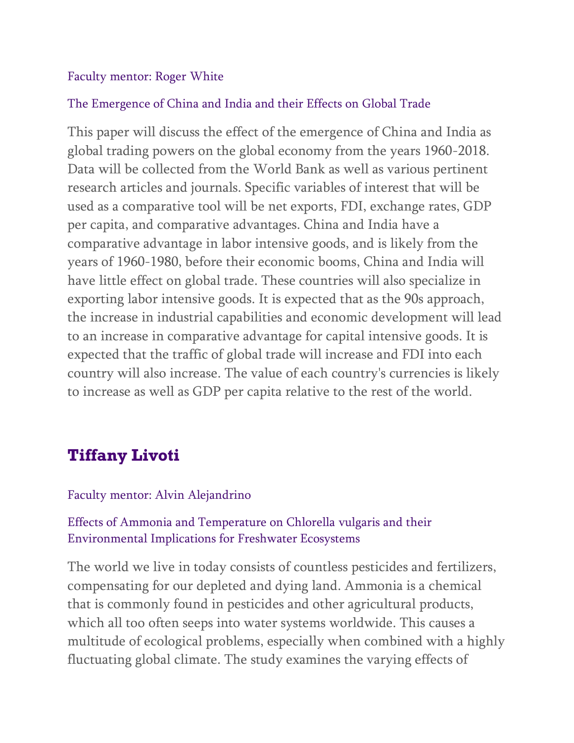Faculty mentor: Roger White

The Emergence of China and India and their Effects on Global Trade

This paper will discuss the effect of the emergence of China and India as global trading powers on the global economy from the years 1960-2018. Data will be collected from the World Bank as well as various pertinent research articles and journals. Specific variables of interest that will be used as a comparative tool will be net exports, FDI, exchange rates, GDP per capita, and comparative advantages. China and India have a comparative advantage in labor intensive goods, and is likely from the years of 1960-1980, before their economic booms, China and India will have little effect on global trade. These countries will also specialize in exporting labor intensive goods. It is expected that as the 90s approach, the increase in industrial capabilities and economic development will lead to an increase in comparative advantage for capital intensive goods. It is expected that the traffic of global trade will increase and FDI into each country will also increase. The value of each country's currencies is likely to increase as well as GDP per capita relative to the rest of the world.

## Tiffany Livoti

Faculty mentor: Alvin Alejandrino

Effects of Ammonia and Temperature on Chlorella vulgaris and their Environmental Implications for Freshwater Ecosystems

The world we live in today consists of countless pesticides and fertilizers, compensating for our depleted and dying land. Ammonia is a chemical that is commonly found in pesticides and other agricultural products, which all too often seeps into water systems worldwide. This causes a multitude of ecological problems, especially when combined with a highly fluctuating global climate. The study examines the varying effects of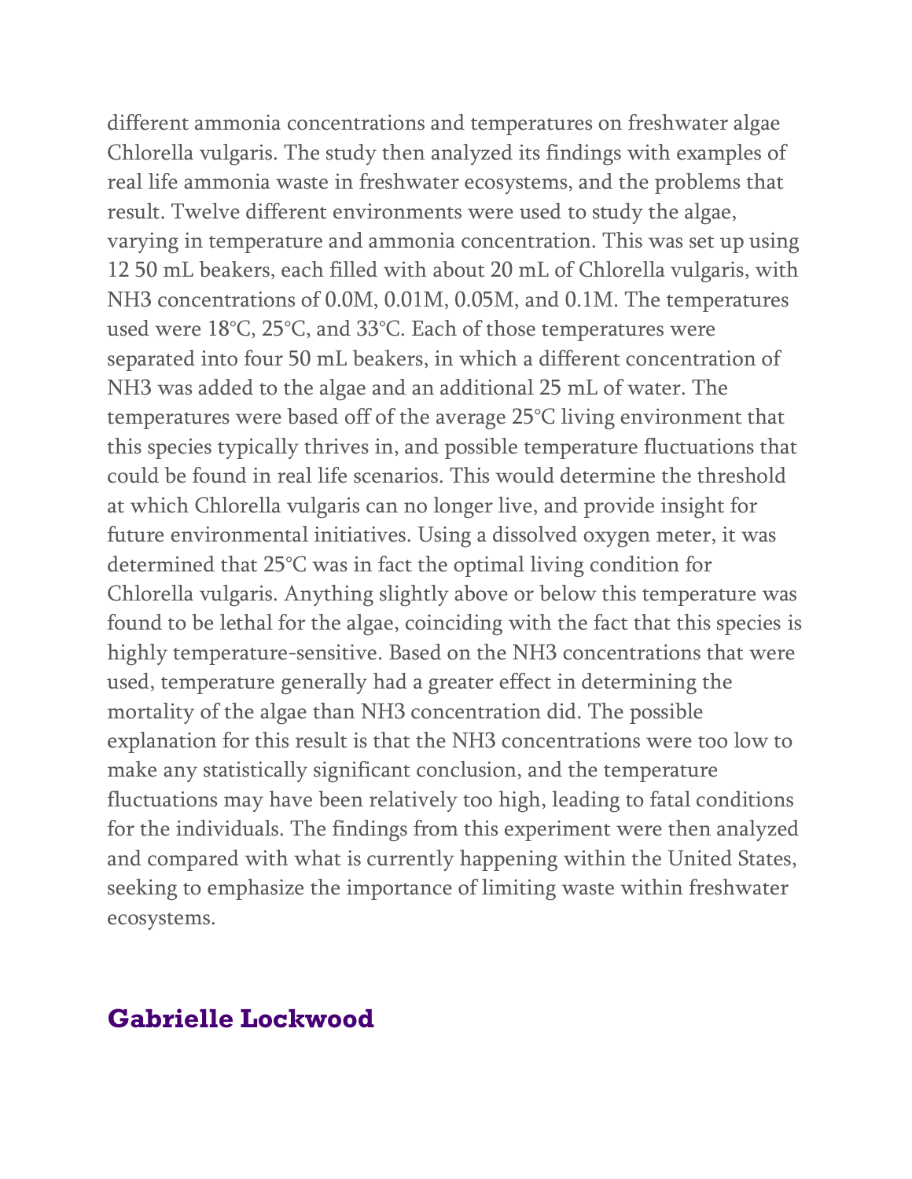different ammonia concentrations and temperatures on freshwater algae Chlorella vulgaris. The study then analyzed its findings with examples of real life ammonia waste in freshwater ecosystems, and the problems that result. Twelve different environments were used to study the algae, varying in temperature and ammonia concentration. This was set up using 12 50 mL beakers, each filled with about 20 mL of Chlorella vulgaris, with $NH_3$ concentrations of 0.0M, 0.01M, 0.05M, and 0.1M. The temperatures used were 18°C, 25°C, and 33°C. Each of those temperatures were separated into four 50 mL beakers, in which a different concentration of $NH_3$ was added to the algae and an additional 25 mL of water. The temperatures were based off of the average 25°C living environment that this species typically thrives in, and possible temperature fluctuations that could be found in real life scenarios. This would determine the threshold at which Chlorella vulgaris can no longer live, and provide insight for future environmental initiatives. Using a dissolved oxygen meter, it was determined that 25°C was in fact the optimal living condition for Chlorella vulgaris. Anything slightly above or below this temperature was found to be lethal for the algae, coinciding with the fact that this species is highly temperature-sensitive. Based on the $NH_3$ concentrations that were used, temperature generally had a greater effect in determining the mortality of the algae than $NH_3$ concentration did. The possible explanation for this result is that the $NH_3$ concentrations were too low to make any statistically significant conclusion, and the temperature fluctuations may have been relatively too high, leading to fatal conditions for the individuals. The findings from this experiment were then analyzed and compared with what is currently happening within the United States, seeking to emphasize the importance of limiting waste within freshwater ecosystems.

## Gabrielle Lockwood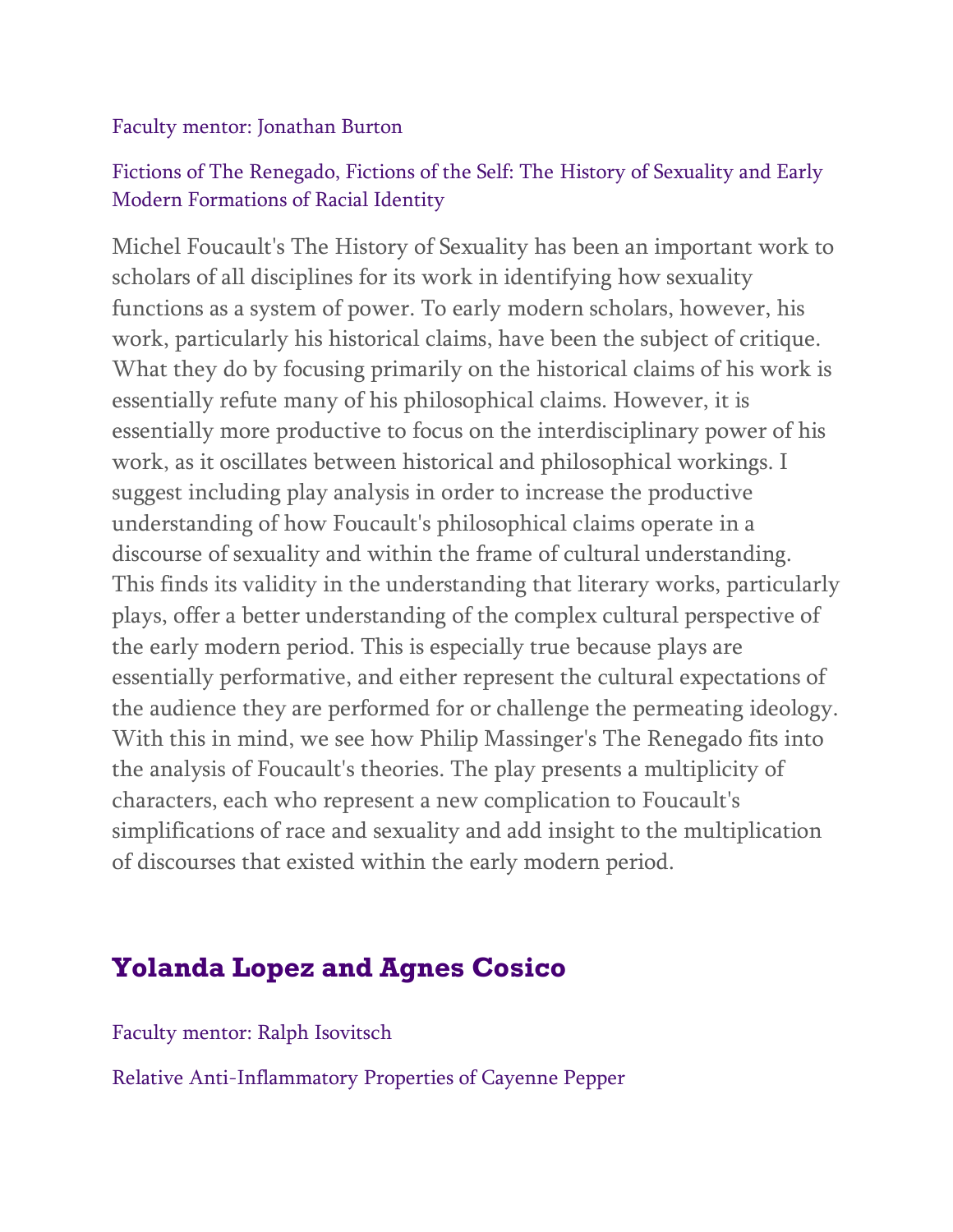Faculty mentor: Jonathan Burton

Fictions of The Renegado, Fictions of the Self: The History of Sexuality and Early Modern Formations of Racial Identity

Michel Foucault's The History of Sexuality has been an important work to scholars of all disciplines for its work in identifying how sexuality functions as a system of power. To early modern scholars, however, his work, particularly his historical claims, have been the subject of critique. What they do by focusing primarily on the historical claims of his work is essentially refute many of his philosophical claims. However, it is essentially more productive to focus on the interdisciplinary power of his work, as it oscillates between historical and philosophical workings. I suggest including play analysis in order to increase the productive understanding of how Foucault's philosophical claims operate in a discourse of sexuality and within the frame of cultural understanding. This finds its validity in the understanding that literary works, particularly plays, offer a better understanding of the complex cultural perspective of the early modern period. This is especially true because plays are essentially performative, and either represent the cultural expectations of the audience they are performed for or challenge the permeating ideology. With this in mind, we see how Philip Massinger's The Renegado fits into the analysis of Foucault's theories. The play presents a multiplicity of characters, each who represent a new complication to Foucault's simplifications of race and sexuality and add insight to the multiplication of discourses that existed within the early modern period.

## Yolanda Lopez and Agnes Cosico

Faculty mentor: Ralph Isovitsch

Relative Anti-Inflammatory Properties of Cayenne Pepper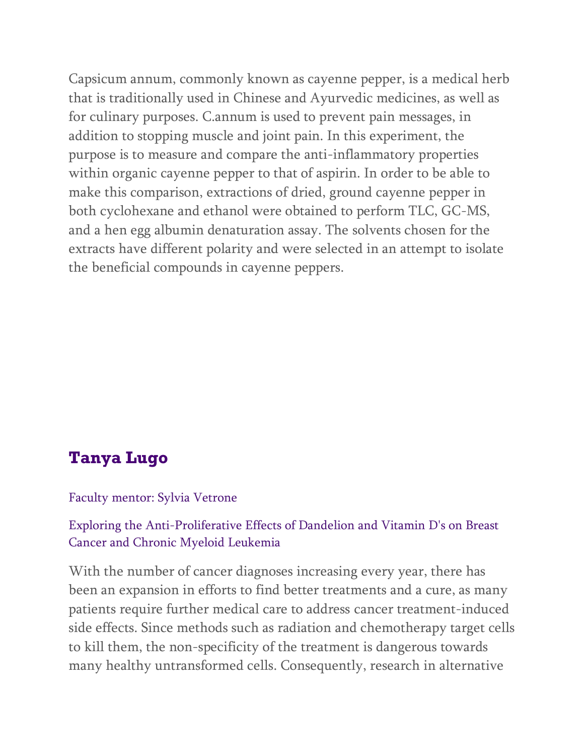Capsicum annum, commonly known as cayenne pepper, is a medical herb that is traditionally used in Chinese and Ayurvedic medicines, as well as for culinary purposes. C.annum is used to prevent pain messages, in addition to stopping muscle and joint pain. In this experiment, the purpose is to measure and compare the anti-inflammatory properties within organic cayenne pepper to that of aspirin. In order to be able to make this comparison, extractions of dried, ground cayenne pepper in both cyclohexane and ethanol were obtained to perform TLC, GC-MS, and a hen egg albumin denaturation assay. The solvents chosen for the extracts have different polarity and were selected in an attempt to isolate the beneficial compounds in cayenne peppers.

## Tanya Lugo

Faculty mentor: Sylvia Vetrone

Exploring the Anti-Proliferative Effects of Dandelion and Vitamin D's on Breast Cancer and Chronic Myeloid Leukemia

With the number of cancer diagnoses increasing every year, there has been an expansion in efforts to find better treatments and a cure, as many patients require further medical care to address cancer treatment-induced side effects. Since methods such as radiation and chemotherapy target cells to kill them, the non-specificity of the treatment is dangerous towards many healthy untransformed cells. Consequently, research in alternative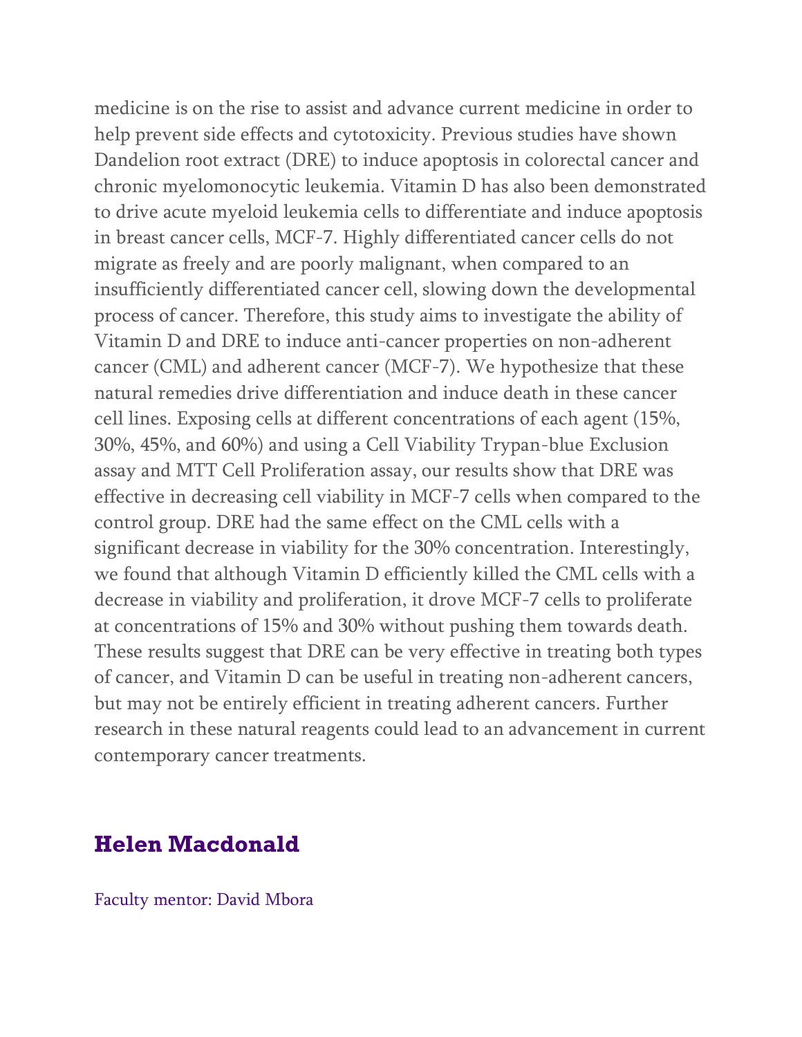medicine is on the rise to assist and advance current medicine in order to help prevent side effects and cytotoxicity. Previous studies have shown Dandelion root extract (DRE) to induce apoptosis in colorectal cancer and chronic myelomonocytic leukemia. Vitamin D has also been demonstrated to drive acute myeloid leukemia cells to differentiate and induce apoptosis in breast cancer cells, MCF-7. Highly differentiated cancer cells do not migrate as freely and are poorly malignant, when compared to an insufficiently differentiated cancer cell, slowing down the developmental process of cancer. Therefore, this study aims to investigate the ability of Vitamin D and DRE to induce anti-cancer properties on non-adherent cancer (CML) and adherent cancer (MCF-7). We hypothesize that these natural remedies drive differentiation and induce death in these cancer cell lines. Exposing cells at different concentrations of each agent (15%, 30%, 45%, and 60%) and using a Cell Viability Trypan-blue Exclusion assay and MTT Cell Proliferation assay, our results show that DRE was effective in decreasing cell viability in MCF-7 cells when compared to the control group. DRE had the same effect on the CML cells with a significant decrease in viability for the 30% concentration. Interestingly, we found that although Vitamin D efficiently killed the CML cells with a decrease in viability and proliferation, it drove MCF-7 cells to proliferate at concentrations of 15% and 30% without pushing them towards death. These results suggest that DRE can be very effective in treating both types of cancer, and Vitamin D can be useful in treating non-adherent cancers, but may not be entirely efficient in treating adherent cancers. Further research in these natural reagents could lead to an advancement in current contemporary cancer treatments.

## Helen Macdonald

Faculty mentor: David Mbora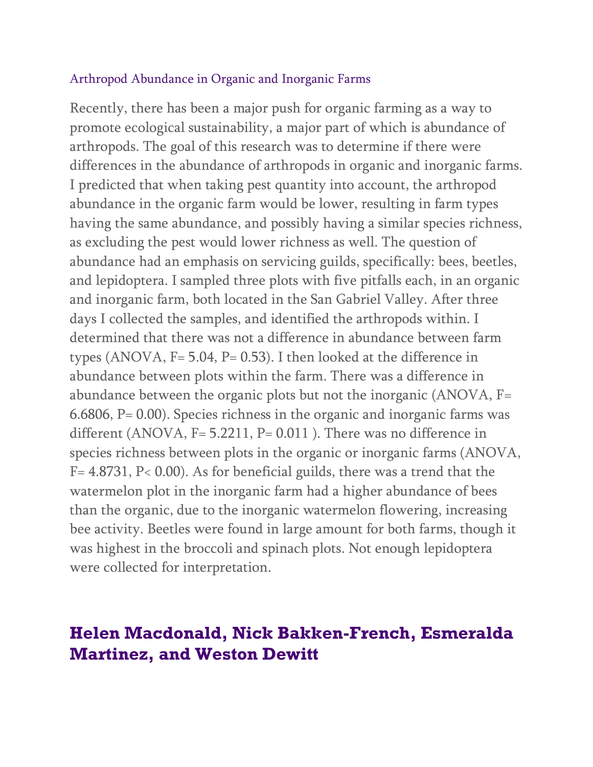## Arthropod Abundance in Organic and Inorganic Farms

Recently, there has been a major push for organic farming as a way to promote ecological sustainability, a major part of which is abundance of arthropods. The goal of this research was to determine if there were differences in the abundance of arthropods in organic and inorganic farms. I predicted that when taking pest quantity into account, the arthropod abundance in the organic farm would be lower, resulting in farm types having the same abundance, and possibly having a similar species richness, as excluding the pest would lower richness as well. The question of abundance had an emphasis on servicing guilds, specifically: bees, beetles, and lepidoptera. I sampled three plots with five pitfalls each, in an organic and inorganic farm, both located in the San Gabriel Valley. After three days I collected the samples, and identified the arthropods within. I determined that there was not a difference in abundance between farm types (ANOVA, $F= 5.04$, $P= 0.53$). I then looked at the difference in abundance between plots within the farm. There was a difference in abundance between the organic plots but not the inorganic (ANOVA, $F= 6.6806$, $P= 0.00$). Species richness in the organic and inorganic farms was different (ANOVA, $F= 5.2211$, $P= 0.011$ ). There was no difference in species richness between plots in the organic or inorganic farms (ANOVA, $F= 4.8731$, $P< 0.00$). As for beneficial guilds, there was a trend that the watermelon plot in the inorganic farm had a higher abundance of bees than the organic, due to the inorganic watermelon flowering, increasing bee activity. Beetles were found in large amount for both farms, though it was highest in the broccoli and spinach plots. Not enough lepidoptera were collected for interpretation.

## **Helen Macdonald, Nick Bakken-French, Esmeralda Martinez, and Weston Dewitt**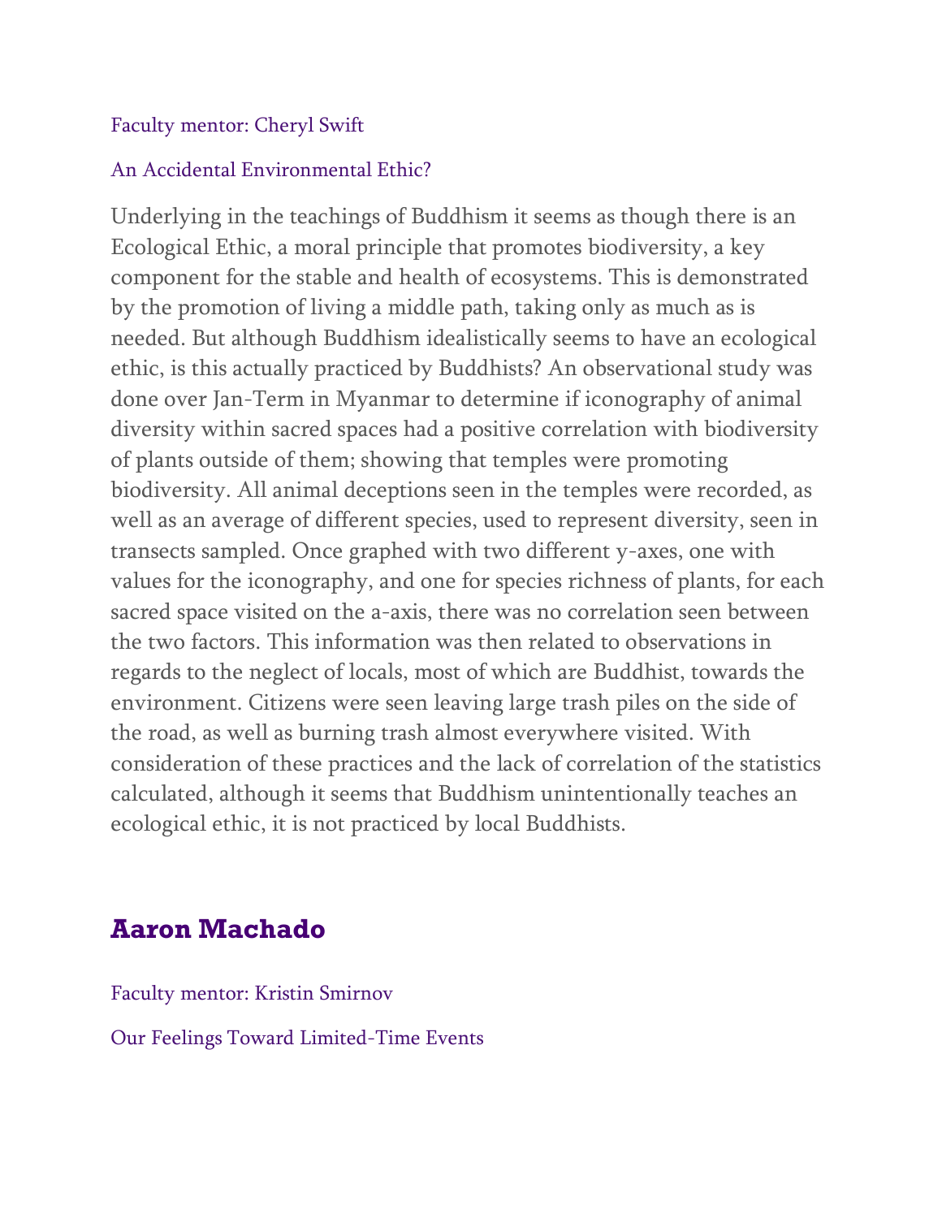Faculty mentor: Cheryl Swift

An Accidental Environmental Ethic?

Underlying in the teachings of Buddhism it seems as though there is an Ecological Ethic, a moral principle that promotes biodiversity, a key component for the stable and health of ecosystems. This is demonstrated by the promotion of living a middle path, taking only as much as is needed. But although Buddhism idealistically seems to have an ecological ethic, is this actually practiced by Buddhists? An observational study was done over Jan-Term in Myanmar to determine if iconography of animal diversity within sacred spaces had a positive correlation with biodiversity of plants outside of them; showing that temples were promoting biodiversity. All animal deceptions seen in the temples were recorded, as well as an average of different species, used to represent diversity, seen in transects sampled. Once graphed with two different y-axes, one with values for the iconography, and one for species richness of plants, for each sacred space visited on the a-axis, there was no correlation seen between the two factors. This information was then related to observations in regards to the neglect of locals, most of which are Buddhist, towards the environment. Citizens were seen leaving large trash piles on the side of the road, as well as burning trash almost everywhere visited. With consideration of these practices and the lack of correlation of the statistics calculated, although it seems that Buddhism unintentionally teaches an ecological ethic, it is not practiced by local Buddhists.

## Aaron Machado

Faculty mentor: Kristin Smirnov

Our Feelings Toward Limited-Time Events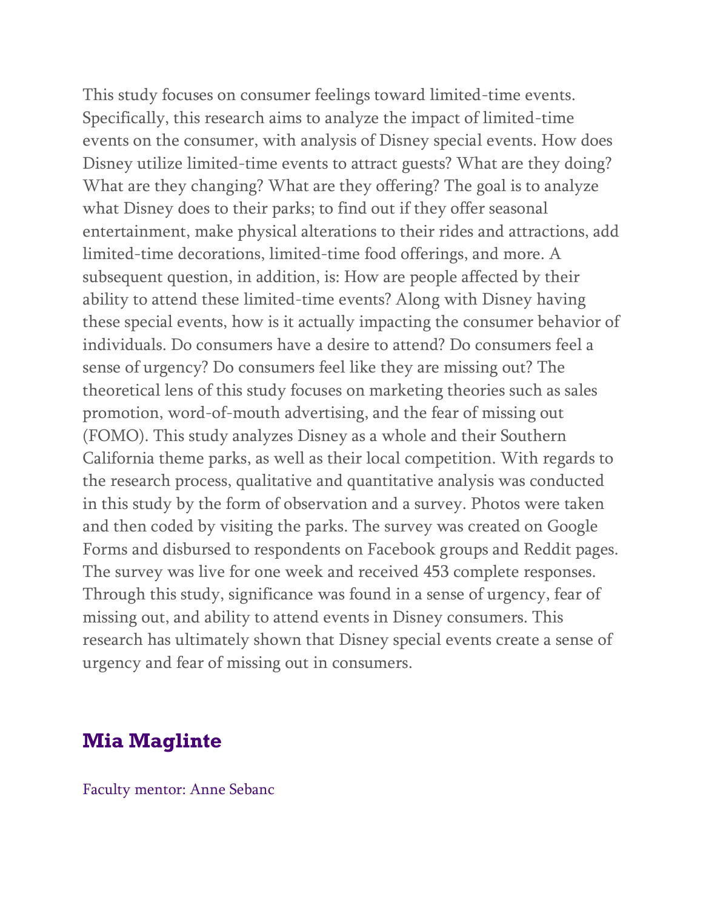This study focuses on consumer feelings toward limited-time events. Specifically, this research aims to analyze the impact of limited-time events on the consumer, with analysis of Disney special events. How does Disney utilize limited-time events to attract guests? What are they doing? What are they changing? What are they offering? The goal is to analyze what Disney does to their parks; to find out if they offer seasonal entertainment, make physical alterations to their rides and attractions, add limited-time decorations, limited-time food offerings, and more. A subsequent question, in addition, is: How are people affected by their ability to attend these limited-time events? Along with Disney having these special events, how is it actually impacting the consumer behavior of individuals. Do consumers have a desire to attend? Do consumers feel a sense of urgency? Do consumers feel like they are missing out? The theoretical lens of this study focuses on marketing theories such as sales promotion, word-of-mouth advertising, and the fear of missing out (FOMO). This study analyzes Disney as a whole and their Southern California theme parks, as well as their local competition. With regards to the research process, qualitative and quantitative analysis was conducted in this study by the form of observation and a survey. Photos were taken and then coded by visiting the parks. The survey was created on Google Forms and disbursed to respondents on Facebook groups and Reddit pages. The survey was live for one week and received 453 complete responses. Through this study, significance was found in a sense of urgency, fear of missing out, and ability to attend events in Disney consumers. This research has ultimately shown that Disney special events create a sense of urgency and fear of missing out in consumers.

## Mia Maglinte

Faculty mentor: Anne Sebanc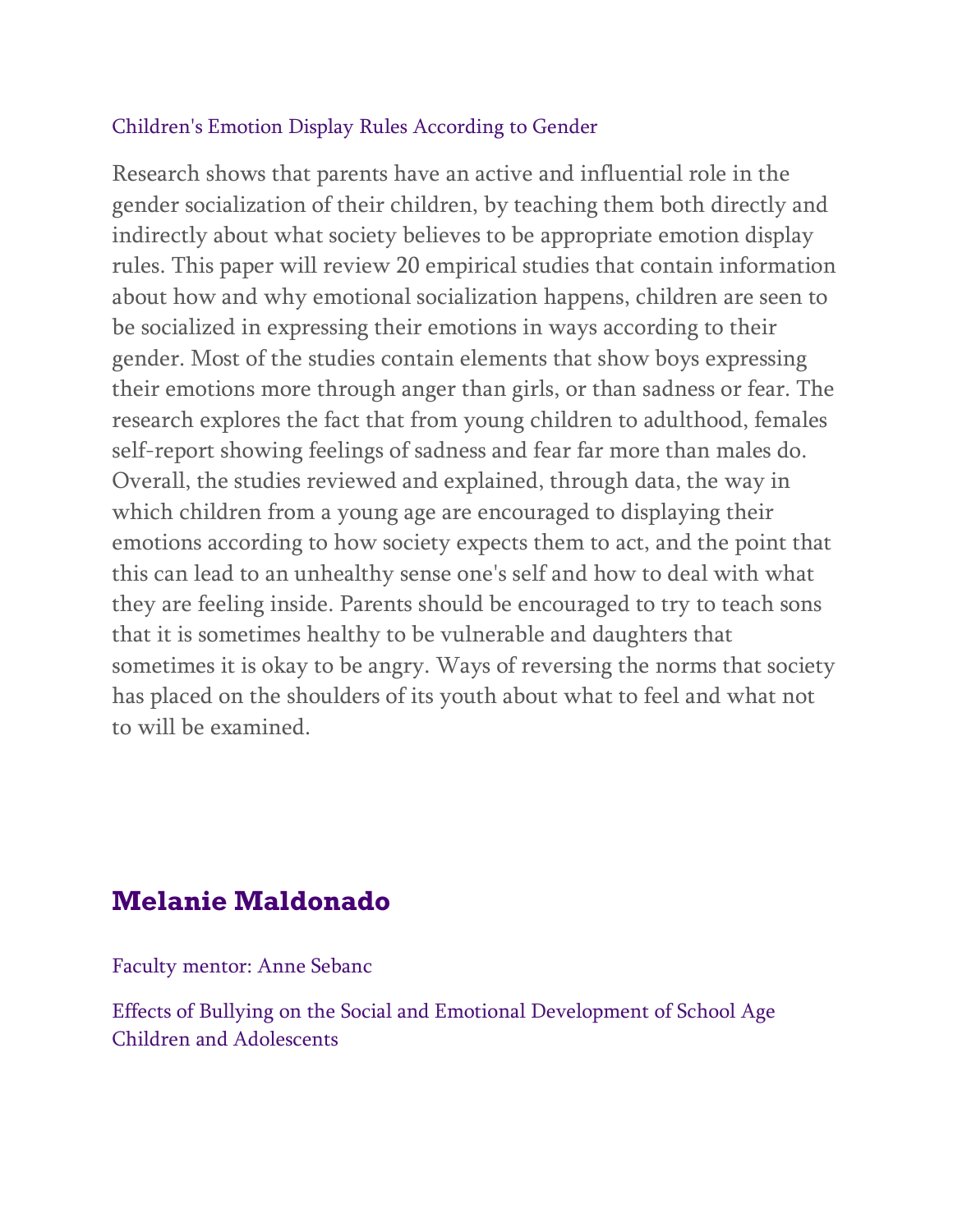Children's Emotion Display Rules According to Gender

Research shows that parents have an active and influential role in the gender socialization of their children, by teaching them both directly and indirectly about what society believes to be appropriate emotion display rules. This paper will review 20 empirical studies that contain information about how and why emotional socialization happens, children are seen to be socialized in expressing their emotions in ways according to their gender. Most of the studies contain elements that show boys expressing their emotions more through anger than girls, or than sadness or fear. The research explores the fact that from young children to adulthood, females self-report showing feelings of sadness and fear far more than males do. Overall, the studies reviewed and explained, through data, the way in which children from a young age are encouraged to displaying their emotions according to how society expects them to act, and the point that this can lead to an unhealthy sense one's self and how to deal with what they are feeling inside. Parents should be encouraged to try to teach sons that it is sometimes healthy to be vulnerable and daughters that sometimes it is okay to be angry. Ways of reversing the norms that society has placed on the shoulders of its youth about what to feel and what not to will be examined.

## Melanie Maldonado

Faculty mentor: Anne Sebanc

Effects of Bullying on the Social and Emotional Development of School Age Children and Adolescents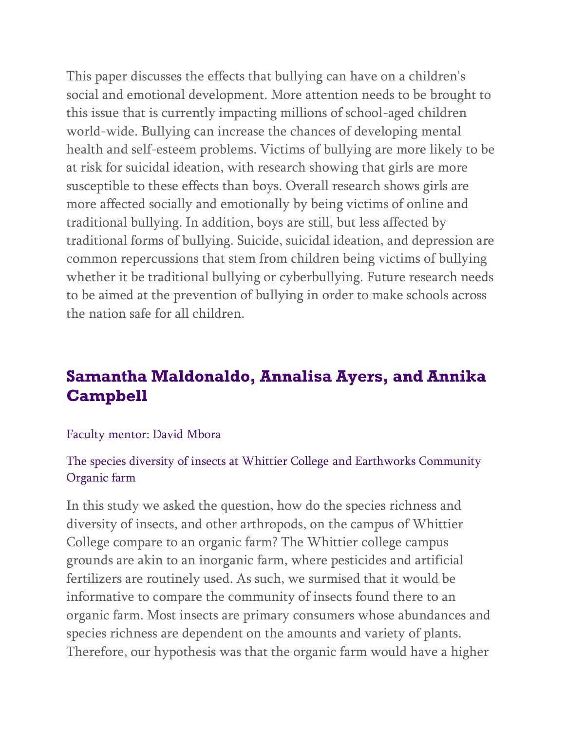This paper discusses the effects that bullying can have on a children's social and emotional development. More attention needs to be brought to this issue that is currently impacting millions of school-aged children world-wide. Bullying can increase the chances of developing mental health and self-esteem problems. Victims of bullying are more likely to be at risk for suicidal ideation, with research showing that girls are more susceptible to these effects than boys. Overall research shows girls are more affected socially and emotionally by being victims of online and traditional bullying. In addition, boys are still, but less affected by traditional forms of bullying. Suicide, suicidal ideation, and depression are common repercussions that stem from children being victims of bullying whether it be traditional bullying or cyberbullying. Future research needs to be aimed at the prevention of bullying in order to make schools across the nation safe for all children.

## Samantha Maldonaldo, Annalisa Ayers, and Annika Campbell

Faculty mentor: David Mbora

The species diversity of insects at Whittier College and Earthworks Community Organic farm

In this study we asked the question, how do the species richness and diversity of insects, and other arthropods, on the campus of Whittier College compare to an organic farm? The Whittier college campus grounds are akin to an inorganic farm, where pesticides and artificial fertilizers are routinely used. As such, we surmised that it would be informative to compare the community of insects found there to an organic farm. Most insects are primary consumers whose abundances and species richness are dependent on the amounts and variety of plants. Therefore, our hypothesis was that the organic farm would have a higher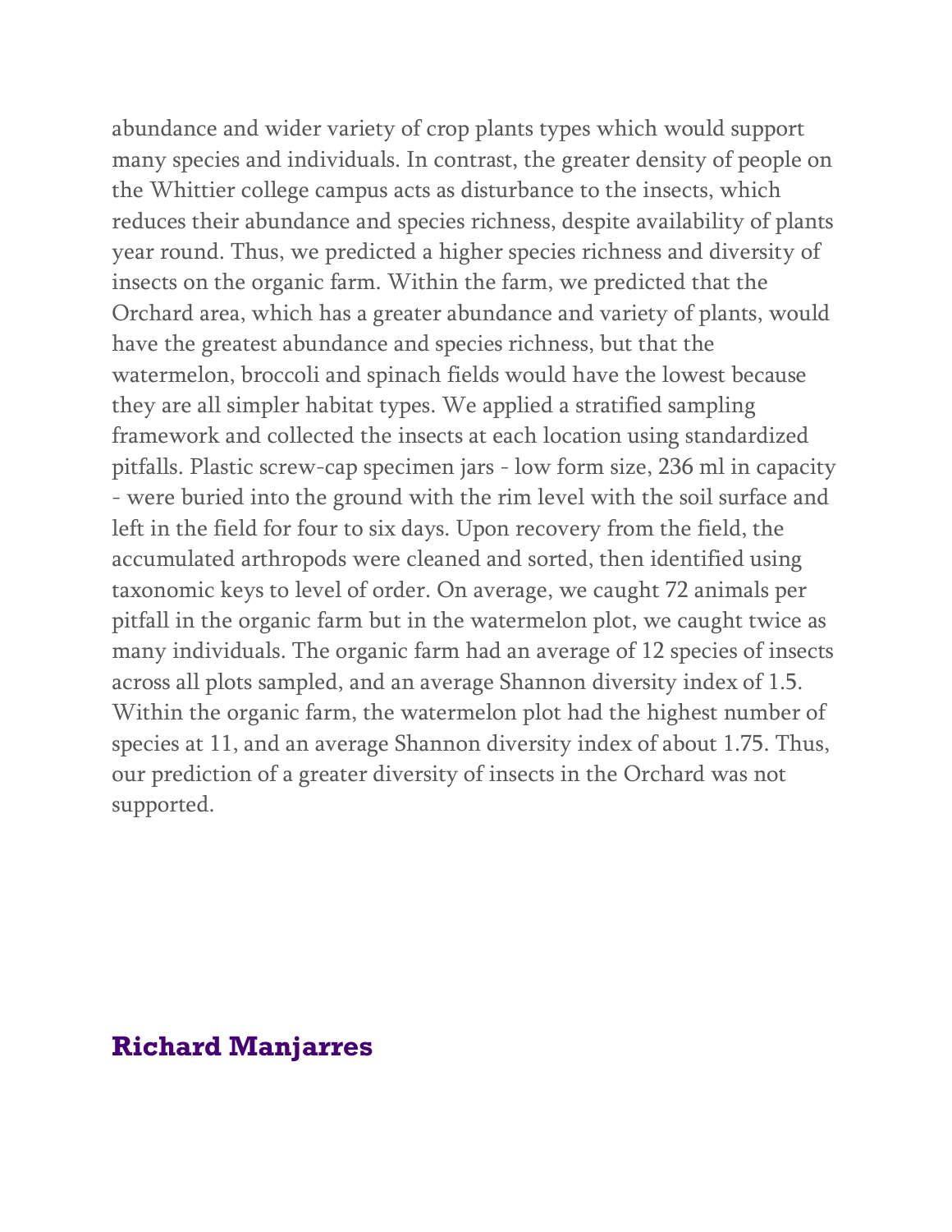abundance and wider variety of crop plants types which would support many species and individuals. In contrast, the greater density of people on the Whittier college campus acts as disturbance to the insects, which reduces their abundance and species richness, despite availability of plants year round. Thus, we predicted a higher species richness and diversity of insects on the organic farm. Within the farm, we predicted that the Orchard area, which has a greater abundance and variety of plants, would have the greatest abundance and species richness, but that the watermelon, broccoli and spinach fields would have the lowest because they are all simpler habitat types. We applied a stratified sampling framework and collected the insects at each location using standardized pitfalls. Plastic screw-cap specimen jars - low form size, 236 ml in capacity - were buried into the ground with the rim level with the soil surface and left in the field for four to six days. Upon recovery from the field, the accumulated arthropods were cleaned and sorted, then identified using taxonomic keys to level of order. On average, we caught 72 animals per pitfall in the organic farm but in the watermelon plot, we caught twice as many individuals. The organic farm had an average of 12 species of insects across all plots sampled, and an average Shannon diversity index of 1.5. Within the organic farm, the watermelon plot had the highest number of species at 11, and an average Shannon diversity index of about 1.75. Thus, our prediction of a greater diversity of insects in the Orchard was not supported.

## Richard Manjarres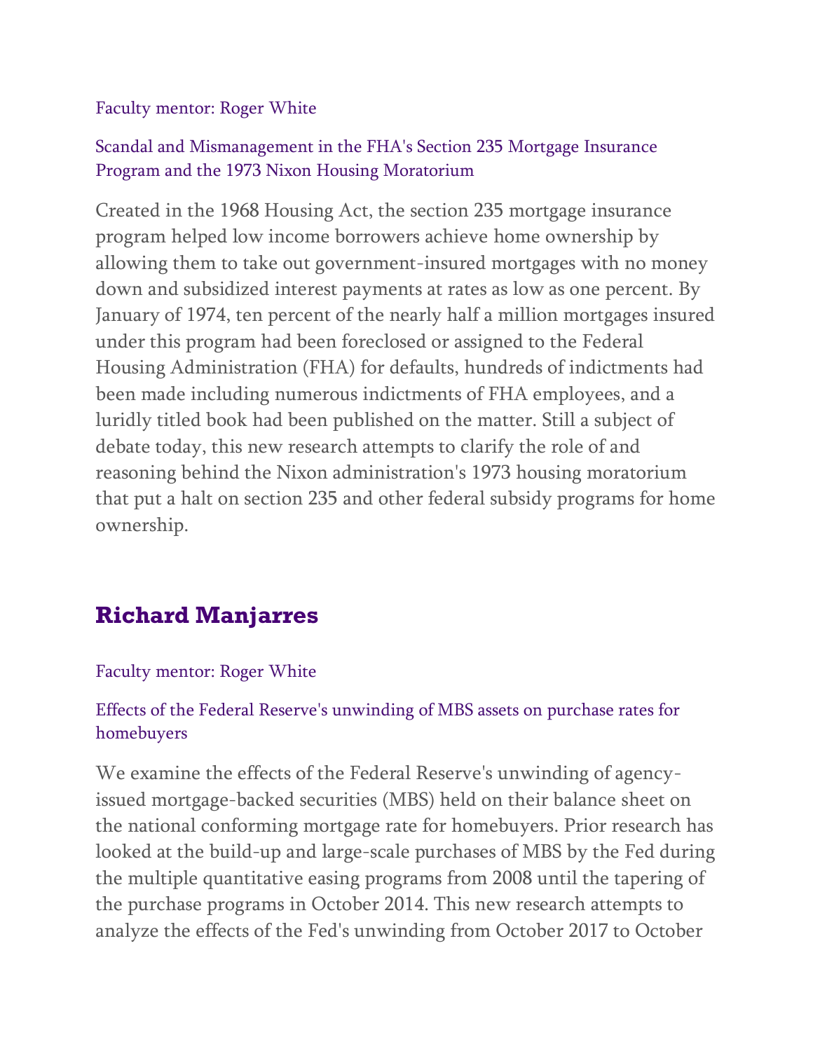Faculty mentor: Roger White

### Scandal and Mismanagement in the FHA's Section 235 Mortgage Insurance Program and the 1973 Nixon Housing Moratorium

Created in the 1968 Housing Act, the section 235 mortgage insurance program helped low income borrowers achieve home ownership by allowing them to take out government-insured mortgages with no money down and subsidized interest payments at rates as low as one percent. By January of 1974, ten percent of the nearly half a million mortgages insured under this program had been foreclosed or assigned to the Federal Housing Administration (FHA) for defaults, hundreds of indictments had been made including numerous indictments of FHA employees, and a luridly titled book had been published on the matter. Still a subject of debate today, this new research attempts to clarify the role of and reasoning behind the Nixon administration's 1973 housing moratorium that put a halt on section 235 and other federal subsidy programs for home ownership.

## Richard Manjarres

Faculty mentor: Roger White

### Effects of the Federal Reserve's unwinding of MBS assets on purchase rates for homebuyers

We examine the effects of the Federal Reserve's unwinding of agency-issued mortgage-backed securities (MBS) held on their balance sheet on the national conforming mortgage rate for homebuyers. Prior research has looked at the build-up and large-scale purchases of MBS by the Fed during the multiple quantitative easing programs from 2008 until the tapering of the purchase programs in October 2014. This new research attempts to analyze the effects of the Fed's unwinding from October 2017 to October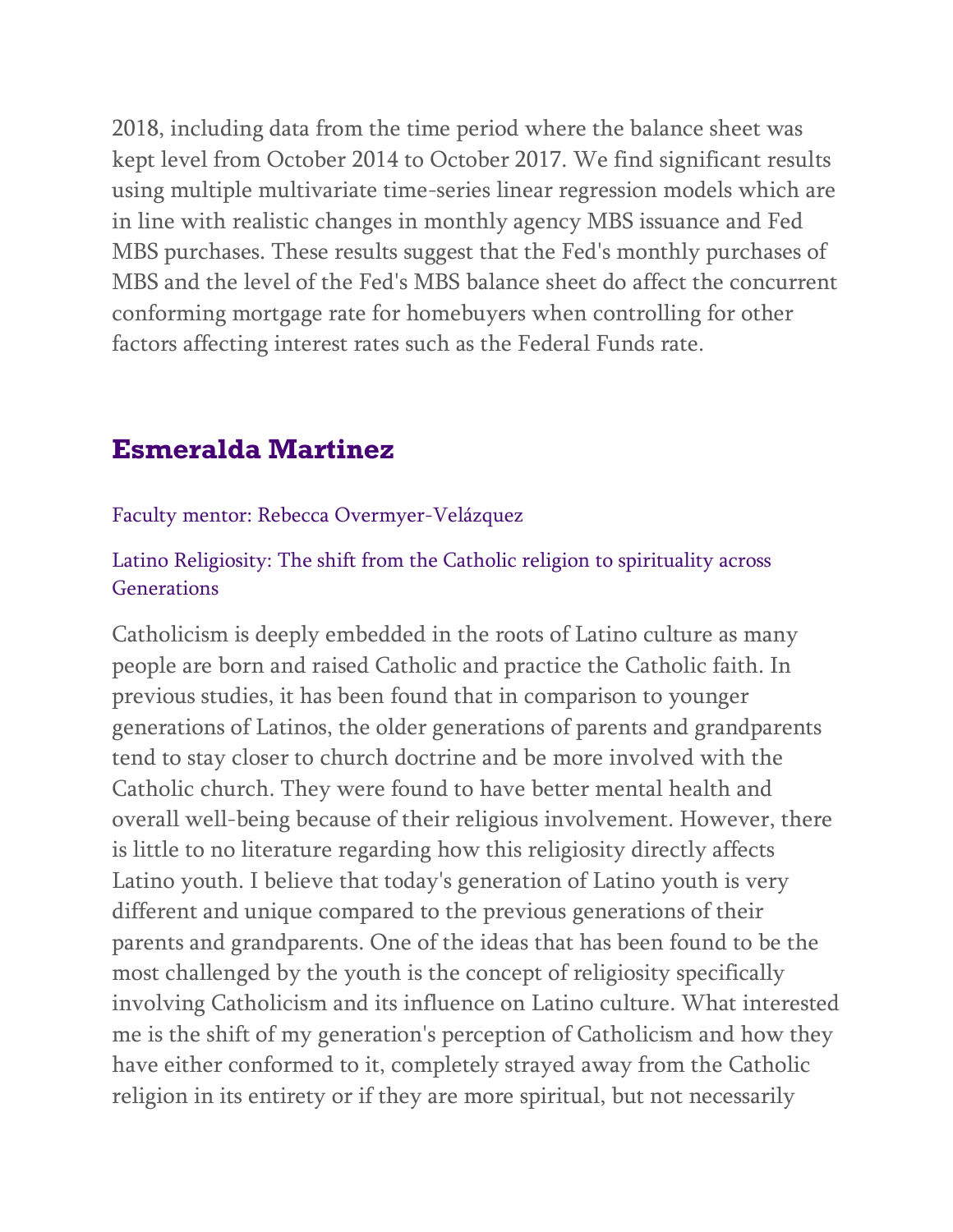2018, including data from the time period where the balance sheet was kept level from October 2014 to October 2017. We find significant results using multiple multivariate time-series linear regression models which are in line with realistic changes in monthly agency MBS issuance and Fed MBS purchases. These results suggest that the Fed's monthly purchases of MBS and the level of the Fed's MBS balance sheet do affect the concurrent conforming mortgage rate for homebuyers when controlling for other factors affecting interest rates such as the Federal Funds rate.

## Esmeralda Martinez

Faculty mentor: Rebecca Overmyer-Velázquez

Latino Religiosity: The shift from the Catholic religion to spirituality across Generations

Catholicism is deeply embedded in the roots of Latino culture as many people are born and raised Catholic and practice the Catholic faith. In previous studies, it has been found that in comparison to younger generations of Latinos, the older generations of parents and grandparents tend to stay closer to church doctrine and be more involved with the Catholic church. They were found to have better mental health and overall well-being because of their religious involvement. However, there is little to no literature regarding how this religiosity directly affects Latino youth. I believe that today's generation of Latino youth is very different and unique compared to the previous generations of their parents and grandparents. One of the ideas that has been found to be the most challenged by the youth is the concept of religiosity specifically involving Catholicism and its influence on Latino culture. What interested me is the shift of my generation's perception of Catholicism and how they have either conformed to it, completely strayed away from the Catholic religion in its entirety or if they are more spiritual, but not necessarily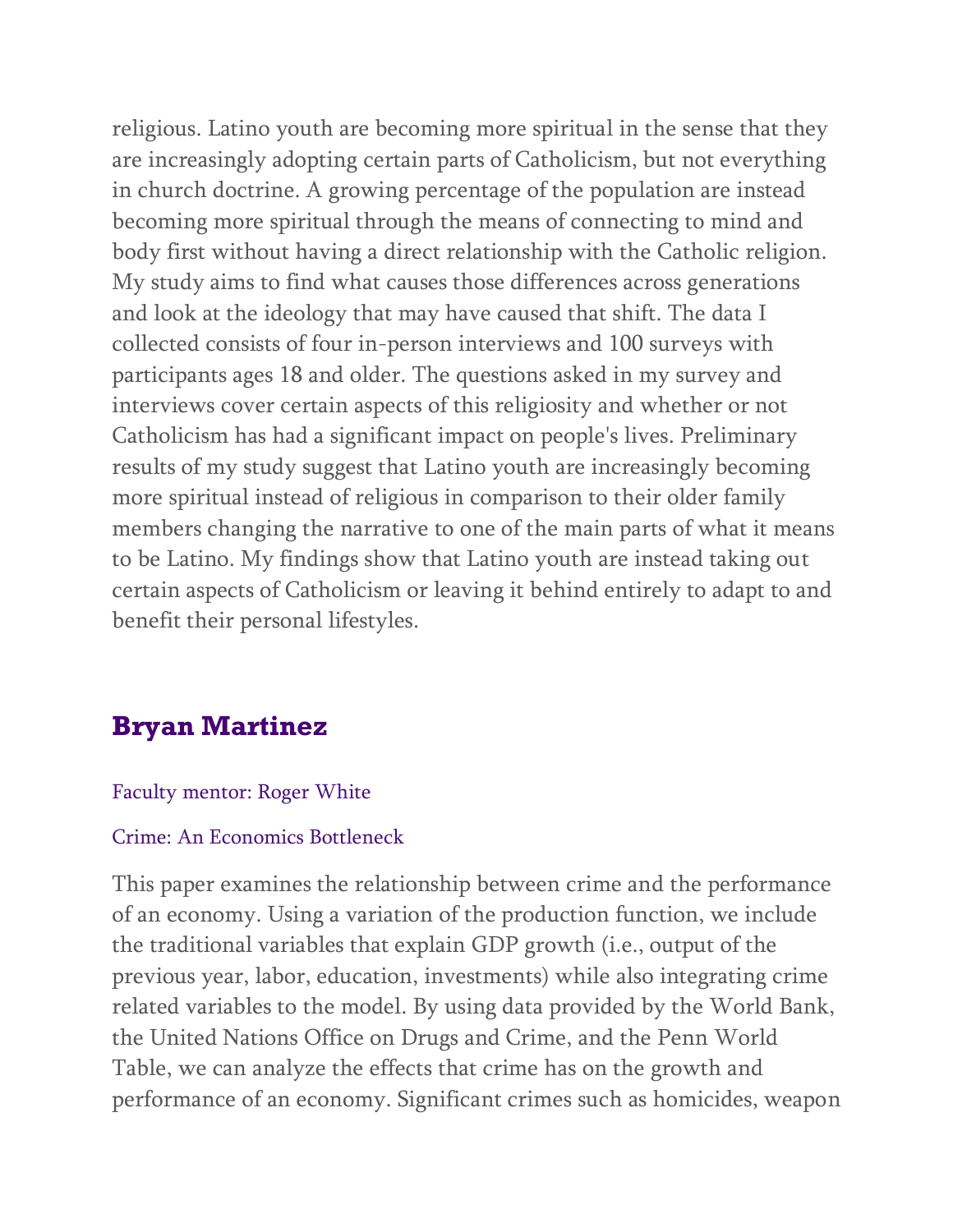religious. Latino youth are becoming more spiritual in the sense that they are increasingly adopting certain parts of Catholicism, but not everything in church doctrine. A growing percentage of the population are instead becoming more spiritual through the means of connecting to mind and body first without having a direct relationship with the Catholic religion. My study aims to find what causes those differences across generations and look at the ideology that may have caused that shift. The data I collected consists of four in-person interviews and 100 surveys with participants ages 18 and older. The questions asked in my survey and interviews cover certain aspects of this religiosity and whether or not Catholicism has had a significant impact on people's lives. Preliminary results of my study suggest that Latino youth are increasingly becoming more spiritual instead of religious in comparison to their older family members changing the narrative to one of the main parts of what it means to be Latino. My findings show that Latino youth are instead taking out certain aspects of Catholicism or leaving it behind entirely to adapt to and benefit their personal lifestyles.

## Bryan Martinez

Faculty mentor: Roger White

Crime: An Economics Bottleneck

This paper examines the relationship between crime and the performance of an economy. Using a variation of the production function, we include the traditional variables that explain GDP growth (i.e., output of the previous year, labor, education, investments) while also integrating crime related variables to the model. By using data provided by the World Bank, the United Nations Office on Drugs and Crime, and the Penn World Table, we can analyze the effects that crime has on the growth and performance of an economy. Significant crimes such as homicides, weapon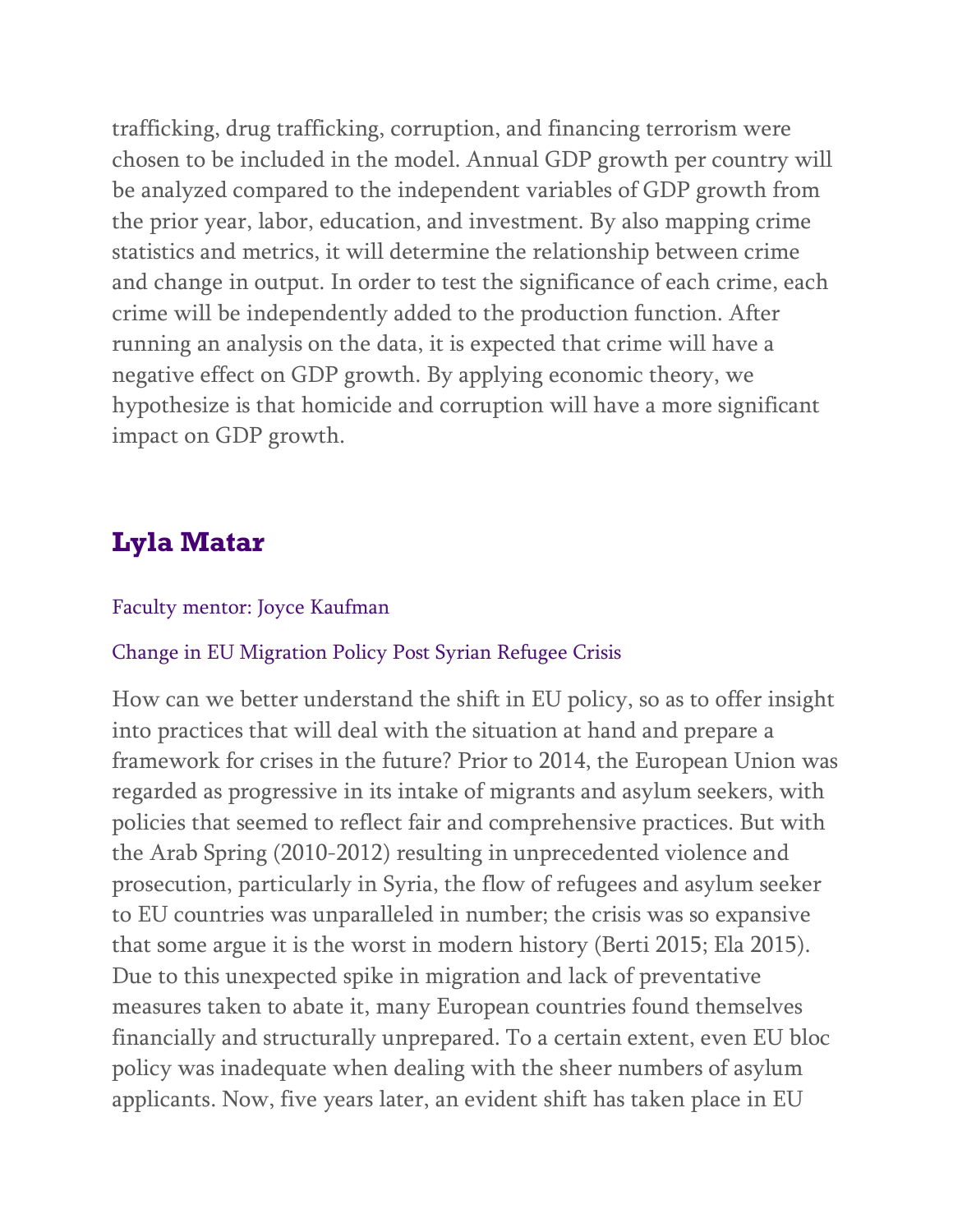trafficking, drug trafficking, corruption, and financing terrorism were chosen to be included in the model. Annual GDP growth per country will be analyzed compared to the independent variables of GDP growth from the prior year, labor, education, and investment. By also mapping crime statistics and metrics, it will determine the relationship between crime and change in output. In order to test the significance of each crime, each crime will be independently added to the production function. After running an analysis on the data, it is expected that crime will have a negative effect on GDP growth. By applying economic theory, we hypothesize is that homicide and corruption will have a more significant impact on GDP growth.

## Lyla Matar

Faculty mentor: Joyce Kaufman

Change in EU Migration Policy Post Syrian Refugee Crisis

How can we better understand the shift in EU policy, so as to offer insight into practices that will deal with the situation at hand and prepare a framework for crises in the future? Prior to 2014, the European Union was regarded as progressive in its intake of migrants and asylum seekers, with policies that seemed to reflect fair and comprehensive practices. But with the Arab Spring (2010-2012) resulting in unprecedented violence and prosecution, particularly in Syria, the flow of refugees and asylum seeker to EU countries was unparalleled in number; the crisis was so expansive that some argue it is the worst in modern history (Berti 2015; Ela 2015). Due to this unexpected spike in migration and lack of preventative measures taken to abate it, many European countries found themselves financially and structurally unprepared. To a certain extent, even EU bloc policy was inadequate when dealing with the sheer numbers of asylum applicants. Now, five years later, an evident shift has taken place in EU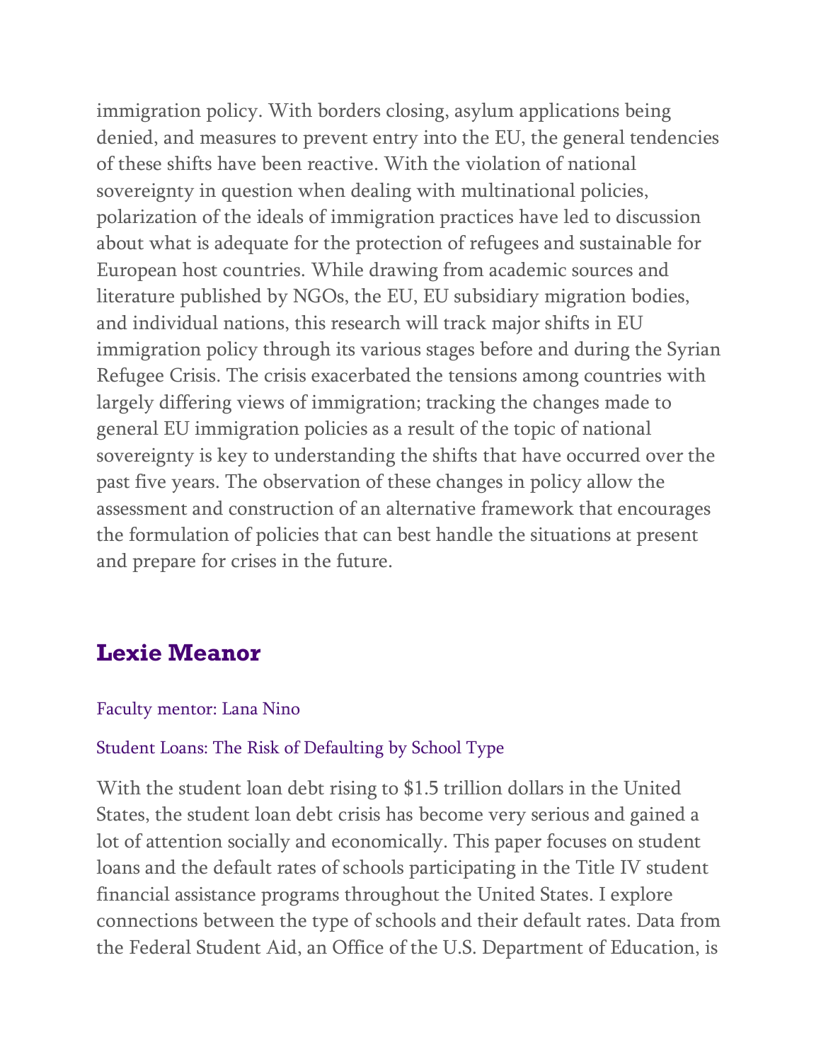immigration policy. With borders closing, asylum applications being denied, and measures to prevent entry into the EU, the general tendencies of these shifts have been reactive. With the violation of national sovereignty in question when dealing with multinational policies, polarization of the ideals of immigration practices have led to discussion about what is adequate for the protection of refugees and sustainable for European host countries. While drawing from academic sources and literature published by NGOs, the EU, EU subsidiary migration bodies, and individual nations, this research will track major shifts in EU immigration policy through its various stages before and during the Syrian Refugee Crisis. The crisis exacerbated the tensions among countries with largely differing views of immigration; tracking the changes made to general EU immigration policies as a result of the topic of national sovereignty is key to understanding the shifts that have occurred over the past five years. The observation of these changes in policy allow the assessment and construction of an alternative framework that encourages the formulation of policies that can best handle the situations at present and prepare for crises in the future.

## Lexie Meanor

Faculty mentor: Lana Nino

Student Loans: The Risk of Defaulting by School Type

With the student loan debt rising to $1.5 trillion dollars in the United States, the student loan debt crisis has become very serious and gained a lot of attention socially and economically. This paper focuses on student loans and the default rates of schools participating in the Title IV student financial assistance programs throughout the United States. I explore connections between the type of schools and their default rates. Data from the Federal Student Aid, an Office of the U.S. Department of Education, is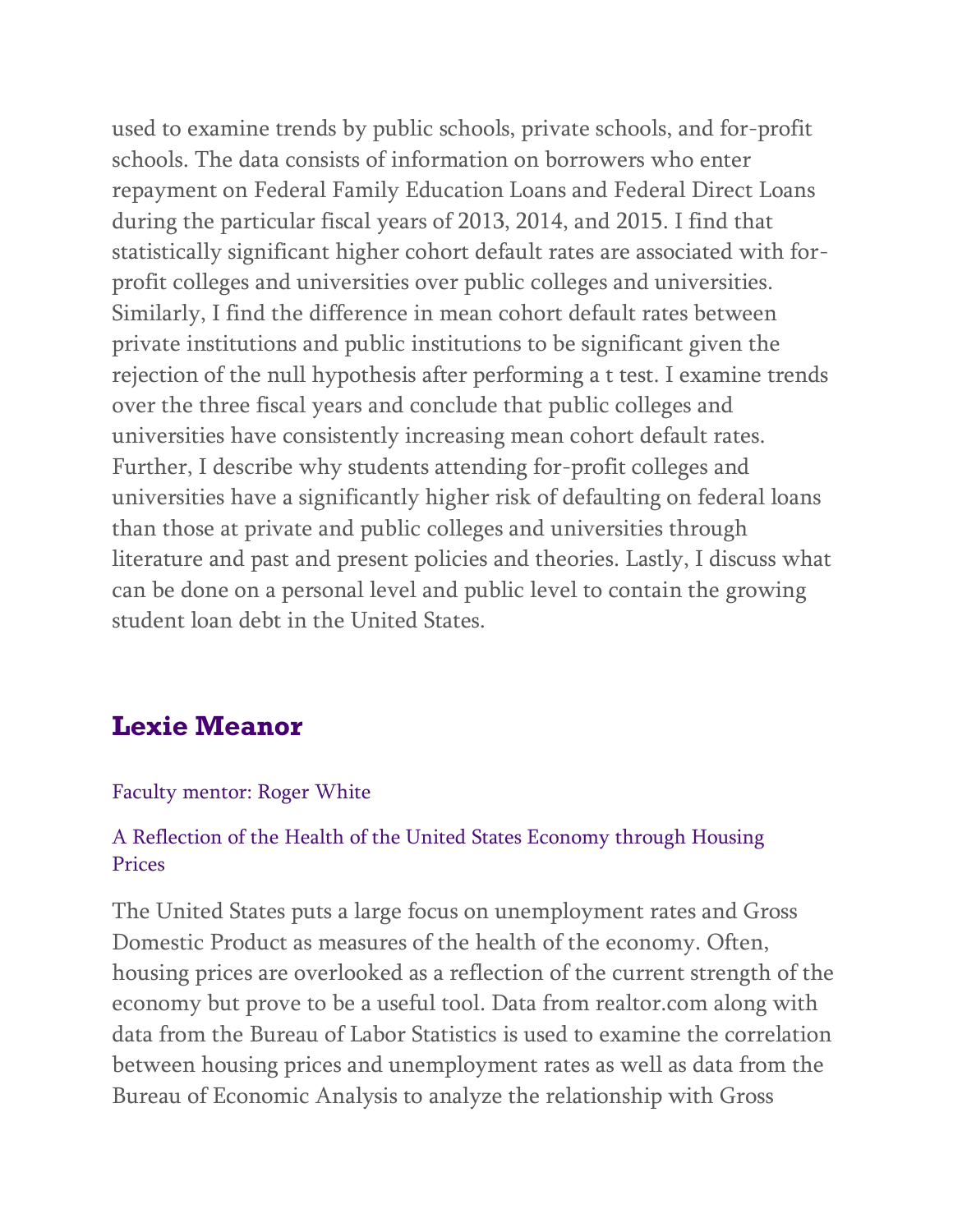used to examine trends by public schools, private schools, and for-profit schools. The data consists of information on borrowers who enter repayment on Federal Family Education Loans and Federal Direct Loans during the particular fiscal years of 2013, 2014, and 2015. I find that statistically significant higher cohort default rates are associated with for-profit colleges and universities over public colleges and universities. Similarly, I find the difference in mean cohort default rates between private institutions and public institutions to be significant given the rejection of the null hypothesis after performing a t test. I examine trends over the three fiscal years and conclude that public colleges and universities have consistently increasing mean cohort default rates. Further, I describe why students attending for-profit colleges and universities have a significantly higher risk of defaulting on federal loans than those at private and public colleges and universities through literature and past and present policies and theories. Lastly, I discuss what can be done on a personal level and public level to contain the growing student loan debt in the United States.

## Lexie Meanor

Faculty mentor: Roger White

A Reflection of the Health of the United States Economy through Housing Prices

The United States puts a large focus on unemployment rates and Gross Domestic Product as measures of the health of the economy. Often, housing prices are overlooked as a reflection of the current strength of the economy but prove to be a useful tool. Data from realtor.com along with data from the Bureau of Labor Statistics is used to examine the correlation between housing prices and unemployment rates as well as data from the Bureau of Economic Analysis to analyze the relationship with Gross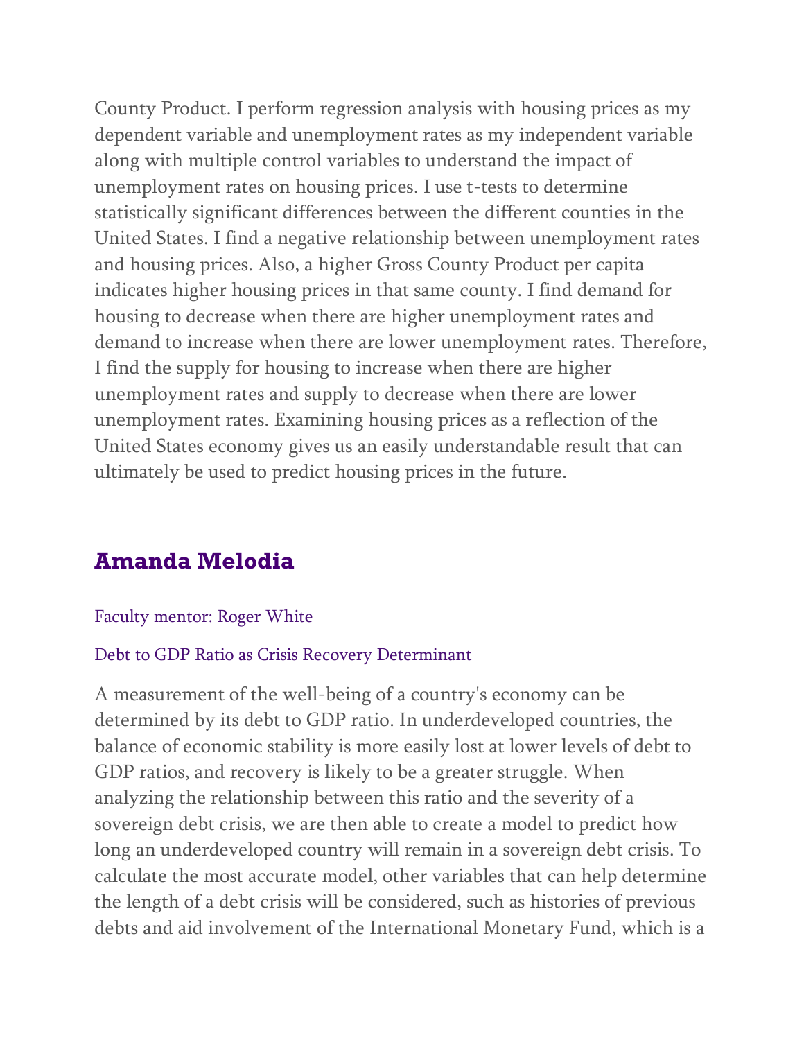County Product. I perform regression analysis with housing prices as my dependent variable and unemployment rates as my independent variable along with multiple control variables to understand the impact of unemployment rates on housing prices. I use t-tests to determine statistically significant differences between the different counties in the United States. I find a negative relationship between unemployment rates and housing prices. Also, a higher Gross County Product per capita indicates higher housing prices in that same county. I find demand for housing to decrease when there are higher unemployment rates and demand to increase when there are lower unemployment rates. Therefore, I find the supply for housing to increase when there are higher unemployment rates and supply to decrease when there are lower unemployment rates. Examining housing prices as a reflection of the United States economy gives us an easily understandable result that can ultimately be used to predict housing prices in the future.

## Amanda Melodia

Faculty mentor: Roger White

Debt to GDP Ratio as Crisis Recovery Determinant

A measurement of the well-being of a country's economy can be determined by its debt to GDP ratio. In underdeveloped countries, the balance of economic stability is more easily lost at lower levels of debt to GDP ratios, and recovery is likely to be a greater struggle. When analyzing the relationship between this ratio and the severity of a sovereign debt crisis, we are then able to create a model to predict how long an underdeveloped country will remain in a sovereign debt crisis. To calculate the most accurate model, other variables that can help determine the length of a debt crisis will be considered, such as histories of previous debts and aid involvement of the International Monetary Fund, which is a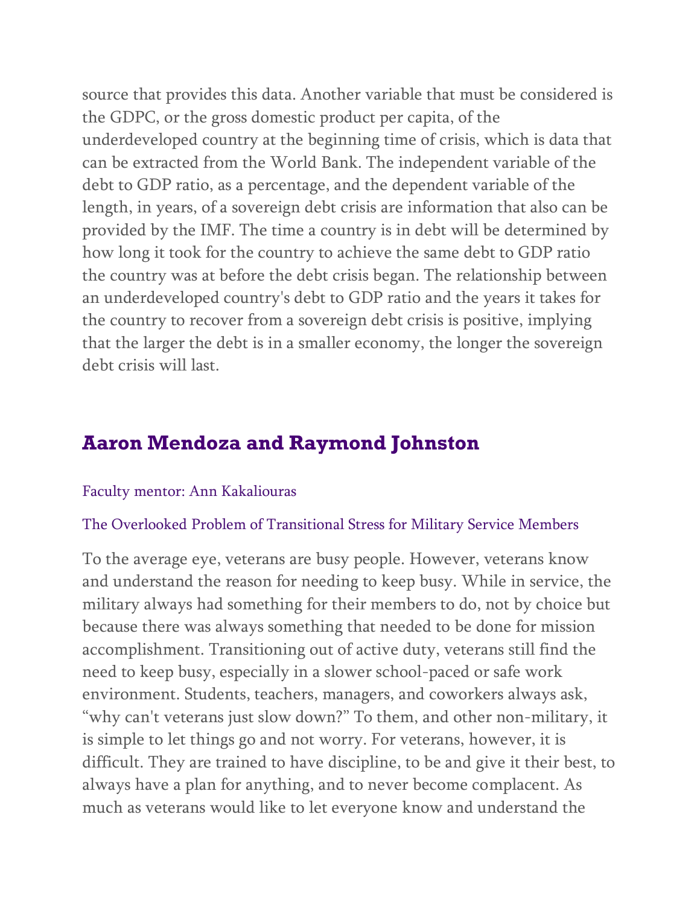source that provides this data. Another variable that must be considered is the GDPC, or the gross domestic product per capita, of the underdeveloped country at the beginning time of crisis, which is data that can be extracted from the World Bank. The independent variable of the debt to GDP ratio, as a percentage, and the dependent variable of the length, in years, of a sovereign debt crisis are information that also can be provided by the IMF. The time a country is in debt will be determined by how long it took for the country to achieve the same debt to GDP ratio the country was at before the debt crisis began. The relationship between an underdeveloped country's debt to GDP ratio and the years it takes for the country to recover from a sovereign debt crisis is positive, implying that the larger the debt is in a smaller economy, the longer the sovereign debt crisis will last.

## Aaron Mendoza and Raymond Johnston

Faculty mentor: Ann Kakaliouras

The Overlooked Problem of Transitional Stress for Military Service Members

To the average eye, veterans are busy people. However, veterans know and understand the reason for needing to keep busy. While in service, the military always had something for their members to do, not by choice but because there was always something that needed to be done for mission accomplishment. Transitioning out of active duty, veterans still find the need to keep busy, especially in a slower school-paced or safe work environment. Students, teachers, managers, and coworkers always ask, "why can't veterans just slow down?" To them, and other non-military, it is simple to let things go and not worry. For veterans, however, it is difficult. They are trained to have discipline, to be and give it their best, to always have a plan for anything, and to never become complacent. As much as veterans would like to let everyone know and understand the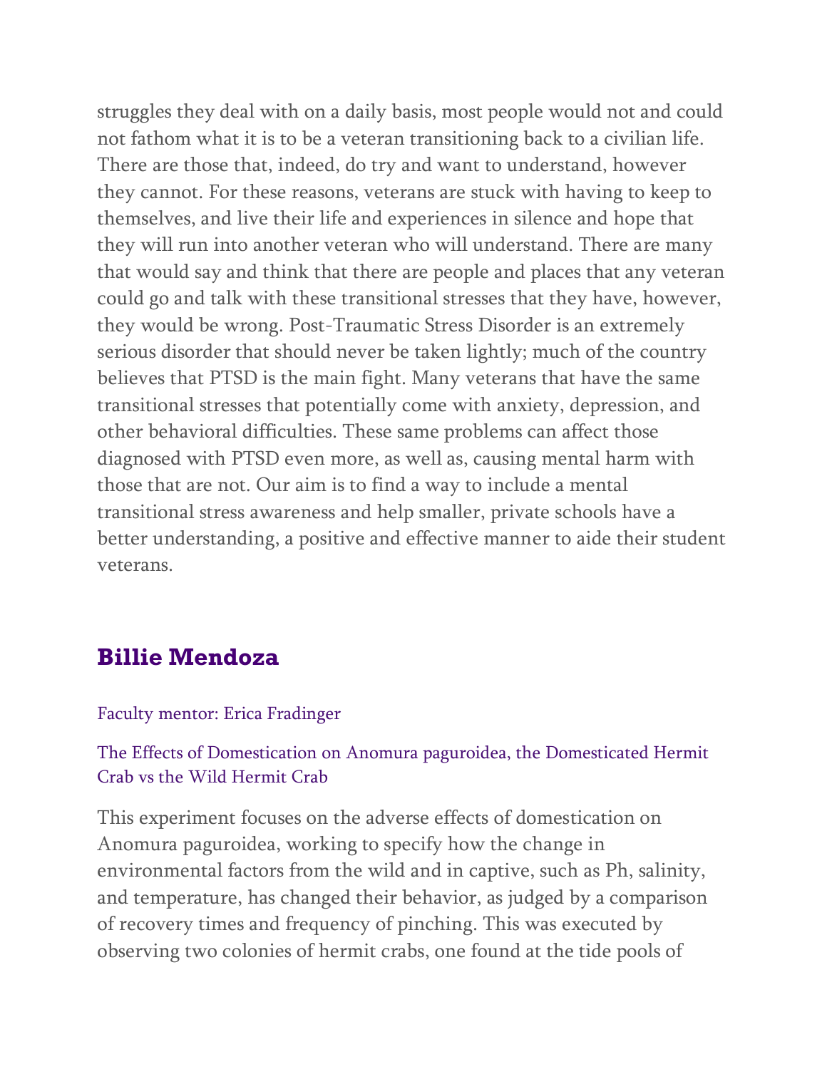struggles they deal with on a daily basis, most people would not and could not fathom what it is to be a veteran transitioning back to a civilian life. There are those that, indeed, do try and want to understand, however they cannot. For these reasons, veterans are stuck with having to keep to themselves, and live their life and experiences in silence and hope that they will run into another veteran who will understand. There are many that would say and think that there are people and places that any veteran could go and talk with these transitional stresses that they have, however, they would be wrong. Post-Traumatic Stress Disorder is an extremely serious disorder that should never be taken lightly; much of the country believes that PTSD is the main fight. Many veterans that have the same transitional stresses that potentially come with anxiety, depression, and other behavioral difficulties. These same problems can affect those diagnosed with PTSD even more, as well as, causing mental harm with those that are not. Our aim is to find a way to include a mental transitional stress awareness and help smaller, private schools have a better understanding, a positive and effective manner to aide their student veterans.

## Billie Mendoza

Faculty mentor: Erica Fradinger

The Effects of Domestication on Anomura paguroidea, the Domesticated Hermit Crab vs the Wild Hermit Crab

This experiment focuses on the adverse effects of domestication on Anomura paguroidea, working to specify how the change in environmental factors from the wild and in captive, such as Ph, salinity, and temperature, has changed their behavior, as judged by a comparison of recovery times and frequency of pinching. This was executed by observing two colonies of hermit crabs, one found at the tide pools of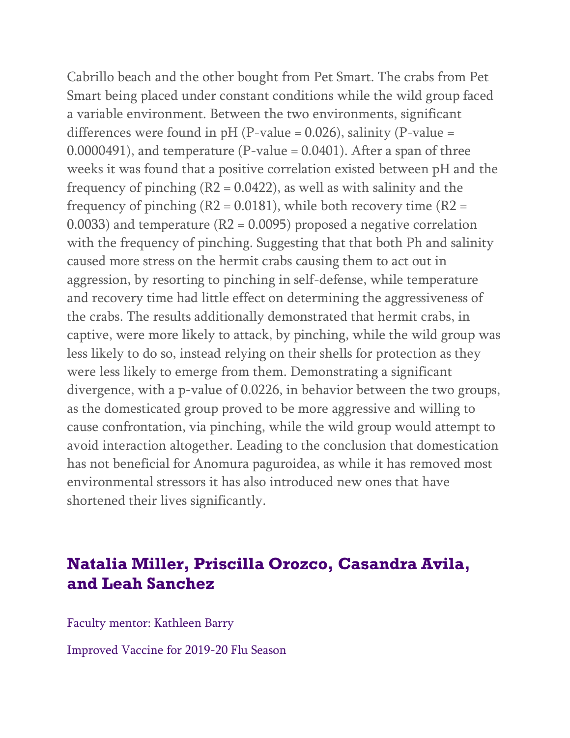Cabrillo beach and the other bought from Pet Smart. The crabs from Pet Smart being placed under constant conditions while the wild group faced a variable environment. Between the two environments, significant differences were found in pH (P-value = 0.026), salinity (P-value = 0.0000491), and temperature (P-value = 0.0401). After a span of three weeks it was found that a positive correlation existed between pH and the frequency of pinching (R2 = 0.0422), as well as with salinity and the frequency of pinching (R2 = 0.0181), while both recovery time (R2 = 0.0033) and temperature (R2 = 0.0095) proposed a negative correlation with the frequency of pinching. Suggesting that that both Ph and salinity caused more stress on the hermit crabs causing them to act out in aggression, by resorting to pinching in self-defense, while temperature and recovery time had little effect on determining the aggressiveness of the crabs. The results additionally demonstrated that hermit crabs, in captive, were more likely to attack, by pinching, while the wild group was less likely to do so, instead relying on their shells for protection as they were less likely to emerge from them. Demonstrating a significant divergence, with a p-value of 0.0226, in behavior between the two groups, as the domesticated group proved to be more aggressive and willing to cause confrontation, via pinching, while the wild group would attempt to avoid interaction altogether. Leading to the conclusion that domestication has not beneficial for Anomura paguroidea, as while it has removed most environmental stressors it has also introduced new ones that have shortened their lives significantly.

## Natalia Miller, Priscilla Orozco, Casandra Avila, and Leah Sanchez

Faculty mentor: Kathleen Barry

Improved Vaccine for 2019-20 Flu Season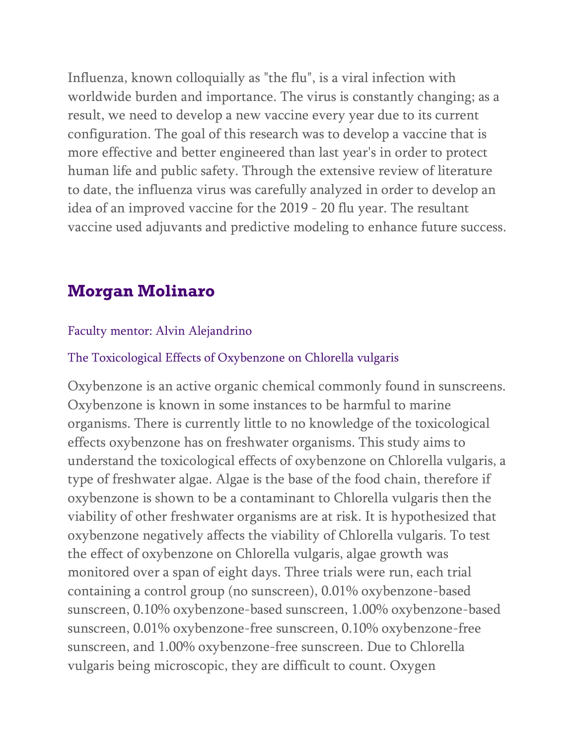Influenza, known colloquially as "the flu", is a viral infection with worldwide burden and importance. The virus is constantly changing; as a result, we need to develop a new vaccine every year due to its current configuration. The goal of this research was to develop a vaccine that is more effective and better engineered than last year's in order to protect human life and public safety. Through the extensive review of literature to date, the influenza virus was carefully analyzed in order to develop an idea of an improved vaccine for the 2019 - 20 flu year. The resultant vaccine used adjuvants and predictive modeling to enhance future success.

## Morgan Molinaro

Faculty mentor: Alvin Alejandrino

The Toxicological Effects of Oxybenzone on Chlorella vulgaris

Oxybenzone is an active organic chemical commonly found in sunscreens. Oxybenzone is known in some instances to be harmful to marine organisms. There is currently little to no knowledge of the toxicological effects oxybenzone has on freshwater organisms. This study aims to understand the toxicological effects of oxybenzone on Chlorella vulgaris, a type of freshwater algae. Algae is the base of the food chain, therefore if oxybenzone is shown to be a contaminant to Chlorella vulgaris then the viability of other freshwater organisms are at risk. It is hypothesized that oxybenzone negatively affects the viability of Chlorella vulgaris. To test the effect of oxybenzone on Chlorella vulgaris, algae growth was monitored over a span of eight days. Three trials were run, each trial containing a control group (no sunscreen), 0.01% oxybenzone-based sunscreen, 0.10% oxybenzone-based sunscreen, 1.00% oxybenzone-based sunscreen, 0.01% oxybenzone-free sunscreen, 0.10% oxybenzone-free sunscreen, and 1.00% oxybenzone-free sunscreen. Due to Chlorella vulgaris being microscopic, they are difficult to count. Oxygen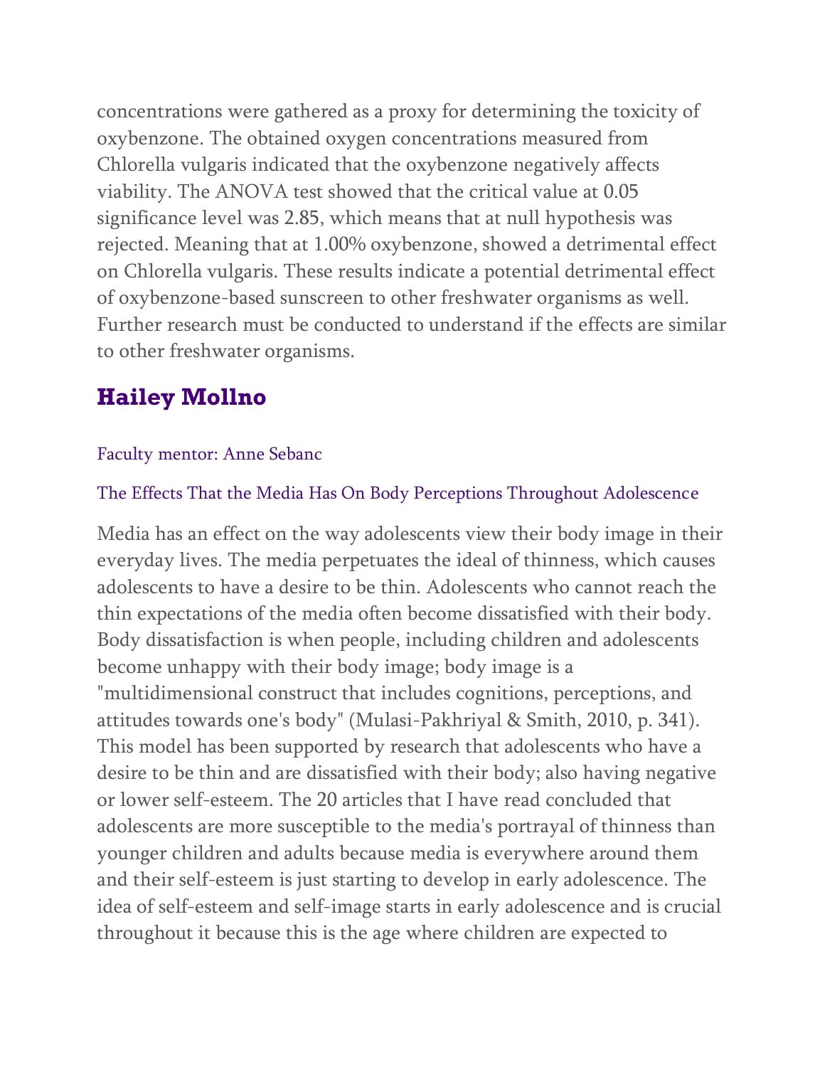concentrations were gathered as a proxy for determining the toxicity of oxybenzone. The obtained oxygen concentrations measured from Chlorella vulgaris indicated that the oxybenzone negatively affects viability. The ANOVA test showed that the critical value at 0.05 significance level was 2.85, which means that at null hypothesis was rejected. Meaning that at 1.00% oxybenzone, showed a detrimental effect on Chlorella vulgaris. These results indicate a potential detrimental effect of oxybenzone-based sunscreen to other freshwater organisms as well. Further research must be conducted to understand if the effects are similar to other freshwater organisms.

## Hailey Mollno

Faculty mentor: Anne Sebanc

The Effects That the Media Has On Body Perceptions Throughout Adolescence

Media has an effect on the way adolescents view their body image in their everyday lives. The media perpetuates the ideal of thinness, which causes adolescents to have a desire to be thin. Adolescents who cannot reach the thin expectations of the media often become dissatisfied with their body. Body dissatisfaction is when people, including children and adolescents become unhappy with their body image; body image is a "multidimensional construct that includes cognitions, perceptions, and attitudes towards one's body" (Mulasi-Pakhriyal & Smith, 2010, p. 341). This model has been supported by research that adolescents who have a desire to be thin and are dissatisfied with their body; also having negative or lower self-esteem. The 20 articles that I have read concluded that adolescents are more susceptible to the media's portrayal of thinness than younger children and adults because media is everywhere around them and their self-esteem is just starting to develop in early adolescence. The idea of self-esteem and self-image starts in early adolescence and is crucial throughout it because this is the age where children are expected to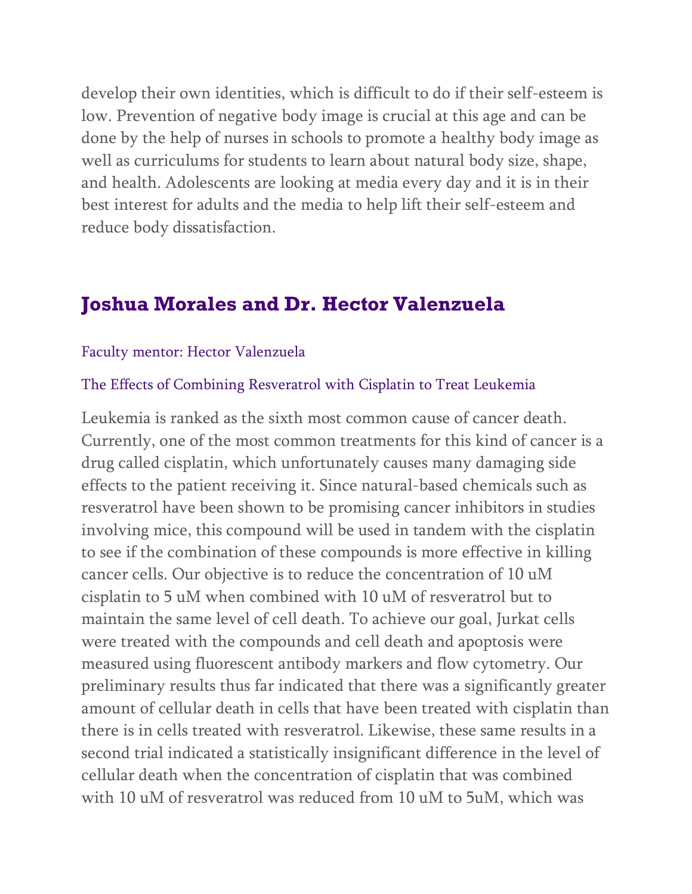develop their own identities, which is difficult to do if their self-esteem is low. Prevention of negative body image is crucial at this age and can be done by the help of nurses in schools to promote a healthy body image as well as curriculums for students to learn about natural body size, shape, and health. Adolescents are looking at media every day and it is in their best interest for adults and the media to help lift their self-esteem and reduce body dissatisfaction.

## Joshua Morales and Dr. Hector Valenzuela

Faculty mentor: Hector Valenzuela

The Effects of Combining Resveratrol with Cisplatin to Treat Leukemia

Leukemia is ranked as the sixth most common cause of cancer death. Currently, one of the most common treatments for this kind of cancer is a drug called cisplatin, which unfortunately causes many damaging side effects to the patient receiving it. Since natural-based chemicals such as resveratrol have been shown to be promising cancer inhibitors in studies involving mice, this compound will be used in tandem with the cisplatin to see if the combination of these compounds is more effective in killing cancer cells. Our objective is to reduce the concentration of 10 uM cisplatin to 5 uM when combined with 10 uM of resveratrol but to maintain the same level of cell death. To achieve our goal, Jurkat cells were treated with the compounds and cell death and apoptosis were measured using fluorescent antibody markers and flow cytometry. Our preliminary results thus far indicated that there was a significantly greater amount of cellular death in cells that have been treated with cisplatin than there is in cells treated with resveratrol. Likewise, these same results in a second trial indicated a statistically insignificant difference in the level of cellular death when the concentration of cisplatin that was combined with 10 uM of resveratrol was reduced from 10 uM to 5uM, which was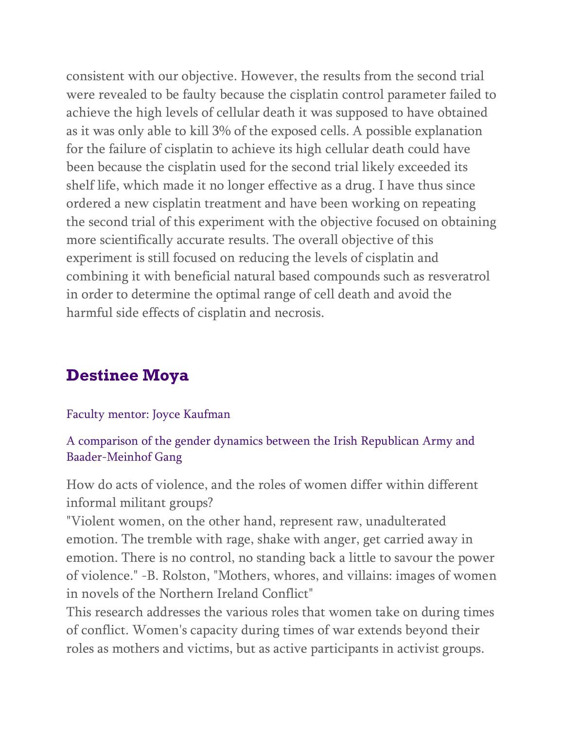consistent with our objective. However, the results from the second trial were revealed to be faulty because the cisplatin control parameter failed to achieve the high levels of cellular death it was supposed to have obtained as it was only able to kill 3% of the exposed cells. A possible explanation for the failure of cisplatin to achieve its high cellular death could have been because the cisplatin used for the second trial likely exceeded its shelf life, which made it no longer effective as a drug. I have thus since ordered a new cisplatin treatment and have been working on repeating the second trial of this experiment with the objective focused on obtaining more scientifically accurate results. The overall objective of this experiment is still focused on reducing the levels of cisplatin and combining it with beneficial natural based compounds such as resveratrol in order to determine the optimal range of cell death and avoid the harmful side effects of cisplatin and necrosis.

## Destinee Moya

Faculty mentor: Joyce Kaufman

A comparison of the gender dynamics between the Irish Republican Army and Baader-Meinhof Gang

How do acts of violence, and the roles of women differ within different informal militant groups?
"Violent women, on the other hand, represent raw, unadulterated emotion. The tremble with rage, shake with anger, get carried away in emotion. There is no control, no standing back a little to savour the power of violence." -B. Rolston, "Mothers, whores, and villains: images of women in novels of the Northern Ireland Conflict"
This research addresses the various roles that women take on during times of conflict. Women's capacity during times of war extends beyond their roles as mothers and victims, but as active participants in activist groups.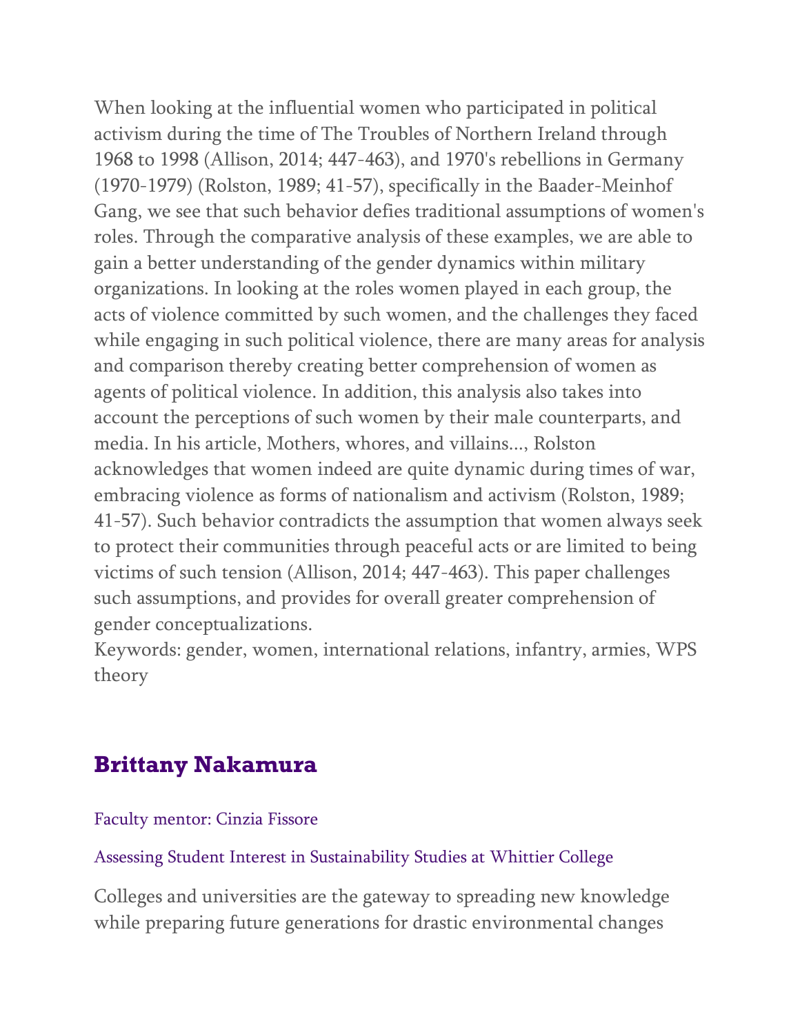When looking at the influential women who participated in political activism during the time of The Troubles of Northern Ireland through 1968 to 1998 (Allison, 2014; 447-463), and 1970's rebellions in Germany (1970-1979) (Rolston, 1989; 41-57), specifically in the Baader-Meinhof Gang, we see that such behavior defies traditional assumptions of women's roles. Through the comparative analysis of these examples, we are able to gain a better understanding of the gender dynamics within military organizations. In looking at the roles women played in each group, the acts of violence committed by such women, and the challenges they faced while engaging in such political violence, there are many areas for analysis and comparison thereby creating better comprehension of women as agents of political violence. In addition, this analysis also takes into account the perceptions of such women by their male counterparts, and media. In his article, Mothers, whores, and villains..., Rolston acknowledges that women indeed are quite dynamic during times of war, embracing violence as forms of nationalism and activism (Rolston, 1989; 41-57). Such behavior contradicts the assumption that women always seek to protect their communities through peaceful acts or are limited to being victims of such tension (Allison, 2014; 447-463). This paper challenges such assumptions, and provides for overall greater comprehension of gender conceptualizations.

Keywords: gender, women, international relations, infantry, armies, WPS theory

## Brittany Nakamura

Faculty mentor: Cinzia Fissore

Assessing Student Interest in Sustainability Studies at Whittier College

Colleges and universities are the gateway to spreading new knowledge while preparing future generations for drastic environmental changes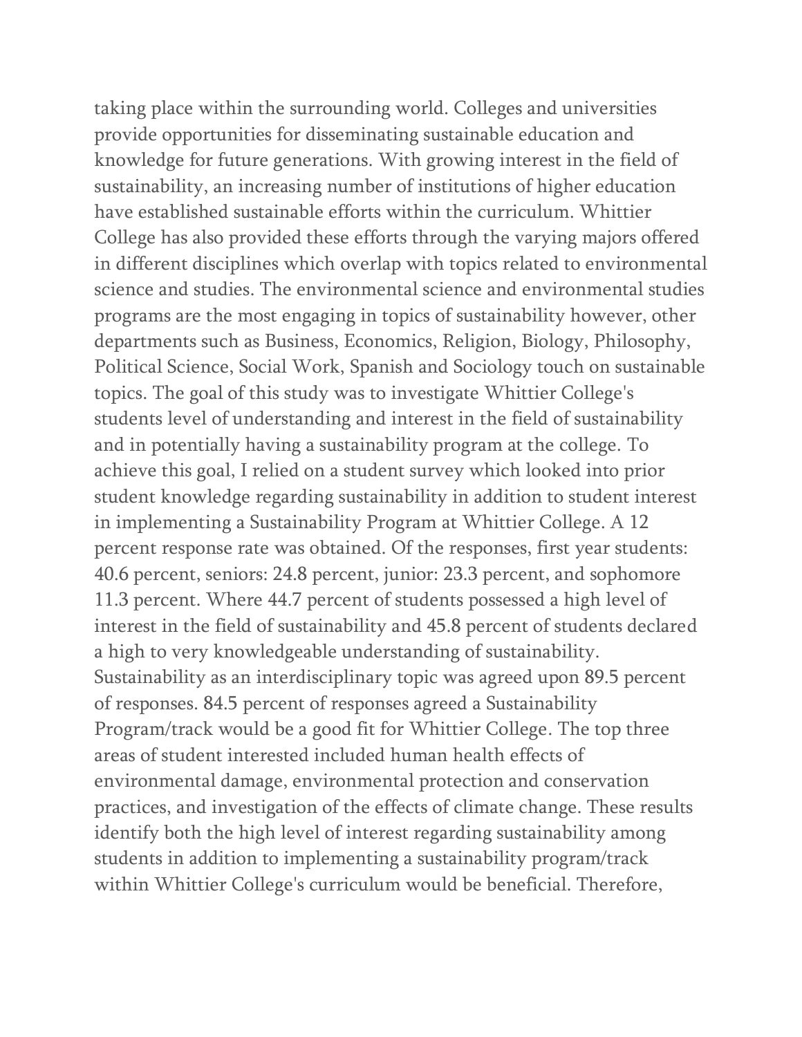taking place within the surrounding world. Colleges and universities provide opportunities for disseminating sustainable education and knowledge for future generations. With growing interest in the field of sustainability, an increasing number of institutions of higher education have established sustainable efforts within the curriculum. Whittier College has also provided these efforts through the varying majors offered in different disciplines which overlap with topics related to environmental science and studies. The environmental science and environmental studies programs are the most engaging in topics of sustainability however, other departments such as Business, Economics, Religion, Biology, Philosophy, Political Science, Social Work, Spanish and Sociology touch on sustainable topics. The goal of this study was to investigate Whittier College's students level of understanding and interest in the field of sustainability and in potentially having a sustainability program at the college. To achieve this goal, I relied on a student survey which looked into prior student knowledge regarding sustainability in addition to student interest in implementing a Sustainability Program at Whittier College. A 12 percent response rate was obtained. Of the responses, first year students: 40.6 percent, seniors: 24.8 percent, junior: 23.3 percent, and sophomore 11.3 percent. Where 44.7 percent of students possessed a high level of interest in the field of sustainability and 45.8 percent of students declared a high to very knowledgeable understanding of sustainability. Sustainability as an interdisciplinary topic was agreed upon 89.5 percent of responses. 84.5 percent of responses agreed a Sustainability Program/track would be a good fit for Whittier College. The top three areas of student interested included human health effects of environmental damage, environmental protection and conservation practices, and investigation of the effects of climate change. These results identify both the high level of interest regarding sustainability among students in addition to implementing a sustainability program/track within Whittier College's curriculum would be beneficial. Therefore,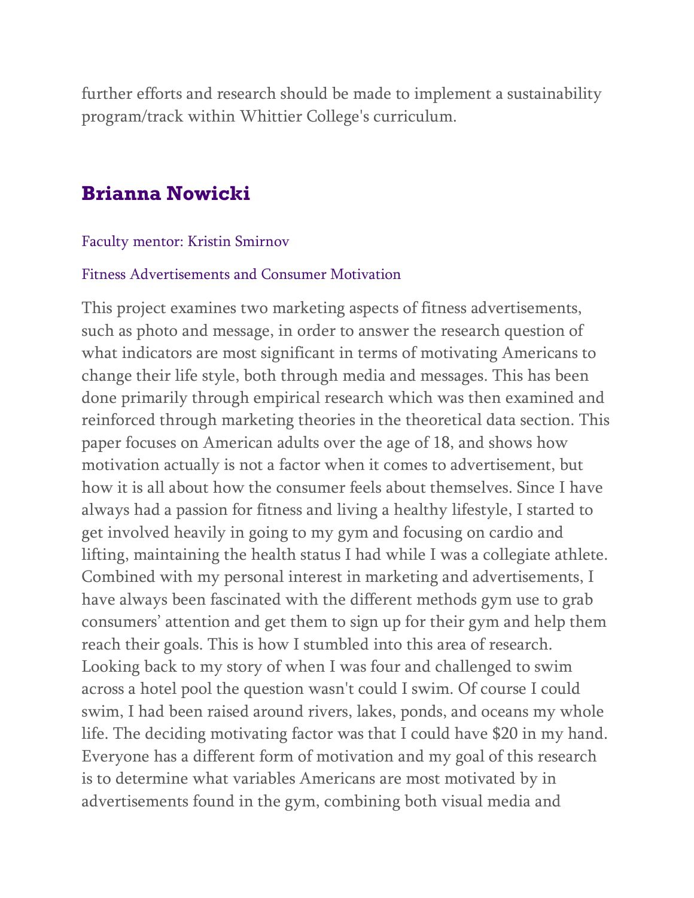further efforts and research should be made to implement a sustainability program/track within Whittier College's curriculum.

## Brianna Nowicki

Faculty mentor: Kristin Smirnov

Fitness Advertisements and Consumer Motivation

This project examines two marketing aspects of fitness advertisements, such as photo and message, in order to answer the research question of what indicators are most significant in terms of motivating Americans to change their life style, both through media and messages. This has been done primarily through empirical research which was then examined and reinforced through marketing theories in the theoretical data section. This paper focuses on American adults over the age of 18, and shows how motivation actually is not a factor when it comes to advertisement, but how it is all about how the consumer feels about themselves. Since I have always had a passion for fitness and living a healthy lifestyle, I started to get involved heavily in going to my gym and focusing on cardio and lifting, maintaining the health status I had while I was a collegiate athlete. Combined with my personal interest in marketing and advertisements, I have always been fascinated with the different methods gym use to grab consumers' attention and get them to sign up for their gym and help them reach their goals. This is how I stumbled into this area of research. Looking back to my story of when I was four and challenged to swim across a hotel pool the question wasn't could I swim. Of course I could swim, I had been raised around rivers, lakes, ponds, and oceans my whole life. The deciding motivating factor was that I could have $20 in my hand. Everyone has a different form of motivation and my goal of this research is to determine what variables Americans are most motivated by in advertisements found in the gym, combining both visual media and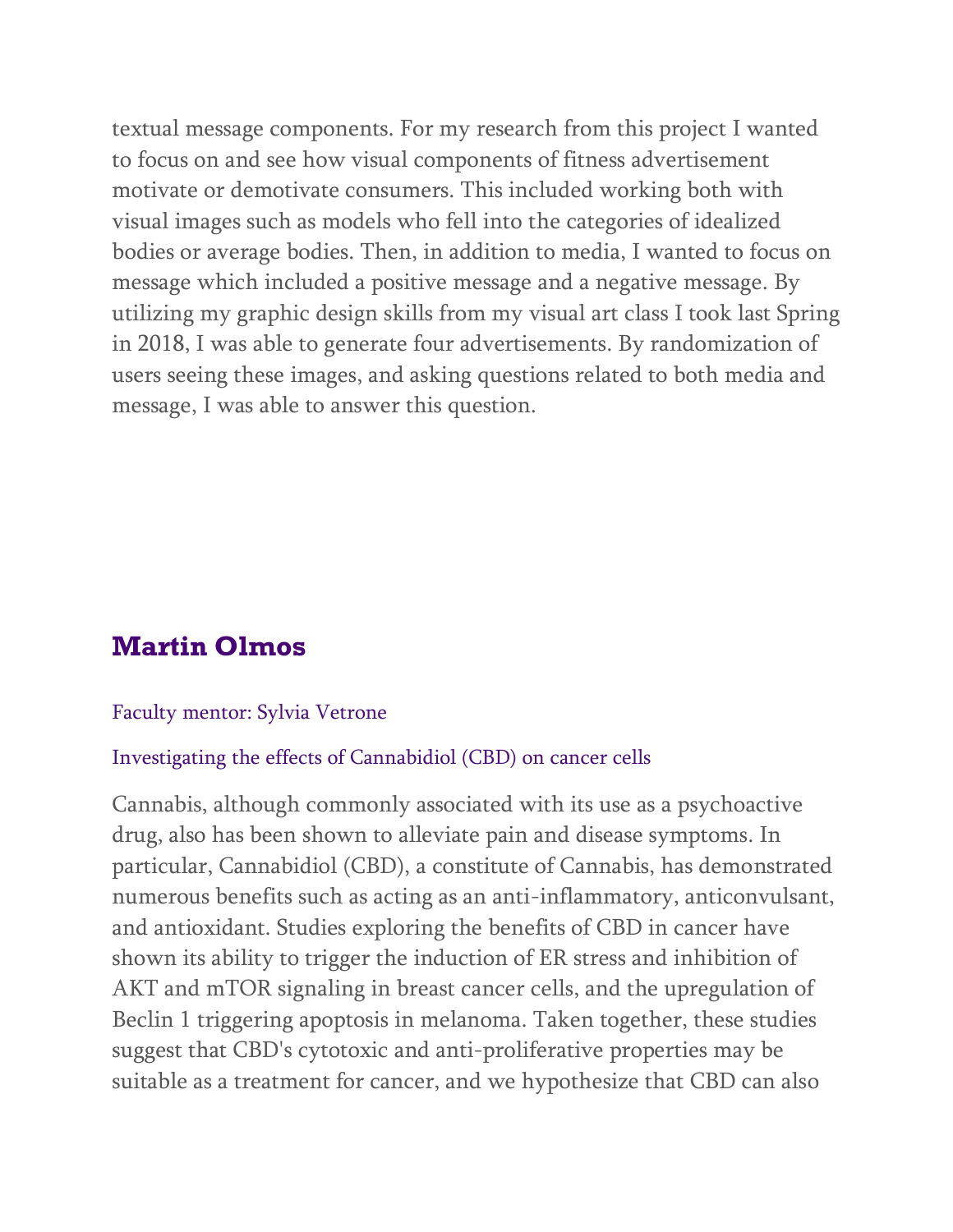textual message components. For my research from this project I wanted to focus on and see how visual components of fitness advertisement motivate or demotivate consumers. This included working both with visual images such as models who fell into the categories of idealized bodies or average bodies. Then, in addition to media, I wanted to focus on message which included a positive message and a negative message. By utilizing my graphic design skills from my visual art class I took last Spring in 2018, I was able to generate four advertisements. By randomization of users seeing these images, and asking questions related to both media and message, I was able to answer this question.

## Martin Olmos

Faculty mentor: Sylvia Vetrone

Investigating the effects of Cannabidiol (CBD) on cancer cells

Cannabis, although commonly associated with its use as a psychoactive drug, also has been shown to alleviate pain and disease symptoms. In particular, Cannabidiol (CBD), a constitute of Cannabis, has demonstrated numerous benefits such as acting as an anti-inflammatory, anticonvulsant, and antioxidant. Studies exploring the benefits of CBD in cancer have shown its ability to trigger the induction of ER stress and inhibition of AKT and mTOR signaling in breast cancer cells, and the upregulation of Beclin 1 triggering apoptosis in melanoma. Taken together, these studies suggest that CBD's cytotoxic and anti-proliferative properties may be suitable as a treatment for cancer, and we hypothesize that CBD can also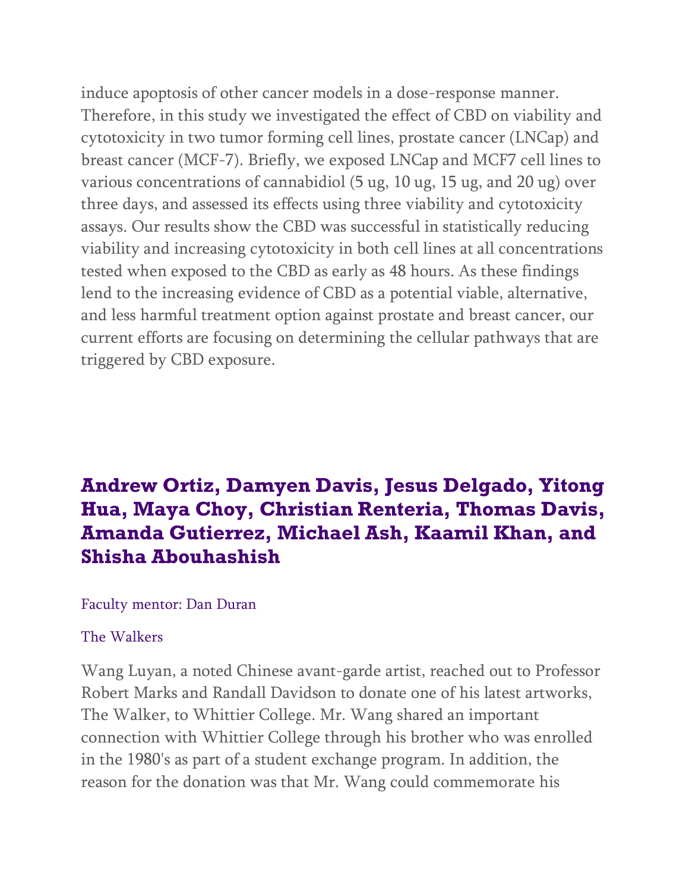induce apoptosis of other cancer models in a dose-response manner. Therefore, in this study we investigated the effect of CBD on viability and cytotoxicity in two tumor forming cell lines, prostate cancer (LNCap) and breast cancer (MCF-7). Briefly, we exposed LNCap and MCF7 cell lines to various concentrations of cannabidiol (5 ug, 10 ug, 15 ug, and 20 ug) over three days, and assessed its effects using three viability and cytotoxicity assays. Our results show the CBD was successful in statistically reducing viability and increasing cytotoxicity in both cell lines at all concentrations tested when exposed to the CBD as early as 48 hours. As these findings lend to the increasing evidence of CBD as a potential viable, alternative, and less harmful treatment option against prostate and breast cancer, our current efforts are focusing on determining the cellular pathways that are triggered by CBD exposure.

## Andrew Ortiz, Damyen Davis, Jesus Delgado, Yitong Hua, Maya Choy, Christian Renteria, Thomas Davis, Amanda Gutierrez, Michael Ash, Kaamil Khan, and Shisha Abouhashish

Faculty mentor: Dan Duran

The Walkers

Wang Luyan, a noted Chinese avant-garde artist, reached out to Professor Robert Marks and Randall Davidson to donate one of his latest artworks, The Walker, to Whittier College. Mr. Wang shared an important connection with Whittier College through his brother who was enrolled in the 1980's as part of a student exchange program. In addition, the reason for the donation was that Mr. Wang could commemorate his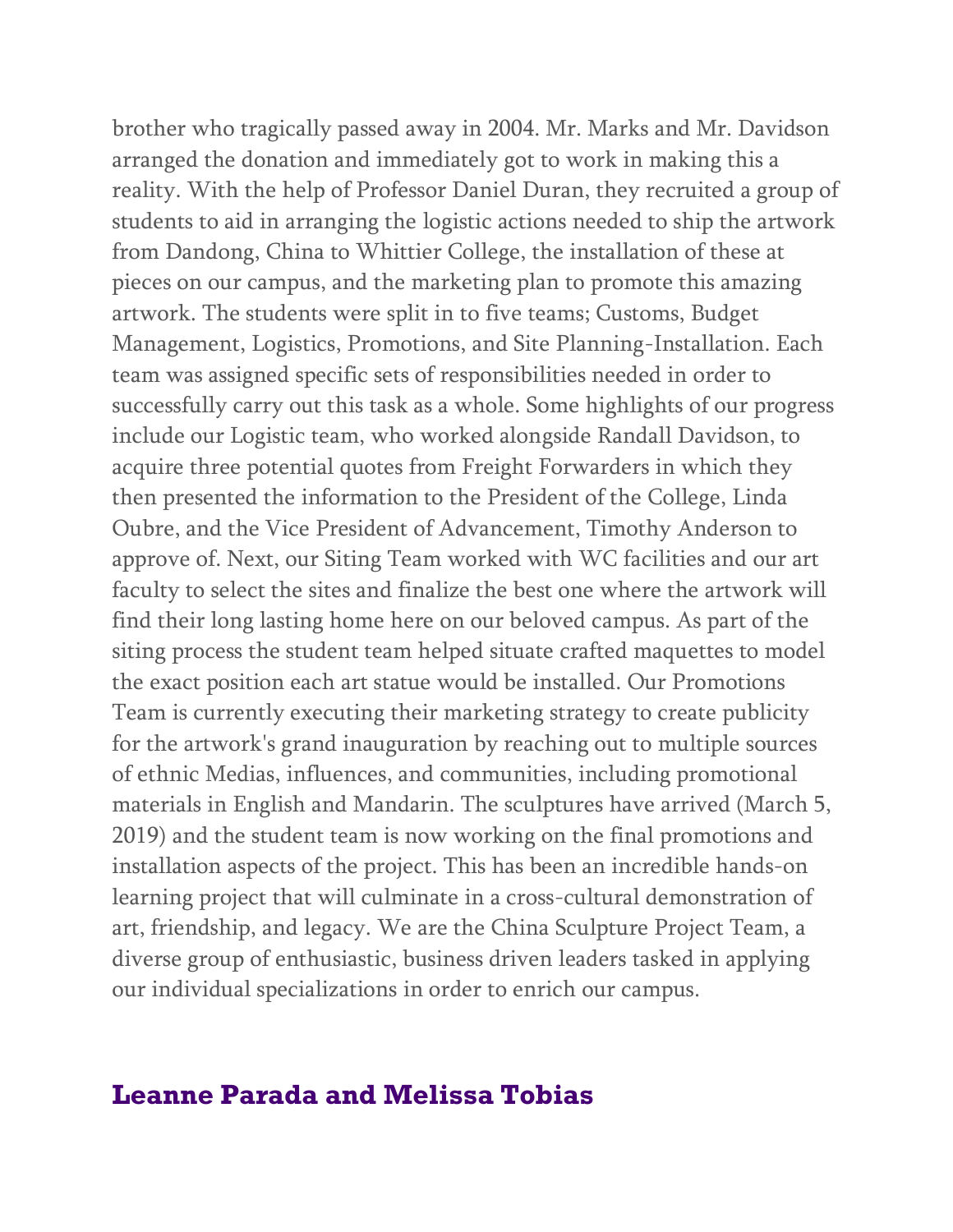brother who tragically passed away in 2004. Mr. Marks and Mr. Davidson arranged the donation and immediately got to work in making this a reality. With the help of Professor Daniel Duran, they recruited a group of students to aid in arranging the logistic actions needed to ship the artwork from Dandong, China to Whittier College, the installation of these at pieces on our campus, and the marketing plan to promote this amazing artwork. The students were split in to five teams; Customs, Budget Management, Logistics, Promotions, and Site Planning-Installation. Each team was assigned specific sets of responsibilities needed in order to successfully carry out this task as a whole. Some highlights of our progress include our Logistic team, who worked alongside Randall Davidson, to acquire three potential quotes from Freight Forwarders in which they then presented the information to the President of the College, Linda Oubre, and the Vice President of Advancement, Timothy Anderson to approve of. Next, our Siting Team worked with WC facilities and our art faculty to select the sites and finalize the best one where the artwork will find their long lasting home here on our beloved campus. As part of the siting process the student team helped situate crafted maquettes to model the exact position each art statue would be installed. Our Promotions Team is currently executing their marketing strategy to create publicity for the artwork's grand inauguration by reaching out to multiple sources of ethnic Medias, influences, and communities, including promotional materials in English and Mandarin. The sculptures have arrived (March 5, 2019) and the student team is now working on the final promotions and installation aspects of the project. This has been an incredible hands-on learning project that will culminate in a cross-cultural demonstration of art, friendship, and legacy. We are the China Sculpture Project Team, a diverse group of enthusiastic, business driven leaders tasked in applying our individual specializations in order to enrich our campus.

## Leanne Parada and Melissa Tobias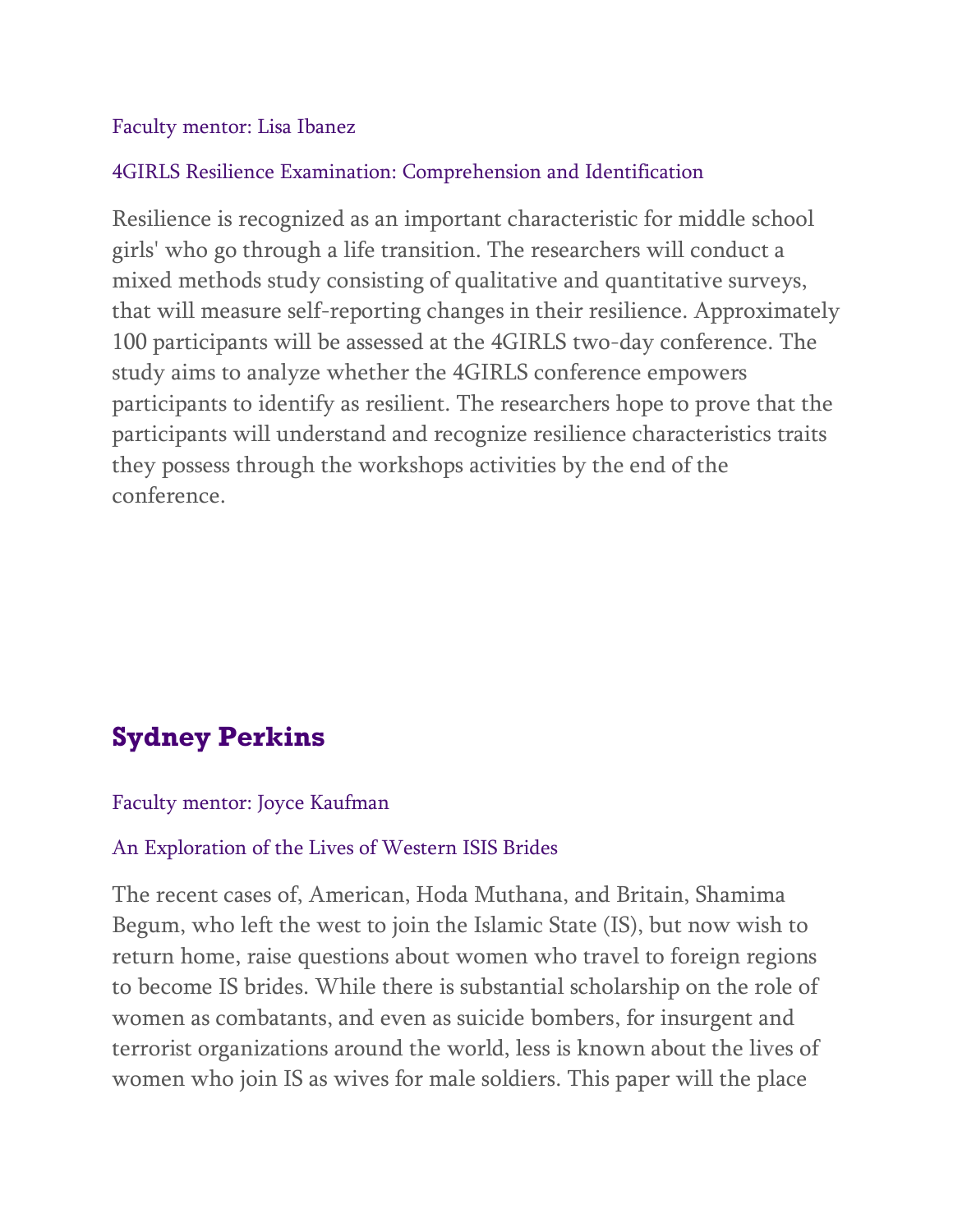Faculty mentor: Lisa Ibanez

4GIRLS Resilience Examination: Comprehension and Identification

Resilience is recognized as an important characteristic for middle school girls' who go through a life transition. The researchers will conduct a mixed methods study consisting of qualitative and quantitative surveys, that will measure self-reporting changes in their resilience. Approximately 100 participants will be assessed at the 4GIRLS two-day conference. The study aims to analyze whether the 4GIRLS conference empowers participants to identify as resilient. The researchers hope to prove that the participants will understand and recognize resilience characteristics traits they possess through the workshops activities by the end of the conference.

## Sydney Perkins

Faculty mentor: Joyce Kaufman

An Exploration of the Lives of Western ISIS Brides

The recent cases of, American, Hoda Muthana, and Britain, Shamima Begum, who left the west to join the Islamic State (IS), but now wish to return home, raise questions about women who travel to foreign regions to become IS brides. While there is substantial scholarship on the role of women as combatants, and even as suicide bombers, for insurgent and terrorist organizations around the world, less is known about the lives of women who join IS as wives for male soldiers. This paper will the place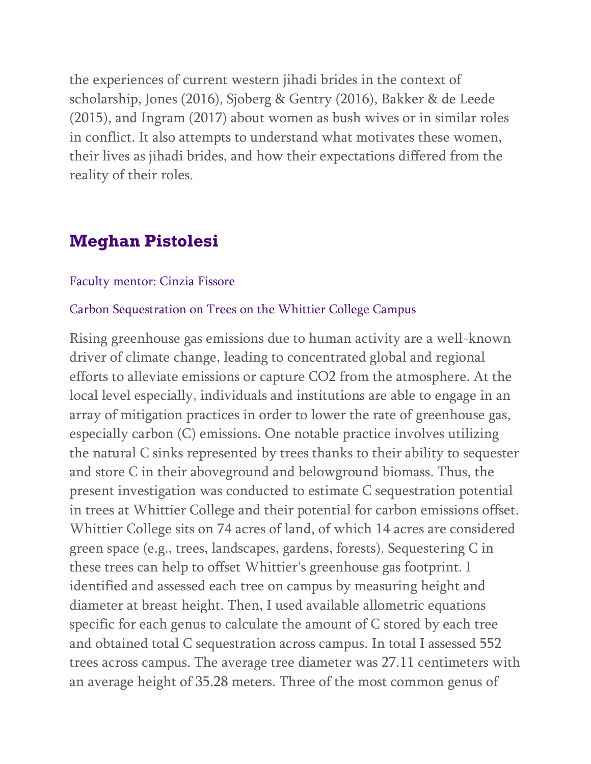the experiences of current western jihadi brides in the context of scholarship, Jones (2016), Sjoberg & Gentry (2016), Bakker & de Leede (2015), and Ingram (2017) about women as bush wives or in similar roles in conflict. It also attempts to understand what motivates these women, their lives as jihadi brides, and how their expectations differed from the reality of their roles.

## Meghan Pistolesi

Faculty mentor: Cinzia Fissore

Carbon Sequestration on Trees on the Whittier College Campus

Rising greenhouse gas emissions due to human activity are a well-known driver of climate change, leading to concentrated global and regional efforts to alleviate emissions or capture $CO_2$ from the atmosphere. At the local level especially, individuals and institutions are able to engage in an array of mitigation practices in order to lower the rate of greenhouse gas, especially carbon (C) emissions. One notable practice involves utilizing the natural C sinks represented by trees thanks to their ability to sequester and store C in their aboveground and belowground biomass. Thus, the present investigation was conducted to estimate C sequestration potential in trees at Whittier College and their potential for carbon emissions offset. Whittier College sits on 74 acres of land, of which 14 acres are considered green space (e.g., trees, landscapes, gardens, forests). Sequestering C in these trees can help to offset Whittier's greenhouse gas footprint. I identified and assessed each tree on campus by measuring height and diameter at breast height. Then, I used available allometric equations specific for each genus to calculate the amount of C stored by each tree and obtained total C sequestration across campus. In total I assessed 552 trees across campus. The average tree diameter was 27.11 centimeters with an average height of 35.28 meters. Three of the most common genus of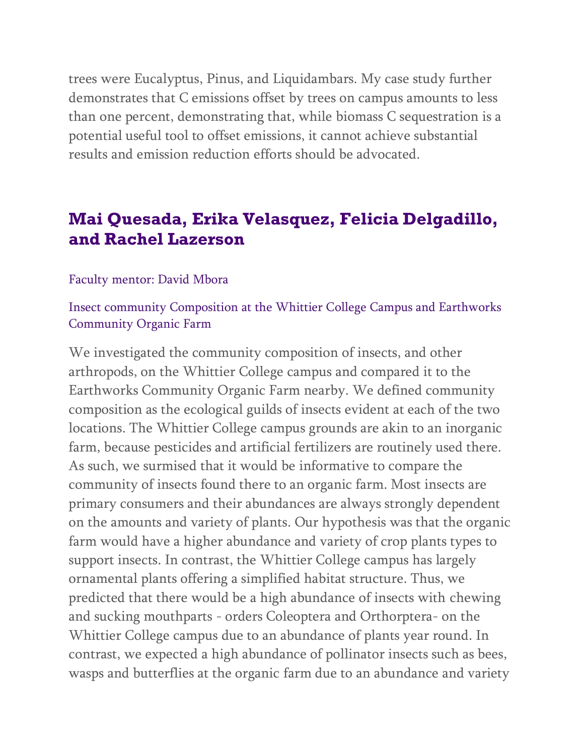trees were Eucalyptus, Pinus, and Liquidambars. My case study further demonstrates that C emissions offset by trees on campus amounts to less than one percent, demonstrating that, while biomass C sequestration is a potential useful tool to offset emissions, it cannot achieve substantial results and emission reduction efforts should be advocated.

## Mai Quesada, Erika Velasquez, Felicia Delgadillo, and Rachel Lazerson

Faculty mentor: David Mbora

Insect community Composition at the Whittier College Campus and Earthworks Community Organic Farm

We investigated the community composition of insects, and other arthropods, on the Whittier College campus and compared it to the Earthworks Community Organic Farm nearby. We defined community composition as the ecological guilds of insects evident at each of the two locations. The Whittier College campus grounds are akin to an inorganic farm, because pesticides and artificial fertilizers are routinely used there. As such, we surmised that it would be informative to compare the community of insects found there to an organic farm. Most insects are primary consumers and their abundances are always strongly dependent on the amounts and variety of plants. Our hypothesis was that the organic farm would have a higher abundance and variety of crop plants types to support insects. In contrast, the Whittier College campus has largely ornamental plants offering a simplified habitat structure. Thus, we predicted that there would be a high abundance of insects with chewing and sucking mouthparts - orders Coleoptera and Orthorptera- on the Whittier College campus due to an abundance of plants year round. In contrast, we expected a high abundance of pollinator insects such as bees, wasps and butterflies at the organic farm due to an abundance and variety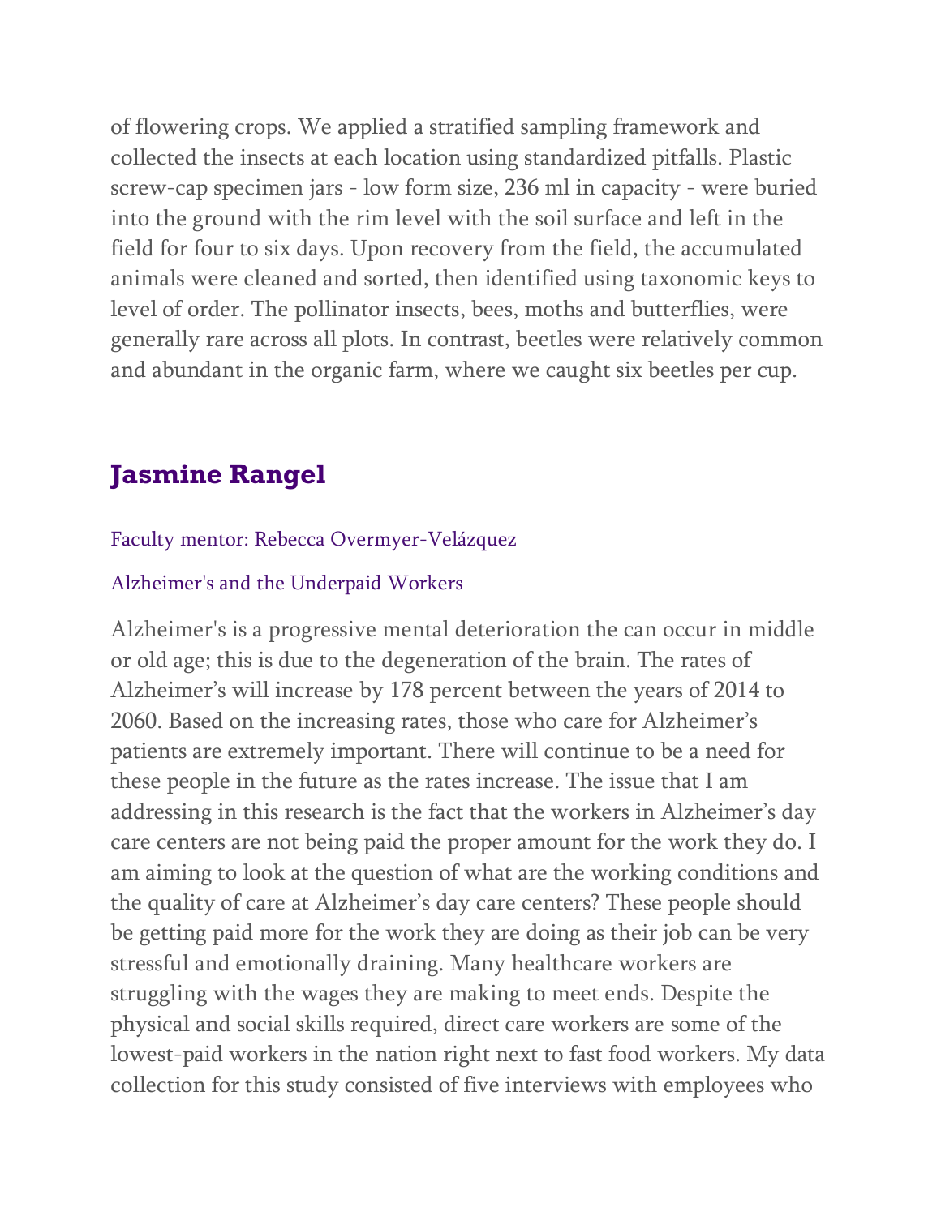of flowering crops. We applied a stratified sampling framework and collected the insects at each location using standardized pitfalls. Plastic screw-cap specimen jars - low form size, 236 ml in capacity - were buried into the ground with the rim level with the soil surface and left in the field for four to six days. Upon recovery from the field, the accumulated animals were cleaned and sorted, then identified using taxonomic keys to level of order. The pollinator insects, bees, moths and butterflies, were generally rare across all plots. In contrast, beetles were relatively common and abundant in the organic farm, where we caught six beetles per cup.

## Jasmine Rangel

Faculty mentor: Rebecca Overmyer-Velázquez

Alzheimer's and the Underpaid Workers

Alzheimer's is a progressive mental deterioration the can occur in middle or old age; this is due to the degeneration of the brain. The rates of Alzheimer's will increase by 178 percent between the years of 2014 to 2060. Based on the increasing rates, those who care for Alzheimer's patients are extremely important. There will continue to be a need for these people in the future as the rates increase. The issue that I am addressing in this research is the fact that the workers in Alzheimer's day care centers are not being paid the proper amount for the work they do. I am aiming to look at the question of what are the working conditions and the quality of care at Alzheimer's day care centers? These people should be getting paid more for the work they are doing as their job can be very stressful and emotionally draining. Many healthcare workers are struggling with the wages they are making to meet ends. Despite the physical and social skills required, direct care workers are some of the lowest-paid workers in the nation right next to fast food workers. My data collection for this study consisted of five interviews with employees who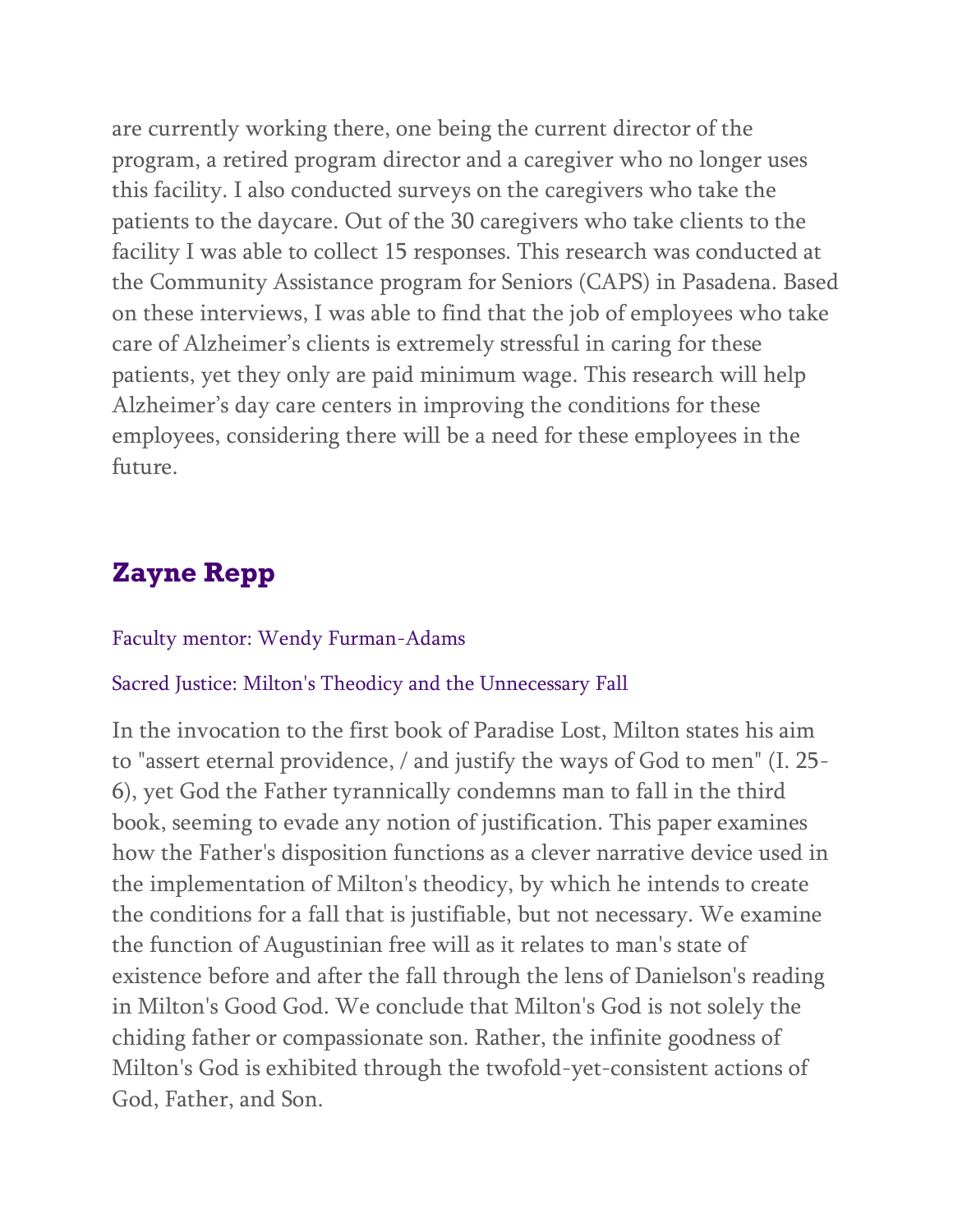are currently working there, one being the current director of the program, a retired program director and a caregiver who no longer uses this facility. I also conducted surveys on the caregivers who take the patients to the daycare. Out of the 30 caregivers who take clients to the facility I was able to collect 15 responses. This research was conducted at the Community Assistance program for Seniors (CAPS) in Pasadena. Based on these interviews, I was able to find that the job of employees who take care of Alzheimer's clients is extremely stressful in caring for these patients, yet they only are paid minimum wage. This research will help Alzheimer's day care centers in improving the conditions for these employees, considering there will be a need for these employees in the future.

## Zayne Repp

Faculty mentor: Wendy Furman-Adams

Sacred Justice: Milton's Theodicy and the Unnecessary Fall

In the invocation to the first book of Paradise Lost, Milton states his aim to "assert eternal providence, / and justify the ways of God to men" (I. 25-6), yet God the Father tyrannically condemns man to fall in the third book, seeming to evade any notion of justification. This paper examines how the Father's disposition functions as a clever narrative device used in the implementation of Milton's theodicy, by which he intends to create the conditions for a fall that is justifiable, but not necessary. We examine the function of Augustinian free will as it relates to man's state of existence before and after the fall through the lens of Danielson's reading in Milton's Good God. We conclude that Milton's God is not solely the chiding father or compassionate son. Rather, the infinite goodness of Milton's God is exhibited through the twofold-yet-consistent actions of God, Father, and Son.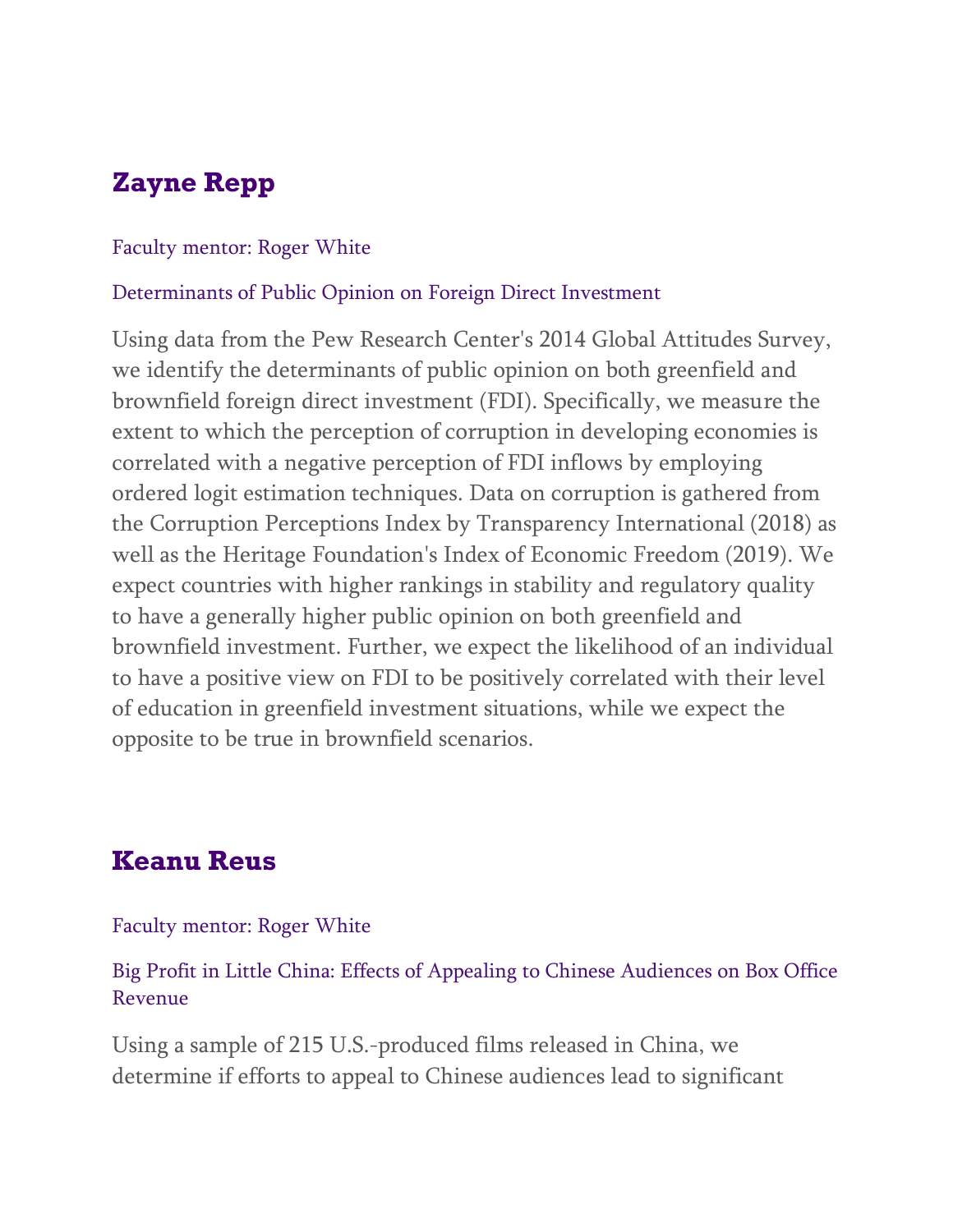## Zayne Repp

Faculty mentor: Roger White

Determinants of Public Opinion on Foreign Direct Investment

Using data from the Pew Research Center's 2014 Global Attitudes Survey, we identify the determinants of public opinion on both greenfield and brownfield foreign direct investment (FDI). Specifically, we measure the extent to which the perception of corruption in developing economies is correlated with a negative perception of FDI inflows by employing ordered logit estimation techniques. Data on corruption is gathered from the Corruption Perceptions Index by Transparency International (2018) as well as the Heritage Foundation's Index of Economic Freedom (2019). We expect countries with higher rankings in stability and regulatory quality to have a generally higher public opinion on both greenfield and brownfield investment. Further, we expect the likelihood of an individual to have a positive view on FDI to be positively correlated with their level of education in greenfield investment situations, while we expect the opposite to be true in brownfield scenarios.

## Keanu Reus

Faculty mentor: Roger White

Big Profit in Little China: Effects of Appealing to Chinese Audiences on Box Office Revenue

Using a sample of 215 U.S.-produced films released in China, we determine if efforts to appeal to Chinese audiences lead to significant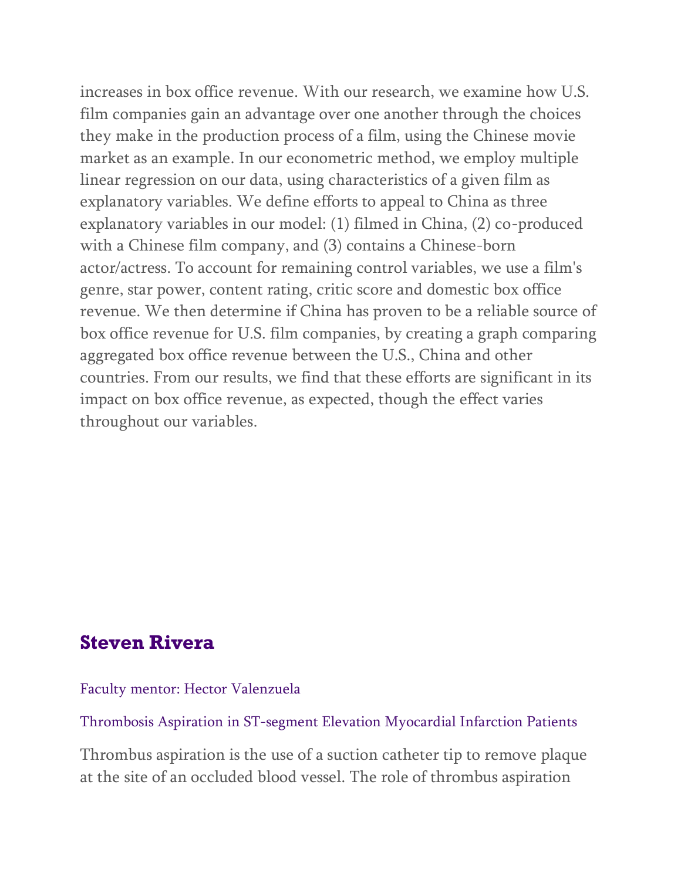increases in box office revenue. With our research, we examine how U.S. film companies gain an advantage over one another through the choices they make in the production process of a film, using the Chinese movie market as an example. In our econometric method, we employ multiple linear regression on our data, using characteristics of a given film as explanatory variables. We define efforts to appeal to China as three explanatory variables in our model: (1) filmed in China, (2) co-produced with a Chinese film company, and (3) contains a Chinese-born actor/actress. To account for remaining control variables, we use a film's genre, star power, content rating, critic score and domestic box office revenue. We then determine if China has proven to be a reliable source of box office revenue for U.S. film companies, by creating a graph comparing aggregated box office revenue between the U.S., China and other countries. From our results, we find that these efforts are significant in its impact on box office revenue, as expected, though the effect varies throughout our variables.

## Steven Rivera

Faculty mentor: Hector Valenzuela

Thrombosis Aspiration in ST-segment Elevation Myocardial Infarction Patients

Thrombus aspiration is the use of a suction catheter tip to remove plaque at the site of an occluded blood vessel. The role of thrombus aspiration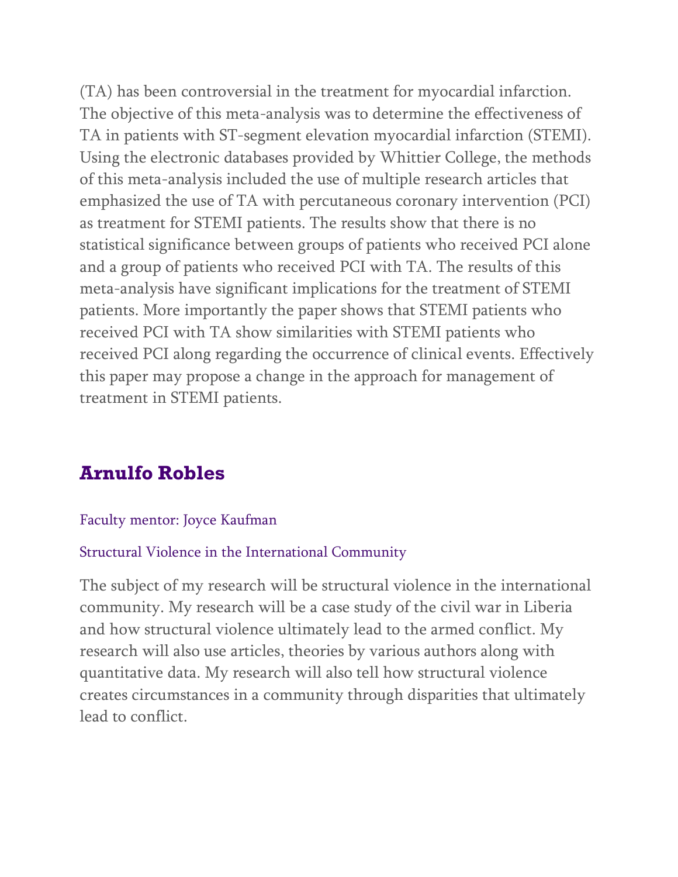(TA) has been controversial in the treatment for myocardial infarction. The objective of this meta-analysis was to determine the effectiveness of TA in patients with ST-segment elevation myocardial infarction (STEMI). Using the electronic databases provided by Whittier College, the methods of this meta-analysis included the use of multiple research articles that emphasized the use of TA with percutaneous coronary intervention (PCI) as treatment for STEMI patients. The results show that there is no statistical significance between groups of patients who received PCI alone and a group of patients who received PCI with TA. The results of this meta-analysis have significant implications for the treatment of STEMI patients. More importantly the paper shows that STEMI patients who received PCI with TA show similarities with STEMI patients who received PCI along regarding the occurrence of clinical events. Effectively this paper may propose a change in the approach for management of treatment in STEMI patients.

## Arnulfo Robles

Faculty mentor: Joyce Kaufman

Structural Violence in the International Community

The subject of my research will be structural violence in the international community. My research will be a case study of the civil war in Liberia and how structural violence ultimately lead to the armed conflict. My research will also use articles, theories by various authors along with quantitative data. My research will also tell how structural violence creates circumstances in a community through disparities that ultimately lead to conflict.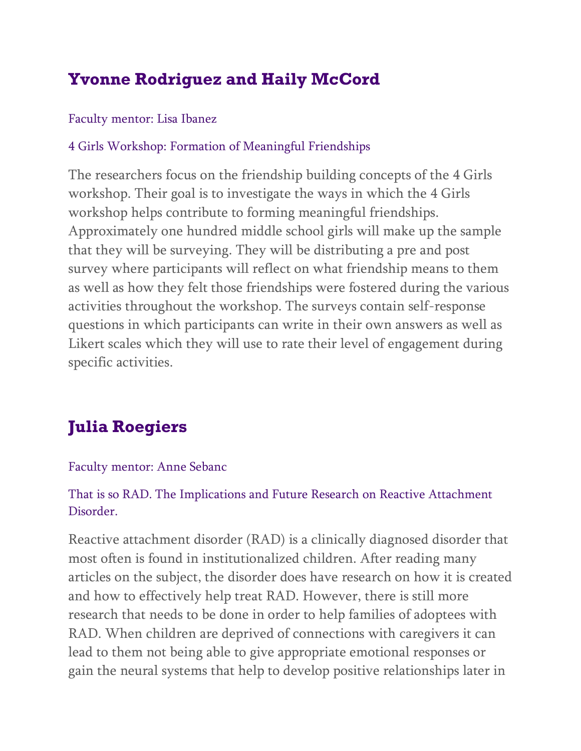## Yvonne Rodriguez and Haily McCord

Faculty mentor: Lisa Ibanez

4 Girls Workshop: Formation of Meaningful Friendships

The researchers focus on the friendship building concepts of the 4 Girls workshop. Their goal is to investigate the ways in which the 4 Girls workshop helps contribute to forming meaningful friendships. Approximately one hundred middle school girls will make up the sample that they will be surveying. They will be distributing a pre and post survey where participants will reflect on what friendship means to them as well as how they felt those friendships were fostered during the various activities throughout the workshop. The surveys contain self-response questions in which participants can write in their own answers as well as Likert scales which they will use to rate their level of engagement during specific activities.

## Julia Roegiers

Faculty mentor: Anne Sebanc

That is so RAD. The Implications and Future Research on Reactive Attachment Disorder.

Reactive attachment disorder (RAD) is a clinically diagnosed disorder that most often is found in institutionalized children. After reading many articles on the subject, the disorder does have research on how it is created and how to effectively help treat RAD. However, there is still more research that needs to be done in order to help families of adoptees with RAD. When children are deprived of connections with caregivers it can lead to them not being able to give appropriate emotional responses or gain the neural systems that help to develop positive relationships later in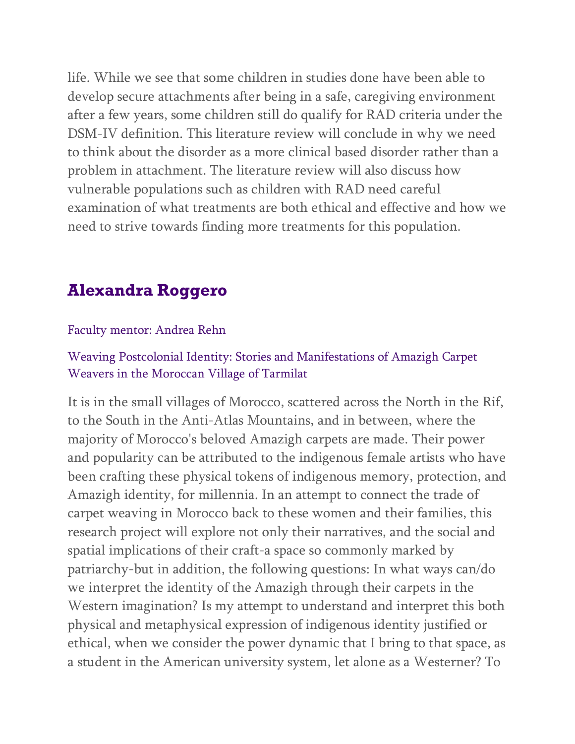life. While we see that some children in studies done have been able to develop secure attachments after being in a safe, caregiving environment after a few years, some children still do qualify for RAD criteria under the DSM-IV definition. This literature review will conclude in why we need to think about the disorder as a more clinical based disorder rather than a problem in attachment. The literature review will also discuss how vulnerable populations such as children with RAD need careful examination of what treatments are both ethical and effective and how we need to strive towards finding more treatments for this population.

## Alexandra Roggero

Faculty mentor: Andrea Rehn

Weaving Postcolonial Identity: Stories and Manifestations of Amazigh Carpet Weavers in the Moroccan Village of Tarmilat

It is in the small villages of Morocco, scattered across the North in the Rif, to the South in the Anti-Atlas Mountains, and in between, where the majority of Morocco's beloved Amazigh carpets are made. Their power and popularity can be attributed to the indigenous female artists who have been crafting these physical tokens of indigenous memory, protection, and Amazigh identity, for millennia. In an attempt to connect the trade of carpet weaving in Morocco back to these women and their families, this research project will explore not only their narratives, and the social and spatial implications of their craft-a space so commonly marked by patriarchy-but in addition, the following questions: In what ways can/do we interpret the identity of the Amazigh through their carpets in the Western imagination? Is my attempt to understand and interpret this both physical and metaphysical expression of indigenous identity justified or ethical, when we consider the power dynamic that I bring to that space, as a student in the American university system, let alone as a Westerner? To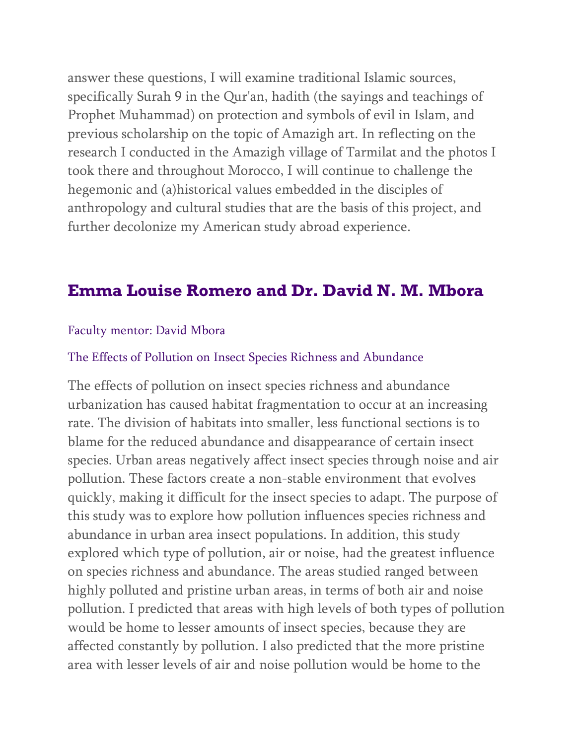answer these questions, I will examine traditional Islamic sources, specifically Surah 9 in the Qur'an, hadith (the sayings and teachings of Prophet Muhammad) on protection and symbols of evil in Islam, and previous scholarship on the topic of Amazigh art. In reflecting on the research I conducted in the Amazigh village of Tarmilat and the photos I took there and throughout Morocco, I will continue to challenge the hegemonic and (a)historical values embedded in the disciples of anthropology and cultural studies that are the basis of this project, and further decolonize my American study abroad experience.

## Emma Louise Romero and Dr. David N. M. Mbora

Faculty mentor: David Mbora

The Effects of Pollution on Insect Species Richness and Abundance

The effects of pollution on insect species richness and abundance urbanization has caused habitat fragmentation to occur at an increasing rate. The division of habitats into smaller, less functional sections is to blame for the reduced abundance and disappearance of certain insect species. Urban areas negatively affect insect species through noise and air pollution. These factors create a non-stable environment that evolves quickly, making it difficult for the insect species to adapt. The purpose of this study was to explore how pollution influences species richness and abundance in urban area insect populations. In addition, this study explored which type of pollution, air or noise, had the greatest influence on species richness and abundance. The areas studied ranged between highly polluted and pristine urban areas, in terms of both air and noise pollution. I predicted that areas with high levels of both types of pollution would be home to lesser amounts of insect species, because they are affected constantly by pollution. I also predicted that the more pristine area with lesser levels of air and noise pollution would be home to the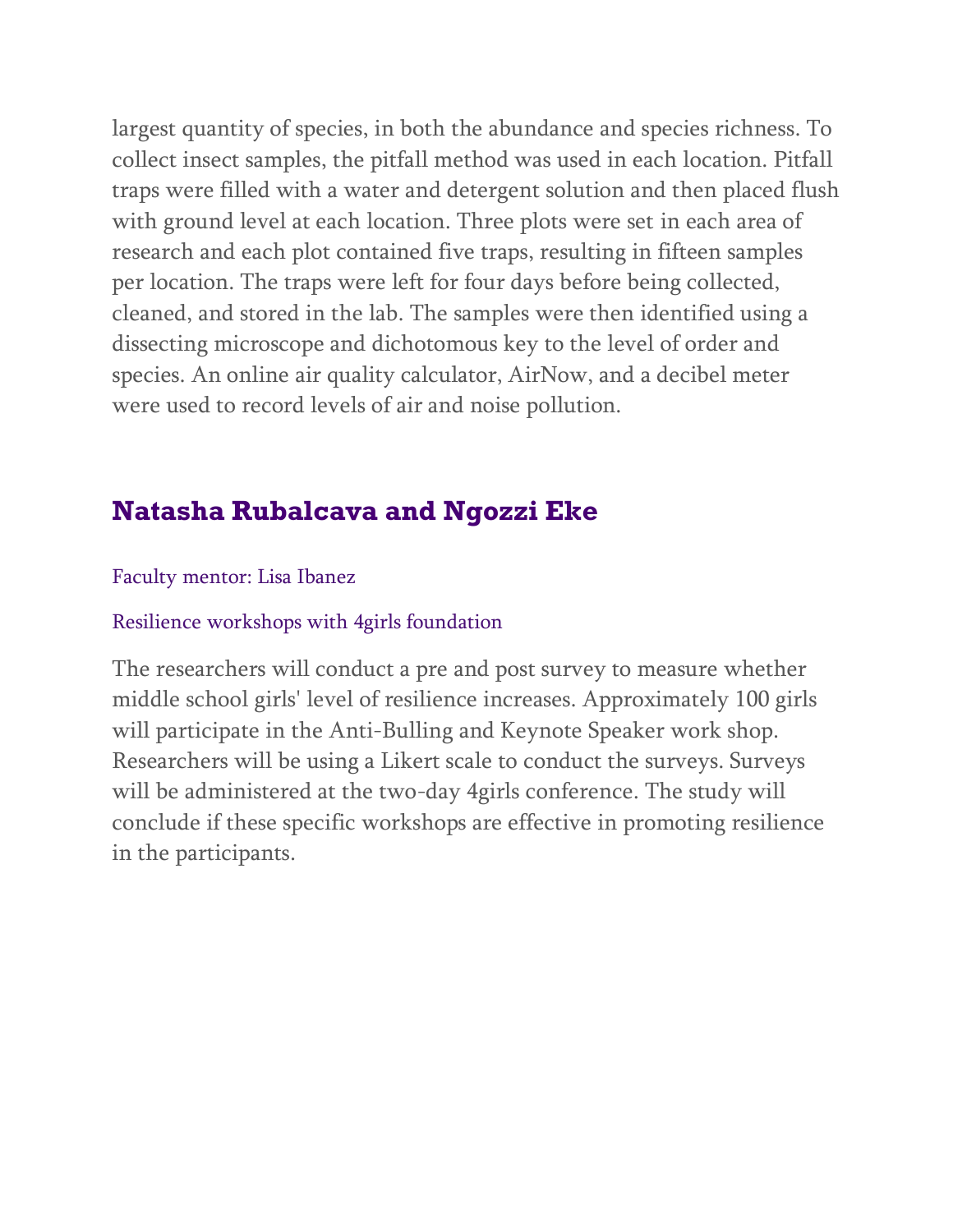largest quantity of species, in both the abundance and species richness. To collect insect samples, the pitfall method was used in each location. Pitfall traps were filled with a water and detergent solution and then placed flush with ground level at each location. Three plots were set in each area of research and each plot contained five traps, resulting in fifteen samples per location. The traps were left for four days before being collected, cleaned, and stored in the lab. The samples were then identified using a dissecting microscope and dichotomous key to the level of order and species. An online air quality calculator, AirNow, and a decibel meter were used to record levels of air and noise pollution.

## Natasha Rubalcava and Ngozzi Eke

Faculty mentor: Lisa Ibanez

Resilience workshops with 4girls foundation

The researchers will conduct a pre and post survey to measure whether middle school girls' level of resilience increases. Approximately 100 girls will participate in the Anti-Bulling and Keynote Speaker work shop. Researchers will be using a Likert scale to conduct the surveys. Surveys will be administered at the two-day 4girls conference. The study will conclude if these specific workshops are effective in promoting resilience in the participants.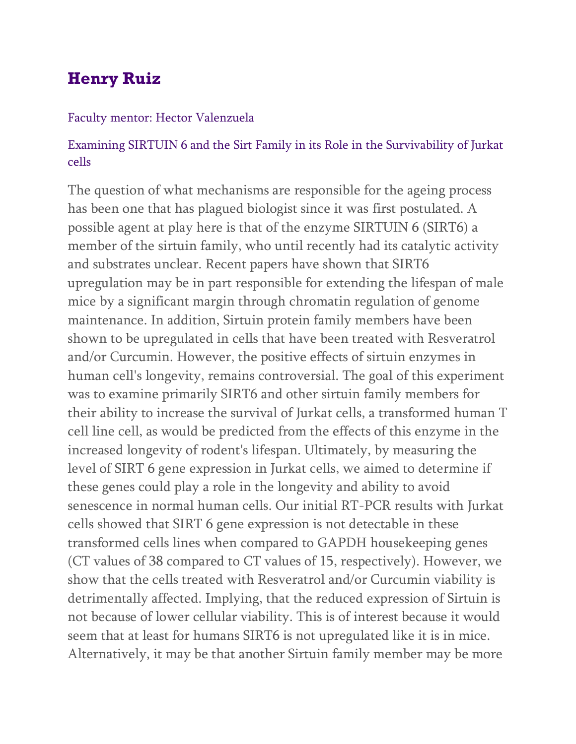## Henry Ruiz

Faculty mentor: Hector Valenzuela

### Examining SIRTUIN 6 and the Sirt Family in its Role in the Survivability of Jurkat cells

The question of what mechanisms are responsible for the ageing process has been one that has plagued biologist since it was first postulated. A possible agent at play here is that of the enzyme SIRTUIN 6 (SIRT6) a member of the sirtuin family, who until recently had its catalytic activity and substrates unclear. Recent papers have shown that SIRT6 upregulation may be in part responsible for extending the lifespan of male mice by a significant margin through chromatin regulation of genome maintenance. In addition, Sirtuin protein family members have been shown to be upregulated in cells that have been treated with Resveratrol and/or Curcumin. However, the positive effects of sirtuin enzymes in human cell's longevity, remains controversial. The goal of this experiment was to examine primarily SIRT6 and other sirtuin family members for their ability to increase the survival of Jurkat cells, a transformed human T cell line cell, as would be predicted from the effects of this enzyme in the increased longevity of rodent's lifespan. Ultimately, by measuring the level of SIRT 6 gene expression in Jurkat cells, we aimed to determine if these genes could play a role in the longevity and ability to avoid senescence in normal human cells. Our initial RT-PCR results with Jurkat cells showed that SIRT 6 gene expression is not detectable in these transformed cells lines when compared to GAPDH housekeeping genes (CT values of 38 compared to CT values of 15, respectively). However, we show that the cells treated with Resveratrol and/or Curcumin viability is detrimentally affected. Implying, that the reduced expression of Sirtuin is not because of lower cellular viability. This is of interest because it would seem that at least for humans SIRT6 is not upregulated like it is in mice. Alternatively, it may be that another Sirtuin family member may be more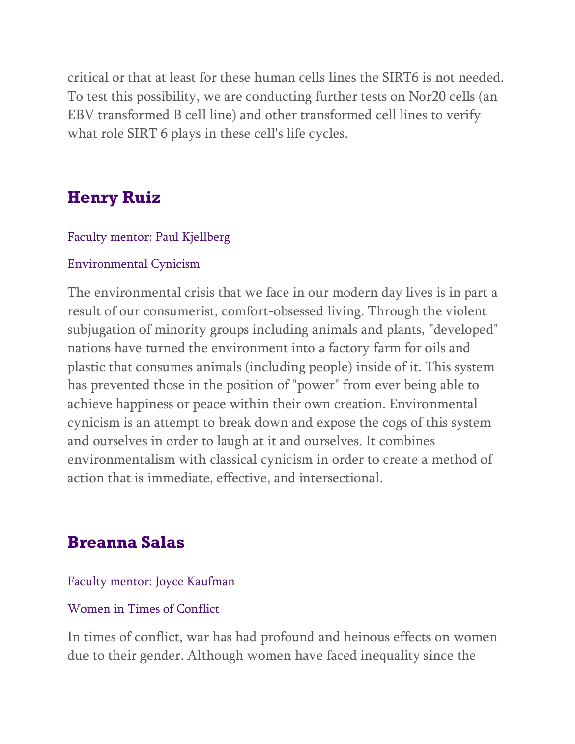critical or that at least for these human cells lines the SIRT6 is not needed. To test this possibility, we are conducting further tests on Nor20 cells (an EBV transformed B cell line) and other transformed cell lines to verify what role SIRT 6 plays in these cell's life cycles.

## Henry Ruiz

Faculty mentor: Paul Kjellberg

Environmental Cynicism

The environmental crisis that we face in our modern day lives is in part a result of our consumerist, comfort-obsessed living. Through the violent subjugation of minority groups including animals and plants, "developed" nations have turned the environment into a factory farm for oils and plastic that consumes animals (including people) inside of it. This system has prevented those in the position of "power" from ever being able to achieve happiness or peace within their own creation. Environmental cynicism is an attempt to break down and expose the cogs of this system and ourselves in order to laugh at it and ourselves. It combines environmentalism with classical cynicism in order to create a method of action that is immediate, effective, and intersectional.

## Breanna Salas

Faculty mentor: Joyce Kaufman

Women in Times of Conflict

In times of conflict, war has had profound and heinous effects on women due to their gender. Although women have faced inequality since the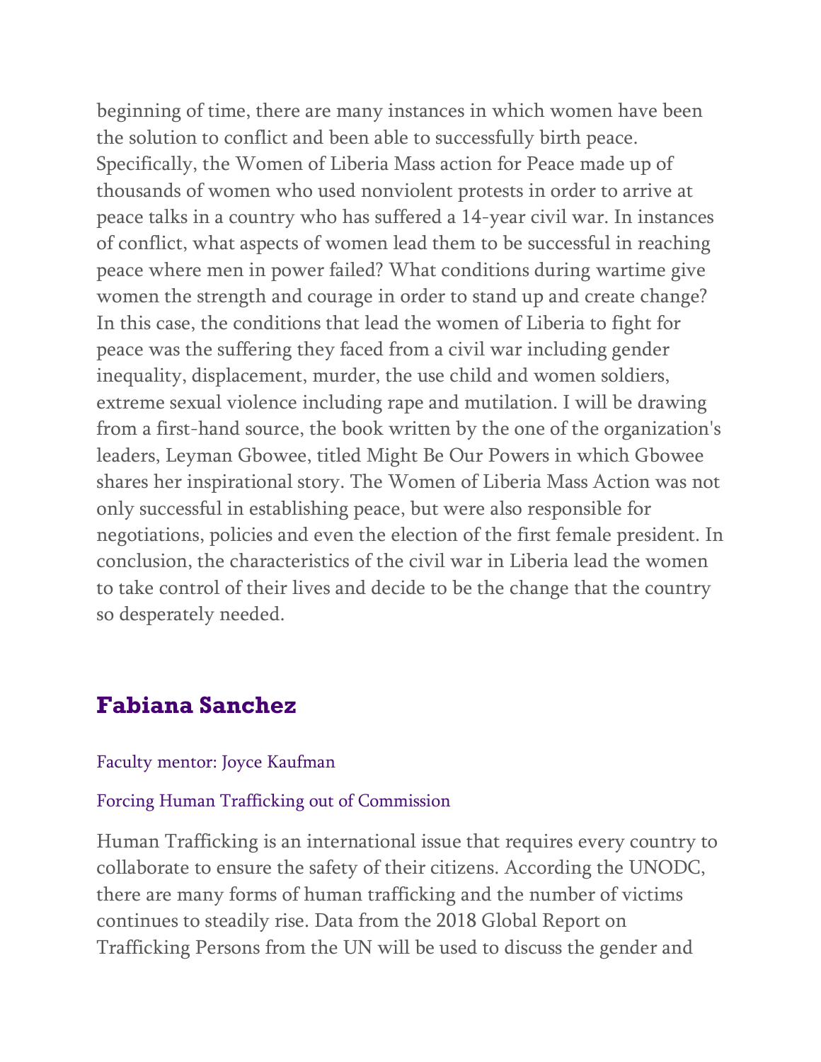beginning of time, there are many instances in which women have been the solution to conflict and been able to successfully birth peace. Specifically, the Women of Liberia Mass action for Peace made up of thousands of women who used nonviolent protests in order to arrive at peace talks in a country who has suffered a 14-year civil war. In instances of conflict, what aspects of women lead them to be successful in reaching peace where men in power failed? What conditions during wartime give women the strength and courage in order to stand up and create change? In this case, the conditions that lead the women of Liberia to fight for peace was the suffering they faced from a civil war including gender inequality, displacement, murder, the use child and women soldiers, extreme sexual violence including rape and mutilation. I will be drawing from a first-hand source, the book written by the one of the organization's leaders, Leyman Gbowee, titled Might Be Our Powers in which Gbowee shares her inspirational story. The Women of Liberia Mass Action was not only successful in establishing peace, but were also responsible for negotiations, policies and even the election of the first female president. In conclusion, the characteristics of the civil war in Liberia lead the women to take control of their lives and decide to be the change that the country so desperately needed.

## Fabiana Sanchez

Faculty mentor: Joyce Kaufman

Forcing Human Trafficking out of Commission

Human Trafficking is an international issue that requires every country to collaborate to ensure the safety of their citizens. According the UNODC, there are many forms of human trafficking and the number of victims continues to steadily rise. Data from the 2018 Global Report on Trafficking Persons from the UN will be used to discuss the gender and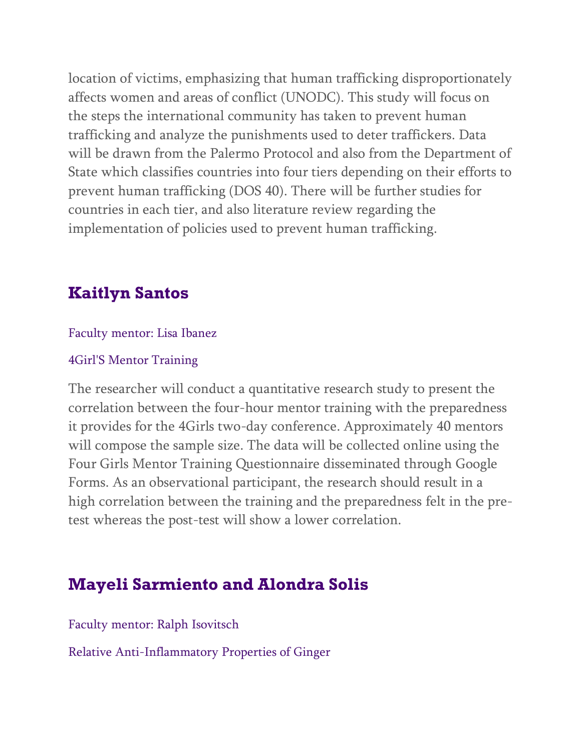location of victims, emphasizing that human trafficking disproportionately affects women and areas of conflict (UNODC). This study will focus on the steps the international community has taken to prevent human trafficking and analyze the punishments used to deter traffickers. Data will be drawn from the Palermo Protocol and also from the Department of State which classifies countries into four tiers depending on their efforts to prevent human trafficking (DOS 40). There will be further studies for countries in each tier, and also literature review regarding the implementation of policies used to prevent human trafficking.

## Kaitlyn Santos

Faculty mentor: Lisa Ibanez

4Girl'S Mentor Training

The researcher will conduct a quantitative research study to present the correlation between the four-hour mentor training with the preparedness it provides for the 4Girls two-day conference. Approximately 40 mentors will compose the sample size. The data will be collected online using the Four Girls Mentor Training Questionnaire disseminated through Google Forms. As an observational participant, the research should result in a high correlation between the training and the preparedness felt in the pre-test whereas the post-test will show a lower correlation.

## Mayeli Sarmiento and Alondra Solis

Faculty mentor: Ralph Isovitsch

Relative Anti-Inflammatory Properties of Ginger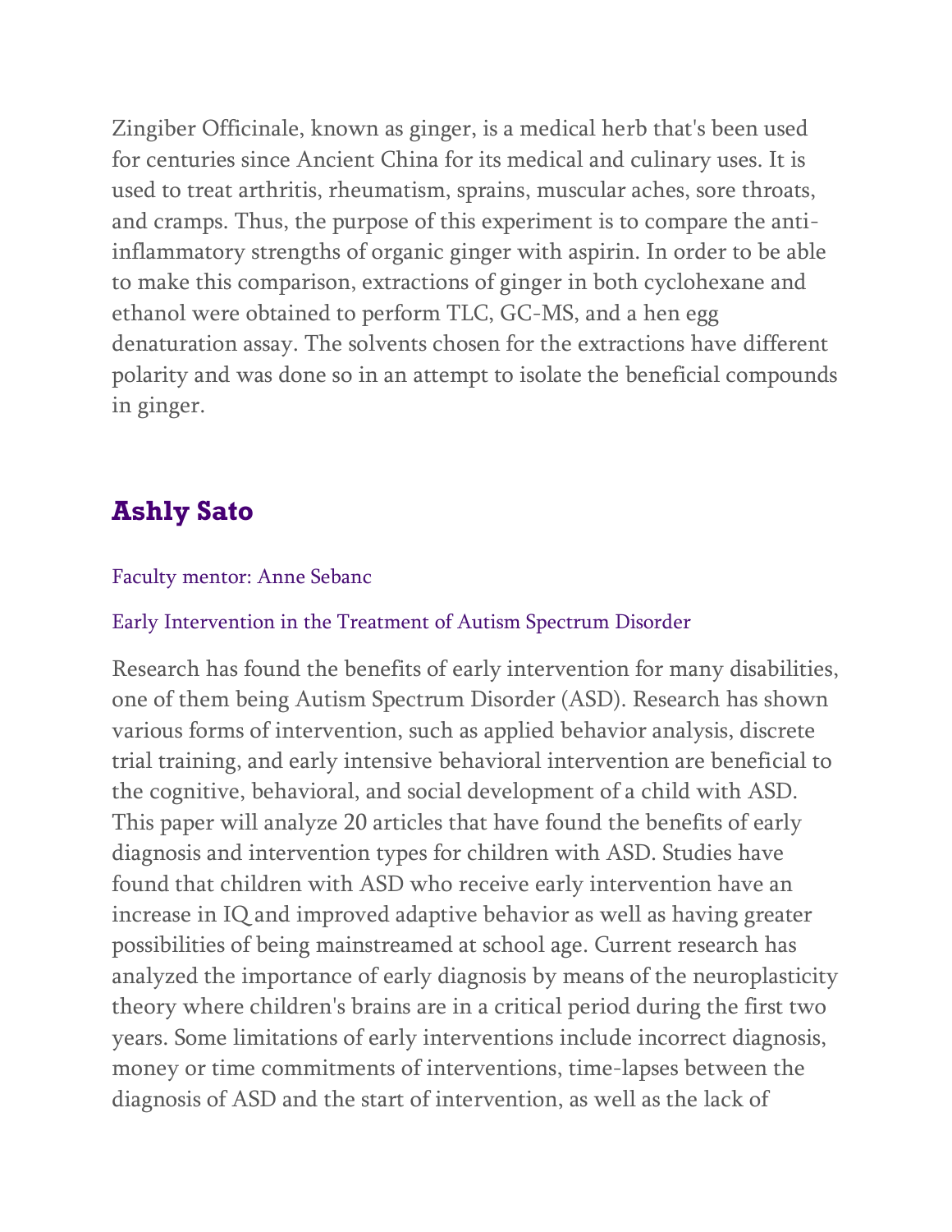Zingiber Officinale, known as ginger, is a medical herb that's been used for centuries since Ancient China for its medical and culinary uses. It is used to treat arthritis, rheumatism, sprains, muscular aches, sore throats, and cramps. Thus, the purpose of this experiment is to compare the anti-inflammatory strengths of organic ginger with aspirin. In order to be able to make this comparison, extractions of ginger in both cyclohexane and ethanol were obtained to perform TLC, GC-MS, and a hen egg denaturation assay. The solvents chosen for the extractions have different polarity and was done so in an attempt to isolate the beneficial compounds in ginger.

## Ashly Sato

Faculty mentor: Anne Sebanc

Early Intervention in the Treatment of Autism Spectrum Disorder

Research has found the benefits of early intervention for many disabilities, one of them being Autism Spectrum Disorder (ASD). Research has shown various forms of intervention, such as applied behavior analysis, discrete trial training, and early intensive behavioral intervention are beneficial to the cognitive, behavioral, and social development of a child with ASD. This paper will analyze 20 articles that have found the benefits of early diagnosis and intervention types for children with ASD. Studies have found that children with ASD who receive early intervention have an increase in IQ and improved adaptive behavior as well as having greater possibilities of being mainstreamed at school age. Current research has analyzed the importance of early diagnosis by means of the neuroplasticity theory where children's brains are in a critical period during the first two years. Some limitations of early interventions include incorrect diagnosis, money or time commitments of interventions, time-lapses between the diagnosis of ASD and the start of intervention, as well as the lack of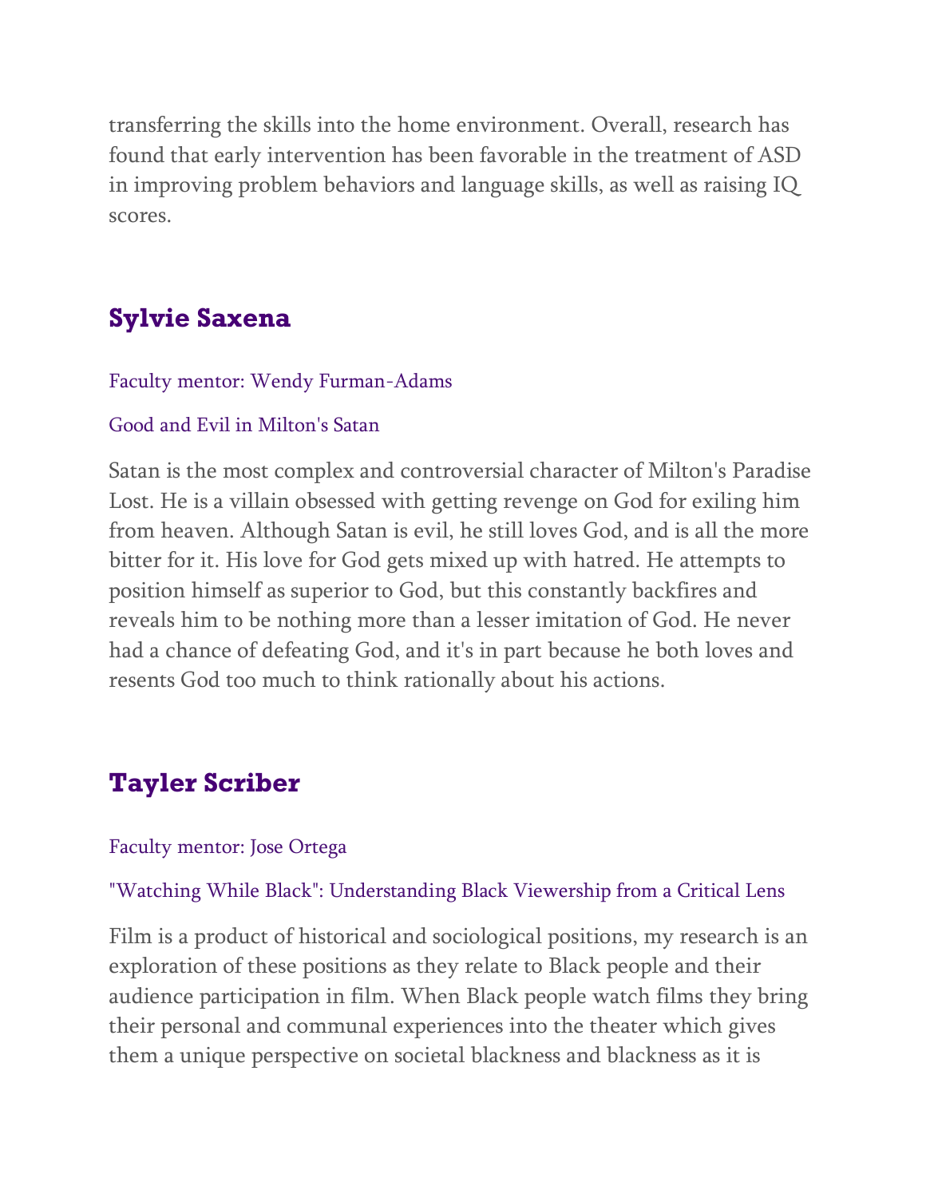transferring the skills into the home environment. Overall, research has found that early intervention has been favorable in the treatment of ASD in improving problem behaviors and language skills, as well as raising IQ scores.

## Sylvie Saxena

Faculty mentor: Wendy Furman-Adams

Good and Evil in Milton's Satan

Satan is the most complex and controversial character of Milton's Paradise Lost. He is a villain obsessed with getting revenge on God for exiling him from heaven. Although Satan is evil, he still loves God, and is all the more bitter for it. His love for God gets mixed up with hatred. He attempts to position himself as superior to God, but this constantly backfires and reveals him to be nothing more than a lesser imitation of God. He never had a chance of defeating God, and it's in part because he both loves and resents God too much to think rationally about his actions.

## Tayler Scriber

Faculty mentor: Jose Ortega

"Watching While Black": Understanding Black Viewership from a Critical Lens

Film is a product of historical and sociological positions, my research is an exploration of these positions as they relate to Black people and their audience participation in film. When Black people watch films they bring their personal and communal experiences into the theater which gives them a unique perspective on societal blackness and blackness as it is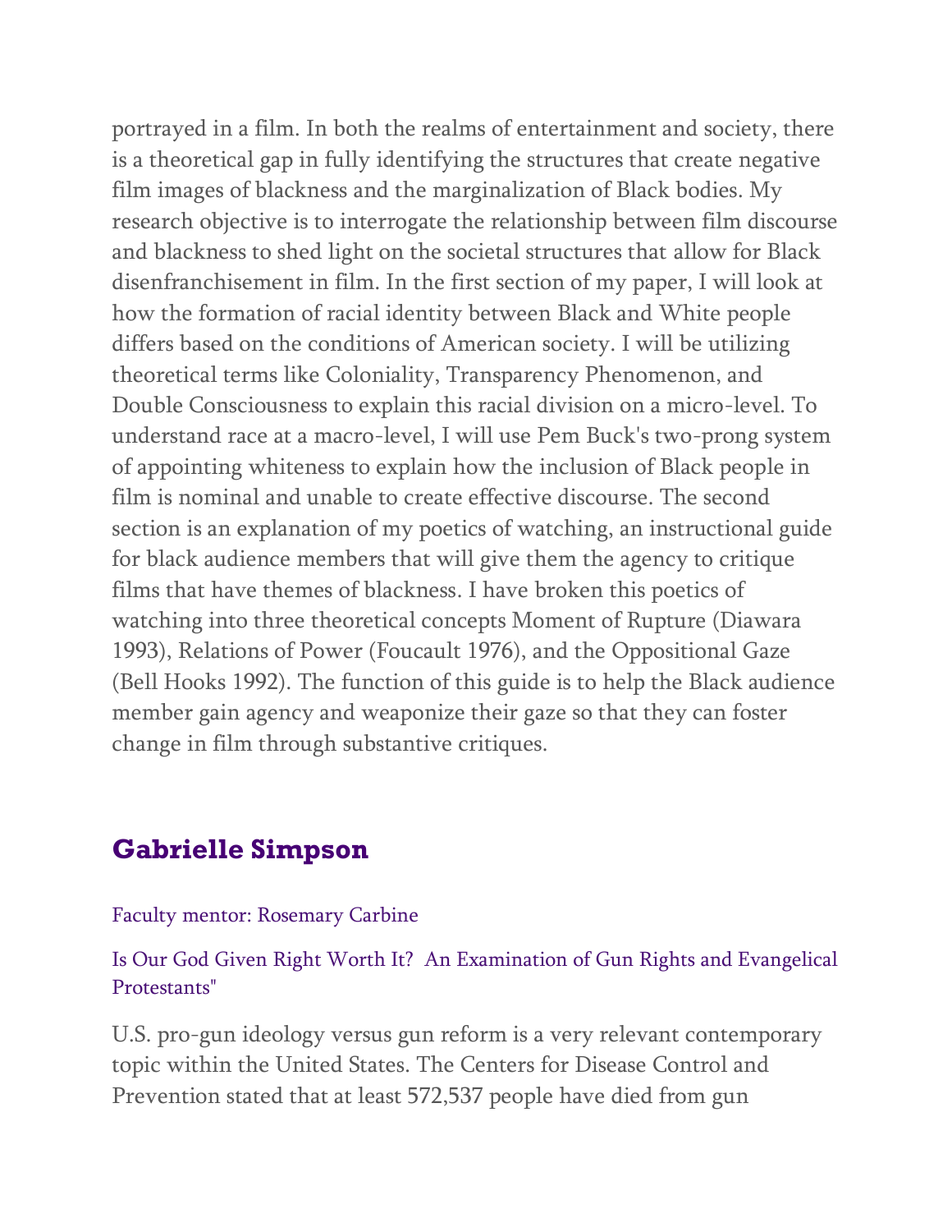portrayed in a film. In both the realms of entertainment and society, there is a theoretical gap in fully identifying the structures that create negative film images of blackness and the marginalization of Black bodies. My research objective is to interrogate the relationship between film discourse and blackness to shed light on the societal structures that allow for Black disenfranchisement in film. In the first section of my paper, I will look at how the formation of racial identity between Black and White people differs based on the conditions of American society. I will be utilizing theoretical terms like Coloniality, Transparency Phenomenon, and Double Consciousness to explain this racial division on a micro-level. To understand race at a macro-level, I will use Pem Buck's two-prong system of appointing whiteness to explain how the inclusion of Black people in film is nominal and unable to create effective discourse. The second section is an explanation of my poetics of watching, an instructional guide for black audience members that will give them the agency to critique films that have themes of blackness. I have broken this poetics of watching into three theoretical concepts Moment of Rupture (Diawara 1993), Relations of Power (Foucault 1976), and the Oppositional Gaze (Bell Hooks 1992). The function of this guide is to help the Black audience member gain agency and weaponize their gaze so that they can foster change in film through substantive critiques.

## Gabrielle Simpson

Faculty mentor: Rosemary Carbine

Is Our God Given Right Worth It?  An Examination of Gun Rights and Evangelical Protestants"

U.S. pro-gun ideology versus gun reform is a very relevant contemporary topic within the United States. The Centers for Disease Control and Prevention stated that at least 572,537 people have died from gun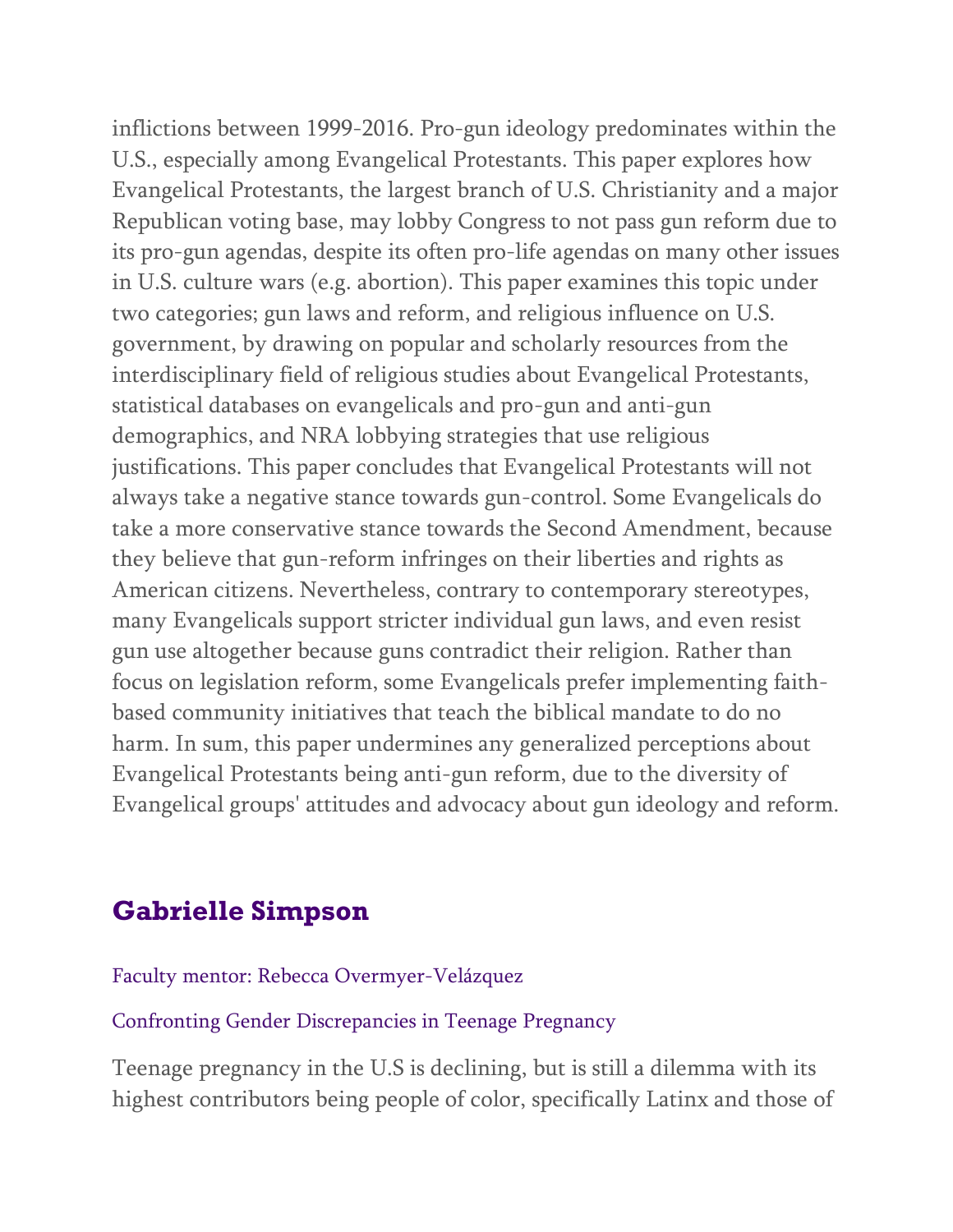inflictions between 1999-2016. Pro-gun ideology predominates within the U.S., especially among Evangelical Protestants. This paper explores how Evangelical Protestants, the largest branch of U.S. Christianity and a major Republican voting base, may lobby Congress to not pass gun reform due to its pro-gun agendas, despite its often pro-life agendas on many other issues in U.S. culture wars (e.g. abortion). This paper examines this topic under two categories; gun laws and reform, and religious influence on U.S. government, by drawing on popular and scholarly resources from the interdisciplinary field of religious studies about Evangelical Protestants, statistical databases on evangelicals and pro-gun and anti-gun demographics, and NRA lobbying strategies that use religious justifications. This paper concludes that Evangelical Protestants will not always take a negative stance towards gun-control. Some Evangelicals do take a more conservative stance towards the Second Amendment, because they believe that gun-reform infringes on their liberties and rights as American citizens. Nevertheless, contrary to contemporary stereotypes, many Evangelicals support stricter individual gun laws, and even resist gun use altogether because guns contradict their religion. Rather than focus on legislation reform, some Evangelicals prefer implementing faith-based community initiatives that teach the biblical mandate to do no harm. In sum, this paper undermines any generalized perceptions about Evangelical Protestants being anti-gun reform, due to the diversity of Evangelical groups' attitudes and advocacy about gun ideology and reform.

## Gabrielle Simpson

Faculty mentor: Rebecca Overmyer-Velázquez

Confronting Gender Discrepancies in Teenage Pregnancy

Teenage pregnancy in the U.S is declining, but is still a dilemma with its highest contributors being people of color, specifically Latinx and those of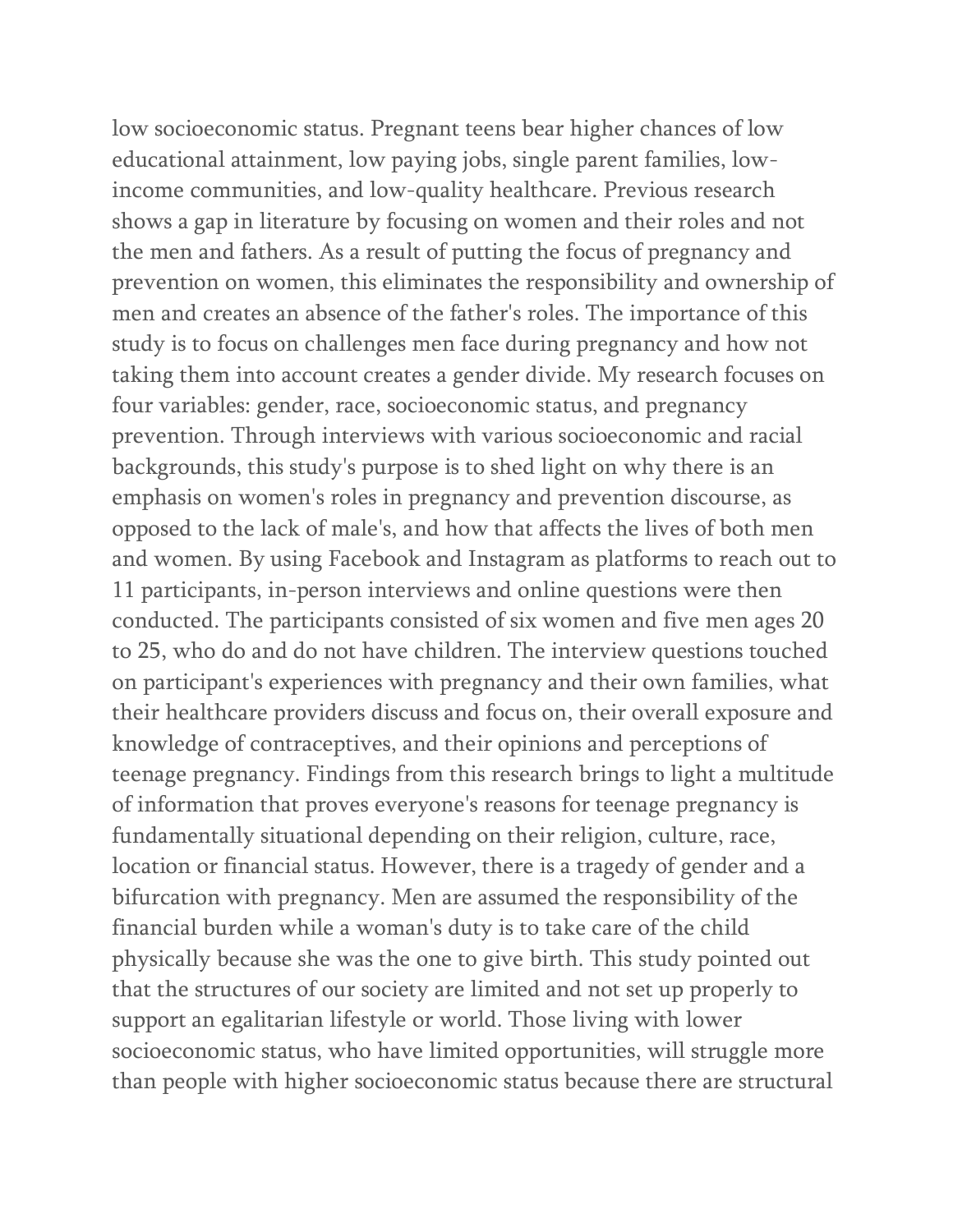low socioeconomic status. Pregnant teens bear higher chances of low educational attainment, low paying jobs, single parent families, low-income communities, and low-quality healthcare. Previous research shows a gap in literature by focusing on women and their roles and not the men and fathers. As a result of putting the focus of pregnancy and prevention on women, this eliminates the responsibility and ownership of men and creates an absence of the father's roles. The importance of this study is to focus on challenges men face during pregnancy and how not taking them into account creates a gender divide. My research focuses on four variables: gender, race, socioeconomic status, and pregnancy prevention. Through interviews with various socioeconomic and racial backgrounds, this study's purpose is to shed light on why there is an emphasis on women's roles in pregnancy and prevention discourse, as opposed to the lack of male's, and how that affects the lives of both men and women. By using Facebook and Instagram as platforms to reach out to 11 participants, in-person interviews and online questions were then conducted. The participants consisted of six women and five men ages 20 to 25, who do and do not have children. The interview questions touched on participant's experiences with pregnancy and their own families, what their healthcare providers discuss and focus on, their overall exposure and knowledge of contraceptives, and their opinions and perceptions of teenage pregnancy. Findings from this research brings to light a multitude of information that proves everyone's reasons for teenage pregnancy is fundamentally situational depending on their religion, culture, race, location or financial status. However, there is a tragedy of gender and a bifurcation with pregnancy. Men are assumed the responsibility of the financial burden while a woman's duty is to take care of the child physically because she was the one to give birth. This study pointed out that the structures of our society are limited and not set up properly to support an egalitarian lifestyle or world. Those living with lower socioeconomic status, who have limited opportunities, will struggle more than people with higher socioeconomic status because there are structural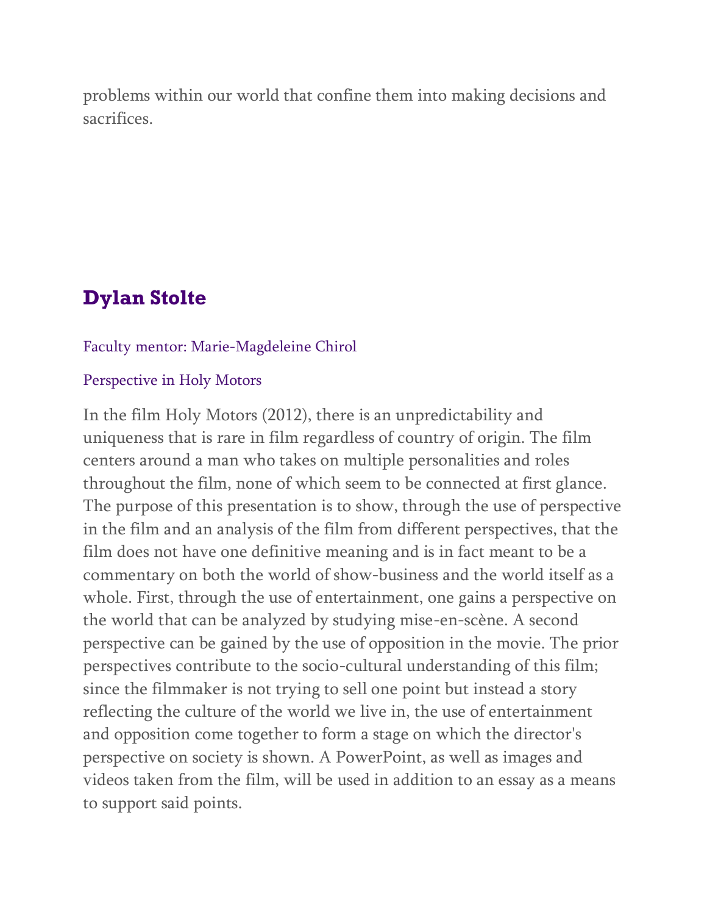problems within our world that confine them into making decisions and sacrifices.

## Dylan Stolte

Faculty mentor: Marie-Magdeleine Chirol

Perspective in Holy Motors

In the film Holy Motors (2012), there is an unpredictability and uniqueness that is rare in film regardless of country of origin. The film centers around a man who takes on multiple personalities and roles throughout the film, none of which seem to be connected at first glance. The purpose of this presentation is to show, through the use of perspective in the film and an analysis of the film from different perspectives, that the film does not have one definitive meaning and is in fact meant to be a commentary on both the world of show-business and the world itself as a whole. First, through the use of entertainment, one gains a perspective on the world that can be analyzed by studying mise-en-scène. A second perspective can be gained by the use of opposition in the movie. The prior perspectives contribute to the socio-cultural understanding of this film; since the filmmaker is not trying to sell one point but instead a story reflecting the culture of the world we live in, the use of entertainment and opposition come together to form a stage on which the director's perspective on society is shown. A PowerPoint, as well as images and videos taken from the film, will be used in addition to an essay as a means to support said points.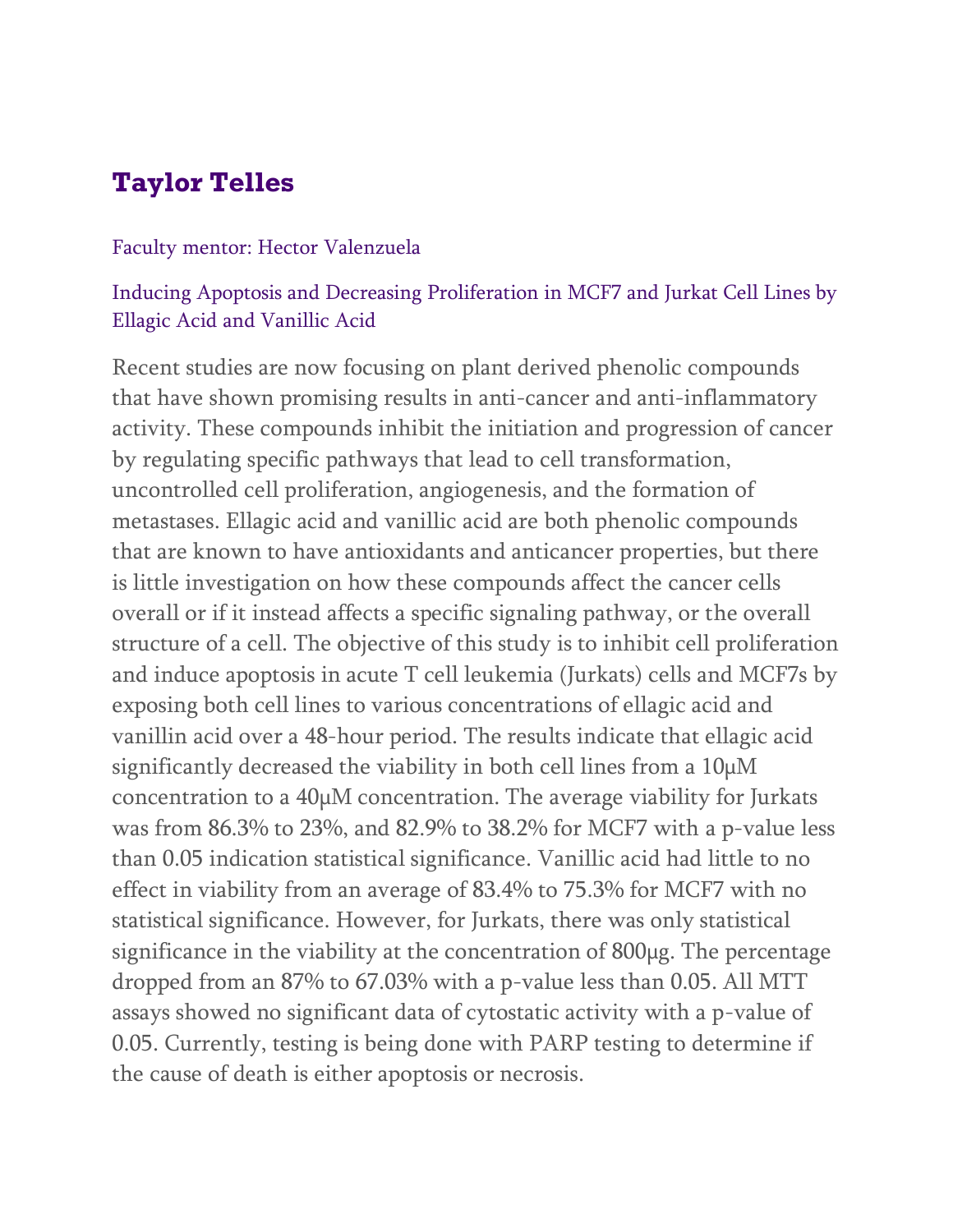## Taylor Telles

Faculty mentor: Hector Valenzuela

Inducing Apoptosis and Decreasing Proliferation in MCF7 and Jurkat Cell Lines by Ellagic Acid and Vanillic Acid

Recent studies are now focusing on plant derived phenolic compounds that have shown promising results in anti-cancer and anti-inflammatory activity. These compounds inhibit the initiation and progression of cancer by regulating specific pathways that lead to cell transformation, uncontrolled cell proliferation, angiogenesis, and the formation of metastases. Ellagic acid and vanillic acid are both phenolic compounds that are known to have antioxidants and anticancer properties, but there is little investigation on how these compounds affect the cancer cells overall or if it instead affects a specific signaling pathway, or the overall structure of a cell. The objective of this study is to inhibit cell proliferation and induce apoptosis in acute T cell leukemia (Jurkats) cells and MCF7s by exposing both cell lines to various concentrations of ellagic acid and vanillin acid over a 48-hour period. The results indicate that ellagic acid significantly decreased the viability in both cell lines from a 10μM concentration to a 40μM concentration. The average viability for Jurkats was from 86.3% to 23%, and 82.9% to 38.2% for MCF7 with a p-value less than 0.05 indication statistical significance. Vanillic acid had little to no effect in viability from an average of 83.4% to 75.3% for MCF7 with no statistical significance. However, for Jurkats, there was only statistical significance in the viability at the concentration of 800μg. The percentage dropped from an 87% to 67.03% with a p-value less than 0.05. All MTT assays showed no significant data of cytostatic activity with a p-value of 0.05. Currently, testing is being done with PARP testing to determine if the cause of death is either apoptosis or necrosis.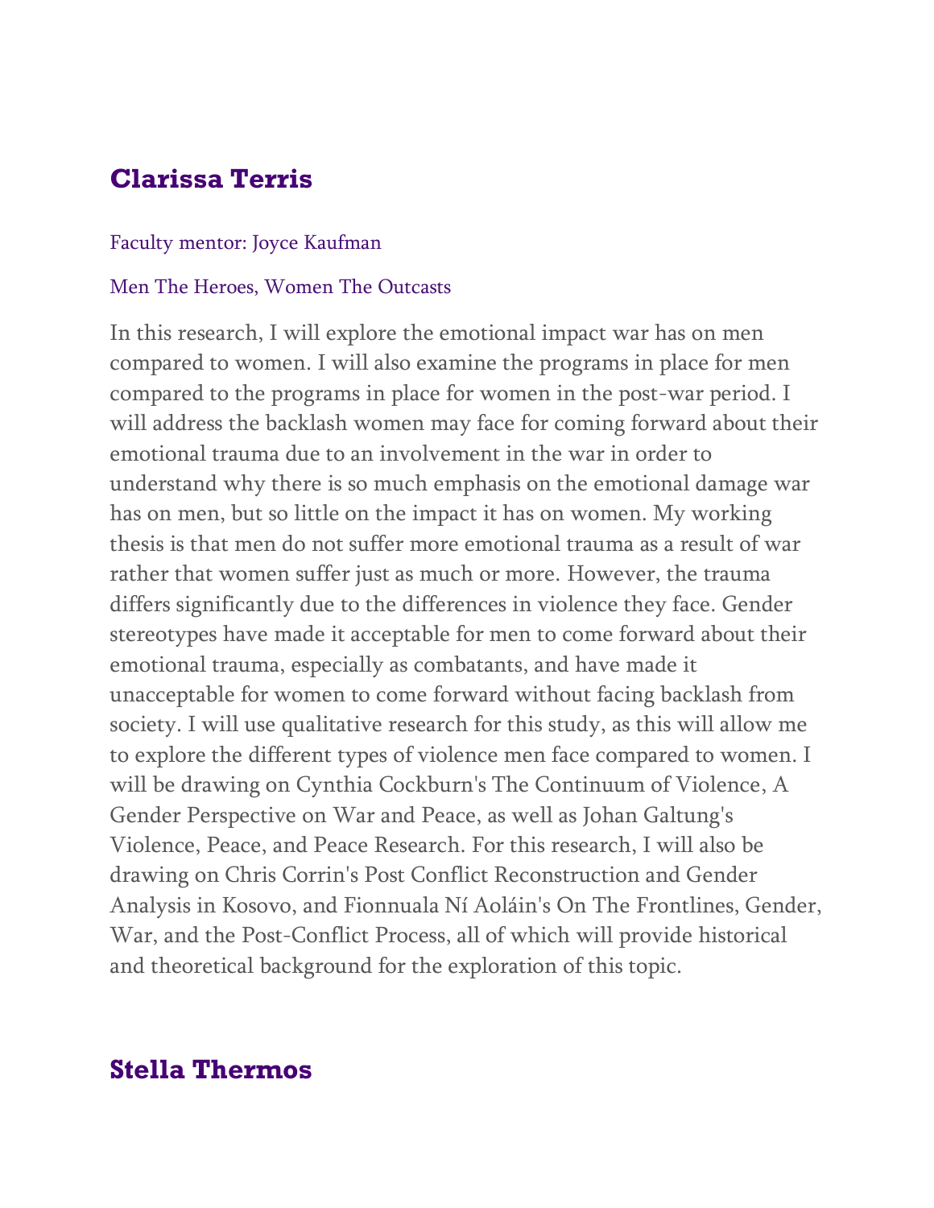## Clarissa Terris

Faculty mentor: Joyce Kaufman

Men The Heroes, Women The Outcasts

In this research, I will explore the emotional impact war has on men compared to women. I will also examine the programs in place for men compared to the programs in place for women in the post-war period. I will address the backlash women may face for coming forward about their emotional trauma due to an involvement in the war in order to understand why there is so much emphasis on the emotional damage war has on men, but so little on the impact it has on women. My working thesis is that men do not suffer more emotional trauma as a result of war rather that women suffer just as much or more. However, the trauma differs significantly due to the differences in violence they face. Gender stereotypes have made it acceptable for men to come forward about their emotional trauma, especially as combatants, and have made it unacceptable for women to come forward without facing backlash from society. I will use qualitative research for this study, as this will allow me to explore the different types of violence men face compared to women. I will be drawing on Cynthia Cockburn's The Continuum of Violence, A Gender Perspective on War and Peace, as well as Johan Galtung's Violence, Peace, and Peace Research. For this research, I will also be drawing on Chris Corrin's Post Conflict Reconstruction and Gender Analysis in Kosovo, and Fionnuala Ní Aoláin's On The Frontlines, Gender, War, and the Post-Conflict Process, all of which will provide historical and theoretical background for the exploration of this topic.

## Stella Thermos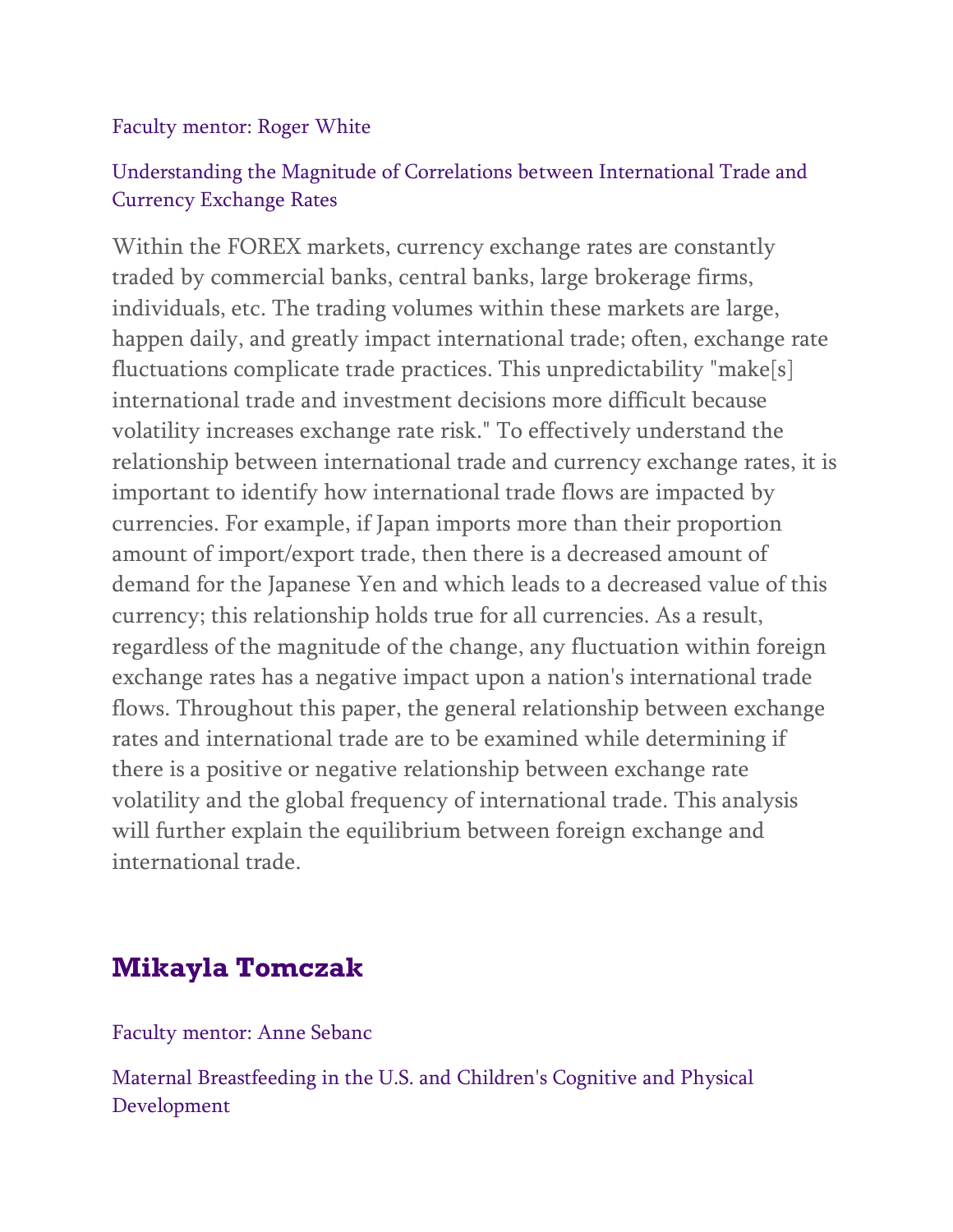Faculty mentor: Roger White

Understanding the Magnitude of Correlations between International Trade and Currency Exchange Rates

Within the FOREX markets, currency exchange rates are constantly traded by commercial banks, central banks, large brokerage firms, individuals, etc. The trading volumes within these markets are large, happen daily, and greatly impact international trade; often, exchange rate fluctuations complicate trade practices. This unpredictability "make[s] international trade and investment decisions more difficult because volatility increases exchange rate risk." To effectively understand the relationship between international trade and currency exchange rates, it is important to identify how international trade flows are impacted by currencies. For example, if Japan imports more than their proportion amount of import/export trade, then there is a decreased amount of demand for the Japanese Yen and which leads to a decreased value of this currency; this relationship holds true for all currencies. As a result, regardless of the magnitude of the change, any fluctuation within foreign exchange rates has a negative impact upon a nation's international trade flows. Throughout this paper, the general relationship between exchange rates and international trade are to be examined while determining if there is a positive or negative relationship between exchange rate volatility and the global frequency of international trade. This analysis will further explain the equilibrium between foreign exchange and international trade.

## Mikayla Tomczak

Faculty mentor: Anne Sebanc

Maternal Breastfeeding in the U.S. and Children's Cognitive and Physical Development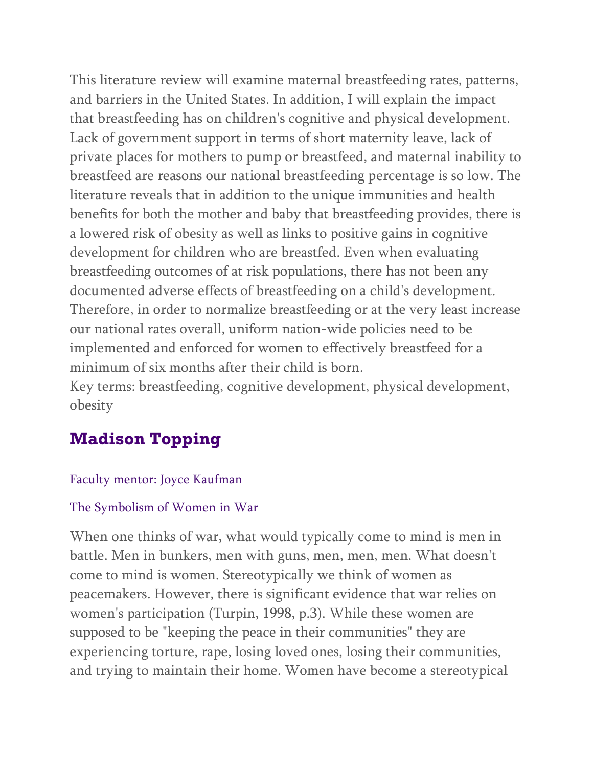This literature review will examine maternal breastfeeding rates, patterns, and barriers in the United States. In addition, I will explain the impact that breastfeeding has on children's cognitive and physical development. Lack of government support in terms of short maternity leave, lack of private places for mothers to pump or breastfeed, and maternal inability to breastfeed are reasons our national breastfeeding percentage is so low. The literature reveals that in addition to the unique immunities and health benefits for both the mother and baby that breastfeeding provides, there is a lowered risk of obesity as well as links to positive gains in cognitive development for children who are breastfed. Even when evaluating breastfeeding outcomes of at risk populations, there has not been any documented adverse effects of breastfeeding on a child's development. Therefore, in order to normalize breastfeeding or at the very least increase our national rates overall, uniform nation-wide policies need to be implemented and enforced for women to effectively breastfeed for a minimum of six months after their child is born.

Key terms: breastfeeding, cognitive development, physical development, obesity

## Madison Topping

Faculty mentor: Joyce Kaufman

The Symbolism of Women in War

When one thinks of war, what would typically come to mind is men in battle. Men in bunkers, men with guns, men, men, men. What doesn't come to mind is women. Stereotypically we think of women as peacemakers. However, there is significant evidence that war relies on women's participation (Turpin, 1998, p.3). While these women are supposed to be "keeping the peace in their communities" they are experiencing torture, rape, losing loved ones, losing their communities, and trying to maintain their home. Women have become a stereotypical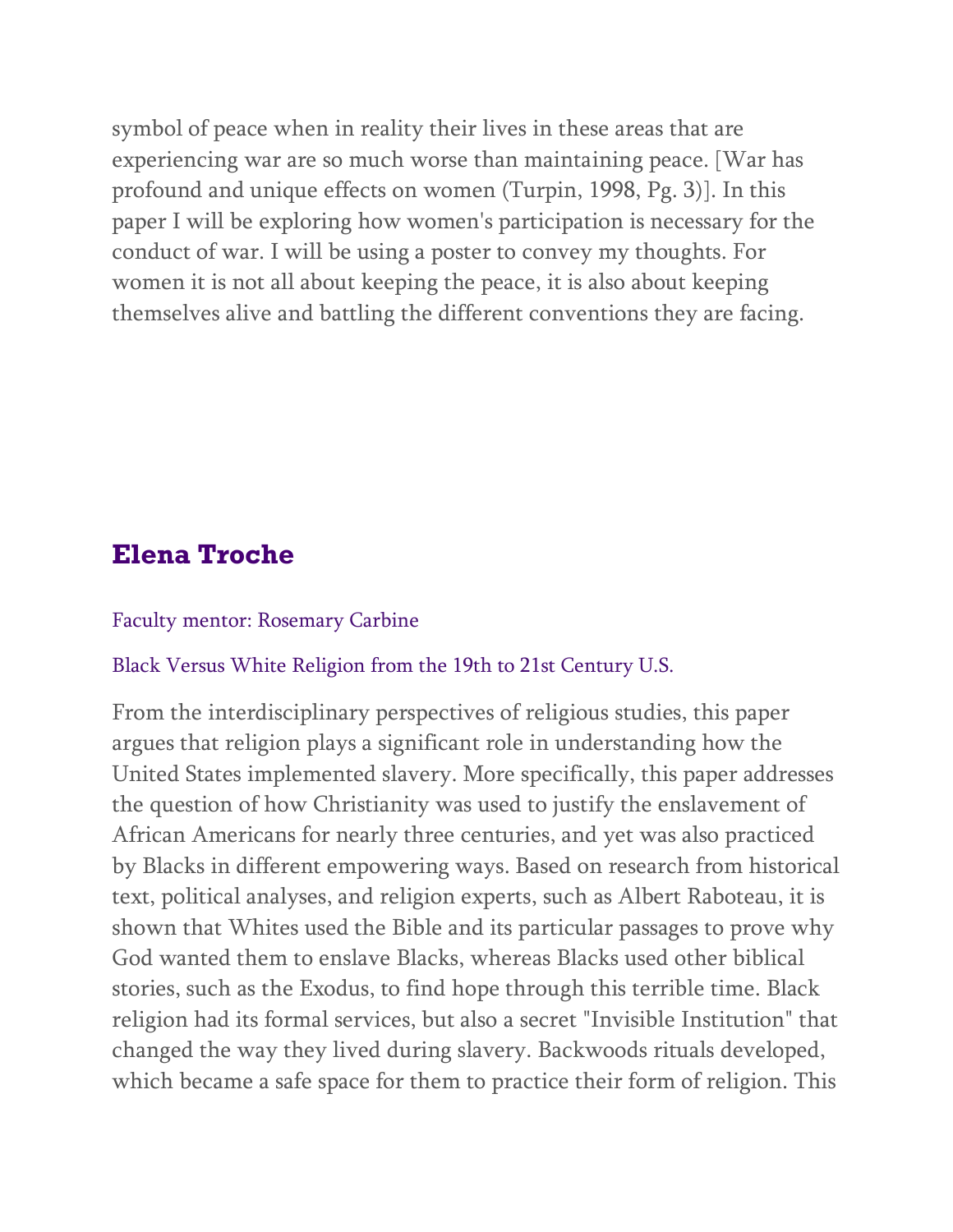symbol of peace when in reality their lives in these areas that are experiencing war are so much worse than maintaining peace. [War has profound and unique effects on women (Turpin, 1998, Pg. 3)]. In this paper I will be exploring how women's participation is necessary for the conduct of war. I will be using a poster to convey my thoughts. For women it is not all about keeping the peace, it is also about keeping themselves alive and battling the different conventions they are facing.

## Elena Troche

Faculty mentor: Rosemary Carbine

Black Versus White Religion from the 19th to 21st Century U.S.

From the interdisciplinary perspectives of religious studies, this paper argues that religion plays a significant role in understanding how the United States implemented slavery. More specifically, this paper addresses the question of how Christianity was used to justify the enslavement of African Americans for nearly three centuries, and yet was also practiced by Blacks in different empowering ways. Based on research from historical text, political analyses, and religion experts, such as Albert Raboteau, it is shown that Whites used the Bible and its particular passages to prove why God wanted them to enslave Blacks, whereas Blacks used other biblical stories, such as the Exodus, to find hope through this terrible time. Black religion had its formal services, but also a secret "Invisible Institution" that changed the way they lived during slavery. Backwoods rituals developed, which became a safe space for them to practice their form of religion. This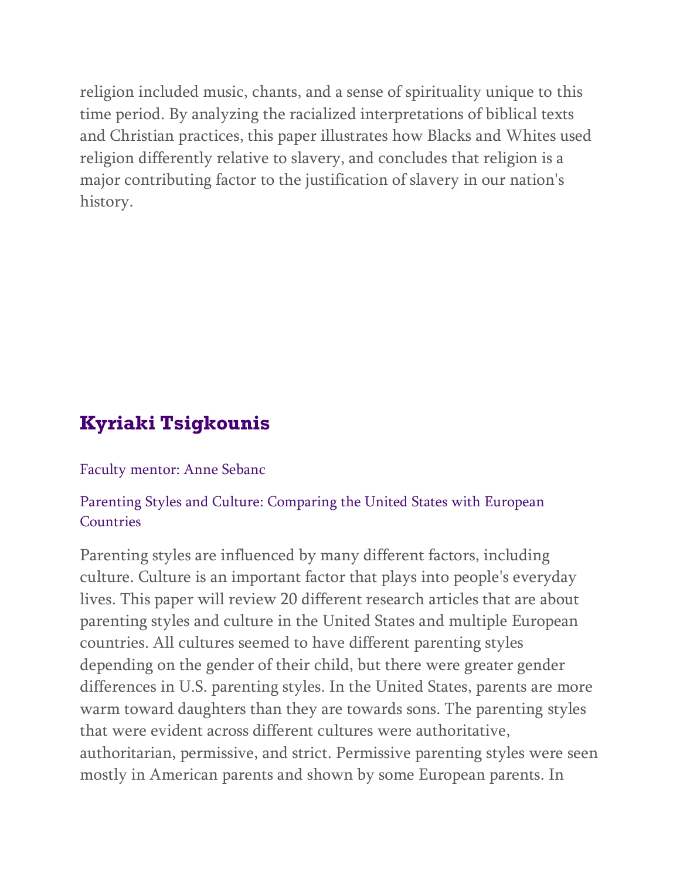religion included music, chants, and a sense of spirituality unique to this time period. By analyzing the racialized interpretations of biblical texts and Christian practices, this paper illustrates how Blacks and Whites used religion differently relative to slavery, and concludes that religion is a major contributing factor to the justification of slavery in our nation's history.

## Kyriaki Tsigkounis

Faculty mentor: Anne Sebanc

Parenting Styles and Culture: Comparing the United States with European Countries

Parenting styles are influenced by many different factors, including culture. Culture is an important factor that plays into people's everyday lives. This paper will review 20 different research articles that are about parenting styles and culture in the United States and multiple European countries. All cultures seemed to have different parenting styles depending on the gender of their child, but there were greater gender differences in U.S. parenting styles. In the United States, parents are more warm toward daughters than they are towards sons. The parenting styles that were evident across different cultures were authoritative, authoritarian, permissive, and strict. Permissive parenting styles were seen mostly in American parents and shown by some European parents. In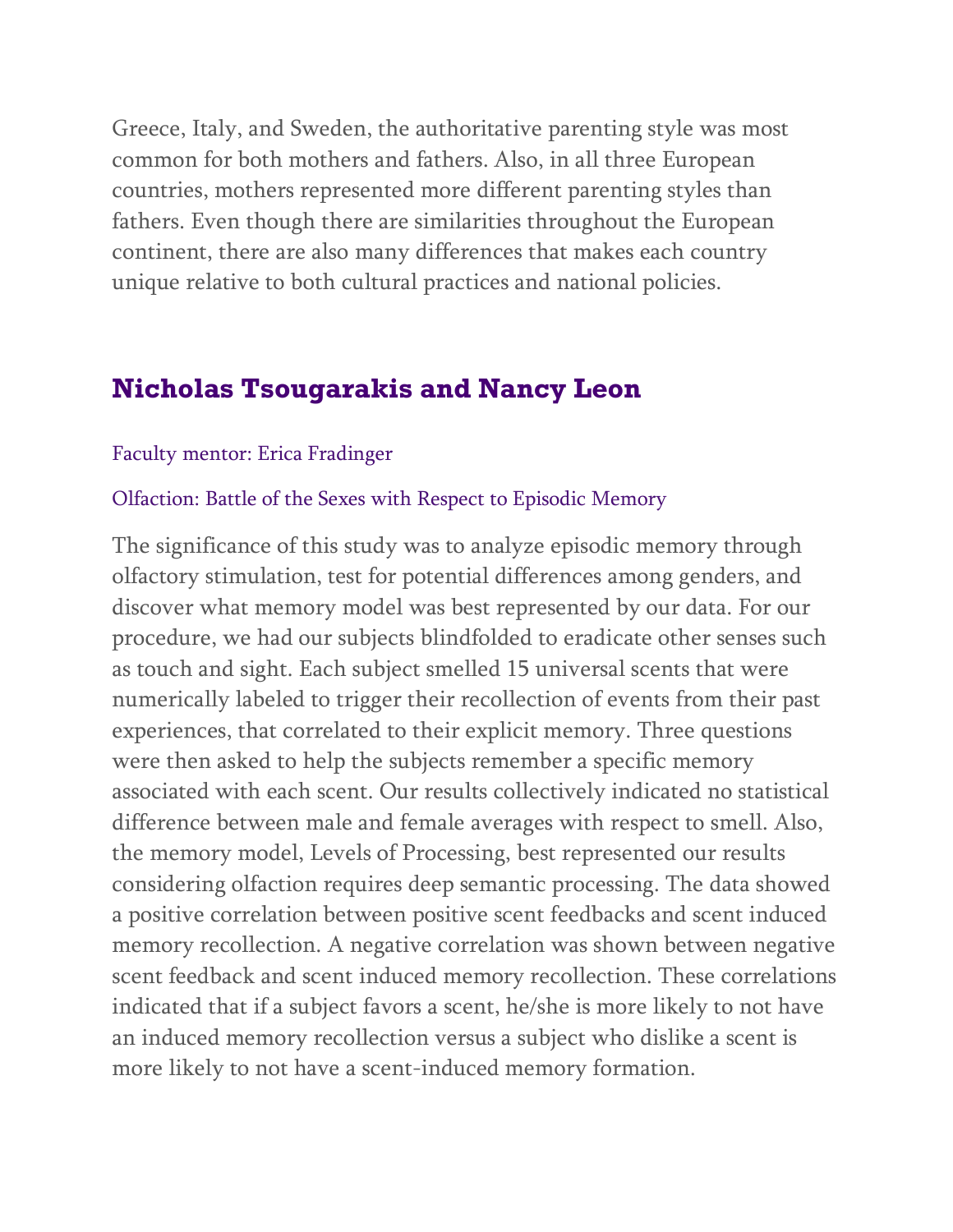Greece, Italy, and Sweden, the authoritative parenting style was most common for both mothers and fathers. Also, in all three European countries, mothers represented more different parenting styles than fathers. Even though there are similarities throughout the European continent, there are also many differences that makes each country unique relative to both cultural practices and national policies.

## Nicholas Tsougarakis and Nancy Leon

Faculty mentor: Erica Fradinger

Olfaction: Battle of the Sexes with Respect to Episodic Memory

The significance of this study was to analyze episodic memory through olfactory stimulation, test for potential differences among genders, and discover what memory model was best represented by our data. For our procedure, we had our subjects blindfolded to eradicate other senses such as touch and sight. Each subject smelled 15 universal scents that were numerically labeled to trigger their recollection of events from their past experiences, that correlated to their explicit memory. Three questions were then asked to help the subjects remember a specific memory associated with each scent. Our results collectively indicated no statistical difference between male and female averages with respect to smell. Also, the memory model, Levels of Processing, best represented our results considering olfaction requires deep semantic processing. The data showed a positive correlation between positive scent feedbacks and scent induced memory recollection. A negative correlation was shown between negative scent feedback and scent induced memory recollection. These correlations indicated that if a subject favors a scent, he/she is more likely to not have an induced memory recollection versus a subject who dislike a scent is more likely to not have a scent-induced memory formation.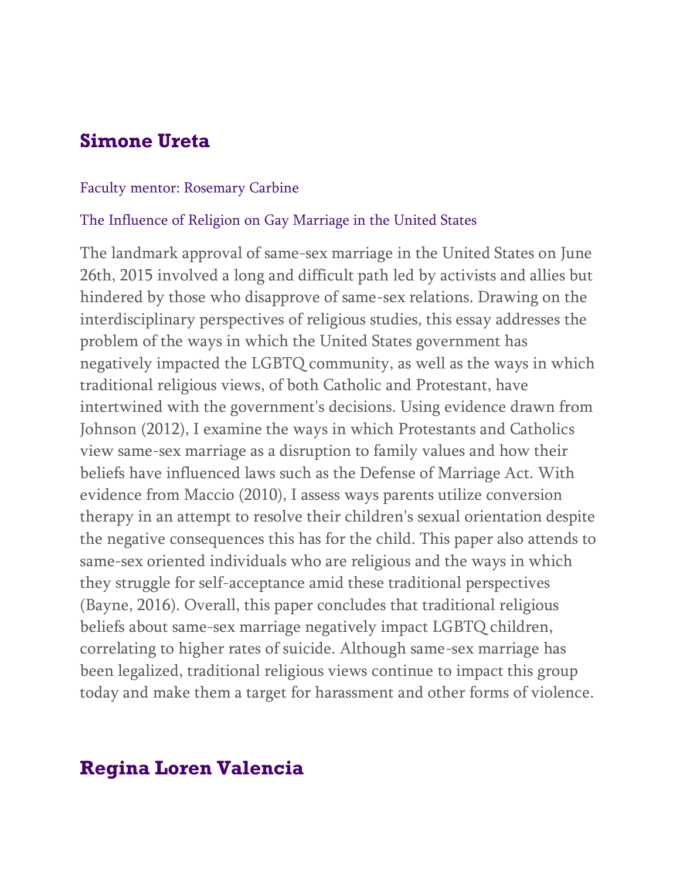## Simone Ureta

Faculty mentor: Rosemary Carbine

The Influence of Religion on Gay Marriage in the United States

The landmark approval of same-sex marriage in the United States on June 26th, 2015 involved a long and difficult path led by activists and allies but hindered by those who disapprove of same-sex relations. Drawing on the interdisciplinary perspectives of religious studies, this essay addresses the problem of the ways in which the United States government has negatively impacted the LGBTQ community, as well as the ways in which traditional religious views, of both Catholic and Protestant, have intertwined with the government's decisions. Using evidence drawn from Johnson (2012), I examine the ways in which Protestants and Catholics view same-sex marriage as a disruption to family values and how their beliefs have influenced laws such as the Defense of Marriage Act. With evidence from Maccio (2010), I assess ways parents utilize conversion therapy in an attempt to resolve their children's sexual orientation despite the negative consequences this has for the child. This paper also attends to same-sex oriented individuals who are religious and the ways in which they struggle for self-acceptance amid these traditional perspectives (Bayne, 2016). Overall, this paper concludes that traditional religious beliefs about same-sex marriage negatively impact LGBTQ children, correlating to higher rates of suicide. Although same-sex marriage has been legalized, traditional religious views continue to impact this group today and make them a target for harassment and other forms of violence.

## Regina Loren Valencia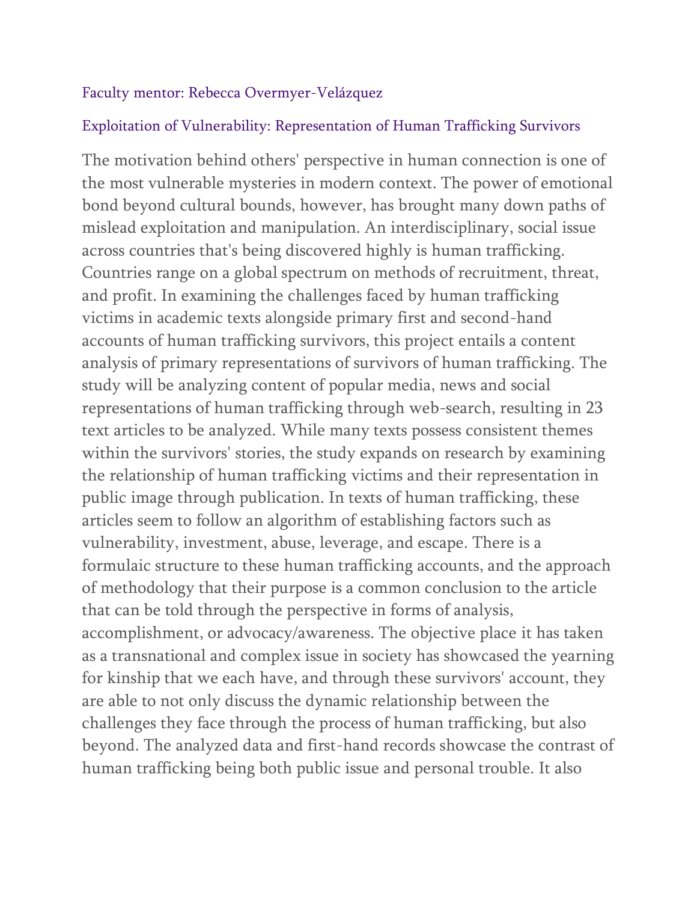Faculty mentor: Rebecca Overmyer-Velázquez

## Exploitation of Vulnerability: Representation of Human Trafficking Survivors

The motivation behind others' perspective in human connection is one of the most vulnerable mysteries in modern context. The power of emotional bond beyond cultural bounds, however, has brought many down paths of mislead exploitation and manipulation. An interdisciplinary, social issue across countries that's being discovered highly is human trafficking. Countries range on a global spectrum on methods of recruitment, threat, and profit. In examining the challenges faced by human trafficking victims in academic texts alongside primary first and second-hand accounts of human trafficking survivors, this project entails a content analysis of primary representations of survivors of human trafficking. The study will be analyzing content of popular media, news and social representations of human trafficking through web-search, resulting in 23 text articles to be analyzed. While many texts possess consistent themes within the survivors' stories, the study expands on research by examining the relationship of human trafficking victims and their representation in public image through publication. In texts of human trafficking, these articles seem to follow an algorithm of establishing factors such as vulnerability, investment, abuse, leverage, and escape. There is a formulaic structure to these human trafficking accounts, and the approach of methodology that their purpose is a common conclusion to the article that can be told through the perspective in forms of analysis, accomplishment, or advocacy/awareness. The objective place it has taken as a transnational and complex issue in society has showcased the yearning for kinship that we each have, and through these survivors' account, they are able to not only discuss the dynamic relationship between the challenges they face through the process of human trafficking, but also beyond. The analyzed data and first-hand records showcase the contrast of human trafficking being both public issue and personal trouble. It also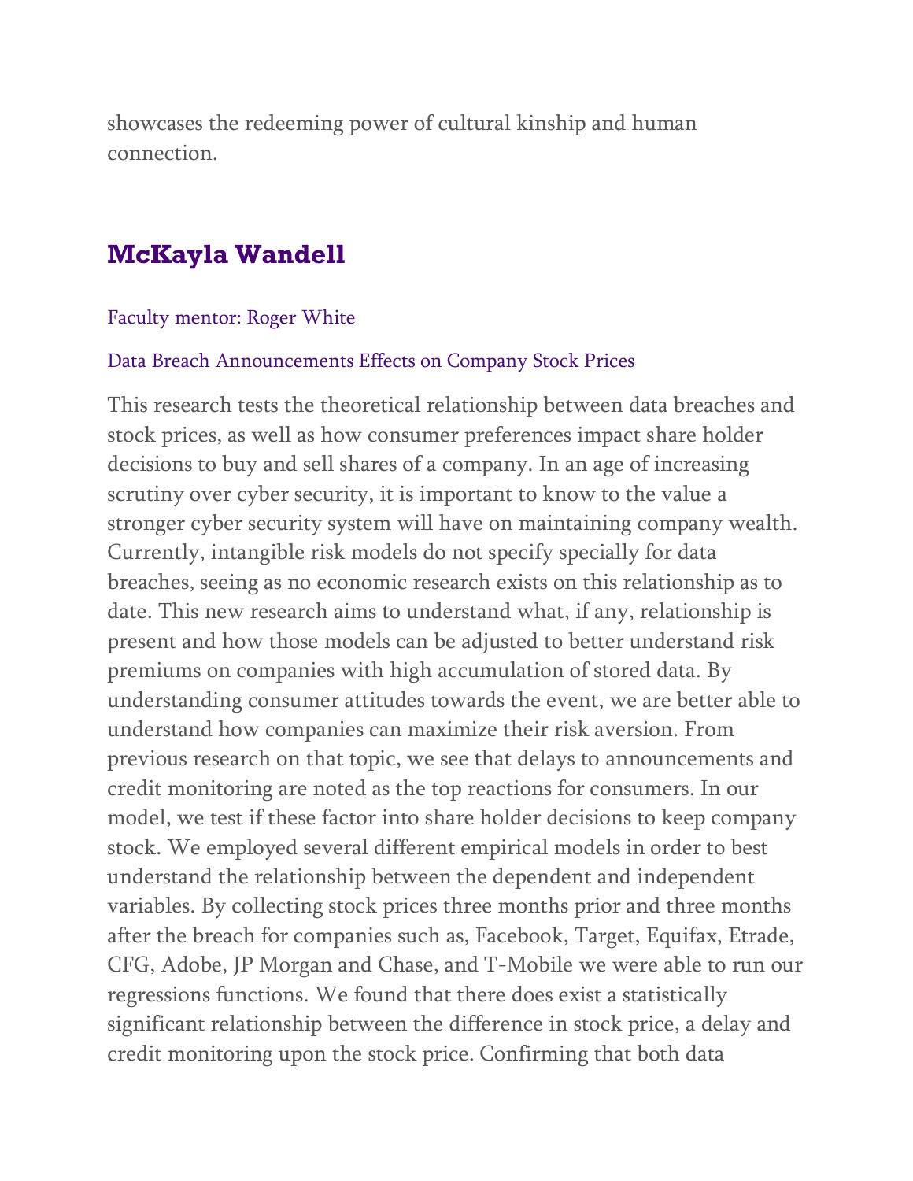showcases the redeeming power of cultural kinship and human connection.

## McKayla Wandell

Faculty mentor: Roger White

Data Breach Announcements Effects on Company Stock Prices

This research tests the theoretical relationship between data breaches and stock prices, as well as how consumer preferences impact share holder decisions to buy and sell shares of a company. In an age of increasing scrutiny over cyber security, it is important to know to the value a stronger cyber security system will have on maintaining company wealth. Currently, intangible risk models do not specify specially for data breaches, seeing as no economic research exists on this relationship as to date. This new research aims to understand what, if any, relationship is present and how those models can be adjusted to better understand risk premiums on companies with high accumulation of stored data. By understanding consumer attitudes towards the event, we are better able to understand how companies can maximize their risk aversion. From previous research on that topic, we see that delays to announcements and credit monitoring are noted as the top reactions for consumers. In our model, we test if these factor into share holder decisions to keep company stock. We employed several different empirical models in order to best understand the relationship between the dependent and independent variables. By collecting stock prices three months prior and three months after the breach for companies such as, Facebook, Target, Equifax, Etrade, CFG, Adobe, JP Morgan and Chase, and T-Mobile we were able to run our regressions functions. We found that there does exist a statistically significant relationship between the difference in stock price, a delay and credit monitoring upon the stock price. Confirming that both data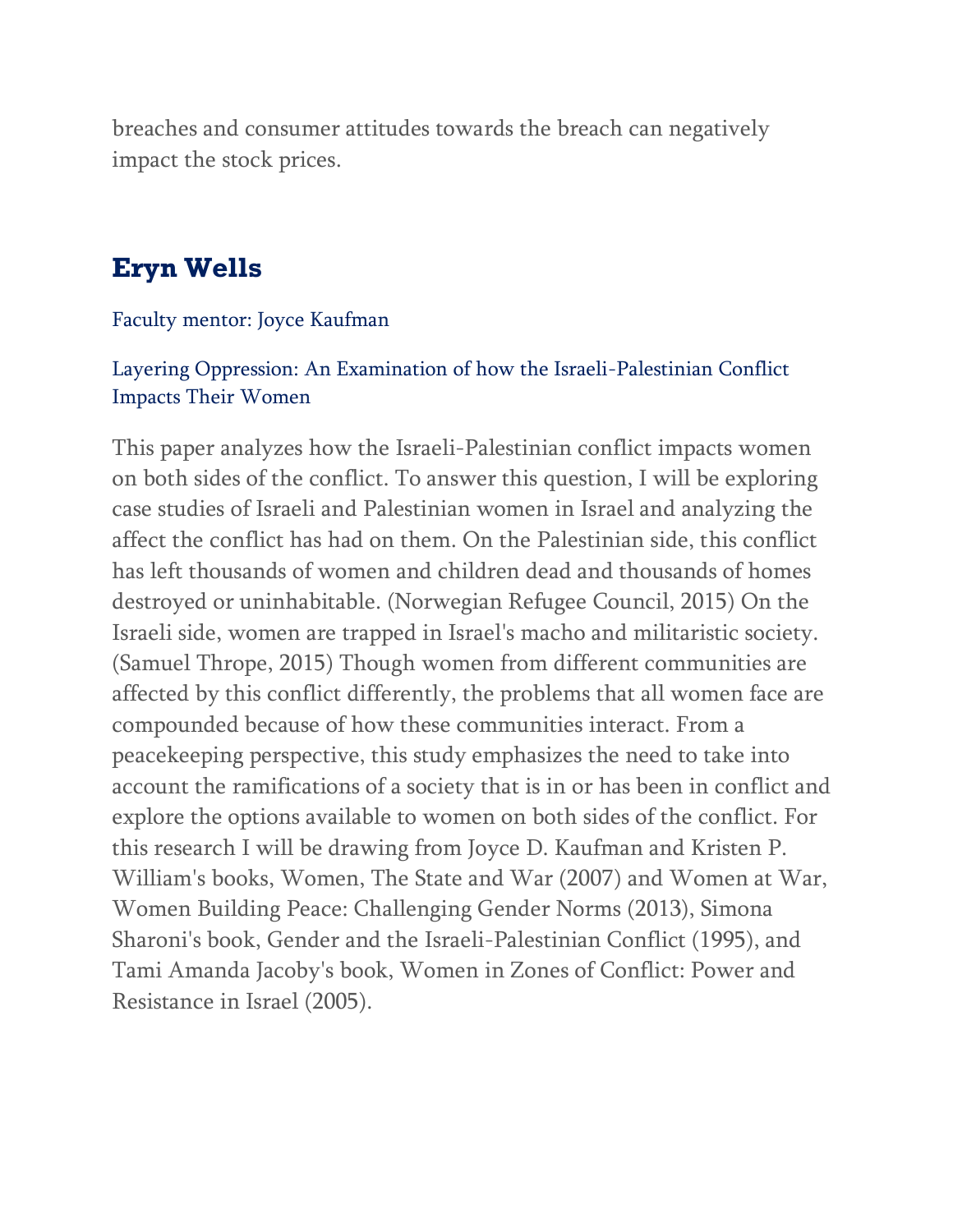breaches and consumer attitudes towards the breach can negatively impact the stock prices.

## Eryn Wells

Faculty mentor: Joyce Kaufman

Layering Oppression: An Examination of how the Israeli-Palestinian Conflict Impacts Their Women

This paper analyzes how the Israeli-Palestinian conflict impacts women on both sides of the conflict. To answer this question, I will be exploring case studies of Israeli and Palestinian women in Israel and analyzing the affect the conflict has had on them. On the Palestinian side, this conflict has left thousands of women and children dead and thousands of homes destroyed or uninhabitable. (Norwegian Refugee Council, 2015) On the Israeli side, women are trapped in Israel's macho and militaristic society. (Samuel Thrope, 2015) Though women from different communities are affected by this conflict differently, the problems that all women face are compounded because of how these communities interact. From a peacekeeping perspective, this study emphasizes the need to take into account the ramifications of a society that is in or has been in conflict and explore the options available to women on both sides of the conflict. For this research I will be drawing from Joyce D. Kaufman and Kristen P. William's books, Women, The State and War (2007) and Women at War, Women Building Peace: Challenging Gender Norms (2013), Simona Sharoni's book, Gender and the Israeli-Palestinian Conflict (1995), and Tami Amanda Jacoby's book, Women in Zones of Conflict: Power and Resistance in Israel (2005).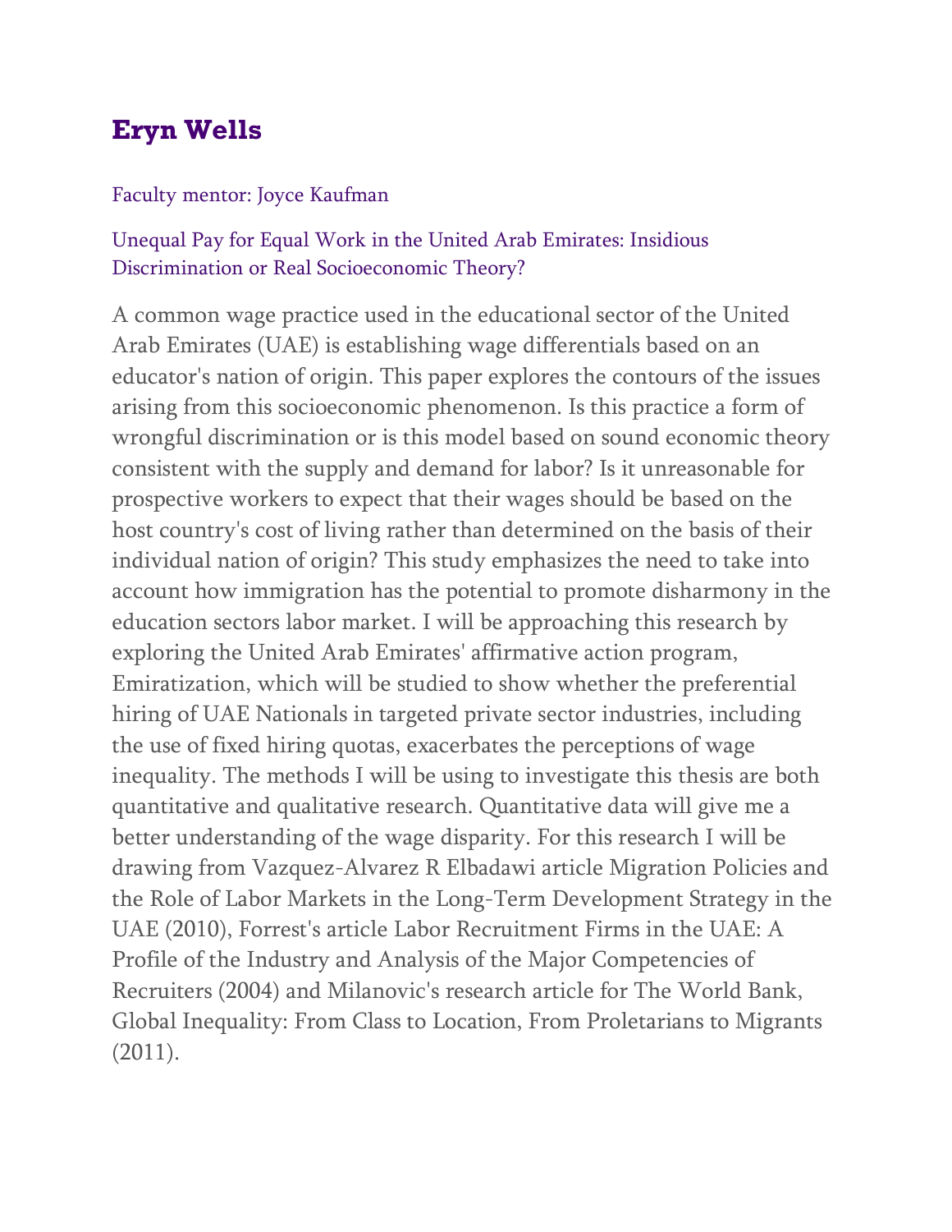## Eryn Wells

Faculty mentor: Joyce Kaufman

Unequal Pay for Equal Work in the United Arab Emirates: Insidious Discrimination or Real Socioeconomic Theory?

A common wage practice used in the educational sector of the United Arab Emirates (UAE) is establishing wage differentials based on an educator's nation of origin. This paper explores the contours of the issues arising from this socioeconomic phenomenon. Is this practice a form of wrongful discrimination or is this model based on sound economic theory consistent with the supply and demand for labor? Is it unreasonable for prospective workers to expect that their wages should be based on the host country's cost of living rather than determined on the basis of their individual nation of origin? This study emphasizes the need to take into account how immigration has the potential to promote disharmony in the education sectors labor market. I will be approaching this research by exploring the United Arab Emirates' affirmative action program, Emiratization, which will be studied to show whether the preferential hiring of UAE Nationals in targeted private sector industries, including the use of fixed hiring quotas, exacerbates the perceptions of wage inequality. The methods I will be using to investigate this thesis are both quantitative and qualitative research. Quantitative data will give me a better understanding of the wage disparity. For this research I will be drawing from Vazquez-Alvarez R Elbadawi article Migration Policies and the Role of Labor Markets in the Long-Term Development Strategy in the UAE (2010), Forrest's article Labor Recruitment Firms in the UAE: A Profile of the Industry and Analysis of the Major Competencies of Recruiters (2004) and Milanovic's research article for The World Bank, Global Inequality: From Class to Location, From Proletarians to Migrants (2011).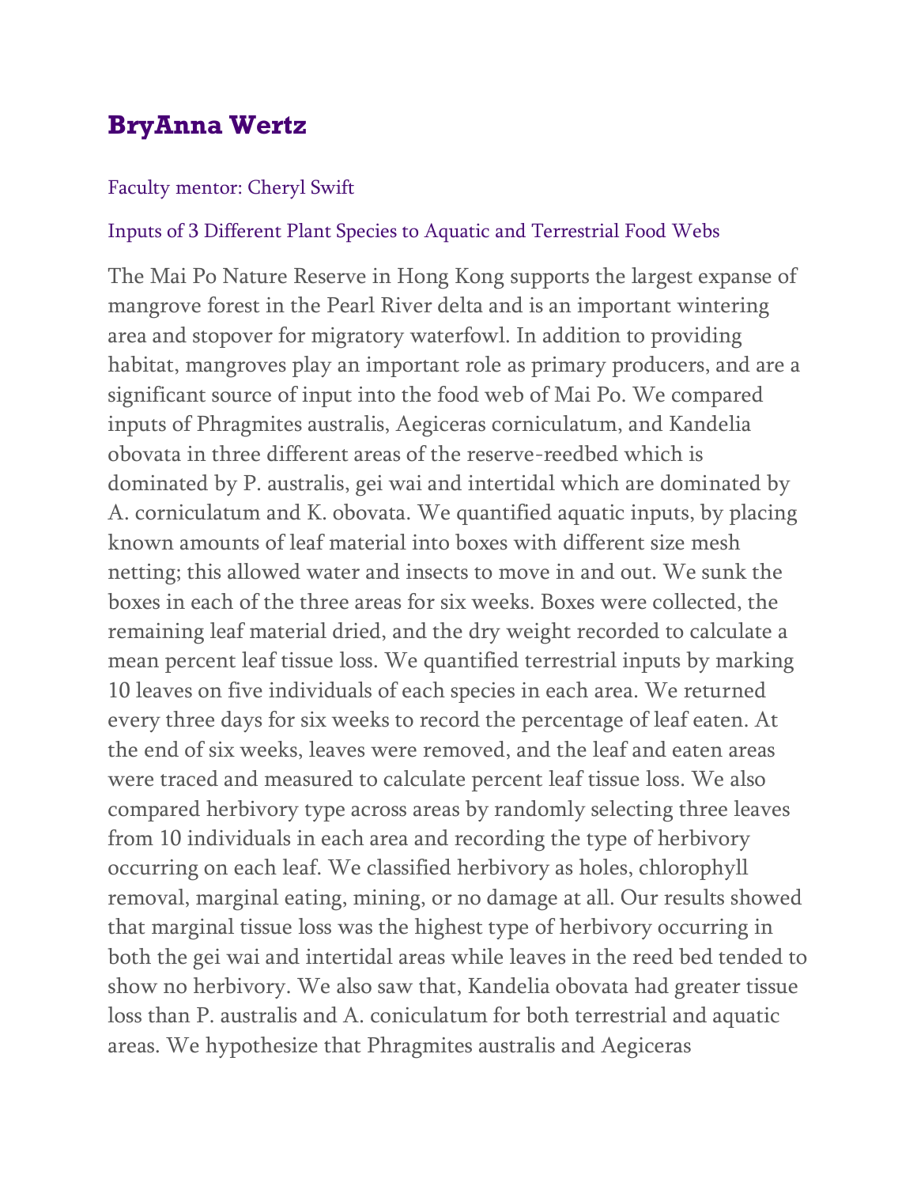## BryAnna Wertz

Faculty mentor: Cheryl Swift

Inputs of 3 Different Plant Species to Aquatic and Terrestrial Food Webs

The Mai Po Nature Reserve in Hong Kong supports the largest expanse of mangrove forest in the Pearl River delta and is an important wintering area and stopover for migratory waterfowl. In addition to providing habitat, mangroves play an important role as primary producers, and are a significant source of input into the food web of Mai Po. We compared inputs of Phragmites australis, Aegiceras corniculatum, and Kandelia obovata in three different areas of the reserve-reedbed which is dominated by P. australis, gei wai and intertidal which are dominated by A. corniculatum and K. obovata. We quantified aquatic inputs, by placing known amounts of leaf material into boxes with different size mesh netting; this allowed water and insects to move in and out. We sunk the boxes in each of the three areas for six weeks. Boxes were collected, the remaining leaf material dried, and the dry weight recorded to calculate a mean percent leaf tissue loss. We quantified terrestrial inputs by marking 10 leaves on five individuals of each species in each area. We returned every three days for six weeks to record the percentage of leaf eaten. At the end of six weeks, leaves were removed, and the leaf and eaten areas were traced and measured to calculate percent leaf tissue loss. We also compared herbivory type across areas by randomly selecting three leaves from 10 individuals in each area and recording the type of herbivory occurring on each leaf. We classified herbivory as holes, chlorophyll removal, marginal eating, mining, or no damage at all. Our results showed that marginal tissue loss was the highest type of herbivory occurring in both the gei wai and intertidal areas while leaves in the reed bed tended to show no herbivory. We also saw that, Kandelia obovata had greater tissue loss than P. australis and A. coniculatum for both terrestrial and aquatic areas. We hypothesize that Phragmites australis and Aegiceras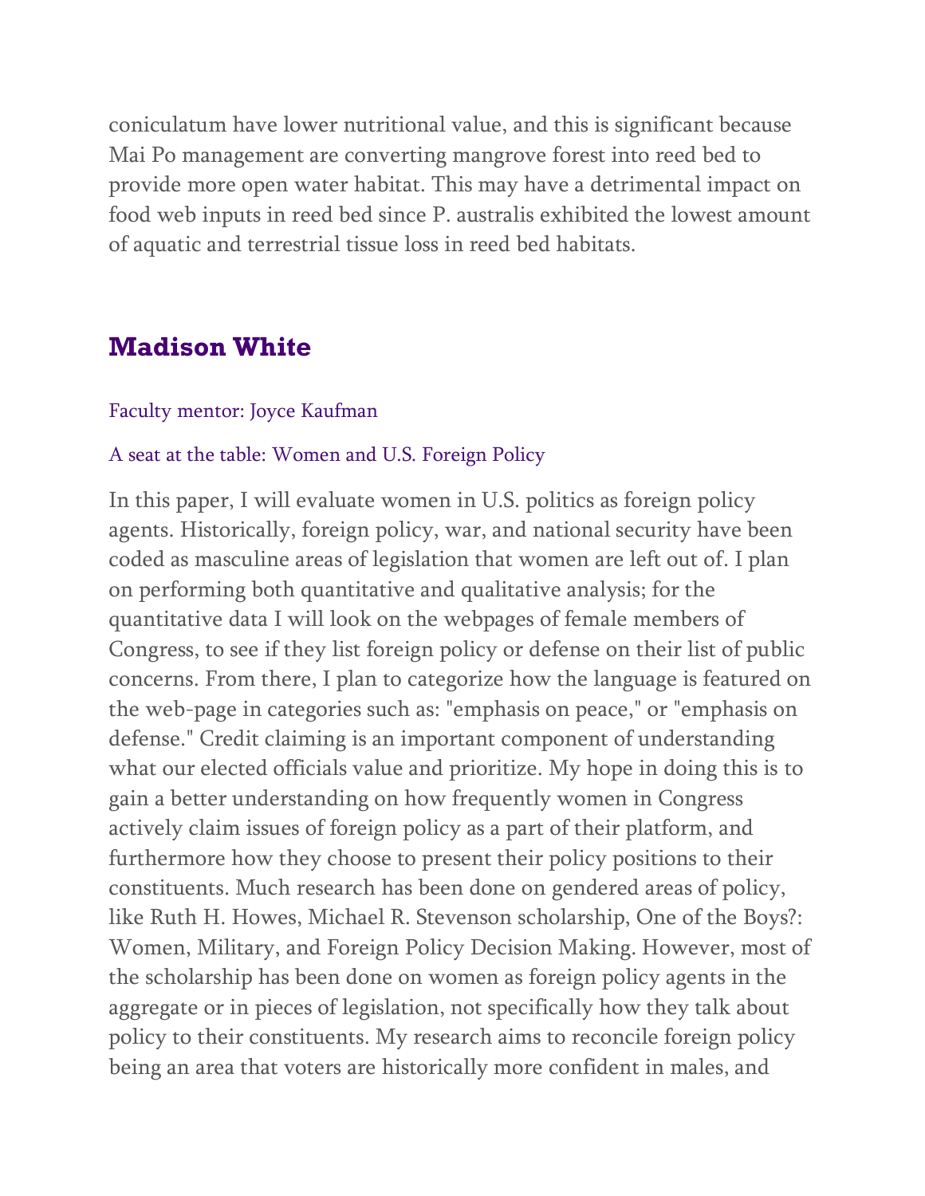coniculatum have lower nutritional value, and this is significant because Mai Po management are converting mangrove forest into reed bed to provide more open water habitat. This may have a detrimental impact on food web inputs in reed bed since P. australis exhibited the lowest amount of aquatic and terrestrial tissue loss in reed bed habitats.

## Madison White

Faculty mentor: Joyce Kaufman

A seat at the table: Women and U.S. Foreign Policy

In this paper, I will evaluate women in U.S. politics as foreign policy agents. Historically, foreign policy, war, and national security have been coded as masculine areas of legislation that women are left out of. I plan on performing both quantitative and qualitative analysis; for the quantitative data I will look on the webpages of female members of Congress, to see if they list foreign policy or defense on their list of public concerns. From there, I plan to categorize how the language is featured on the web-page in categories such as: "emphasis on peace," or "emphasis on defense." Credit claiming is an important component of understanding what our elected officials value and prioritize. My hope in doing this is to gain a better understanding on how frequently women in Congress actively claim issues of foreign policy as a part of their platform, and furthermore how they choose to present their policy positions to their constituents. Much research has been done on gendered areas of policy, like Ruth H. Howes, Michael R. Stevenson scholarship, One of the Boys?: Women, Military, and Foreign Policy Decision Making. However, most of the scholarship has been done on women as foreign policy agents in the aggregate or in pieces of legislation, not specifically how they talk about policy to their constituents. My research aims to reconcile foreign policy being an area that voters are historically more confident in males, and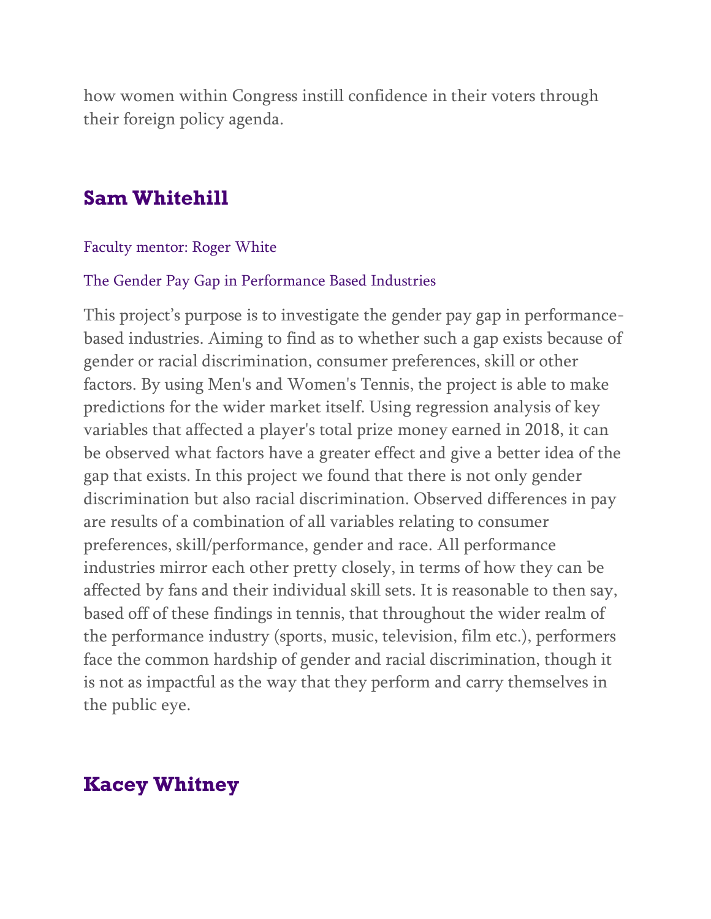how women within Congress instill confidence in their voters through their foreign policy agenda.

## Sam Whitehill

Faculty mentor: Roger White

The Gender Pay Gap in Performance Based Industries

This project's purpose is to investigate the gender pay gap in performance-based industries. Aiming to find as to whether such a gap exists because of gender or racial discrimination, consumer preferences, skill or other factors. By using Men's and Women's Tennis, the project is able to make predictions for the wider market itself. Using regression analysis of key variables that affected a player's total prize money earned in 2018, it can be observed what factors have a greater effect and give a better idea of the gap that exists. In this project we found that there is not only gender discrimination but also racial discrimination. Observed differences in pay are results of a combination of all variables relating to consumer preferences, skill/performance, gender and race. All performance industries mirror each other pretty closely, in terms of how they can be affected by fans and their individual skill sets. It is reasonable to then say, based off of these findings in tennis, that throughout the wider realm of the performance industry (sports, music, television, film etc.), performers face the common hardship of gender and racial discrimination, though it is not as impactful as the way that they perform and carry themselves in the public eye.

## Kacey Whitney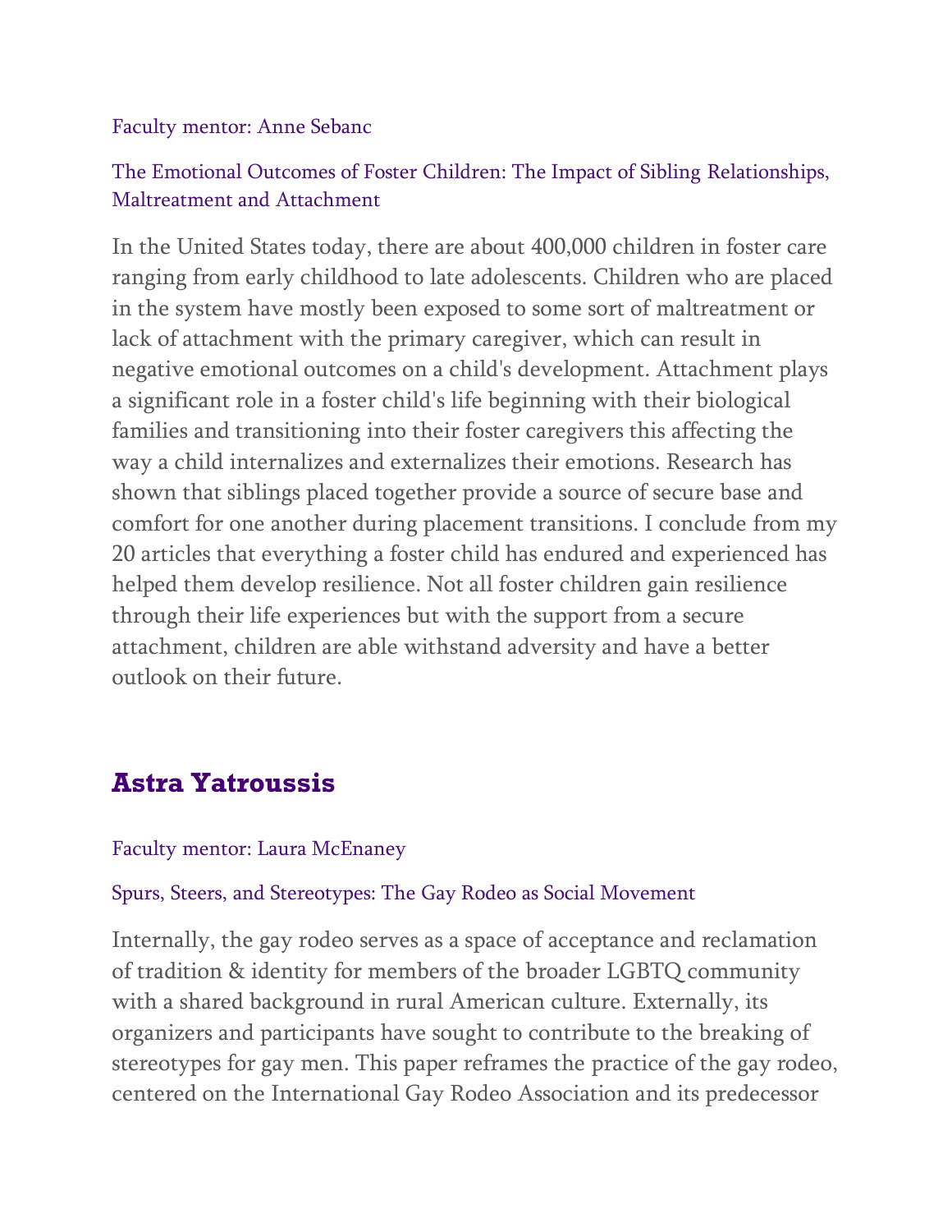Faculty mentor: Anne Sebanc

The Emotional Outcomes of Foster Children: The Impact of Sibling Relationships, Maltreatment and Attachment

In the United States today, there are about 400,000 children in foster care ranging from early childhood to late adolescents. Children who are placed in the system have mostly been exposed to some sort of maltreatment or lack of attachment with the primary caregiver, which can result in negative emotional outcomes on a child's development. Attachment plays a significant role in a foster child's life beginning with their biological families and transitioning into their foster caregivers this affecting the way a child internalizes and externalizes their emotions. Research has shown that siblings placed together provide a source of secure base and comfort for one another during placement transitions. I conclude from my 20 articles that everything a foster child has endured and experienced has helped them develop resilience. Not all foster children gain resilience through their life experiences but with the support from a secure attachment, children are able withstand adversity and have a better outlook on their future.

## Astra Yatroussis

Faculty mentor: Laura McEnaney

Spurs, Steers, and Stereotypes: The Gay Rodeo as Social Movement

Internally, the gay rodeo serves as a space of acceptance and reclamation of tradition & identity for members of the broader LGBTQ community with a shared background in rural American culture. Externally, its organizers and participants have sought to contribute to the breaking of stereotypes for gay men. This paper reframes the practice of the gay rodeo, centered on the International Gay Rodeo Association and its predecessor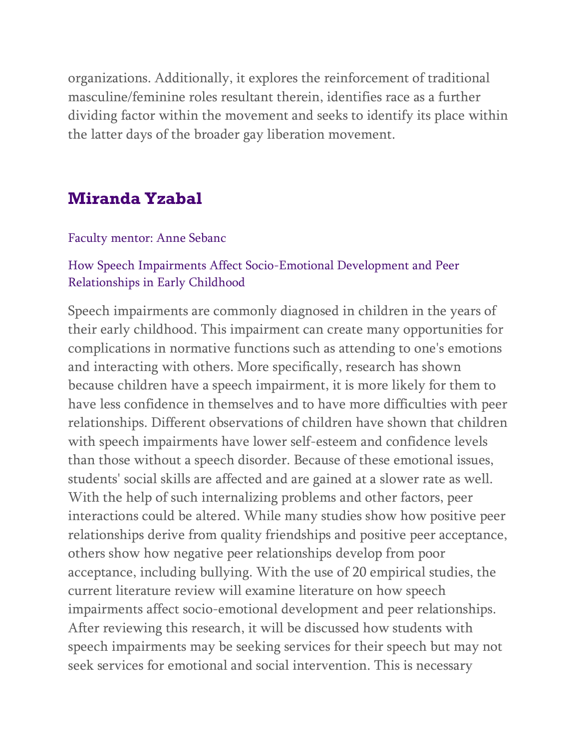organizations. Additionally, it explores the reinforcement of traditional masculine/feminine roles resultant therein, identifies race as a further dividing factor within the movement and seeks to identify its place within the latter days of the broader gay liberation movement.

## Miranda Yzabal

Faculty mentor: Anne Sebanc

How Speech Impairments Affect Socio-Emotional Development and Peer Relationships in Early Childhood

Speech impairments are commonly diagnosed in children in the years of their early childhood. This impairment can create many opportunities for complications in normative functions such as attending to one's emotions and interacting with others. More specifically, research has shown because children have a speech impairment, it is more likely for them to have less confidence in themselves and to have more difficulties with peer relationships. Different observations of children have shown that children with speech impairments have lower self-esteem and confidence levels than those without a speech disorder. Because of these emotional issues, students' social skills are affected and are gained at a slower rate as well. With the help of such internalizing problems and other factors, peer interactions could be altered. While many studies show how positive peer relationships derive from quality friendships and positive peer acceptance, others show how negative peer relationships develop from poor acceptance, including bullying. With the use of 20 empirical studies, the current literature review will examine literature on how speech impairments affect socio-emotional development and peer relationships. After reviewing this research, it will be discussed how students with speech impairments may be seeking services for their speech but may not seek services for emotional and social intervention. This is necessary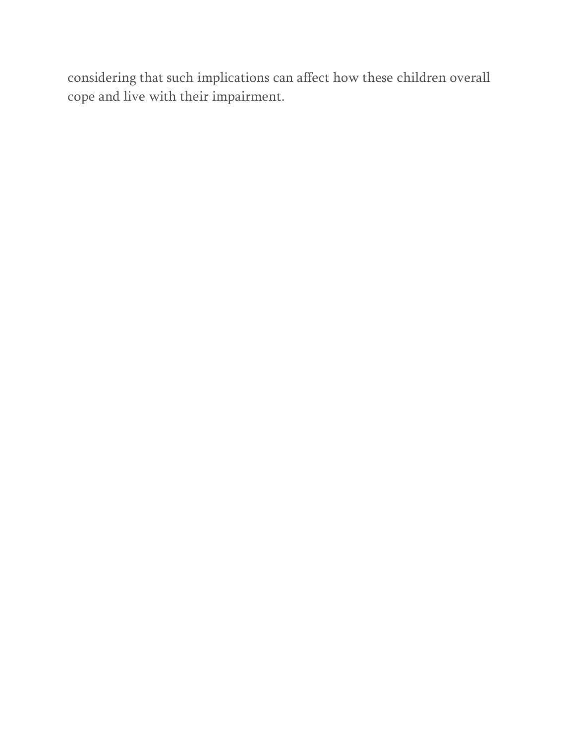considering that such implications can affect how these children overall cope and live with their impairment.